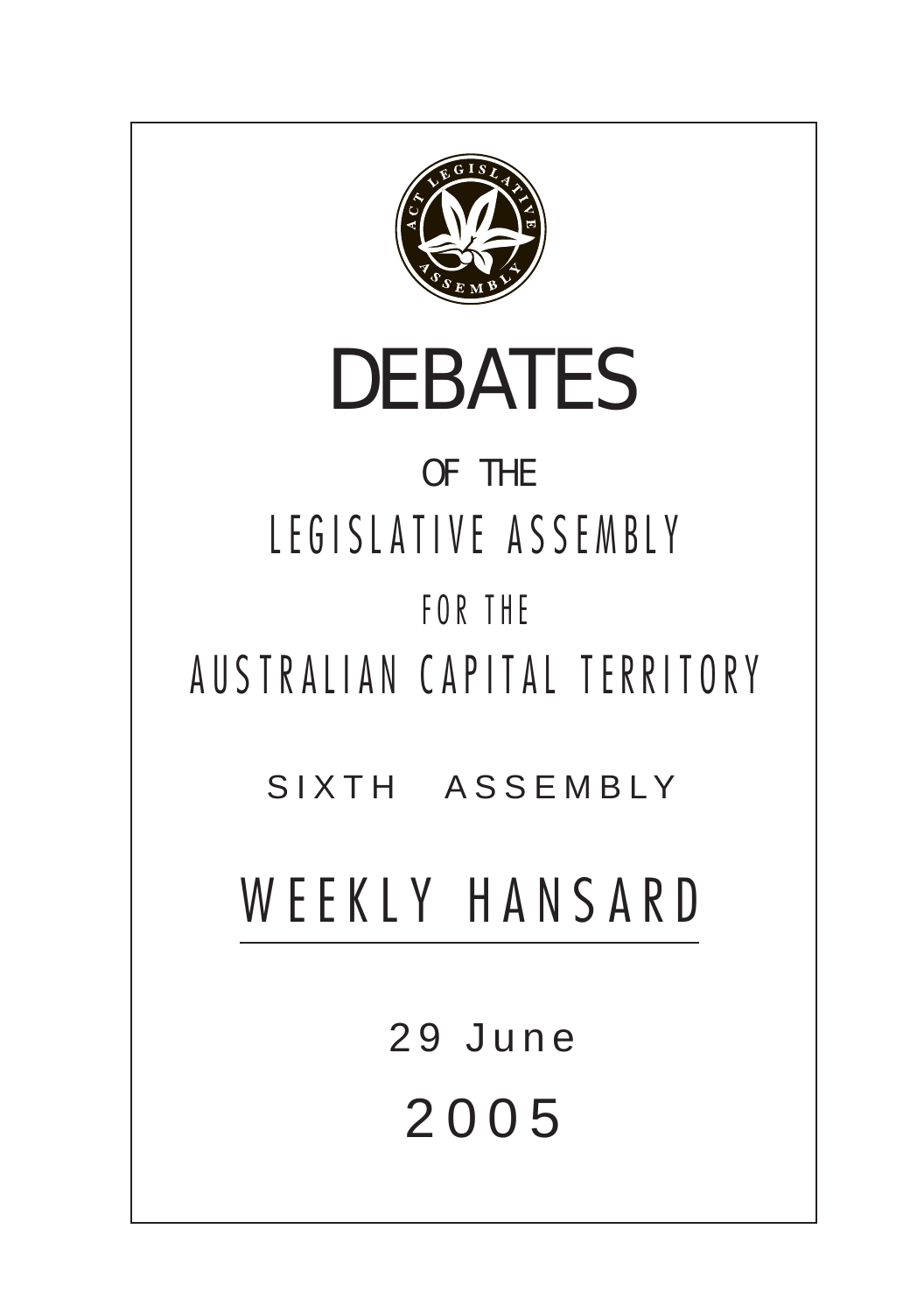# DEBATES

OF THE

LEGISLATIVE ASSEMBLY

FOR THE

AUSTRALIAN CAPITAL TERRITORY

SIXTH ASSEMBLY

## WEEKLY HANSARD

29 June

2005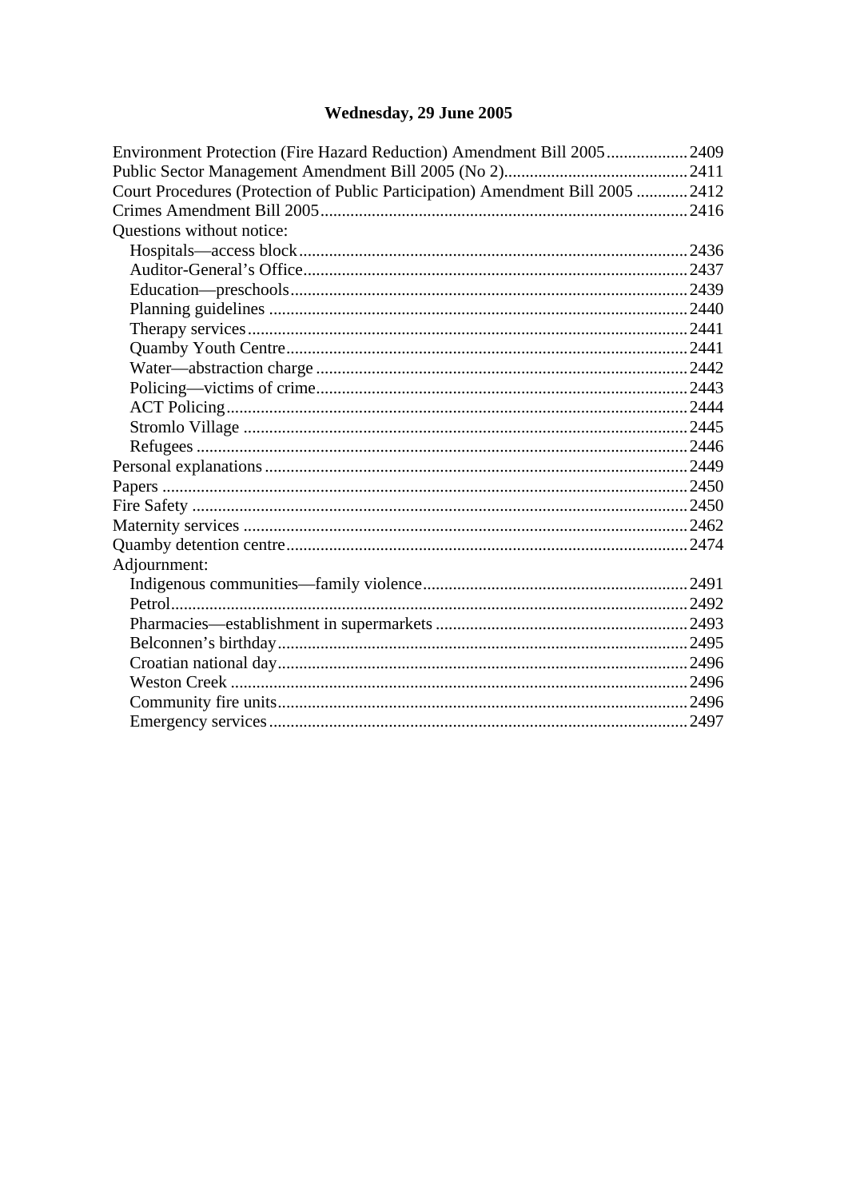## Wednesday, 29 June 2005

Environment Protection (Fire Hazard Reduction) Amendment Bill 2005 .................. 2409
Public Sector Management Amendment Bill 2005 (No 2) .......................................... 2411
Court Procedures (Protection of Public Participation) Amendment Bill 2005 ............ 2412
Crimes Amendment Bill 2005 ...................................................................................... 2416
Questions without notice:
- Hospitals—access block ........................................................................................ 2436
- Auditor-General's Office ........................................................................................ 2437
- Education—preschools .......................................................................................... 2439
- Planning guidelines ................................................................................................ 2440
- Therapy services .................................................................................................... 2441
- Quamby Youth Centre ........................................................................................... 2441
- Water—abstraction charge ..................................................................................... 2442
- Policing—victims of crime ..................................................................................... 2443
- ACT Policing ......................................................................................................... 2444
- Stromlo Village ...................................................................................................... 2445
- Refugees ................................................................................................................ 2446

Personal explanations ................................................................................................. 2449
Papers ......................................................................................................................... 2450
Fire Safety .................................................................................................................. 2450
Maternity services ...................................................................................................... 2462
Quamby detention centre ............................................................................................ 2474
Adjournment:
- Indigenous communities—family violence ............................................................ 2491
- Petrol ...................................................................................................................... 2492
- Pharmacies—establishment in supermarkets .......................................................... 2493
- Belconnen's birthday .............................................................................................. 2495
- Croatian national day .............................................................................................. 2496
- Weston Creek ......................................................................................................... 2496
- Community fire units .............................................................................................. 2496
- Emergency services ................................................................................................ 2497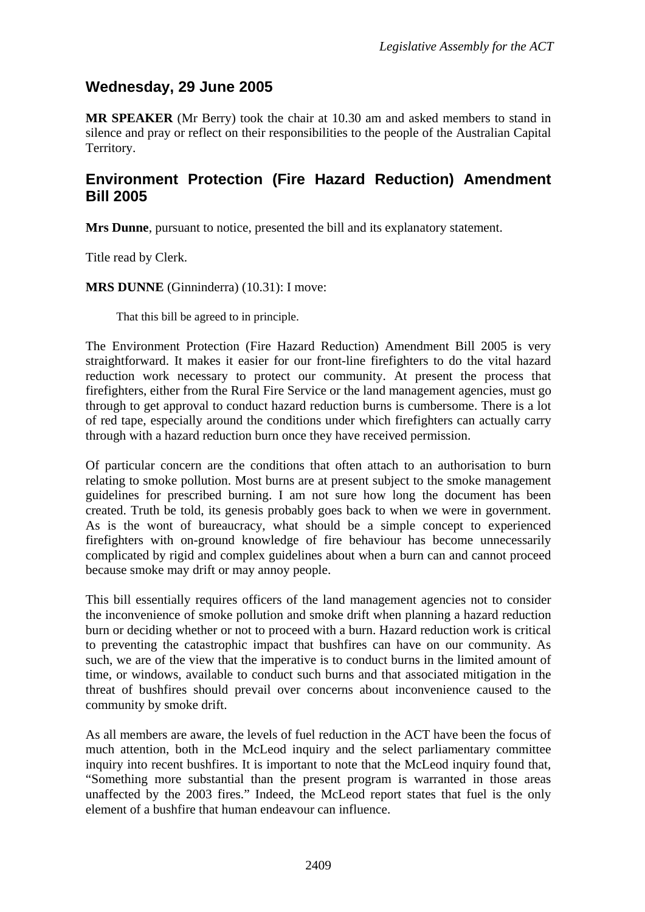## Wednesday, 29 June 2005

**MR SPEAKER** (Mr Berry) took the chair at 10.30 am and asked members to stand in silence and pray or reflect on their responsibilities to the people of the Australian Capital Territory.

## Environment Protection (Fire Hazard Reduction) Amendment Bill 2005

**Mrs Dunne**, pursuant to notice, presented the bill and its explanatory statement.

Title read by Clerk.

**MRS DUNNE** (Ginninderra) (10.31): I move:

> That this bill be agreed to in principle.

The Environment Protection (Fire Hazard Reduction) Amendment Bill 2005 is very straightforward. It makes it easier for our front-line firefighters to do the vital hazard reduction work necessary to protect our community. At present the process that firefighters, either from the Rural Fire Service or the land management agencies, must go through to get approval to conduct hazard reduction burns is cumbersome. There is a lot of red tape, especially around the conditions under which firefighters can actually carry through with a hazard reduction burn once they have received permission.

Of particular concern are the conditions that often attach to an authorisation to burn relating to smoke pollution. Most burns are at present subject to the smoke management guidelines for prescribed burning. I am not sure how long the document has been created. Truth be told, its genesis probably goes back to when we were in government. As is the wont of bureaucracy, what should be a simple concept to experienced firefighters with on-ground knowledge of fire behaviour has become unnecessarily complicated by rigid and complex guidelines about when a burn can and cannot proceed because smoke may drift or may annoy people.

This bill essentially requires officers of the land management agencies not to consider the inconvenience of smoke pollution and smoke drift when planning a hazard reduction burn or deciding whether or not to proceed with a burn. Hazard reduction work is critical to preventing the catastrophic impact that bushfires can have on our community. As such, we are of the view that the imperative is to conduct burns in the limited amount of time, or windows, available to conduct such burns and that associated mitigation in the threat of bushfires should prevail over concerns about inconvenience caused to the community by smoke drift.

As all members are aware, the levels of fuel reduction in the ACT have been the focus of much attention, both in the McLeod inquiry and the select parliamentary committee inquiry into recent bushfires. It is important to note that the McLeod inquiry found that, "Something more substantial than the present program is warranted in those areas unaffected by the 2003 fires." Indeed, the McLeod report states that fuel is the only element of a bushfire that human endeavour can influence.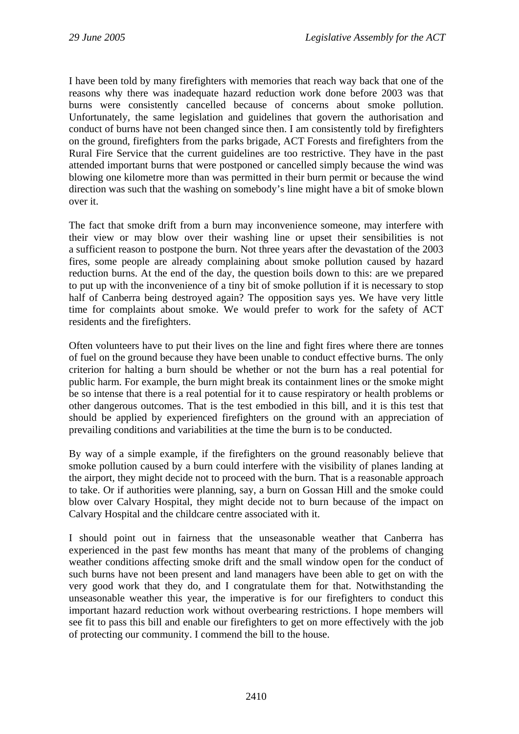I have been told by many firefighters with memories that reach way back that one of the reasons why there was inadequate hazard reduction work done before 2003 was that burns were consistently cancelled because of concerns about smoke pollution. Unfortunately, the same legislation and guidelines that govern the authorisation and conduct of burns have not been changed since then. I am consistently told by firefighters on the ground, firefighters from the parks brigade, ACT Forests and firefighters from the Rural Fire Service that the current guidelines are too restrictive. They have in the past attended important burns that were postponed or cancelled simply because the wind was blowing one kilometre more than was permitted in their burn permit or because the wind direction was such that the washing on somebody's line might have a bit of smoke blown over it.

The fact that smoke drift from a burn may inconvenience someone, may interfere with their view or may blow over their washing line or upset their sensibilities is not a sufficient reason to postpone the burn. Not three years after the devastation of the 2003 fires, some people are already complaining about smoke pollution caused by hazard reduction burns. At the end of the day, the question boils down to this: are we prepared to put up with the inconvenience of a tiny bit of smoke pollution if it is necessary to stop half of Canberra being destroyed again? The opposition says yes. We have very little time for complaints about smoke. We would prefer to work for the safety of ACT residents and the firefighters.

Often volunteers have to put their lives on the line and fight fires where there are tonnes of fuel on the ground because they have been unable to conduct effective burns. The only criterion for halting a burn should be whether or not the burn has a real potential for public harm. For example, the burn might break its containment lines or the smoke might be so intense that there is a real potential for it to cause respiratory or health problems or other dangerous outcomes. That is the test embodied in this bill, and it is this test that should be applied by experienced firefighters on the ground with an appreciation of prevailing conditions and variabilities at the time the burn is to be conducted.

By way of a simple example, if the firefighters on the ground reasonably believe that smoke pollution caused by a burn could interfere with the visibility of planes landing at the airport, they might decide not to proceed with the burn. That is a reasonable approach to take. Or if authorities were planning, say, a burn on Gossan Hill and the smoke could blow over Calvary Hospital, they might decide not to burn because of the impact on Calvary Hospital and the childcare centre associated with it.

I should point out in fairness that the unseasonable weather that Canberra has experienced in the past few months has meant that many of the problems of changing weather conditions affecting smoke drift and the small window open for the conduct of such burns have not been present and land managers have been able to get on with the very good work that they do, and I congratulate them for that. Notwithstanding the unseasonable weather this year, the imperative is for our firefighters to conduct this important hazard reduction work without overbearing restrictions. I hope members will see fit to pass this bill and enable our firefighters to get on more effectively with the job of protecting our community. I commend the bill to the house.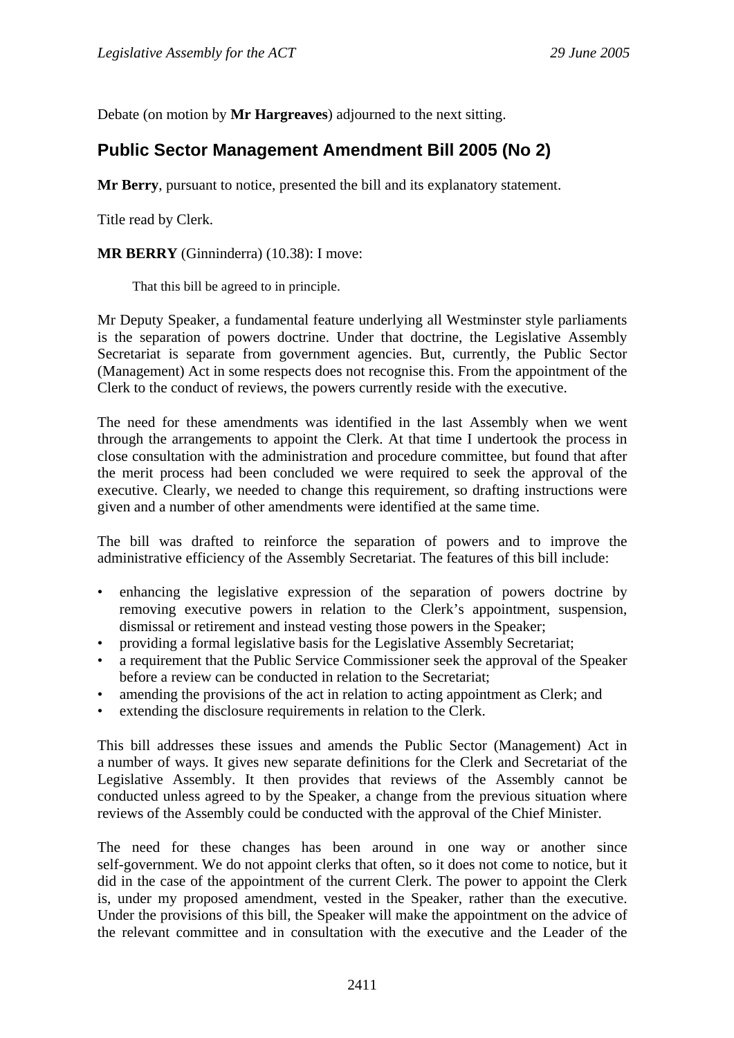Debate (on motion by **Mr Hargreaves**) adjourned to the next sitting.

## Public Sector Management Amendment Bill 2005 (No 2)

**Mr Berry**, pursuant to notice, presented the bill and its explanatory statement.

Title read by Clerk.

**MR BERRY** (Ginninderra) (10.38): I move:

> That this bill be agreed to in principle.

Mr Deputy Speaker, a fundamental feature underlying all Westminster style parliaments is the separation of powers doctrine. Under that doctrine, the Legislative Assembly Secretariat is separate from government agencies. But, currently, the Public Sector (Management) Act in some respects does not recognise this. From the appointment of the Clerk to the conduct of reviews, the powers currently reside with the executive.

The need for these amendments was identified in the last Assembly when we went through the arrangements to appoint the Clerk. At that time I undertook the process in close consultation with the administration and procedure committee, but found that after the merit process had been concluded we were required to seek the approval of the executive. Clearly, we needed to change this requirement, so drafting instructions were given and a number of other amendments were identified at the same time.

The bill was drafted to reinforce the separation of powers and to improve the administrative efficiency of the Assembly Secretariat. The features of this bill include:

- enhancing the legislative expression of the separation of powers doctrine by removing executive powers in relation to the Clerk's appointment, suspension, dismissal or retirement and instead vesting those powers in the Speaker;
- providing a formal legislative basis for the Legislative Assembly Secretariat;
- a requirement that the Public Service Commissioner seek the approval of the Speaker before a review can be conducted in relation to the Secretariat;
- amending the provisions of the act in relation to acting appointment as Clerk; and
- extending the disclosure requirements in relation to the Clerk.

This bill addresses these issues and amends the Public Sector (Management) Act in a number of ways. It gives new separate definitions for the Clerk and Secretariat of the Legislative Assembly. It then provides that reviews of the Assembly cannot be conducted unless agreed to by the Speaker, a change from the previous situation where reviews of the Assembly could be conducted with the approval of the Chief Minister.

The need for these changes has been around in one way or another since self-government. We do not appoint clerks that often, so it does not come to notice, but it did in the case of the appointment of the current Clerk. The power to appoint the Clerk is, under my proposed amendment, vested in the Speaker, rather than the executive. Under the provisions of this bill, the Speaker will make the appointment on the advice of the relevant committee and in consultation with the executive and the Leader of the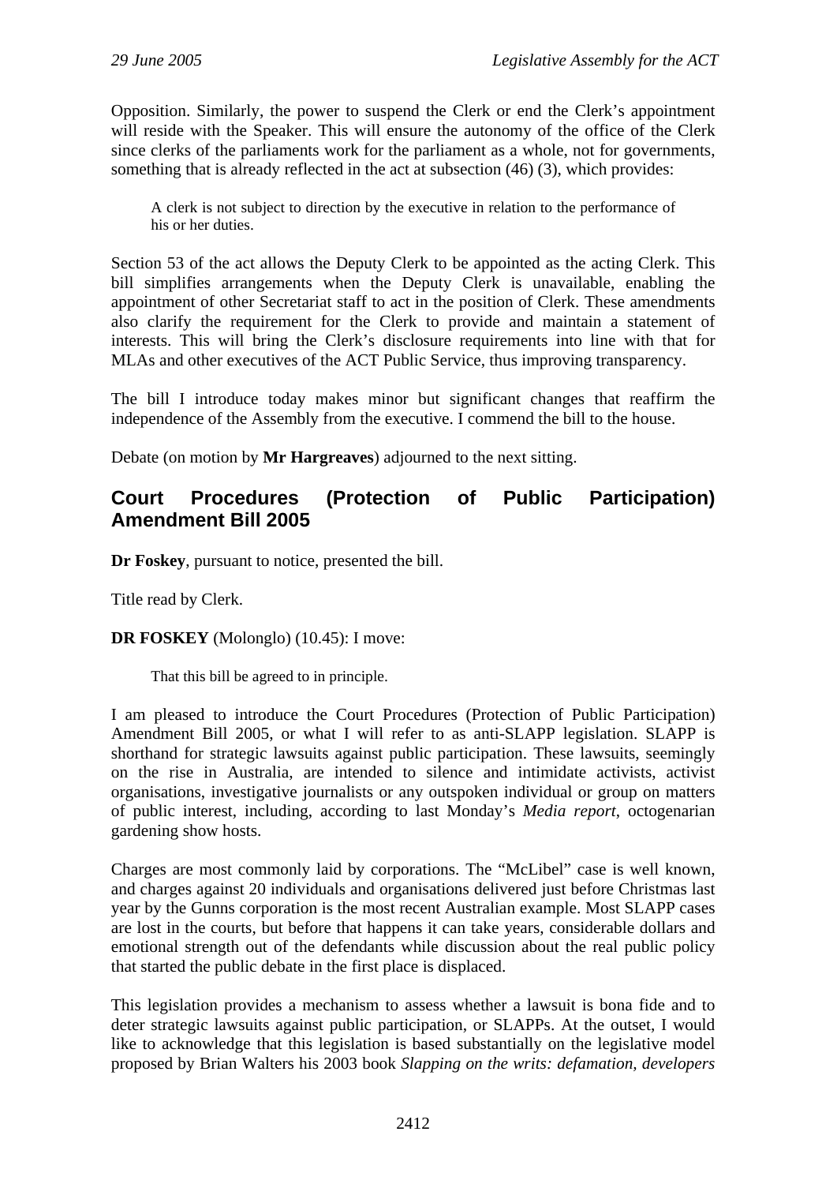Opposition. Similarly, the power to suspend the Clerk or end the Clerk's appointment will reside with the Speaker. This will ensure the autonomy of the office of the Clerk since clerks of the parliaments work for the parliament as a whole, not for governments, something that is already reflected in the act at subsection (46) (3), which provides:

> A clerk is not subject to direction by the executive in relation to the performance of his or her duties.

Section 53 of the act allows the Deputy Clerk to be appointed as the acting Clerk. This bill simplifies arrangements when the Deputy Clerk is unavailable, enabling the appointment of other Secretariat staff to act in the position of Clerk. These amendments also clarify the requirement for the Clerk to provide and maintain a statement of interests. This will bring the Clerk's disclosure requirements into line with that for MLAs and other executives of the ACT Public Service, thus improving transparency.

The bill I introduce today makes minor but significant changes that reaffirm the independence of the Assembly from the executive. I commend the bill to the house.

Debate (on motion by **Mr Hargreaves**) adjourned to the next sitting.

## Court Procedures (Protection of Public Participation) Amendment Bill 2005

**Dr Foskey**, pursuant to notice, presented the bill.

Title read by Clerk.

**DR FOSKEY** (Molonglo) (10.45): I move:

> That this bill be agreed to in principle.

I am pleased to introduce the Court Procedures (Protection of Public Participation) Amendment Bill 2005, or what I will refer to as anti-SLAPP legislation. SLAPP is shorthand for strategic lawsuits against public participation. These lawsuits, seemingly on the rise in Australia, are intended to silence and intimidate activists, activist organisations, investigative journalists or any outspoken individual or group on matters of public interest, including, according to last Monday's *Media report*, octogenarian gardening show hosts.

Charges are most commonly laid by corporations. The "McLibel" case is well known, and charges against 20 individuals and organisations delivered just before Christmas last year by the Gunns corporation is the most recent Australian example. Most SLAPP cases are lost in the courts, but before that happens it can take years, considerable dollars and emotional strength out of the defendants while discussion about the real public policy that started the public debate in the first place is displaced.

This legislation provides a mechanism to assess whether a lawsuit is bona fide and to deter strategic lawsuits against public participation, or SLAPPs. At the outset, I would like to acknowledge that this legislation is based substantially on the legislative model proposed by Brian Walters his 2003 book *Slapping on the writs: defamation, developers*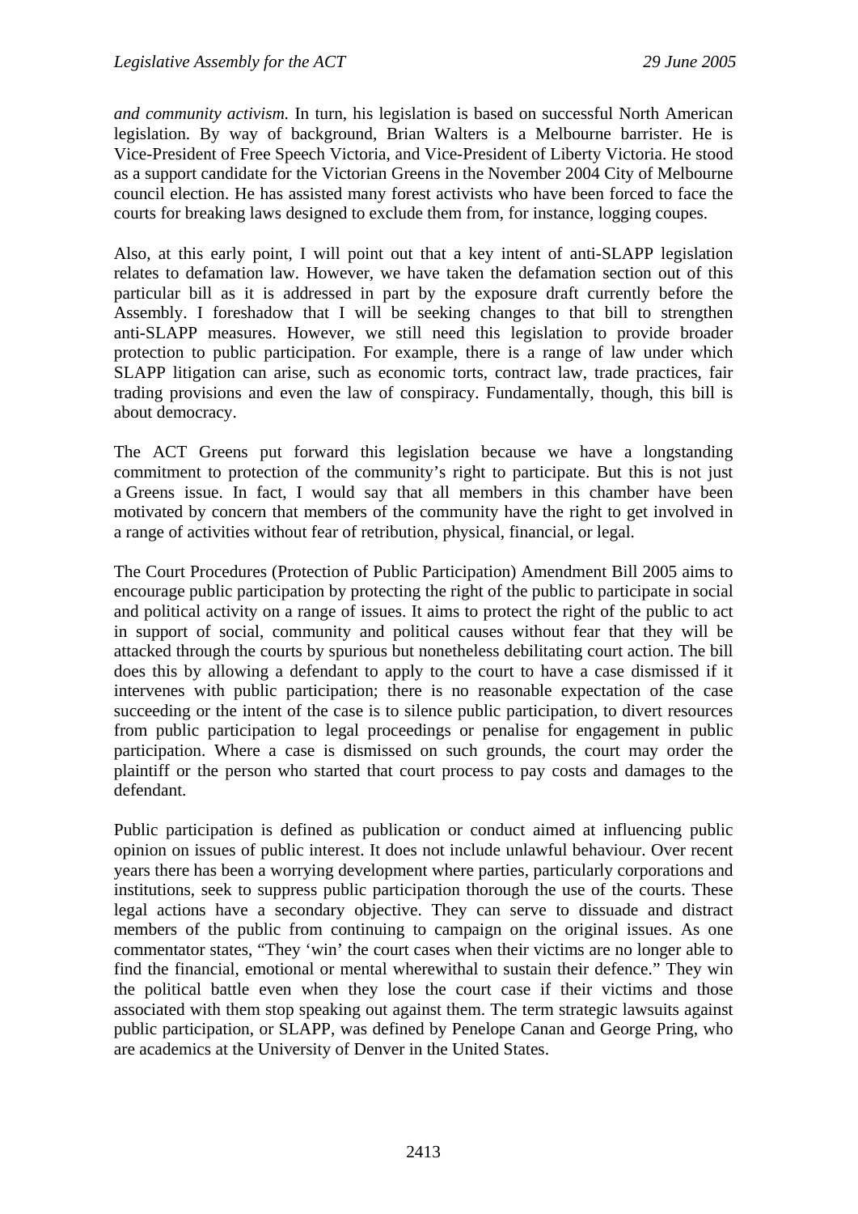*and community activism.* In turn, his legislation is based on successful North American legislation. By way of background, Brian Walters is a Melbourne barrister. He is Vice-President of Free Speech Victoria, and Vice-President of Liberty Victoria. He stood as a support candidate for the Victorian Greens in the November 2004 City of Melbourne council election. He has assisted many forest activists who have been forced to face the courts for breaking laws designed to exclude them from, for instance, logging coupes.

Also, at this early point, I will point out that a key intent of anti-SLAPP legislation relates to defamation law. However, we have taken the defamation section out of this particular bill as it is addressed in part by the exposure draft currently before the Assembly. I foreshadow that I will be seeking changes to that bill to strengthen anti-SLAPP measures. However, we still need this legislation to provide broader protection to public participation. For example, there is a range of law under which SLAPP litigation can arise, such as economic torts, contract law, trade practices, fair trading provisions and even the law of conspiracy. Fundamentally, though, this bill is about democracy.

The ACT Greens put forward this legislation because we have a longstanding commitment to protection of the community's right to participate. But this is not just a Greens issue. In fact, I would say that all members in this chamber have been motivated by concern that members of the community have the right to get involved in a range of activities without fear of retribution, physical, financial, or legal.

The Court Procedures (Protection of Public Participation) Amendment Bill 2005 aims to encourage public participation by protecting the right of the public to participate in social and political activity on a range of issues. It aims to protect the right of the public to act in support of social, community and political causes without fear that they will be attacked through the courts by spurious but nonetheless debilitating court action. The bill does this by allowing a defendant to apply to the court to have a case dismissed if it intervenes with public participation; there is no reasonable expectation of the case succeeding or the intent of the case is to silence public participation, to divert resources from public participation to legal proceedings or penalise for engagement in public participation. Where a case is dismissed on such grounds, the court may order the plaintiff or the person who started that court process to pay costs and damages to the defendant.

Public participation is defined as publication or conduct aimed at influencing public opinion on issues of public interest. It does not include unlawful behaviour. Over recent years there has been a worrying development where parties, particularly corporations and institutions, seek to suppress public participation thorough the use of the courts. These legal actions have a secondary objective. They can serve to dissuade and distract members of the public from continuing to campaign on the original issues. As one commentator states, "They 'win' the court cases when their victims are no longer able to find the financial, emotional or mental wherewithal to sustain their defence." They win the political battle even when they lose the court case if their victims and those associated with them stop speaking out against them. The term strategic lawsuits against public participation, or SLAPP, was defined by Penelope Canan and George Pring, who are academics at the University of Denver in the United States.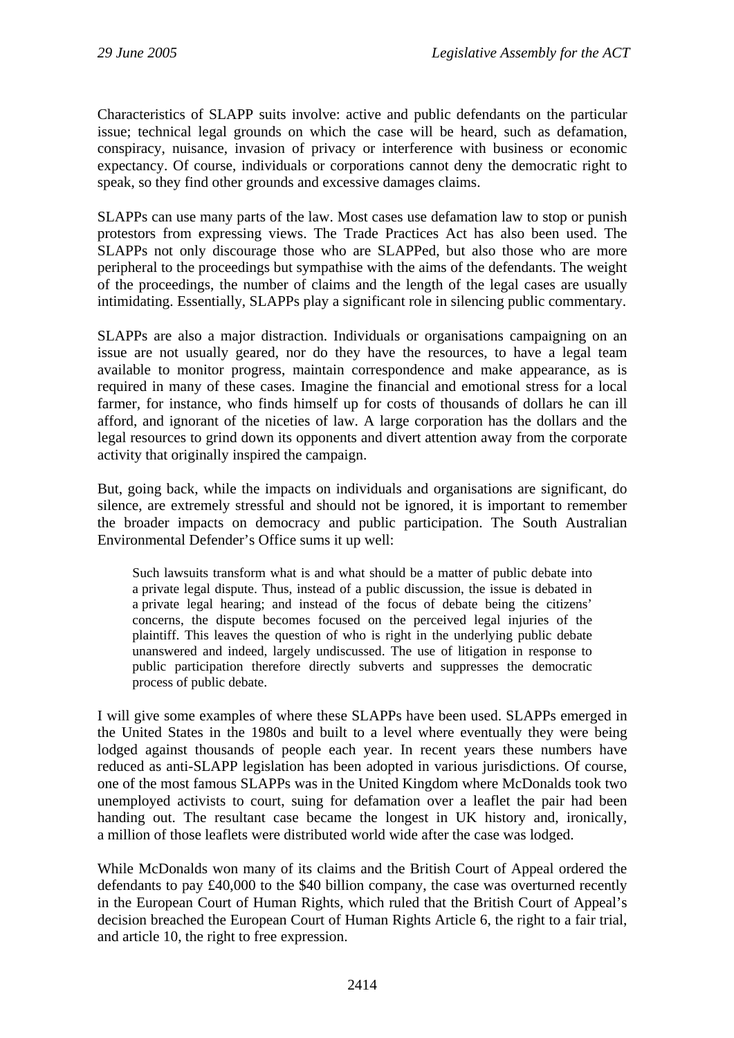Characteristics of SLAPP suits involve: active and public defendants on the particular issue; technical legal grounds on which the case will be heard, such as defamation, conspiracy, nuisance, invasion of privacy or interference with business or economic expectancy. Of course, individuals or corporations cannot deny the democratic right to speak, so they find other grounds and excessive damages claims.

SLAPPs can use many parts of the law. Most cases use defamation law to stop or punish protestors from expressing views. The Trade Practices Act has also been used. The SLAPPs not only discourage those who are SLAPPed, but also those who are more peripheral to the proceedings but sympathise with the aims of the defendants. The weight of the proceedings, the number of claims and the length of the legal cases are usually intimidating. Essentially, SLAPPs play a significant role in silencing public commentary.

SLAPPs are also a major distraction. Individuals or organisations campaigning on an issue are not usually geared, nor do they have the resources, to have a legal team available to monitor progress, maintain correspondence and make appearance, as is required in many of these cases. Imagine the financial and emotional stress for a local farmer, for instance, who finds himself up for costs of thousands of dollars he can ill afford, and ignorant of the niceties of law. A large corporation has the dollars and the legal resources to grind down its opponents and divert attention away from the corporate activity that originally inspired the campaign.

But, going back, while the impacts on individuals and organisations are significant, do silence, are extremely stressful and should not be ignored, it is important to remember the broader impacts on democracy and public participation. The South Australian Environmental Defender's Office sums it up well:

> Such lawsuits transform what is and what should be a matter of public debate into a private legal dispute. Thus, instead of a public discussion, the issue is debated in a private legal hearing; and instead of the focus of debate being the citizens' concerns, the dispute becomes focused on the perceived legal injuries of the plaintiff. This leaves the question of who is right in the underlying public debate unanswered and indeed, largely undiscussed. The use of litigation in response to public participation therefore directly subverts and suppresses the democratic process of public debate.

I will give some examples of where these SLAPPs have been used. SLAPPs emerged in the United States in the 1980s and built to a level where eventually they were being lodged against thousands of people each year. In recent years these numbers have reduced as anti-SLAPP legislation has been adopted in various jurisdictions. Of course, one of the most famous SLAPPs was in the United Kingdom where McDonalds took two unemployed activists to court, suing for defamation over a leaflet the pair had been handing out. The resultant case became the longest in UK history and, ironically, a million of those leaflets were distributed world wide after the case was lodged.

While McDonalds won many of its claims and the British Court of Appeal ordered the defendants to pay £40,000 to the $40 billion company, the case was overturned recently in the European Court of Human Rights, which ruled that the British Court of Appeal's decision breached the European Court of Human Rights Article 6, the right to a fair trial, and article 10, the right to free expression.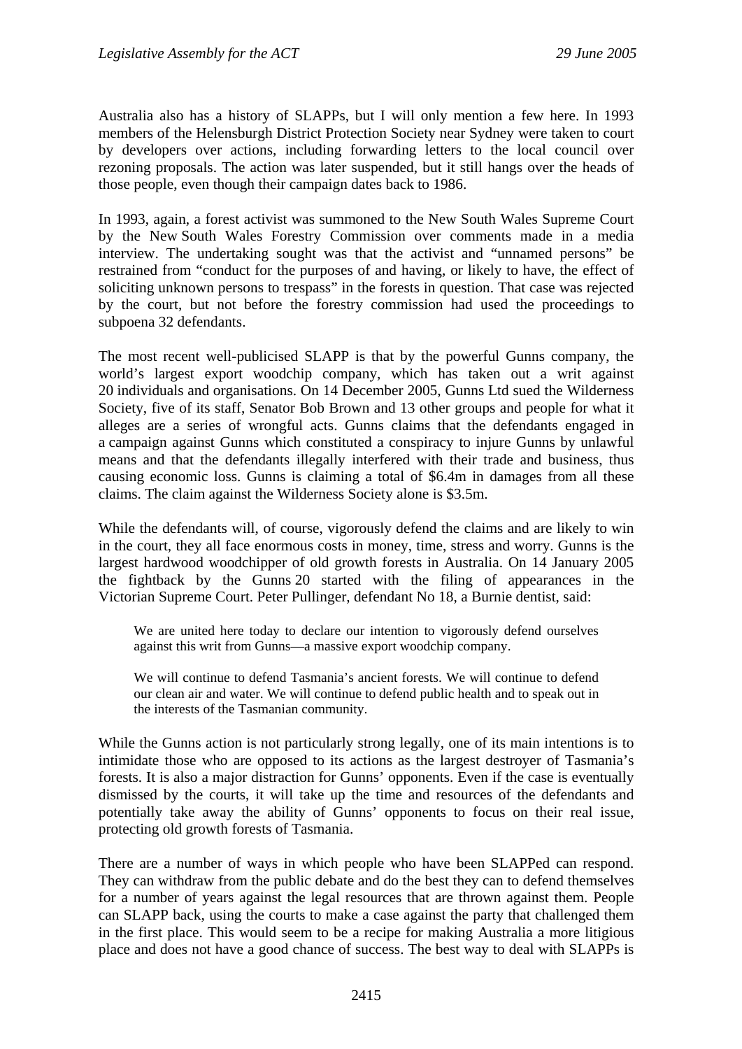Australia also has a history of SLAPPs, but I will only mention a few here. In 1993 members of the Helensburgh District Protection Society near Sydney were taken to court by developers over actions, including forwarding letters to the local council over rezoning proposals. The action was later suspended, but it still hangs over the heads of those people, even though their campaign dates back to 1986.

In 1993, again, a forest activist was summoned to the New South Wales Supreme Court by the New South Wales Forestry Commission over comments made in a media interview. The undertaking sought was that the activist and "unnamed persons" be restrained from "conduct for the purposes of and having, or likely to have, the effect of soliciting unknown persons to trespass" in the forests in question. That case was rejected by the court, but not before the forestry commission had used the proceedings to subpoena 32 defendants.

The most recent well-publicised SLAPP is that by the powerful Gunns company, the world's largest export woodchip company, which has taken out a writ against 20 individuals and organisations. On 14 December 2005, Gunns Ltd sued the Wilderness Society, five of its staff, Senator Bob Brown and 13 other groups and people for what it alleges are a series of wrongful acts. Gunns claims that the defendants engaged in a campaign against Gunns which constituted a conspiracy to injure Gunns by unlawful means and that the defendants illegally interfered with their trade and business, thus causing economic loss. Gunns is claiming a total of $6.4m in damages from all these claims. The claim against the Wilderness Society alone is $3.5m.

While the defendants will, of course, vigorously defend the claims and are likely to win in the court, they all face enormous costs in money, time, stress and worry. Gunns is the largest hardwood woodchipper of old growth forests in Australia. On 14 January 2005 the fightback by the Gunns 20 started with the filing of appearances in the Victorian Supreme Court. Peter Pullinger, defendant No 18, a Burnie dentist, said:

> We are united here today to declare our intention to vigorously defend ourselves against this writ from Gunns—a massive export woodchip company.
>
> We will continue to defend Tasmania's ancient forests. We will continue to defend our clean air and water. We will continue to defend public health and to speak out in the interests of the Tasmanian community.

While the Gunns action is not particularly strong legally, one of its main intentions is to intimidate those who are opposed to its actions as the largest destroyer of Tasmania's forests. It is also a major distraction for Gunns' opponents. Even if the case is eventually dismissed by the courts, it will take up the time and resources of the defendants and potentially take away the ability of Gunns' opponents to focus on their real issue, protecting old growth forests of Tasmania.

There are a number of ways in which people who have been SLAPPed can respond. They can withdraw from the public debate and do the best they can to defend themselves for a number of years against the legal resources that are thrown against them. People can SLAPP back, using the courts to make a case against the party that challenged them in the first place. This would seem to be a recipe for making Australia a more litigious place and does not have a good chance of success. The best way to deal with SLAPPs is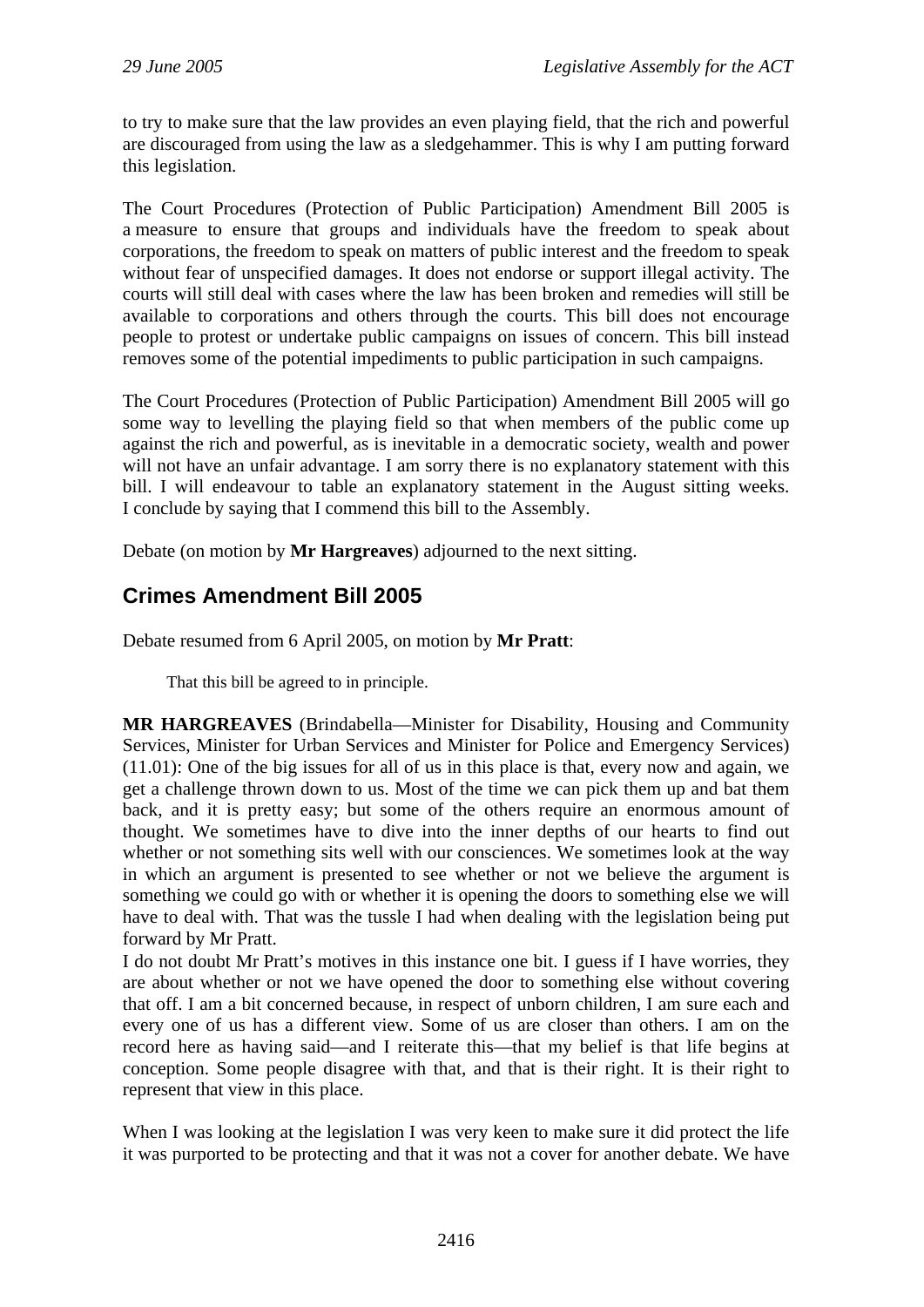to try to make sure that the law provides an even playing field, that the rich and powerful are discouraged from using the law as a sledgehammer. This is why I am putting forward this legislation.

The Court Procedures (Protection of Public Participation) Amendment Bill 2005 is a measure to ensure that groups and individuals have the freedom to speak about corporations, the freedom to speak on matters of public interest and the freedom to speak without fear of unspecified damages. It does not endorse or support illegal activity. The courts will still deal with cases where the law has been broken and remedies will still be available to corporations and others through the courts. This bill does not encourage people to protest or undertake public campaigns on issues of concern. This bill instead removes some of the potential impediments to public participation in such campaigns.

The Court Procedures (Protection of Public Participation) Amendment Bill 2005 will go some way to levelling the playing field so that when members of the public come up against the rich and powerful, as is inevitable in a democratic society, wealth and power will not have an unfair advantage. I am sorry there is no explanatory statement with this bill. I will endeavour to table an explanatory statement in the August sitting weeks. I conclude by saying that I commend this bill to the Assembly.

Debate (on motion by **Mr Hargreaves**) adjourned to the next sitting.

## Crimes Amendment Bill 2005

Debate resumed from 6 April 2005, on motion by **Mr Pratt**:

> That this bill be agreed to in principle.

**MR HARGREAVES** (Brindabella—Minister for Disability, Housing and Community Services, Minister for Urban Services and Minister for Police and Emergency Services) (11.01): One of the big issues for all of us in this place is that, every now and again, we get a challenge thrown down to us. Most of the time we can pick them up and bat them back, and it is pretty easy; but some of the others require an enormous amount of thought. We sometimes have to dive into the inner depths of our hearts to find out whether or not something sits well with our consciences. We sometimes look at the way in which an argument is presented to see whether or not we believe the argument is something we could go with or whether it is opening the doors to something else we will have to deal with. That was the tussle I had when dealing with the legislation being put forward by Mr Pratt.

I do not doubt Mr Pratt's motives in this instance one bit. I guess if I have worries, they are about whether or not we have opened the door to something else without covering that off. I am a bit concerned because, in respect of unborn children, I am sure each and every one of us has a different view. Some of us are closer than others. I am on the record here as having said—and I reiterate this—that my belief is that life begins at conception. Some people disagree with that, and that is their right. It is their right to represent that view in this place.

When I was looking at the legislation I was very keen to make sure it did protect the life it was purported to be protecting and that it was not a cover for another debate. We have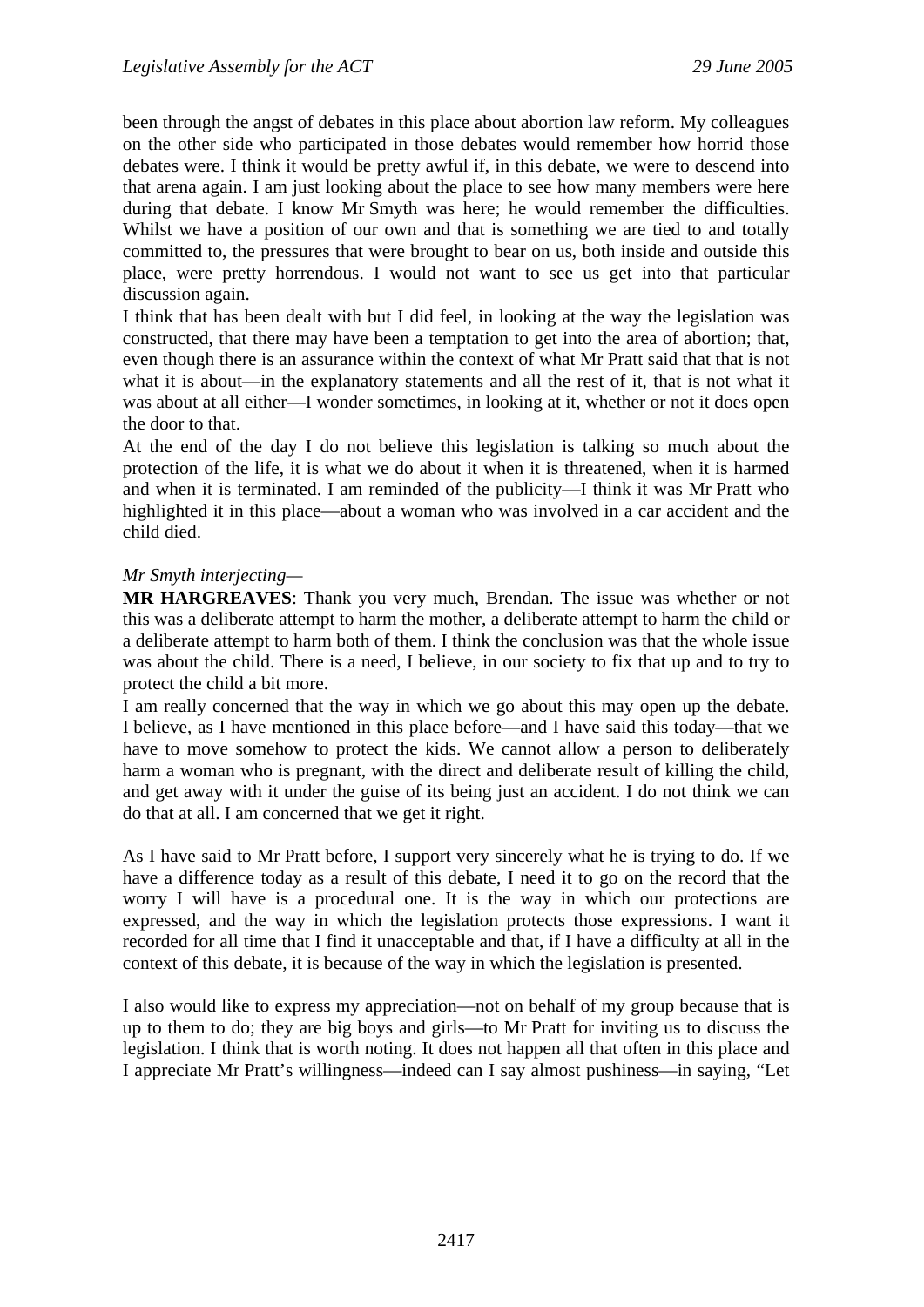been through the angst of debates in this place about abortion law reform. My colleagues on the other side who participated in those debates would remember how horrid those debates were. I think it would be pretty awful if, in this debate, we were to descend into that arena again. I am just looking about the place to see how many members were here during that debate. I know Mr Smyth was here; he would remember the difficulties. Whilst we have a position of our own and that is something we are tied to and totally committed to, the pressures that were brought to bear on us, both inside and outside this place, were pretty horrendous. I would not want to see us get into that particular discussion again.

I think that has been dealt with but I did feel, in looking at the way the legislation was constructed, that there may have been a temptation to get into the area of abortion; that, even though there is an assurance within the context of what Mr Pratt said that that is not what it is about—in the explanatory statements and all the rest of it, that is not what it was about at all either—I wonder sometimes, in looking at it, whether or not it does open the door to that.

At the end of the day I do not believe this legislation is talking so much about the protection of the life, it is what we do about it when it is threatened, when it is harmed and when it is terminated. I am reminded of the publicity—I think it was Mr Pratt who highlighted it in this place—about a woman who was involved in a car accident and the child died.

*Mr Smyth interjecting*—

**MR HARGREAVES**: Thank you very much, Brendan. The issue was whether or not this was a deliberate attempt to harm the mother, a deliberate attempt to harm the child or a deliberate attempt to harm both of them. I think the conclusion was that the whole issue was about the child. There is a need, I believe, in our society to fix that up and to try to protect the child a bit more.

I am really concerned that the way in which we go about this may open up the debate. I believe, as I have mentioned in this place before—and I have said this today—that we have to move somehow to protect the kids. We cannot allow a person to deliberately harm a woman who is pregnant, with the direct and deliberate result of killing the child, and get away with it under the guise of its being just an accident. I do not think we can do that at all. I am concerned that we get it right.

As I have said to Mr Pratt before, I support very sincerely what he is trying to do. If we have a difference today as a result of this debate, I need it to go on the record that the worry I will have is a procedural one. It is the way in which our protections are expressed, and the way in which the legislation protects those expressions. I want it recorded for all time that I find it unacceptable and that, if I have a difficulty at all in the context of this debate, it is because of the way in which the legislation is presented.

I also would like to express my appreciation—not on behalf of my group because that is up to them to do; they are big boys and girls—to Mr Pratt for inviting us to discuss the legislation. I think that is worth noting. It does not happen all that often in this place and I appreciate Mr Pratt's willingness—indeed can I say almost pushiness—in saying, "Let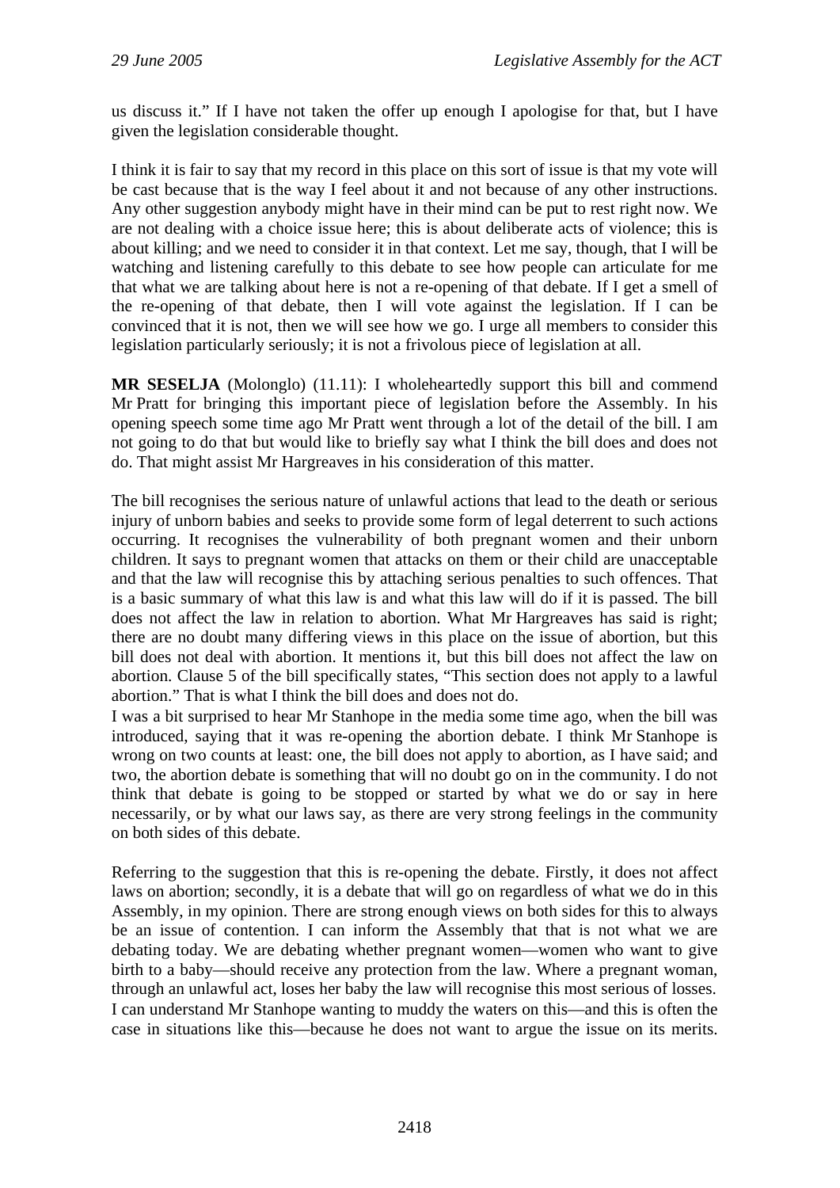us discuss it." If I have not taken the offer up enough I apologise for that, but I have given the legislation considerable thought.

I think it is fair to say that my record in this place on this sort of issue is that my vote will be cast because that is the way I feel about it and not because of any other instructions. Any other suggestion anybody might have in their mind can be put to rest right now. We are not dealing with a choice issue here; this is about deliberate acts of violence; this is about killing; and we need to consider it in that context. Let me say, though, that I will be watching and listening carefully to this debate to see how people can articulate for me that what we are talking about here is not a re-opening of that debate. If I get a smell of the re-opening of that debate, then I will vote against the legislation. If I can be convinced that it is not, then we will see how we go. I urge all members to consider this legislation particularly seriously; it is not a frivolous piece of legislation at all.

**MR SESELJA** (Molonglo) (11.11): I wholeheartedly support this bill and commend Mr Pratt for bringing this important piece of legislation before the Assembly. In his opening speech some time ago Mr Pratt went through a lot of the detail of the bill. I am not going to do that but would like to briefly say what I think the bill does and does not do. That might assist Mr Hargreaves in his consideration of this matter.

The bill recognises the serious nature of unlawful actions that lead to the death or serious injury of unborn babies and seeks to provide some form of legal deterrent to such actions occurring. It recognises the vulnerability of both pregnant women and their unborn children. It says to pregnant women that attacks on them or their child are unacceptable and that the law will recognise this by attaching serious penalties to such offences. That is a basic summary of what this law is and what this law will do if it is passed. The bill does not affect the law in relation to abortion. What Mr Hargreaves has said is right; there are no doubt many differing views in this place on the issue of abortion, but this bill does not deal with abortion. It mentions it, but this bill does not affect the law on abortion. Clause 5 of the bill specifically states, "This section does not apply to a lawful abortion." That is what I think the bill does and does not do.

I was a bit surprised to hear Mr Stanhope in the media some time ago, when the bill was introduced, saying that it was re-opening the abortion debate. I think Mr Stanhope is wrong on two counts at least: one, the bill does not apply to abortion, as I have said; and two, the abortion debate is something that will no doubt go on in the community. I do not think that debate is going to be stopped or started by what we do or say in here necessarily, or by what our laws say, as there are very strong feelings in the community on both sides of this debate.

Referring to the suggestion that this is re-opening the debate. Firstly, it does not affect laws on abortion; secondly, it is a debate that will go on regardless of what we do in this Assembly, in my opinion. There are strong enough views on both sides for this to always be an issue of contention. I can inform the Assembly that that is not what we are debating today. We are debating whether pregnant women—women who want to give birth to a baby—should receive any protection from the law. Where a pregnant woman, through an unlawful act, loses her baby the law will recognise this most serious of losses. I can understand Mr Stanhope wanting to muddy the waters on this—and this is often the case in situations like this—because he does not want to argue the issue on its merits.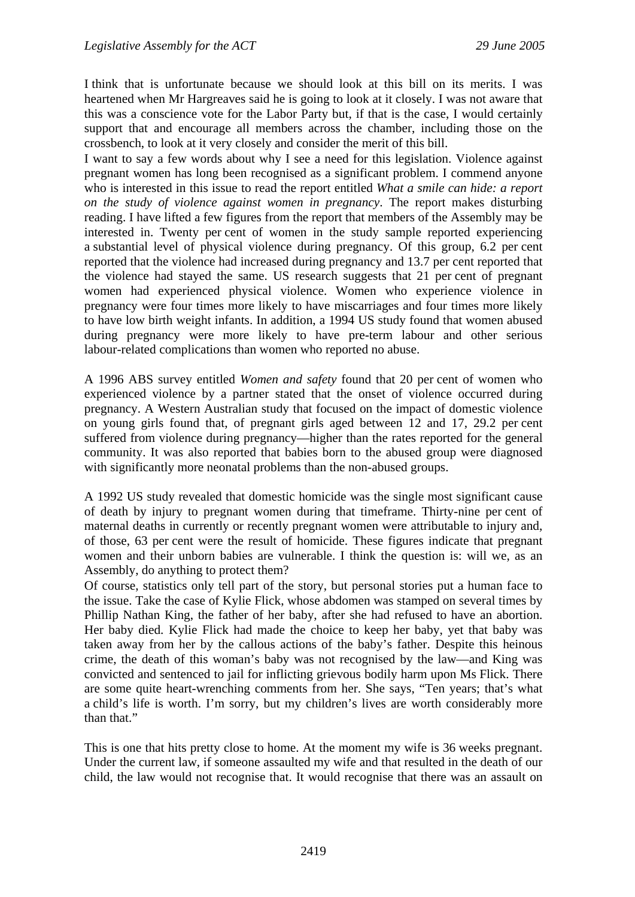I think that is unfortunate because we should look at this bill on its merits. I was heartened when Mr Hargreaves said he is going to look at it closely. I was not aware that this was a conscience vote for the Labor Party but, if that is the case, I would certainly support that and encourage all members across the chamber, including those on the crossbench, to look at it very closely and consider the merit of this bill.

I want to say a few words about why I see a need for this legislation. Violence against pregnant women has long been recognised as a significant problem. I commend anyone who is interested in this issue to read the report entitled *What a smile can hide: a report on the study of violence against women in pregnancy*. The report makes disturbing reading. I have lifted a few figures from the report that members of the Assembly may be interested in. Twenty per cent of women in the study sample reported experiencing a substantial level of physical violence during pregnancy. Of this group, 6.2 per cent reported that the violence had increased during pregnancy and 13.7 per cent reported that the violence had stayed the same. US research suggests that 21 per cent of pregnant women had experienced physical violence. Women who experience violence in pregnancy were four times more likely to have miscarriages and four times more likely to have low birth weight infants. In addition, a 1994 US study found that women abused during pregnancy were more likely to have pre-term labour and other serious labour-related complications than women who reported no abuse.

A 1996 ABS survey entitled *Women and safety* found that 20 per cent of women who experienced violence by a partner stated that the onset of violence occurred during pregnancy. A Western Australian study that focused on the impact of domestic violence on young girls found that, of pregnant girls aged between 12 and 17, 29.2 per cent suffered from violence during pregnancy—higher than the rates reported for the general community. It was also reported that babies born to the abused group were diagnosed with significantly more neonatal problems than the non-abused groups.

A 1992 US study revealed that domestic homicide was the single most significant cause of death by injury to pregnant women during that timeframe. Thirty-nine per cent of maternal deaths in currently or recently pregnant women were attributable to injury and, of those, 63 per cent were the result of homicide. These figures indicate that pregnant women and their unborn babies are vulnerable. I think the question is: will we, as an Assembly, do anything to protect them?

Of course, statistics only tell part of the story, but personal stories put a human face to the issue. Take the case of Kylie Flick, whose abdomen was stamped on several times by Phillip Nathan King, the father of her baby, after she had refused to have an abortion. Her baby died. Kylie Flick had made the choice to keep her baby, yet that baby was taken away from her by the callous actions of the baby's father. Despite this heinous crime, the death of this woman's baby was not recognised by the law—and King was convicted and sentenced to jail for inflicting grievous bodily harm upon Ms Flick. There are some quite heart-wrenching comments from her. She says, "Ten years; that's what a child's life is worth. I'm sorry, but my children's lives are worth considerably more than that."

This is one that hits pretty close to home. At the moment my wife is 36 weeks pregnant. Under the current law, if someone assaulted my wife and that resulted in the death of our child, the law would not recognise that. It would recognise that there was an assault on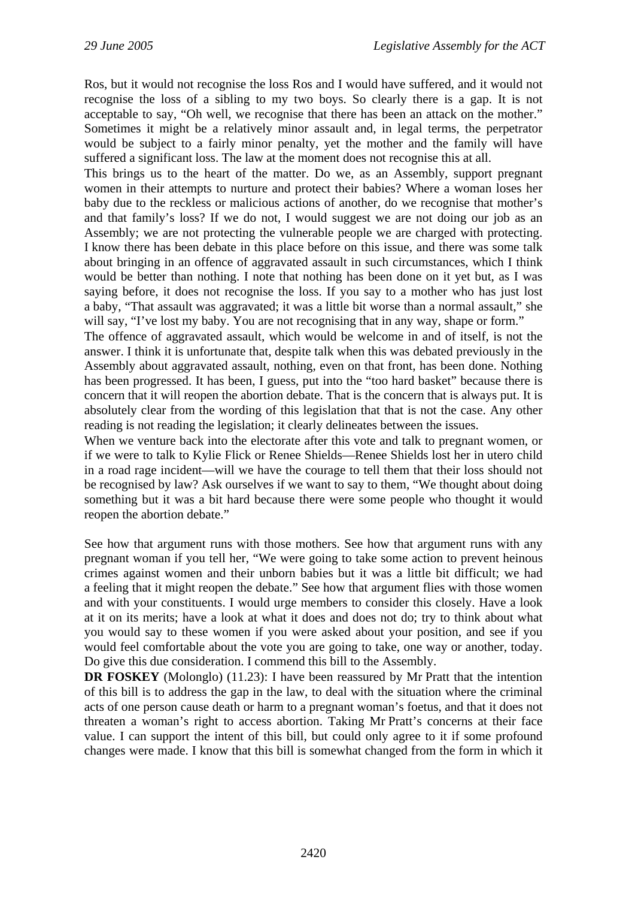Ros, but it would not recognise the loss Ros and I would have suffered, and it would not recognise the loss of a sibling to my two boys. So clearly there is a gap. It is not acceptable to say, "Oh well, we recognise that there has been an attack on the mother." Sometimes it might be a relatively minor assault and, in legal terms, the perpetrator would be subject to a fairly minor penalty, yet the mother and the family will have suffered a significant loss. The law at the moment does not recognise this at all.

This brings us to the heart of the matter. Do we, as an Assembly, support pregnant women in their attempts to nurture and protect their babies? Where a woman loses her baby due to the reckless or malicious actions of another, do we recognise that mother's and that family's loss? If we do not, I would suggest we are not doing our job as an Assembly; we are not protecting the vulnerable people we are charged with protecting. I know there has been debate in this place before on this issue, and there was some talk about bringing in an offence of aggravated assault in such circumstances, which I think would be better than nothing. I note that nothing has been done on it yet but, as I was saying before, it does not recognise the loss. If you say to a mother who has just lost a baby, "That assault was aggravated; it was a little bit worse than a normal assault," she will say, "I've lost my baby. You are not recognising that in any way, shape or form."

The offence of aggravated assault, which would be welcome in and of itself, is not the answer. I think it is unfortunate that, despite talk when this was debated previously in the Assembly about aggravated assault, nothing, even on that front, has been done. Nothing has been progressed. It has been, I guess, put into the "too hard basket" because there is concern that it will reopen the abortion debate. That is the concern that is always put. It is absolutely clear from the wording of this legislation that that is not the case. Any other reading is not reading the legislation; it clearly delineates between the issues.

When we venture back into the electorate after this vote and talk to pregnant women, or if we were to talk to Kylie Flick or Renee Shields—Renee Shields lost her in utero child in a road rage incident—will we have the courage to tell them that their loss should not be recognised by law? Ask ourselves if we want to say to them, "We thought about doing something but it was a bit hard because there were some people who thought it would reopen the abortion debate."

See how that argument runs with those mothers. See how that argument runs with any pregnant woman if you tell her, "We were going to take some action to prevent heinous crimes against women and their unborn babies but it was a little bit difficult; we had a feeling that it might reopen the debate." See how that argument flies with those women and with your constituents. I would urge members to consider this closely. Have a look at it on its merits; have a look at what it does and does not do; try to think about what you would say to these women if you were asked about your position, and see if you would feel comfortable about the vote you are going to take, one way or another, today. Do give this due consideration. I commend this bill to the Assembly.

**DR FOSKEY** (Molonglo) (11.23): I have been reassured by Mr Pratt that the intention of this bill is to address the gap in the law, to deal with the situation where the criminal acts of one person cause death or harm to a pregnant woman's foetus, and that it does not threaten a woman's right to access abortion. Taking Mr Pratt's concerns at their face value. I can support the intent of this bill, but could only agree to it if some profound changes were made. I know that this bill is somewhat changed from the form in which it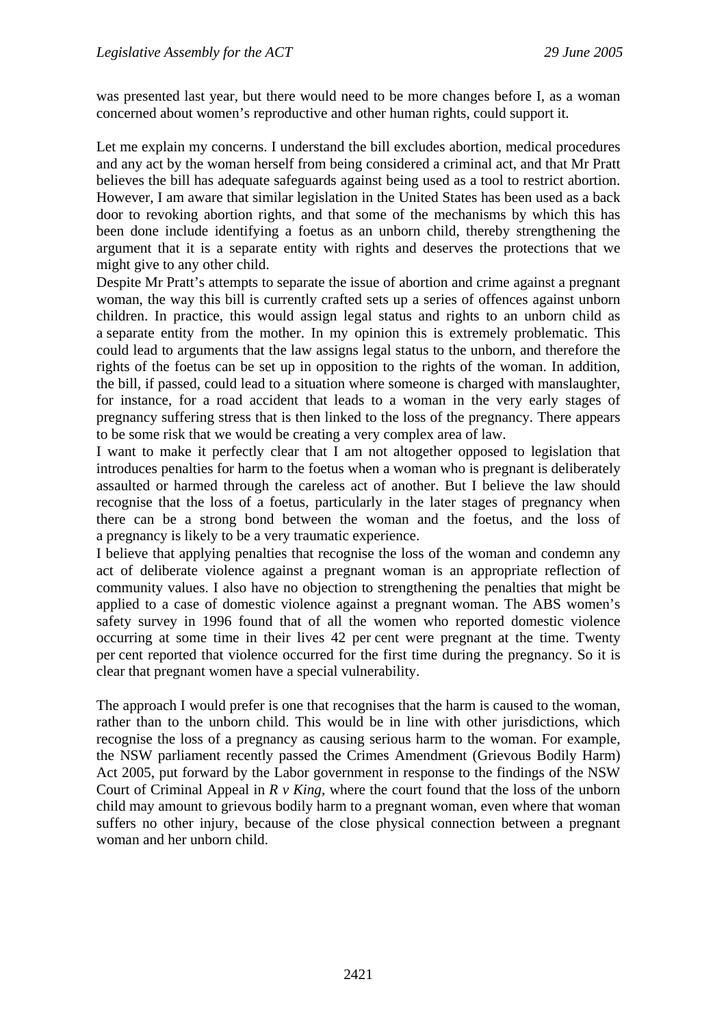was presented last year, but there would need to be more changes before I, as a woman concerned about women's reproductive and other human rights, could support it.

Let me explain my concerns. I understand the bill excludes abortion, medical procedures and any act by the woman herself from being considered a criminal act, and that Mr Pratt believes the bill has adequate safeguards against being used as a tool to restrict abortion. However, I am aware that similar legislation in the United States has been used as a back door to revoking abortion rights, and that some of the mechanisms by which this has been done include identifying a foetus as an unborn child, thereby strengthening the argument that it is a separate entity with rights and deserves the protections that we might give to any other child.

Despite Mr Pratt's attempts to separate the issue of abortion and crime against a pregnant woman, the way this bill is currently crafted sets up a series of offences against unborn children. In practice, this would assign legal status and rights to an unborn child as a separate entity from the mother. In my opinion this is extremely problematic. This could lead to arguments that the law assigns legal status to the unborn, and therefore the rights of the foetus can be set up in opposition to the rights of the woman. In addition, the bill, if passed, could lead to a situation where someone is charged with manslaughter, for instance, for a road accident that leads to a woman in the very early stages of pregnancy suffering stress that is then linked to the loss of the pregnancy. There appears to be some risk that we would be creating a very complex area of law.

I want to make it perfectly clear that I am not altogether opposed to legislation that introduces penalties for harm to the foetus when a woman who is pregnant is deliberately assaulted or harmed through the careless act of another. But I believe the law should recognise that the loss of a foetus, particularly in the later stages of pregnancy when there can be a strong bond between the woman and the foetus, and the loss of a pregnancy is likely to be a very traumatic experience.

I believe that applying penalties that recognise the loss of the woman and condemn any act of deliberate violence against a pregnant woman is an appropriate reflection of community values. I also have no objection to strengthening the penalties that might be applied to a case of domestic violence against a pregnant woman. The ABS women's safety survey in 1996 found that of all the women who reported domestic violence occurring at some time in their lives 42 per cent were pregnant at the time. Twenty per cent reported that violence occurred for the first time during the pregnancy. So it is clear that pregnant women have a special vulnerability.

The approach I would prefer is one that recognises that the harm is caused to the woman, rather than to the unborn child. This would be in line with other jurisdictions, which recognise the loss of a pregnancy as causing serious harm to the woman. For example, the NSW parliament recently passed the Crimes Amendment (Grievous Bodily Harm) Act 2005, put forward by the Labor government in response to the findings of the NSW Court of Criminal Appeal in *R v King*, where the court found that the loss of the unborn child may amount to grievous bodily harm to a pregnant woman, even where that woman suffers no other injury, because of the close physical connection between a pregnant woman and her unborn child.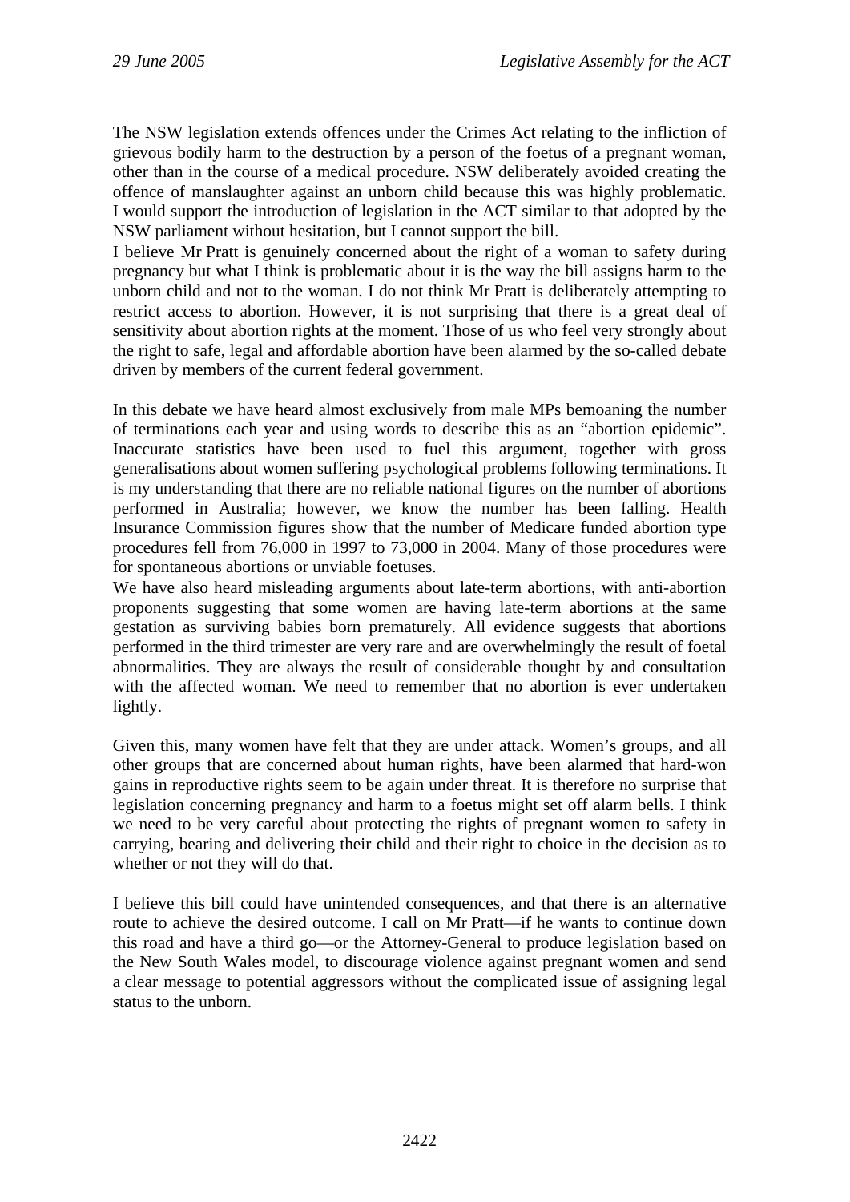The NSW legislation extends offences under the Crimes Act relating to the infliction of grievous bodily harm to the destruction by a person of the foetus of a pregnant woman, other than in the course of a medical procedure. NSW deliberately avoided creating the offence of manslaughter against an unborn child because this was highly problematic. I would support the introduction of legislation in the ACT similar to that adopted by the NSW parliament without hesitation, but I cannot support the bill.

I believe Mr Pratt is genuinely concerned about the right of a woman to safety during pregnancy but what I think is problematic about it is the way the bill assigns harm to the unborn child and not to the woman. I do not think Mr Pratt is deliberately attempting to restrict access to abortion. However, it is not surprising that there is a great deal of sensitivity about abortion rights at the moment. Those of us who feel very strongly about the right to safe, legal and affordable abortion have been alarmed by the so-called debate driven by members of the current federal government.

In this debate we have heard almost exclusively from male MPs bemoaning the number of terminations each year and using words to describe this as an "abortion epidemic". Inaccurate statistics have been used to fuel this argument, together with gross generalisations about women suffering psychological problems following terminations. It is my understanding that there are no reliable national figures on the number of abortions performed in Australia; however, we know the number has been falling. Health Insurance Commission figures show that the number of Medicare funded abortion type procedures fell from 76,000 in 1997 to 73,000 in 2004. Many of those procedures were for spontaneous abortions or unviable foetuses.

We have also heard misleading arguments about late-term abortions, with anti-abortion proponents suggesting that some women are having late-term abortions at the same gestation as surviving babies born prematurely. All evidence suggests that abortions performed in the third trimester are very rare and are overwhelmingly the result of foetal abnormalities. They are always the result of considerable thought by and consultation with the affected woman. We need to remember that no abortion is ever undertaken lightly.

Given this, many women have felt that they are under attack. Women's groups, and all other groups that are concerned about human rights, have been alarmed that hard-won gains in reproductive rights seem to be again under threat. It is therefore no surprise that legislation concerning pregnancy and harm to a foetus might set off alarm bells. I think we need to be very careful about protecting the rights of pregnant women to safety in carrying, bearing and delivering their child and their right to choice in the decision as to whether or not they will do that.

I believe this bill could have unintended consequences, and that there is an alternative route to achieve the desired outcome. I call on Mr Pratt—if he wants to continue down this road and have a third go—or the Attorney-General to produce legislation based on the New South Wales model, to discourage violence against pregnant women and send a clear message to potential aggressors without the complicated issue of assigning legal status to the unborn.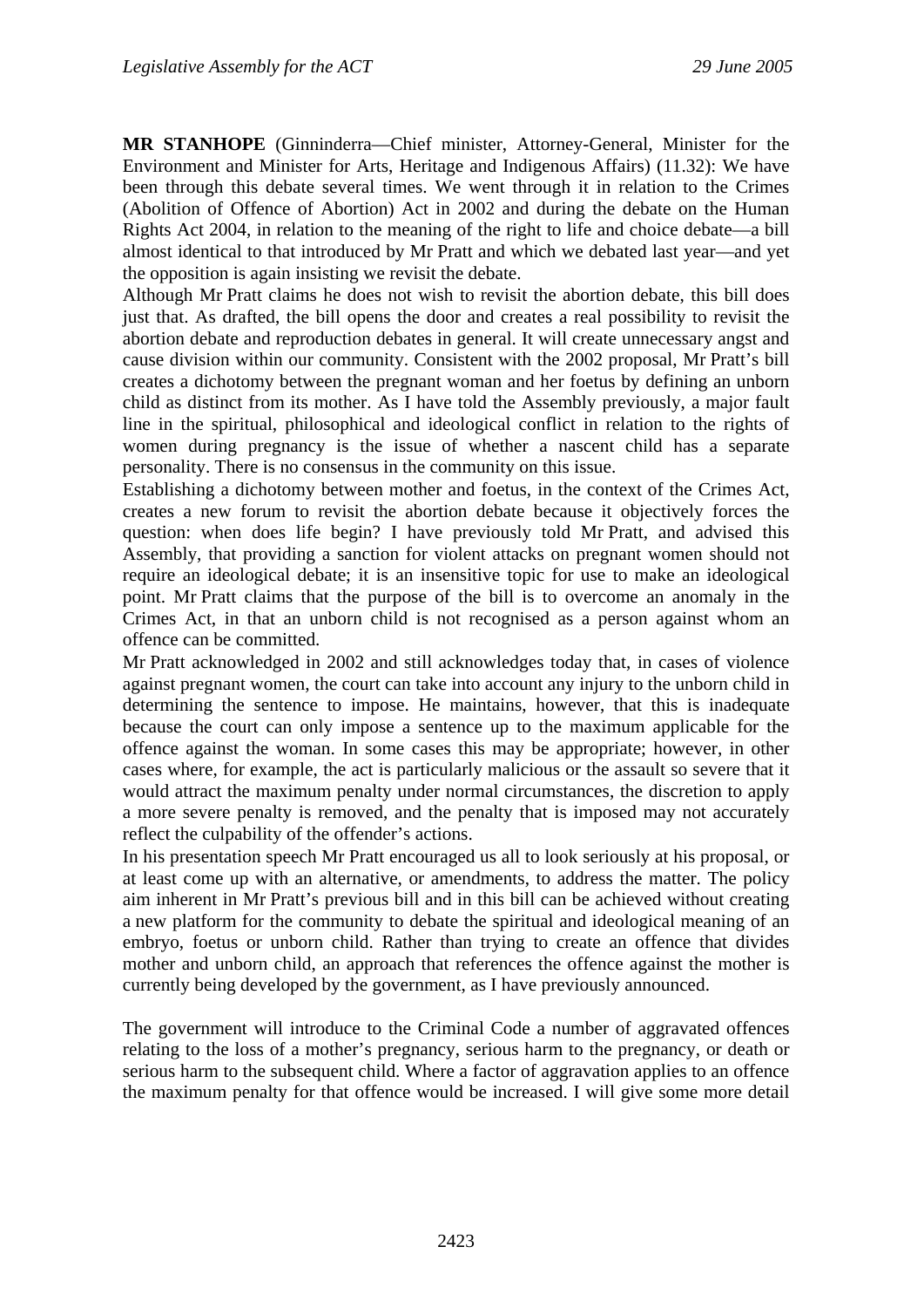**MR STANHOPE** (Ginninderra—Chief minister, Attorney-General, Minister for the Environment and Minister for Arts, Heritage and Indigenous Affairs) (11.32): We have been through this debate several times. We went through it in relation to the Crimes (Abolition of Offence of Abortion) Act in 2002 and during the debate on the Human Rights Act 2004, in relation to the meaning of the right to life and choice debate—a bill almost identical to that introduced by Mr Pratt and which we debated last year—and yet the opposition is again insisting we revisit the debate.

Although Mr Pratt claims he does not wish to revisit the abortion debate, this bill does just that. As drafted, the bill opens the door and creates a real possibility to revisit the abortion debate and reproduction debates in general. It will create unnecessary angst and cause division within our community. Consistent with the 2002 proposal, Mr Pratt's bill creates a dichotomy between the pregnant woman and her foetus by defining an unborn child as distinct from its mother. As I have told the Assembly previously, a major fault line in the spiritual, philosophical and ideological conflict in relation to the rights of women during pregnancy is the issue of whether a nascent child has a separate personality. There is no consensus in the community on this issue.

Establishing a dichotomy between mother and foetus, in the context of the Crimes Act, creates a new forum to revisit the abortion debate because it objectively forces the question: when does life begin? I have previously told Mr Pratt, and advised this Assembly, that providing a sanction for violent attacks on pregnant women should not require an ideological debate; it is an insensitive topic for use to make an ideological point. Mr Pratt claims that the purpose of the bill is to overcome an anomaly in the Crimes Act, in that an unborn child is not recognised as a person against whom an offence can be committed.

Mr Pratt acknowledged in 2002 and still acknowledges today that, in cases of violence against pregnant women, the court can take into account any injury to the unborn child in determining the sentence to impose. He maintains, however, that this is inadequate because the court can only impose a sentence up to the maximum applicable for the offence against the woman. In some cases this may be appropriate; however, in other cases where, for example, the act is particularly malicious or the assault so severe that it would attract the maximum penalty under normal circumstances, the discretion to apply a more severe penalty is removed, and the penalty that is imposed may not accurately reflect the culpability of the offender's actions.

In his presentation speech Mr Pratt encouraged us all to look seriously at his proposal, or at least come up with an alternative, or amendments, to address the matter. The policy aim inherent in Mr Pratt's previous bill and in this bill can be achieved without creating a new platform for the community to debate the spiritual and ideological meaning of an embryo, foetus or unborn child. Rather than trying to create an offence that divides mother and unborn child, an approach that references the offence against the mother is currently being developed by the government, as I have previously announced.

The government will introduce to the Criminal Code a number of aggravated offences relating to the loss of a mother's pregnancy, serious harm to the pregnancy, or death or serious harm to the subsequent child. Where a factor of aggravation applies to an offence the maximum penalty for that offence would be increased. I will give some more detail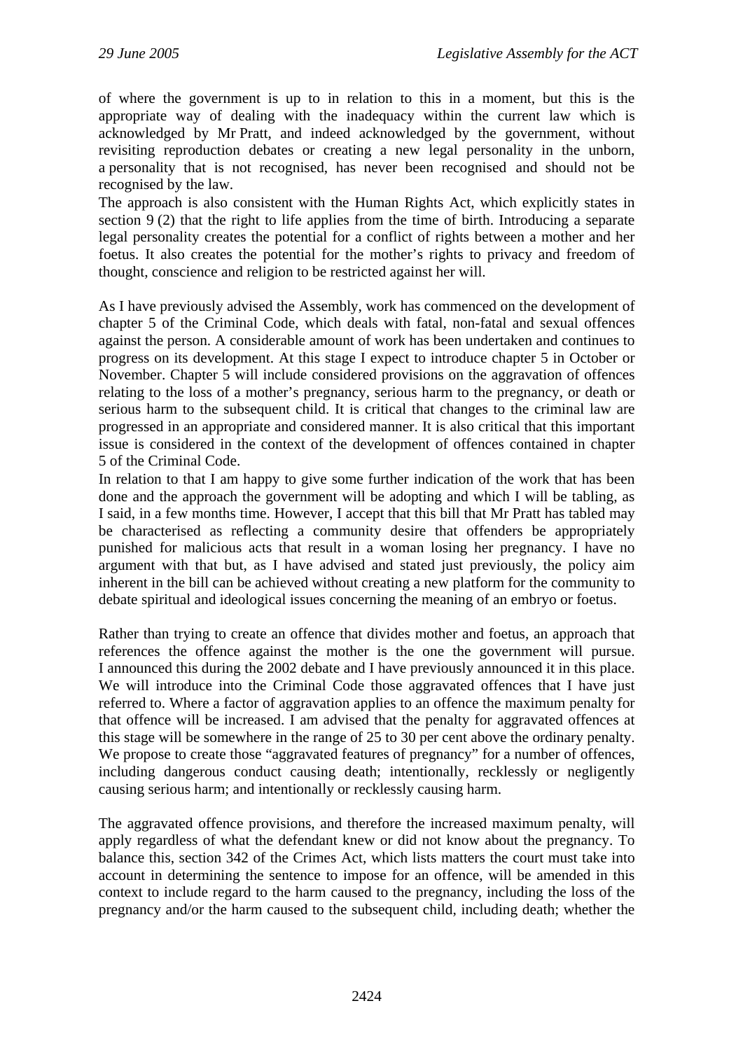of where the government is up to in relation to this in a moment, but this is the appropriate way of dealing with the inadequacy within the current law which is acknowledged by Mr Pratt, and indeed acknowledged by the government, without revisiting reproduction debates or creating a new legal personality in the unborn, a personality that is not recognised, has never been recognised and should not be recognised by the law.

The approach is also consistent with the Human Rights Act, which explicitly states in section 9 (2) that the right to life applies from the time of birth. Introducing a separate legal personality creates the potential for a conflict of rights between a mother and her foetus. It also creates the potential for the mother's rights to privacy and freedom of thought, conscience and religion to be restricted against her will.

As I have previously advised the Assembly, work has commenced on the development of chapter 5 of the Criminal Code, which deals with fatal, non-fatal and sexual offences against the person. A considerable amount of work has been undertaken and continues to progress on its development. At this stage I expect to introduce chapter 5 in October or November. Chapter 5 will include considered provisions on the aggravation of offences relating to the loss of a mother's pregnancy, serious harm to the pregnancy, or death or serious harm to the subsequent child. It is critical that changes to the criminal law are progressed in an appropriate and considered manner. It is also critical that this important issue is considered in the context of the development of offences contained in chapter 5 of the Criminal Code.

In relation to that I am happy to give some further indication of the work that has been done and the approach the government will be adopting and which I will be tabling, as I said, in a few months time. However, I accept that this bill that Mr Pratt has tabled may be characterised as reflecting a community desire that offenders be appropriately punished for malicious acts that result in a woman losing her pregnancy. I have no argument with that but, as I have advised and stated just previously, the policy aim inherent in the bill can be achieved without creating a new platform for the community to debate spiritual and ideological issues concerning the meaning of an embryo or foetus.

Rather than trying to create an offence that divides mother and foetus, an approach that references the offence against the mother is the one the government will pursue. I announced this during the 2002 debate and I have previously announced it in this place. We will introduce into the Criminal Code those aggravated offences that I have just referred to. Where a factor of aggravation applies to an offence the maximum penalty for that offence will be increased. I am advised that the penalty for aggravated offences at this stage will be somewhere in the range of 25 to 30 per cent above the ordinary penalty. We propose to create those "aggravated features of pregnancy" for a number of offences, including dangerous conduct causing death; intentionally, recklessly or negligently causing serious harm; and intentionally or recklessly causing harm.

The aggravated offence provisions, and therefore the increased maximum penalty, will apply regardless of what the defendant knew or did not know about the pregnancy. To balance this, section 342 of the Crimes Act, which lists matters the court must take into account in determining the sentence to impose for an offence, will be amended in this context to include regard to the harm caused to the pregnancy, including the loss of the pregnancy and/or the harm caused to the subsequent child, including death; whether the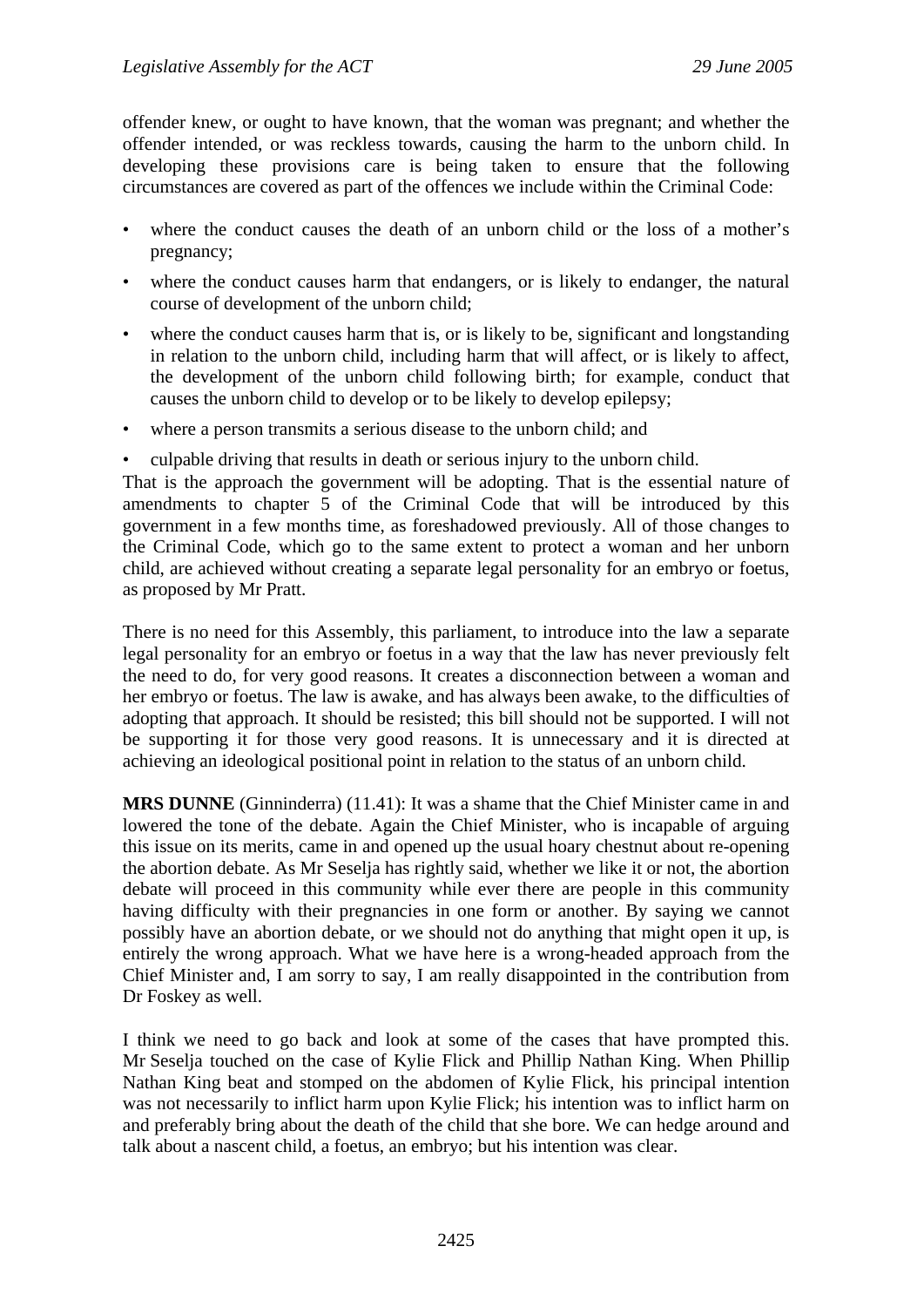offender knew, or ought to have known, that the woman was pregnant; and whether the offender intended, or was reckless towards, causing the harm to the unborn child. In developing these provisions care is being taken to ensure that the following circumstances are covered as part of the offences we include within the Criminal Code:

- where the conduct causes the death of an unborn child or the loss of a mother's pregnancy;
- where the conduct causes harm that endangers, or is likely to endanger, the natural course of development of the unborn child;
- where the conduct causes harm that is, or is likely to be, significant and longstanding in relation to the unborn child, including harm that will affect, or is likely to affect, the development of the unborn child following birth; for example, conduct that causes the unborn child to develop or to be likely to develop epilepsy;
- where a person transmits a serious disease to the unborn child; and
- culpable driving that results in death or serious injury to the unborn child.

That is the approach the government will be adopting. That is the essential nature of amendments to chapter 5 of the Criminal Code that will be introduced by this government in a few months time, as foreshadowed previously. All of those changes to the Criminal Code, which go to the same extent to protect a woman and her unborn child, are achieved without creating a separate legal personality for an embryo or foetus, as proposed by Mr Pratt.

There is no need for this Assembly, this parliament, to introduce into the law a separate legal personality for an embryo or foetus in a way that the law has never previously felt the need to do, for very good reasons. It creates a disconnection between a woman and her embryo or foetus. The law is awake, and has always been awake, to the difficulties of adopting that approach. It should be resisted; this bill should not be supported. I will not be supporting it for those very good reasons. It is unnecessary and it is directed at achieving an ideological positional point in relation to the status of an unborn child.

**MRS DUNNE** (Ginninderra) (11.41): It was a shame that the Chief Minister came in and lowered the tone of the debate. Again the Chief Minister, who is incapable of arguing this issue on its merits, came in and opened up the usual hoary chestnut about re-opening the abortion debate. As Mr Seselja has rightly said, whether we like it or not, the abortion debate will proceed in this community while ever there are people in this community having difficulty with their pregnancies in one form or another. By saying we cannot possibly have an abortion debate, or we should not do anything that might open it up, is entirely the wrong approach. What we have here is a wrong-headed approach from the Chief Minister and, I am sorry to say, I am really disappointed in the contribution from Dr Foskey as well.

I think we need to go back and look at some of the cases that have prompted this. Mr Seselja touched on the case of Kylie Flick and Phillip Nathan King. When Phillip Nathan King beat and stomped on the abdomen of Kylie Flick, his principal intention was not necessarily to inflict harm upon Kylie Flick; his intention was to inflict harm on and preferably bring about the death of the child that she bore. We can hedge around and talk about a nascent child, a foetus, an embryo; but his intention was clear.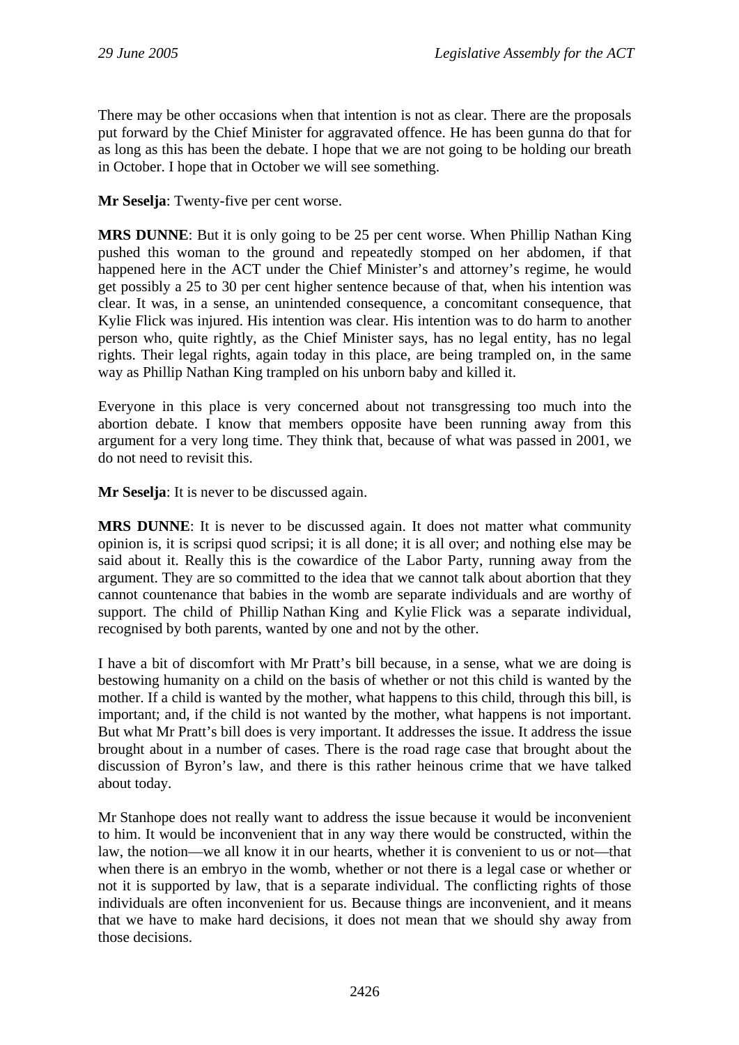There may be other occasions when that intention is not as clear. There are the proposals put forward by the Chief Minister for aggravated offence. He has been gunna do that for as long as this has been the debate. I hope that we are not going to be holding our breath in October. I hope that in October we will see something.

**Mr Seselja**: Twenty-five per cent worse.

**MRS DUNNE**: But it is only going to be 25 per cent worse. When Phillip Nathan King pushed this woman to the ground and repeatedly stomped on her abdomen, if that happened here in the ACT under the Chief Minister's and attorney's regime, he would get possibly a 25 to 30 per cent higher sentence because of that, when his intention was clear. It was, in a sense, an unintended consequence, a concomitant consequence, that Kylie Flick was injured. His intention was clear. His intention was to do harm to another person who, quite rightly, as the Chief Minister says, has no legal entity, has no legal rights. Their legal rights, again today in this place, are being trampled on, in the same way as Phillip Nathan King trampled on his unborn baby and killed it.

Everyone in this place is very concerned about not transgressing too much into the abortion debate. I know that members opposite have been running away from this argument for a very long time. They think that, because of what was passed in 2001, we do not need to revisit this.

**Mr Seselja**: It is never to be discussed again.

**MRS DUNNE**: It is never to be discussed again. It does not matter what community opinion is, it is scripsi quod scripsi; it is all done; it is all over; and nothing else may be said about it. Really this is the cowardice of the Labor Party, running away from the argument. They are so committed to the idea that we cannot talk about abortion that they cannot countenance that babies in the womb are separate individuals and are worthy of support. The child of Phillip Nathan King and Kylie Flick was a separate individual, recognised by both parents, wanted by one and not by the other.

I have a bit of discomfort with Mr Pratt's bill because, in a sense, what we are doing is bestowing humanity on a child on the basis of whether or not this child is wanted by the mother. If a child is wanted by the mother, what happens to this child, through this bill, is important; and, if the child is not wanted by the mother, what happens is not important. But what Mr Pratt's bill does is very important. It addresses the issue. It address the issue brought about in a number of cases. There is the road rage case that brought about the discussion of Byron's law, and there is this rather heinous crime that we have talked about today.

Mr Stanhope does not really want to address the issue because it would be inconvenient to him. It would be inconvenient that in any way there would be constructed, within the law, the notion—we all know it in our hearts, whether it is convenient to us or not—that when there is an embryo in the womb, whether or not there is a legal case or whether or not it is supported by law, that is a separate individual. The conflicting rights of those individuals are often inconvenient for us. Because things are inconvenient, and it means that we have to make hard decisions, it does not mean that we should shy away from those decisions.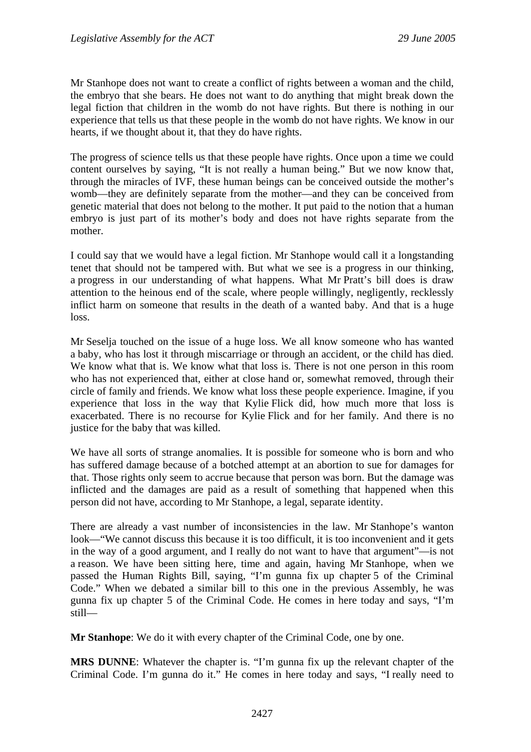Mr Stanhope does not want to create a conflict of rights between a woman and the child, the embryo that she bears. He does not want to do anything that might break down the legal fiction that children in the womb do not have rights. But there is nothing in our experience that tells us that these people in the womb do not have rights. We know in our hearts, if we thought about it, that they do have rights.

The progress of science tells us that these people have rights. Once upon a time we could content ourselves by saying, "It is not really a human being." But we now know that, through the miracles of IVF, these human beings can be conceived outside the mother's womb—they are definitely separate from the mother—and they can be conceived from genetic material that does not belong to the mother. It put paid to the notion that a human embryo is just part of its mother's body and does not have rights separate from the mother.

I could say that we would have a legal fiction. Mr Stanhope would call it a longstanding tenet that should not be tampered with. But what we see is a progress in our thinking, a progress in our understanding of what happens. What Mr Pratt's bill does is draw attention to the heinous end of the scale, where people willingly, negligently, recklessly inflict harm on someone that results in the death of a wanted baby. And that is a huge loss.

Mr Seselja touched on the issue of a huge loss. We all know someone who has wanted a baby, who has lost it through miscarriage or through an accident, or the child has died. We know what that is. We know what that loss is. There is not one person in this room who has not experienced that, either at close hand or, somewhat removed, through their circle of family and friends. We know what loss these people experience. Imagine, if you experience that loss in the way that Kylie Flick did, how much more that loss is exacerbated. There is no recourse for Kylie Flick and for her family. And there is no justice for the baby that was killed.

We have all sorts of strange anomalies. It is possible for someone who is born and who has suffered damage because of a botched attempt at an abortion to sue for damages for that. Those rights only seem to accrue because that person was born. But the damage was inflicted and the damages are paid as a result of something that happened when this person did not have, according to Mr Stanhope, a legal, separate identity.

There are already a vast number of inconsistencies in the law. Mr Stanhope's wanton look—"We cannot discuss this because it is too difficult, it is too inconvenient and it gets in the way of a good argument, and I really do not want to have that argument"—is not a reason. We have been sitting here, time and again, having Mr Stanhope, when we passed the Human Rights Bill, saying, "I'm gunna fix up chapter 5 of the Criminal Code." When we debated a similar bill to this one in the previous Assembly, he was gunna fix up chapter 5 of the Criminal Code. He comes in here today and says, "I'm still—

**Mr Stanhope**: We do it with every chapter of the Criminal Code, one by one.

**MRS DUNNE**: Whatever the chapter is. "I'm gunna fix up the relevant chapter of the Criminal Code. I'm gunna do it." He comes in here today and says, "I really need to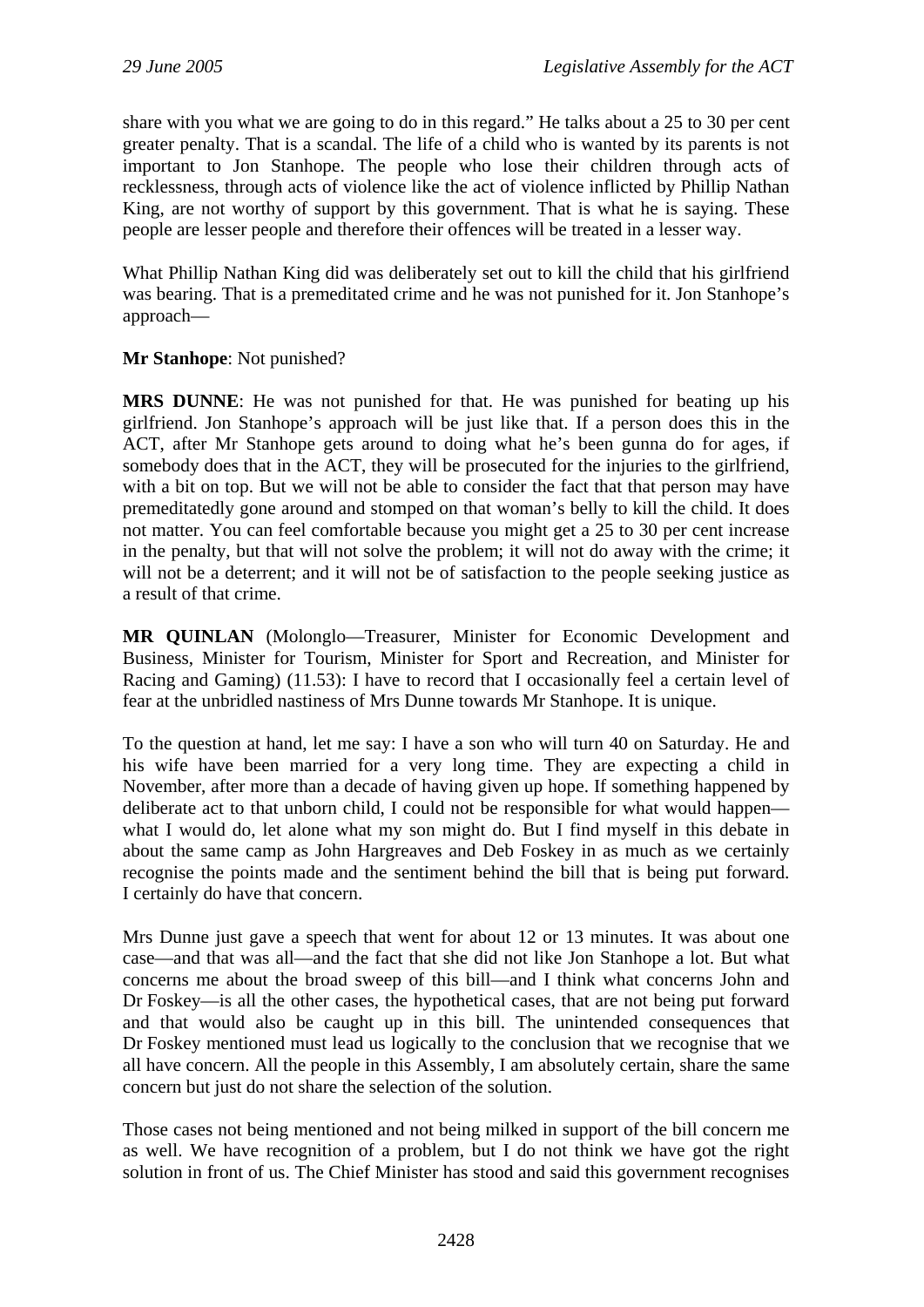share with you what we are going to do in this regard." He talks about a 25 to 30 per cent greater penalty. That is a scandal. The life of a child who is wanted by its parents is not important to Jon Stanhope. The people who lose their children through acts of recklessness, through acts of violence like the act of violence inflicted by Phillip Nathan King, are not worthy of support by this government. That is what he is saying. These people are lesser people and therefore their offences will be treated in a lesser way.

What Phillip Nathan King did was deliberately set out to kill the child that his girlfriend was bearing. That is a premeditated crime and he was not punished for it. Jon Stanhope's approach—

**Mr Stanhope**: Not punished?

**MRS DUNNE**: He was not punished for that. He was punished for beating up his girlfriend. Jon Stanhope's approach will be just like that. If a person does this in the ACT, after Mr Stanhope gets around to doing what he's been gunna do for ages, if somebody does that in the ACT, they will be prosecuted for the injuries to the girlfriend, with a bit on top. But we will not be able to consider the fact that that person may have premeditatedly gone around and stomped on that woman's belly to kill the child. It does not matter. You can feel comfortable because you might get a 25 to 30 per cent increase in the penalty, but that will not solve the problem; it will not do away with the crime; it will not be a deterrent; and it will not be of satisfaction to the people seeking justice as a result of that crime.

**MR QUINLAN** (Molonglo—Treasurer, Minister for Economic Development and Business, Minister for Tourism, Minister for Sport and Recreation, and Minister for Racing and Gaming) (11.53): I have to record that I occasionally feel a certain level of fear at the unbridled nastiness of Mrs Dunne towards Mr Stanhope. It is unique.

To the question at hand, let me say: I have a son who will turn 40 on Saturday. He and his wife have been married for a very long time. They are expecting a child in November, after more than a decade of having given up hope. If something happened by deliberate act to that unborn child, I could not be responsible for what would happen—what I would do, let alone what my son might do. But I find myself in this debate in about the same camp as John Hargreaves and Deb Foskey in as much as we certainly recognise the points made and the sentiment behind the bill that is being put forward. I certainly do have that concern.

Mrs Dunne just gave a speech that went for about 12 or 13 minutes. It was about one case—and that was all—and the fact that she did not like Jon Stanhope a lot. But what concerns me about the broad sweep of this bill—and I think what concerns John and Dr Foskey—is all the other cases, the hypothetical cases, that are not being put forward and that would also be caught up in this bill. The unintended consequences that Dr Foskey mentioned must lead us logically to the conclusion that we recognise that we all have concern. All the people in this Assembly, I am absolutely certain, share the same concern but just do not share the selection of the solution.

Those cases not being mentioned and not being milked in support of the bill concern me as well. We have recognition of a problem, but I do not think we have got the right solution in front of us. The Chief Minister has stood and said this government recognises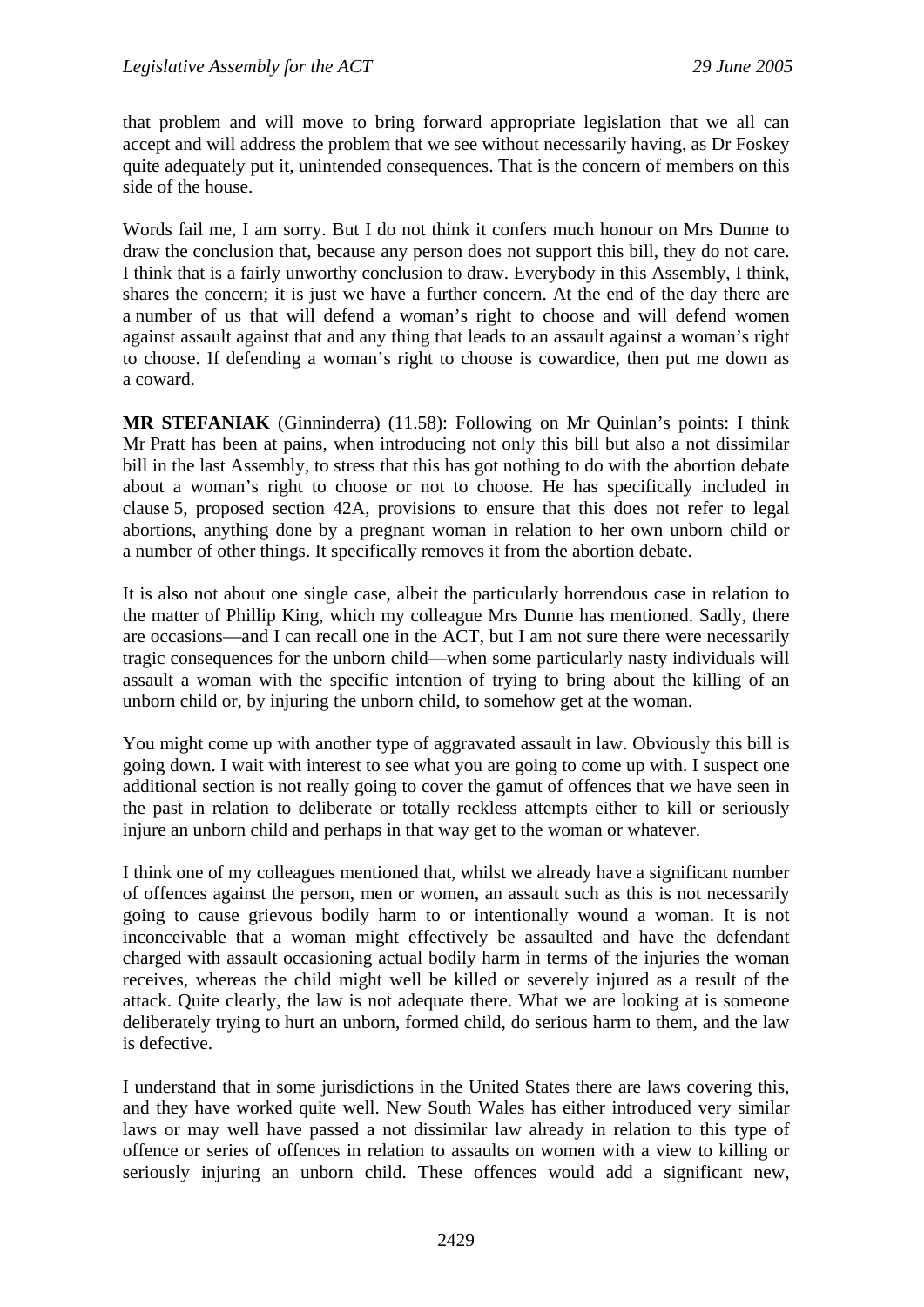that problem and will move to bring forward appropriate legislation that we all can accept and will address the problem that we see without necessarily having, as Dr Foskey quite adequately put it, unintended consequences. That is the concern of members on this side of the house.

Words fail me, I am sorry. But I do not think it confers much honour on Mrs Dunne to draw the conclusion that, because any person does not support this bill, they do not care. I think that is a fairly unworthy conclusion to draw. Everybody in this Assembly, I think, shares the concern; it is just we have a further concern. At the end of the day there are a number of us that will defend a woman's right to choose and will defend women against assault against that and any thing that leads to an assault against a woman's right to choose. If defending a woman's right to choose is cowardice, then put me down as a coward.

**MR STEFANIAK** (Ginninderra) (11.58): Following on Mr Quinlan's points: I think Mr Pratt has been at pains, when introducing not only this bill but also a not dissimilar bill in the last Assembly, to stress that this has got nothing to do with the abortion debate about a woman's right to choose or not to choose. He has specifically included in clause 5, proposed section 42A, provisions to ensure that this does not refer to legal abortions, anything done by a pregnant woman in relation to her own unborn child or a number of other things. It specifically removes it from the abortion debate.

It is also not about one single case, albeit the particularly horrendous case in relation to the matter of Phillip King, which my colleague Mrs Dunne has mentioned. Sadly, there are occasions—and I can recall one in the ACT, but I am not sure there were necessarily tragic consequences for the unborn child—when some particularly nasty individuals will assault a woman with the specific intention of trying to bring about the killing of an unborn child or, by injuring the unborn child, to somehow get at the woman.

You might come up with another type of aggravated assault in law. Obviously this bill is going down. I wait with interest to see what you are going to come up with. I suspect one additional section is not really going to cover the gamut of offences that we have seen in the past in relation to deliberate or totally reckless attempts either to kill or seriously injure an unborn child and perhaps in that way get to the woman or whatever.

I think one of my colleagues mentioned that, whilst we already have a significant number of offences against the person, men or women, an assault such as this is not necessarily going to cause grievous bodily harm to or intentionally wound a woman. It is not inconceivable that a woman might effectively be assaulted and have the defendant charged with assault occasioning actual bodily harm in terms of the injuries the woman receives, whereas the child might well be killed or severely injured as a result of the attack. Quite clearly, the law is not adequate there. What we are looking at is someone deliberately trying to hurt an unborn, formed child, do serious harm to them, and the law is defective.

I understand that in some jurisdictions in the United States there are laws covering this, and they have worked quite well. New South Wales has either introduced very similar laws or may well have passed a not dissimilar law already in relation to this type of offence or series of offences in relation to assaults on women with a view to killing or seriously injuring an unborn child. These offences would add a significant new,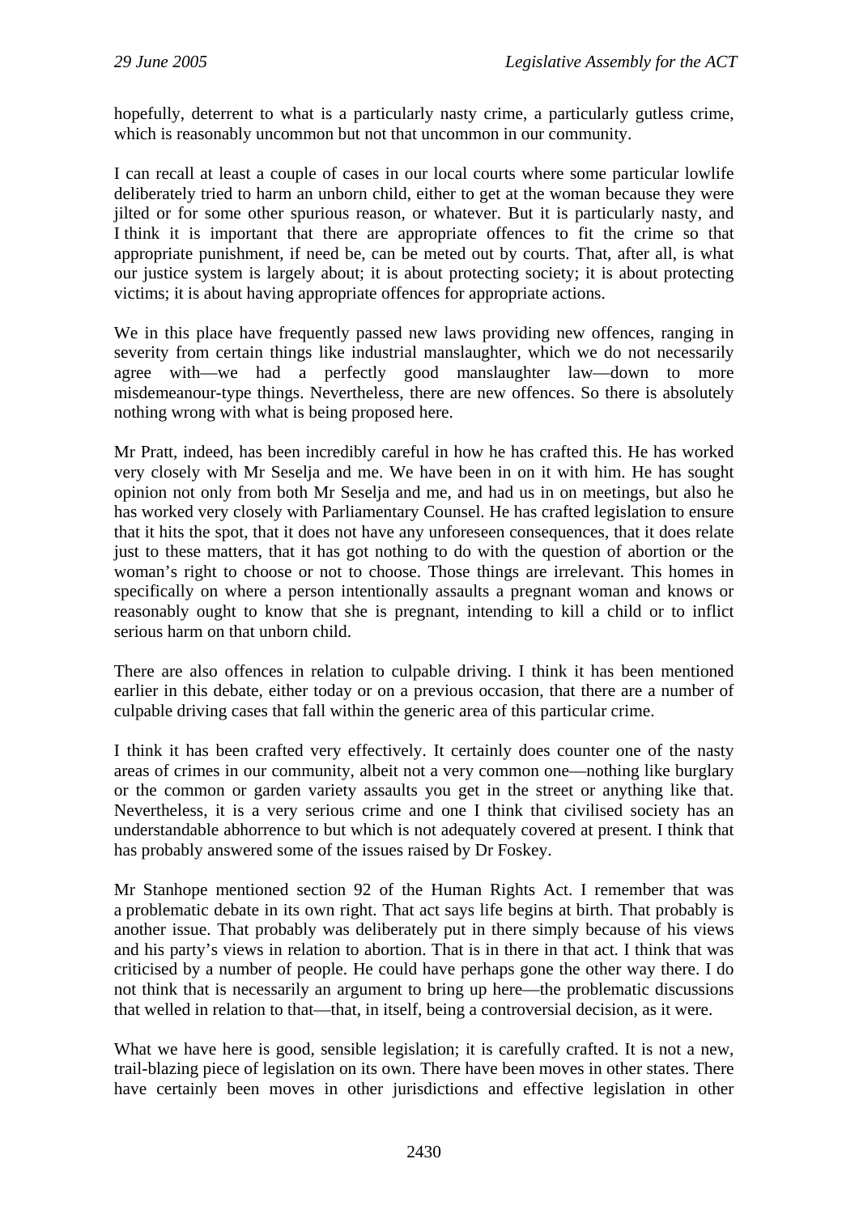hopefully, deterrent to what is a particularly nasty crime, a particularly gutless crime, which is reasonably uncommon but not that uncommon in our community.

I can recall at least a couple of cases in our local courts where some particular lowlife deliberately tried to harm an unborn child, either to get at the woman because they were jilted or for some other spurious reason, or whatever. But it is particularly nasty, and I think it is important that there are appropriate offences to fit the crime so that appropriate punishment, if need be, can be meted out by courts. That, after all, is what our justice system is largely about; it is about protecting society; it is about protecting victims; it is about having appropriate offences for appropriate actions.

We in this place have frequently passed new laws providing new offences, ranging in severity from certain things like industrial manslaughter, which we do not necessarily agree with—we had a perfectly good manslaughter law—down to more misdemeanour-type things. Nevertheless, there are new offences. So there is absolutely nothing wrong with what is being proposed here.

Mr Pratt, indeed, has been incredibly careful in how he has crafted this. He has worked very closely with Mr Seselja and me. We have been in on it with him. He has sought opinion not only from both Mr Seselja and me, and had us in on meetings, but also he has worked very closely with Parliamentary Counsel. He has crafted legislation to ensure that it hits the spot, that it does not have any unforeseen consequences, that it does relate just to these matters, that it has got nothing to do with the question of abortion or the woman's right to choose or not to choose. Those things are irrelevant. This homes in specifically on where a person intentionally assaults a pregnant woman and knows or reasonably ought to know that she is pregnant, intending to kill a child or to inflict serious harm on that unborn child.

There are also offences in relation to culpable driving. I think it has been mentioned earlier in this debate, either today or on a previous occasion, that there are a number of culpable driving cases that fall within the generic area of this particular crime.

I think it has been crafted very effectively. It certainly does counter one of the nasty areas of crimes in our community, albeit not a very common one—nothing like burglary or the common or garden variety assaults you get in the street or anything like that. Nevertheless, it is a very serious crime and one I think that civilised society has an understandable abhorrence to but which is not adequately covered at present. I think that has probably answered some of the issues raised by Dr Foskey.

Mr Stanhope mentioned section 92 of the Human Rights Act. I remember that was a problematic debate in its own right. That act says life begins at birth. That probably is another issue. That probably was deliberately put in there simply because of his views and his party's views in relation to abortion. That is in there in that act. I think that was criticised by a number of people. He could have perhaps gone the other way there. I do not think that is necessarily an argument to bring up here—the problematic discussions that welled in relation to that—that, in itself, being a controversial decision, as it were.

What we have here is good, sensible legislation; it is carefully crafted. It is not a new, trail-blazing piece of legislation on its own. There have been moves in other states. There have certainly been moves in other jurisdictions and effective legislation in other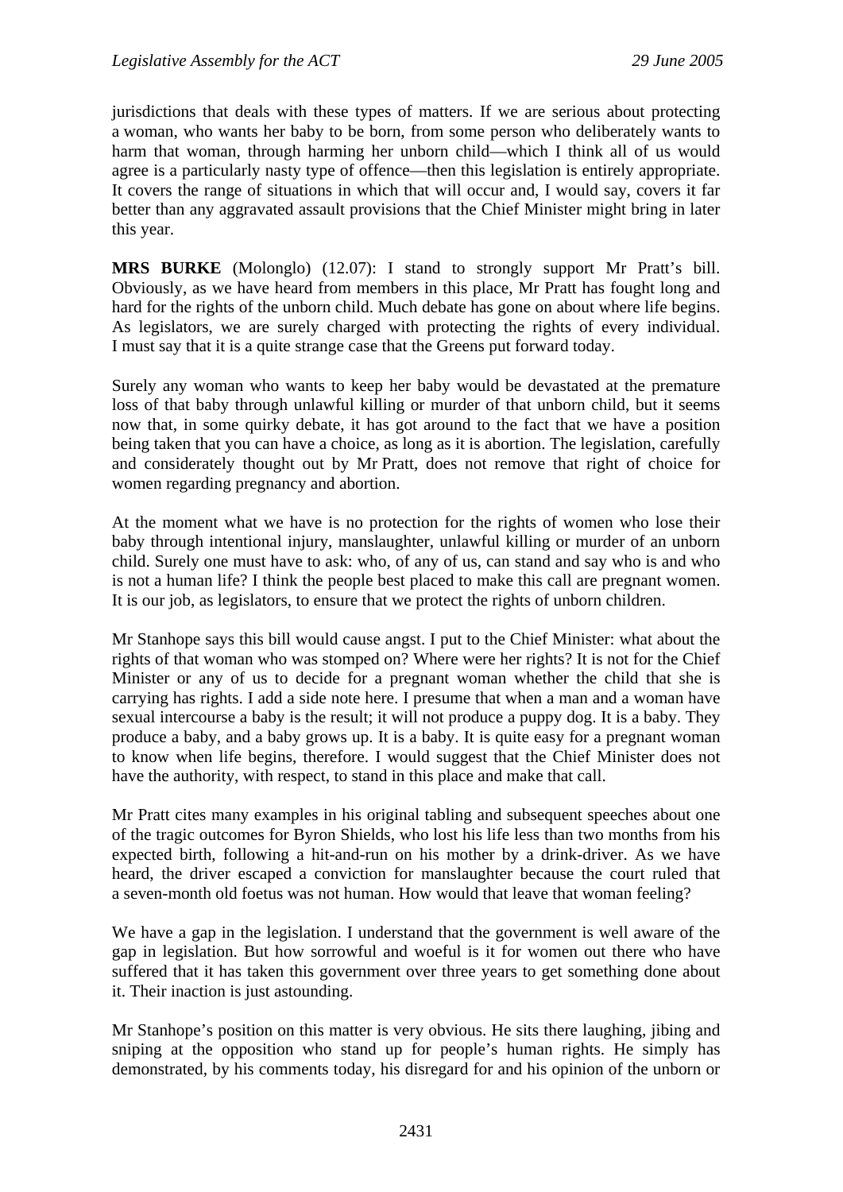jurisdictions that deals with these types of matters. If we are serious about protecting a woman, who wants her baby to be born, from some person who deliberately wants to harm that woman, through harming her unborn child—which I think all of us would agree is a particularly nasty type of offence—then this legislation is entirely appropriate. It covers the range of situations in which that will occur and, I would say, covers it far better than any aggravated assault provisions that the Chief Minister might bring in later this year.

**MRS BURKE** (Molonglo) (12.07): I stand to strongly support Mr Pratt's bill. Obviously, as we have heard from members in this place, Mr Pratt has fought long and hard for the rights of the unborn child. Much debate has gone on about where life begins. As legislators, we are surely charged with protecting the rights of every individual. I must say that it is a quite strange case that the Greens put forward today.

Surely any woman who wants to keep her baby would be devastated at the premature loss of that baby through unlawful killing or murder of that unborn child, but it seems now that, in some quirky debate, it has got around to the fact that we have a position being taken that you can have a choice, as long as it is abortion. The legislation, carefully and considerately thought out by Mr Pratt, does not remove that right of choice for women regarding pregnancy and abortion.

At the moment what we have is no protection for the rights of women who lose their baby through intentional injury, manslaughter, unlawful killing or murder of an unborn child. Surely one must have to ask: who, of any of us, can stand and say who is and who is not a human life? I think the people best placed to make this call are pregnant women. It is our job, as legislators, to ensure that we protect the rights of unborn children.

Mr Stanhope says this bill would cause angst. I put to the Chief Minister: what about the rights of that woman who was stomped on? Where were her rights? It is not for the Chief Minister or any of us to decide for a pregnant woman whether the child that she is carrying has rights. I add a side note here. I presume that when a man and a woman have sexual intercourse a baby is the result; it will not produce a puppy dog. It is a baby. They produce a baby, and a baby grows up. It is a baby. It is quite easy for a pregnant woman to know when life begins, therefore. I would suggest that the Chief Minister does not have the authority, with respect, to stand in this place and make that call.

Mr Pratt cites many examples in his original tabling and subsequent speeches about one of the tragic outcomes for Byron Shields, who lost his life less than two months from his expected birth, following a hit-and-run on his mother by a drink-driver. As we have heard, the driver escaped a conviction for manslaughter because the court ruled that a seven-month old foetus was not human. How would that leave that woman feeling?

We have a gap in the legislation. I understand that the government is well aware of the gap in legislation. But how sorrowful and woeful is it for women out there who have suffered that it has taken this government over three years to get something done about it. Their inaction is just astounding.

Mr Stanhope's position on this matter is very obvious. He sits there laughing, jibing and sniping at the opposition who stand up for people's human rights. He simply has demonstrated, by his comments today, his disregard for and his opinion of the unborn or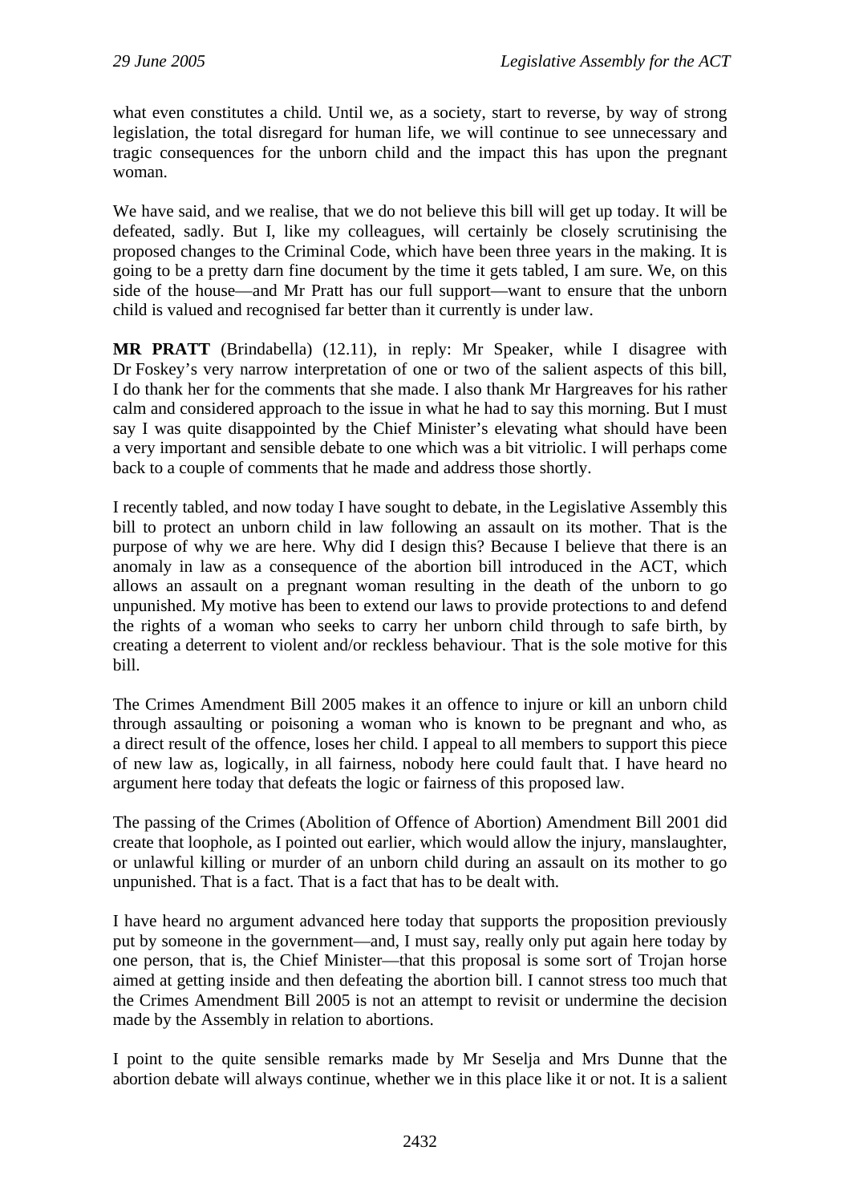what even constitutes a child. Until we, as a society, start to reverse, by way of strong legislation, the total disregard for human life, we will continue to see unnecessary and tragic consequences for the unborn child and the impact this has upon the pregnant woman.

We have said, and we realise, that we do not believe this bill will get up today. It will be defeated, sadly. But I, like my colleagues, will certainly be closely scrutinising the proposed changes to the Criminal Code, which have been three years in the making. It is going to be a pretty darn fine document by the time it gets tabled, I am sure. We, on this side of the house—and Mr Pratt has our full support—want to ensure that the unborn child is valued and recognised far better than it currently is under law.

**MR PRATT** (Brindabella) (12.11), in reply: Mr Speaker, while I disagree with Dr Foskey's very narrow interpretation of one or two of the salient aspects of this bill, I do thank her for the comments that she made. I also thank Mr Hargreaves for his rather calm and considered approach to the issue in what he had to say this morning. But I must say I was quite disappointed by the Chief Minister's elevating what should have been a very important and sensible debate to one which was a bit vitriolic. I will perhaps come back to a couple of comments that he made and address those shortly.

I recently tabled, and now today I have sought to debate, in the Legislative Assembly this bill to protect an unborn child in law following an assault on its mother. That is the purpose of why we are here. Why did I design this? Because I believe that there is an anomaly in law as a consequence of the abortion bill introduced in the ACT, which allows an assault on a pregnant woman resulting in the death of the unborn to go unpunished. My motive has been to extend our laws to provide protections to and defend the rights of a woman who seeks to carry her unborn child through to safe birth, by creating a deterrent to violent and/or reckless behaviour. That is the sole motive for this bill.

The Crimes Amendment Bill 2005 makes it an offence to injure or kill an unborn child through assaulting or poisoning a woman who is known to be pregnant and who, as a direct result of the offence, loses her child. I appeal to all members to support this piece of new law as, logically, in all fairness, nobody here could fault that. I have heard no argument here today that defeats the logic or fairness of this proposed law.

The passing of the Crimes (Abolition of Offence of Abortion) Amendment Bill 2001 did create that loophole, as I pointed out earlier, which would allow the injury, manslaughter, or unlawful killing or murder of an unborn child during an assault on its mother to go unpunished. That is a fact. That is a fact that has to be dealt with.

I have heard no argument advanced here today that supports the proposition previously put by someone in the government—and, I must say, really only put again here today by one person, that is, the Chief Minister—that this proposal is some sort of Trojan horse aimed at getting inside and then defeating the abortion bill. I cannot stress too much that the Crimes Amendment Bill 2005 is not an attempt to revisit or undermine the decision made by the Assembly in relation to abortions.

I point to the quite sensible remarks made by Mr Seselja and Mrs Dunne that the abortion debate will always continue, whether we in this place like it or not. It is a salient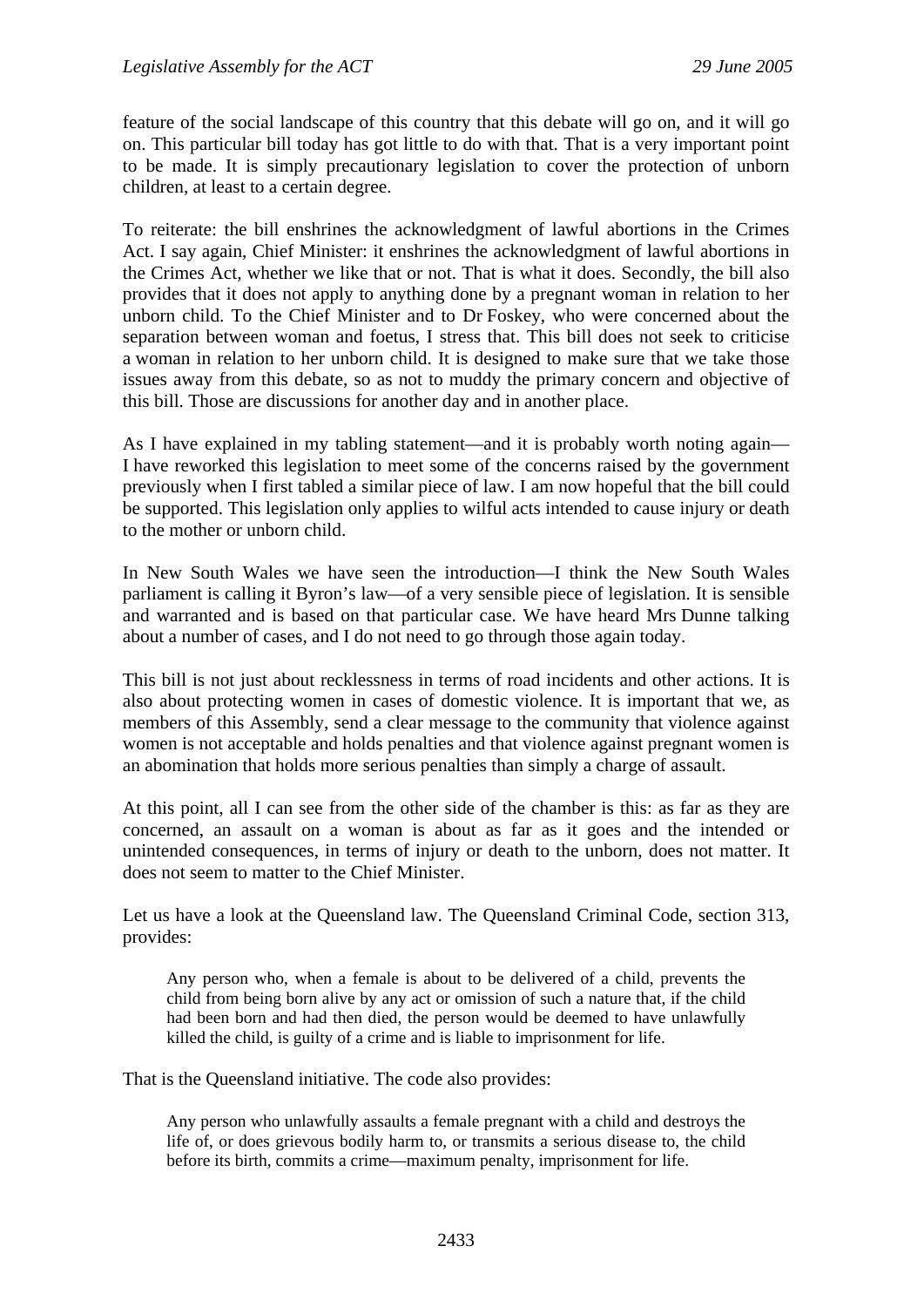feature of the social landscape of this country that this debate will go on, and it will go on. This particular bill today has got little to do with that. That is a very important point to be made. It is simply precautionary legislation to cover the protection of unborn children, at least to a certain degree.

To reiterate: the bill enshrines the acknowledgment of lawful abortions in the Crimes Act. I say again, Chief Minister: it enshrines the acknowledgment of lawful abortions in the Crimes Act, whether we like that or not. That is what it does. Secondly, the bill also provides that it does not apply to anything done by a pregnant woman in relation to her unborn child. To the Chief Minister and to Dr Foskey, who were concerned about the separation between woman and foetus, I stress that. This bill does not seek to criticise a woman in relation to her unborn child. It is designed to make sure that we take those issues away from this debate, so as not to muddy the primary concern and objective of this bill. Those are discussions for another day and in another place.

As I have explained in my tabling statement—and it is probably worth noting again—I have reworked this legislation to meet some of the concerns raised by the government previously when I first tabled a similar piece of law. I am now hopeful that the bill could be supported. This legislation only applies to wilful acts intended to cause injury or death to the mother or unborn child.

In New South Wales we have seen the introduction—I think the New South Wales parliament is calling it Byron's law—of a very sensible piece of legislation. It is sensible and warranted and is based on that particular case. We have heard Mrs Dunne talking about a number of cases, and I do not need to go through those again today.

This bill is not just about recklessness in terms of road incidents and other actions. It is also about protecting women in cases of domestic violence. It is important that we, as members of this Assembly, send a clear message to the community that violence against women is not acceptable and holds penalties and that violence against pregnant women is an abomination that holds more serious penalties than simply a charge of assault.

At this point, all I can see from the other side of the chamber is this: as far as they are concerned, an assault on a woman is about as far as it goes and the intended or unintended consequences, in terms of injury or death to the unborn, does not matter. It does not seem to matter to the Chief Minister.

Let us have a look at the Queensland law. The Queensland Criminal Code, section 313, provides:

> Any person who, when a female is about to be delivered of a child, prevents the child from being born alive by any act or omission of such a nature that, if the child had been born and had then died, the person would be deemed to have unlawfully killed the child, is guilty of a crime and is liable to imprisonment for life.

That is the Queensland initiative. The code also provides:

> Any person who unlawfully assaults a female pregnant with a child and destroys the life of, or does grievous bodily harm to, or transmits a serious disease to, the child before its birth, commits a crime—maximum penalty, imprisonment for life.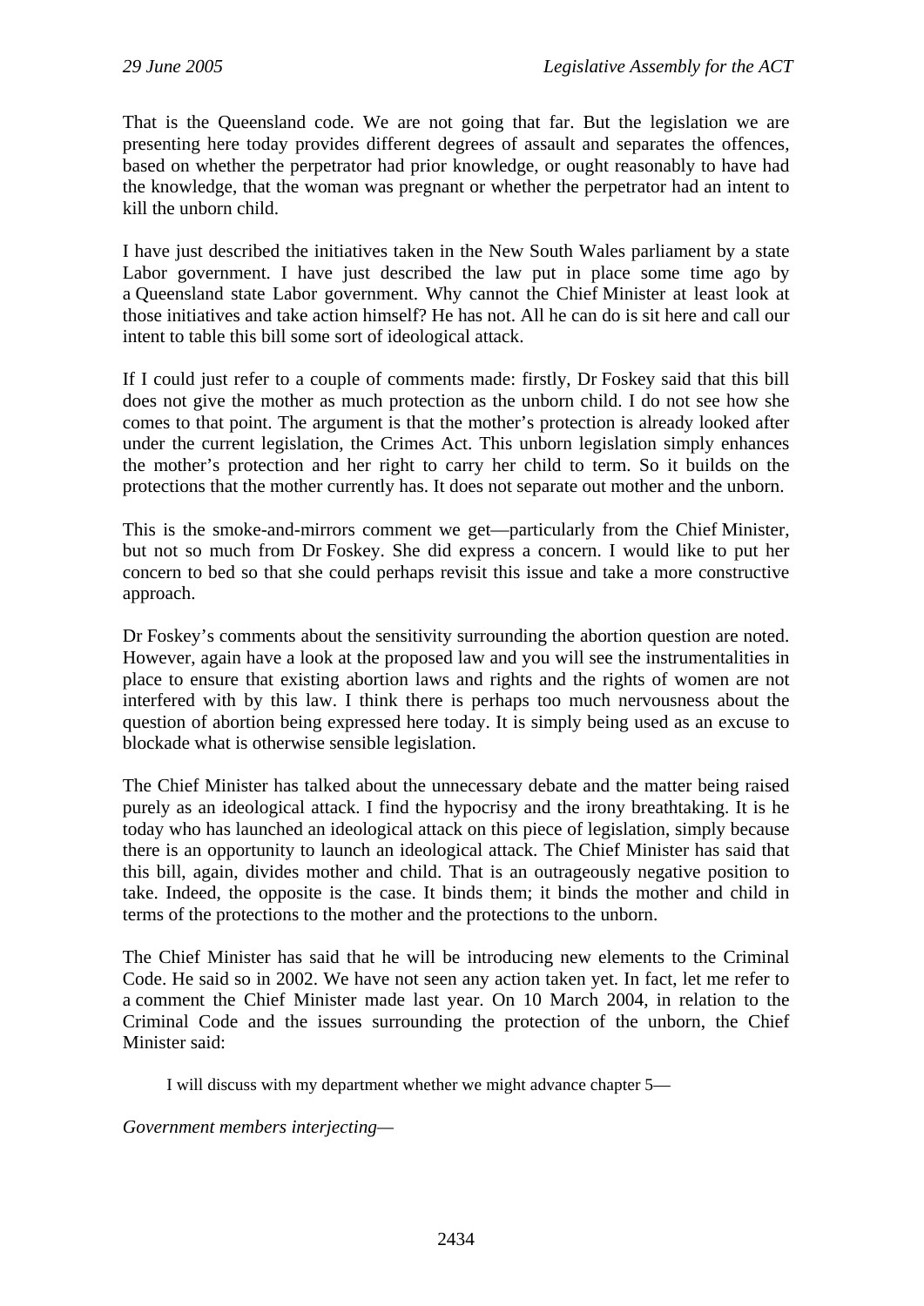That is the Queensland code. We are not going that far. But the legislation we are presenting here today provides different degrees of assault and separates the offences, based on whether the perpetrator had prior knowledge, or ought reasonably to have had the knowledge, that the woman was pregnant or whether the perpetrator had an intent to kill the unborn child.

I have just described the initiatives taken in the New South Wales parliament by a state Labor government. I have just described the law put in place some time ago by a Queensland state Labor government. Why cannot the Chief Minister at least look at those initiatives and take action himself? He has not. All he can do is sit here and call our intent to table this bill some sort of ideological attack.

If I could just refer to a couple of comments made: firstly, Dr Foskey said that this bill does not give the mother as much protection as the unborn child. I do not see how she comes to that point. The argument is that the mother's protection is already looked after under the current legislation, the Crimes Act. This unborn legislation simply enhances the mother's protection and her right to carry her child to term. So it builds on the protections that the mother currently has. It does not separate out mother and the unborn.

This is the smoke-and-mirrors comment we get—particularly from the Chief Minister, but not so much from Dr Foskey. She did express a concern. I would like to put her concern to bed so that she could perhaps revisit this issue and take a more constructive approach.

Dr Foskey's comments about the sensitivity surrounding the abortion question are noted. However, again have a look at the proposed law and you will see the instrumentalities in place to ensure that existing abortion laws and rights and the rights of women are not interfered with by this law. I think there is perhaps too much nervousness about the question of abortion being expressed here today. It is simply being used as an excuse to blockade what is otherwise sensible legislation.

The Chief Minister has talked about the unnecessary debate and the matter being raised purely as an ideological attack. I find the hypocrisy and the irony breathtaking. It is he today who has launched an ideological attack on this piece of legislation, simply because there is an opportunity to launch an ideological attack. The Chief Minister has said that this bill, again, divides mother and child. That is an outrageously negative position to take. Indeed, the opposite is the case. It binds them; it binds the mother and child in terms of the protections to the mother and the protections to the unborn.

The Chief Minister has said that he will be introducing new elements to the Criminal Code. He said so in 2002. We have not seen any action taken yet. In fact, let me refer to a comment the Chief Minister made last year. On 10 March 2004, in relation to the Criminal Code and the issues surrounding the protection of the unborn, the Chief Minister said:

> I will discuss with my department whether we might advance chapter 5—

*Government members interjecting*—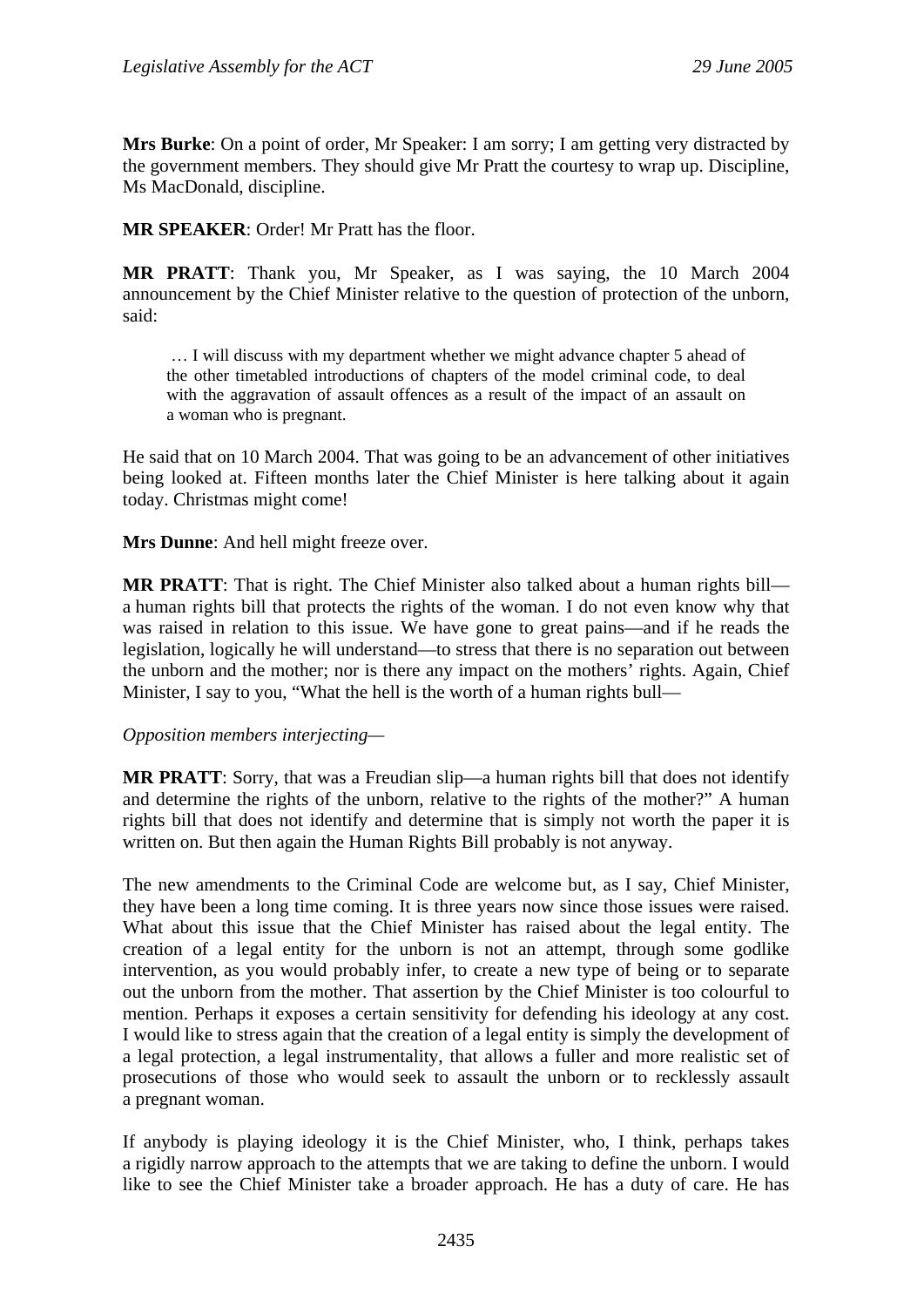**Mrs Burke**: On a point of order, Mr Speaker: I am sorry; I am getting very distracted by the government members. They should give Mr Pratt the courtesy to wrap up. Discipline, Ms MacDonald, discipline.

**MR SPEAKER**: Order! Mr Pratt has the floor.

**MR PRATT**: Thank you, Mr Speaker, as I was saying, the 10 March 2004 announcement by the Chief Minister relative to the question of protection of the unborn, said:

> … I will discuss with my department whether we might advance chapter 5 ahead of the other timetabled introductions of chapters of the model criminal code, to deal with the aggravation of assault offences as a result of the impact of an assault on a woman who is pregnant.

He said that on 10 March 2004. That was going to be an advancement of other initiatives being looked at. Fifteen months later the Chief Minister is here talking about it again today. Christmas might come!

**Mrs Dunne**: And hell might freeze over.

**MR PRATT**: That is right. The Chief Minister also talked about a human rights bill—a human rights bill that protects the rights of the woman. I do not even know why that was raised in relation to this issue. We have gone to great pains—and if he reads the legislation, logically he will understand—to stress that there is no separation out between the unborn and the mother; nor is there any impact on the mothers' rights. Again, Chief Minister, I say to you, "What the hell is the worth of a human rights bull—

*Opposition members interjecting—*

**MR PRATT**: Sorry, that was a Freudian slip—a human rights bill that does not identify and determine the rights of the unborn, relative to the rights of the mother?" A human rights bill that does not identify and determine that is simply not worth the paper it is written on. But then again the Human Rights Bill probably is not anyway.

The new amendments to the Criminal Code are welcome but, as I say, Chief Minister, they have been a long time coming. It is three years now since those issues were raised. What about this issue that the Chief Minister has raised about the legal entity. The creation of a legal entity for the unborn is not an attempt, through some godlike intervention, as you would probably infer, to create a new type of being or to separate out the unborn from the mother. That assertion by the Chief Minister is too colourful to mention. Perhaps it exposes a certain sensitivity for defending his ideology at any cost. I would like to stress again that the creation of a legal entity is simply the development of a legal protection, a legal instrumentality, that allows a fuller and more realistic set of prosecutions of those who would seek to assault the unborn or to recklessly assault a pregnant woman.

If anybody is playing ideology it is the Chief Minister, who, I think, perhaps takes a rigidly narrow approach to the attempts that we are taking to define the unborn. I would like to see the Chief Minister take a broader approach. He has a duty of care. He has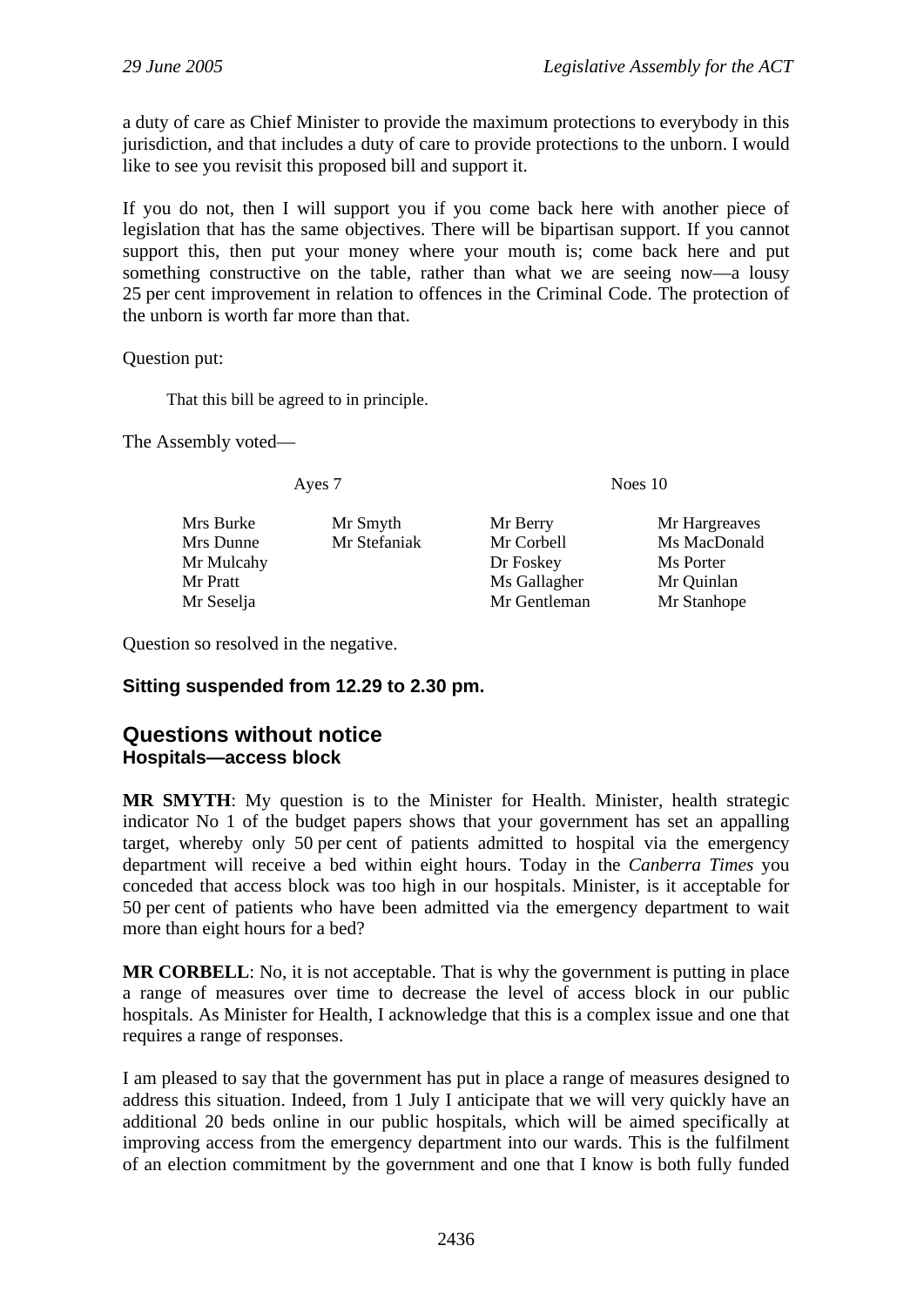a duty of care as Chief Minister to provide the maximum protections to everybody in this jurisdiction, and that includes a duty of care to provide protections to the unborn. I would like to see you revisit this proposed bill and support it.

If you do not, then I will support you if you come back here with another piece of legislation that has the same objectives. There will be bipartisan support. If you cannot support this, then put your money where your mouth is; come back here and put something constructive on the table, rather than what we are seeing now—a lousy 25 per cent improvement in relation to offences in the Criminal Code. The protection of the unborn is worth far more than that.

Question put:

> That this bill be agreed to in principle.

The Assembly voted—

| Ayes 7 | | Noes 10 | |
|---|---|---|---|
| Mrs Burke | Mr Smyth | Mr Berry | Mr Hargreaves |
| Mrs Dunne | Mr Stefaniak | Mr Corbell | Ms MacDonald |
| Mr Mulcahy | | Dr Foskey | Ms Porter |
| Mr Pratt | | Ms Gallagher | Mr Quinlan |
| Mr Seselja | | Mr Gentleman | Mr Stanhope |

Question so resolved in the negative.

**Sitting suspended from 12.29 to 2.30 pm.**

## Questions without notice
### Hospitals—access block

**MR SMYTH**: My question is to the Minister for Health. Minister, health strategic indicator No 1 of the budget papers shows that your government has set an appalling target, whereby only 50 per cent of patients admitted to hospital via the emergency department will receive a bed within eight hours. Today in the *Canberra Times* you conceded that access block was too high in our hospitals. Minister, is it acceptable for 50 per cent of patients who have been admitted via the emergency department to wait more than eight hours for a bed?

**MR CORBELL**: No, it is not acceptable. That is why the government is putting in place a range of measures over time to decrease the level of access block in our public hospitals. As Minister for Health, I acknowledge that this is a complex issue and one that requires a range of responses.

I am pleased to say that the government has put in place a range of measures designed to address this situation. Indeed, from 1 July I anticipate that we will very quickly have an additional 20 beds online in our public hospitals, which will be aimed specifically at improving access from the emergency department into our wards. This is the fulfilment of an election commitment by the government and one that I know is both fully funded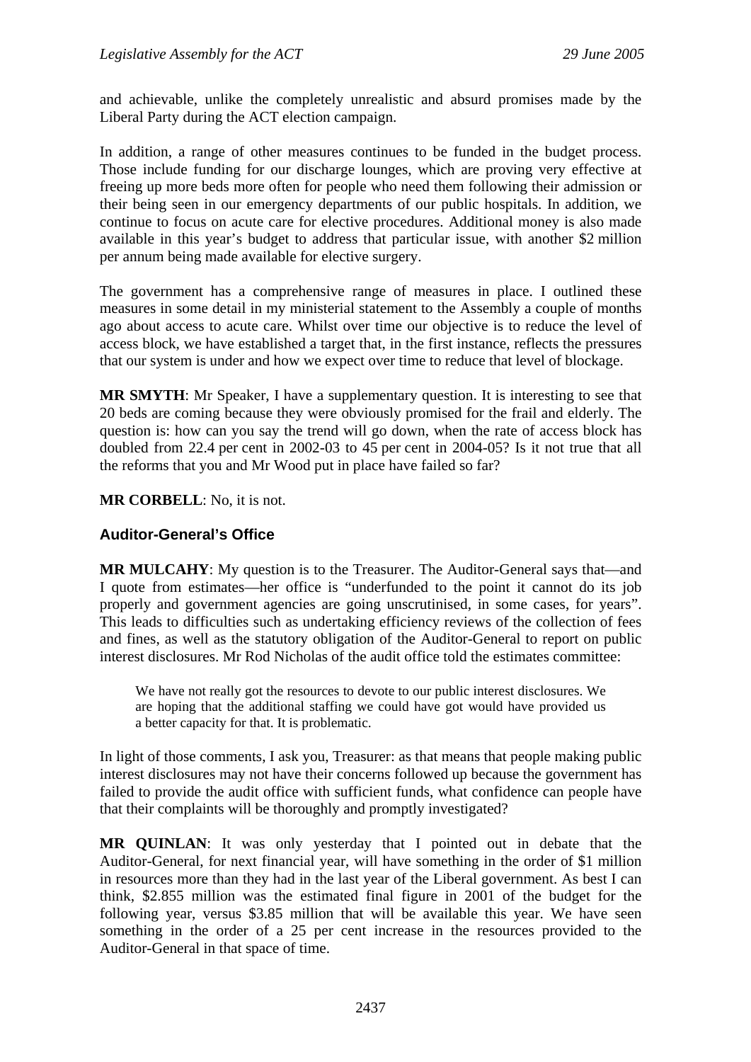and achievable, unlike the completely unrealistic and absurd promises made by the Liberal Party during the ACT election campaign.

In addition, a range of other measures continues to be funded in the budget process. Those include funding for our discharge lounges, which are proving very effective at freeing up more beds more often for people who need them following their admission or their being seen in our emergency departments of our public hospitals. In addition, we continue to focus on acute care for elective procedures. Additional money is also made available in this year's budget to address that particular issue, with another $2 million per annum being made available for elective surgery.

The government has a comprehensive range of measures in place. I outlined these measures in some detail in my ministerial statement to the Assembly a couple of months ago about access to acute care. Whilst over time our objective is to reduce the level of access block, we have established a target that, in the first instance, reflects the pressures that our system is under and how we expect over time to reduce that level of blockage.

**MR SMYTH**: Mr Speaker, I have a supplementary question. It is interesting to see that 20 beds are coming because they were obviously promised for the frail and elderly. The question is: how can you say the trend will go down, when the rate of access block has doubled from 22.4 per cent in 2002-03 to 45 per cent in 2004-05? Is it not true that all the reforms that you and Mr Wood put in place have failed so far?

**MR CORBELL**: No, it is not.

### Auditor-General's Office

**MR MULCAHY**: My question is to the Treasurer. The Auditor-General says that—and I quote from estimates—her office is "underfunded to the point it cannot do its job properly and government agencies are going unscrutinised, in some cases, for years". This leads to difficulties such as undertaking efficiency reviews of the collection of fees and fines, as well as the statutory obligation of the Auditor-General to report on public interest disclosures. Mr Rod Nicholas of the audit office told the estimates committee:

> We have not really got the resources to devote to our public interest disclosures. We are hoping that the additional staffing we could have got would have provided us a better capacity for that. It is problematic.

In light of those comments, I ask you, Treasurer: as that means that people making public interest disclosures may not have their concerns followed up because the government has failed to provide the audit office with sufficient funds, what confidence can people have that their complaints will be thoroughly and promptly investigated?

**MR QUINLAN**: It was only yesterday that I pointed out in debate that the Auditor-General, for next financial year, will have something in the order of $1 million in resources more than they had in the last year of the Liberal government. As best I can think, $2.855 million was the estimated final figure in 2001 of the budget for the following year, versus $3.85 million that will be available this year. We have seen something in the order of a 25 per cent increase in the resources provided to the Auditor-General in that space of time.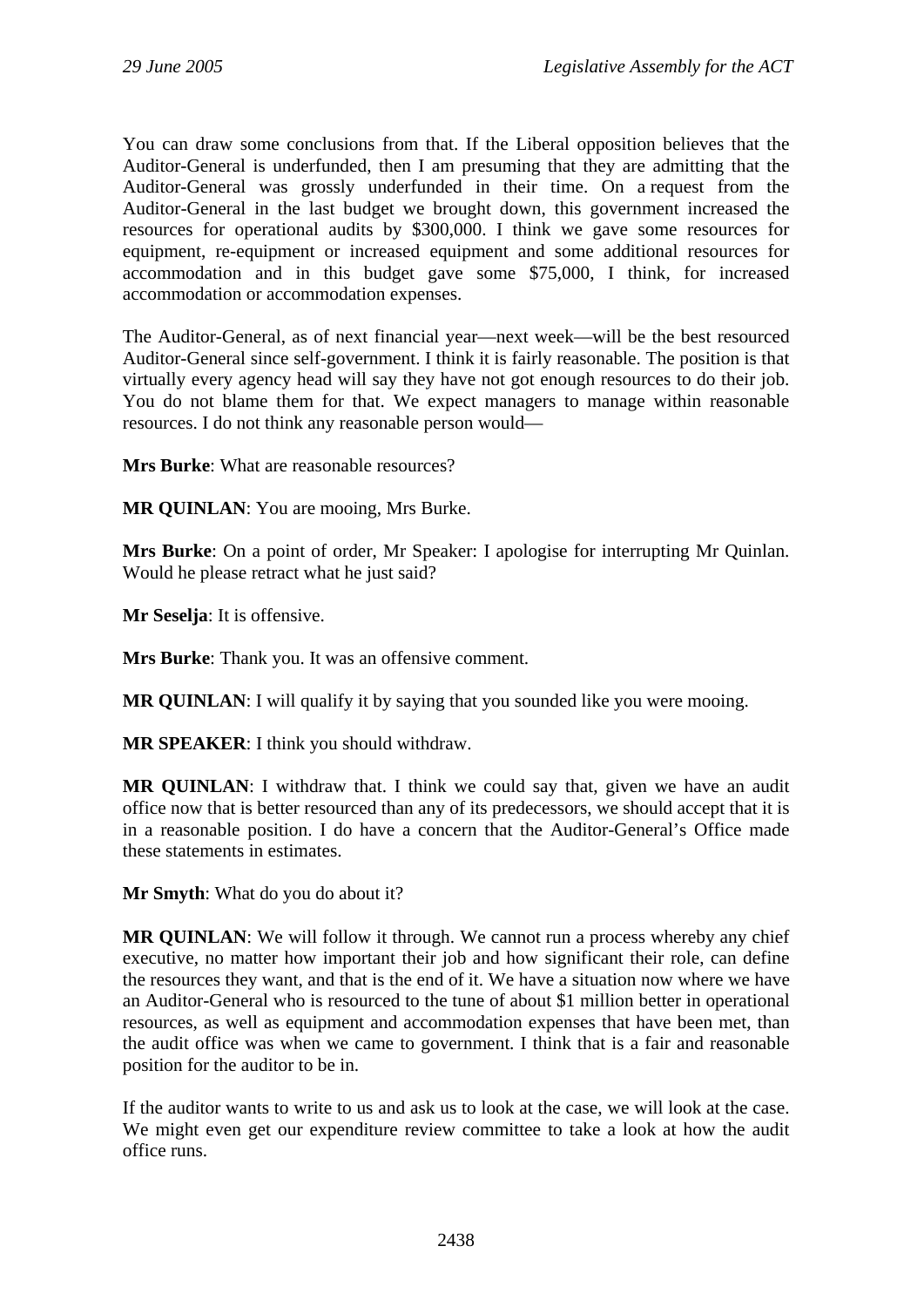You can draw some conclusions from that. If the Liberal opposition believes that the Auditor-General is underfunded, then I am presuming that they are admitting that the Auditor-General was grossly underfunded in their time. On a request from the Auditor-General in the last budget we brought down, this government increased the resources for operational audits by $300,000. I think we gave some resources for equipment, re-equipment or increased equipment and some additional resources for accommodation and in this budget gave some $75,000, I think, for increased accommodation or accommodation expenses.

The Auditor-General, as of next financial year—next week—will be the best resourced Auditor-General since self-government. I think it is fairly reasonable. The position is that virtually every agency head will say they have not got enough resources to do their job. You do not blame them for that. We expect managers to manage within reasonable resources. I do not think any reasonable person would—

**Mrs Burke**: What are reasonable resources?

**MR QUINLAN**: You are mooing, Mrs Burke.

**Mrs Burke**: On a point of order, Mr Speaker: I apologise for interrupting Mr Quinlan. Would he please retract what he just said?

**Mr Seselja**: It is offensive.

**Mrs Burke**: Thank you. It was an offensive comment.

**MR QUINLAN**: I will qualify it by saying that you sounded like you were mooing.

**MR SPEAKER**: I think you should withdraw.

**MR QUINLAN**: I withdraw that. I think we could say that, given we have an audit office now that is better resourced than any of its predecessors, we should accept that it is in a reasonable position. I do have a concern that the Auditor-General's Office made these statements in estimates.

**Mr Smyth**: What do you do about it?

**MR QUINLAN**: We will follow it through. We cannot run a process whereby any chief executive, no matter how important their job and how significant their role, can define the resources they want, and that is the end of it. We have a situation now where we have an Auditor-General who is resourced to the tune of about $1 million better in operational resources, as well as equipment and accommodation expenses that have been met, than the audit office was when we came to government. I think that is a fair and reasonable position for the auditor to be in.

If the auditor wants to write to us and ask us to look at the case, we will look at the case. We might even get our expenditure review committee to take a look at how the audit office runs.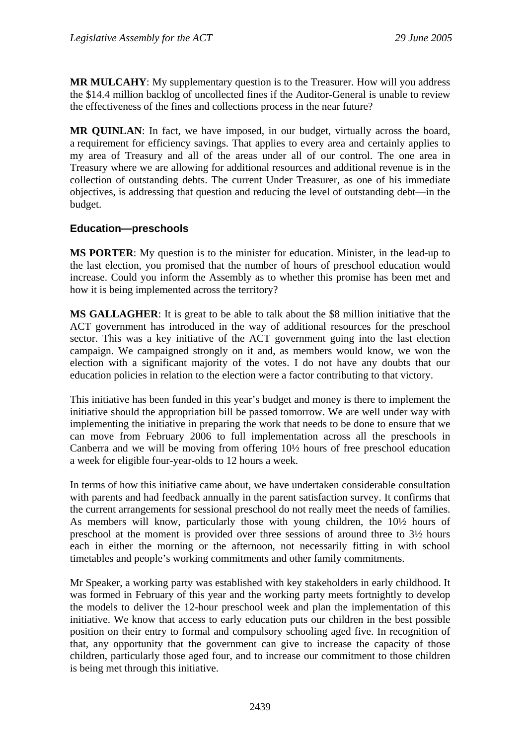**MR MULCAHY**: My supplementary question is to the Treasurer. How will you address the $14.4 million backlog of uncollected fines if the Auditor-General is unable to review the effectiveness of the fines and collections process in the near future?

**MR QUINLAN**: In fact, we have imposed, in our budget, virtually across the board, a requirement for efficiency savings. That applies to every area and certainly applies to my area of Treasury and all of the areas under all of our control. The one area in Treasury where we are allowing for additional resources and additional revenue is in the collection of outstanding debts. The current Under Treasurer, as one of his immediate objectives, is addressing that question and reducing the level of outstanding debt—in the budget.

### Education—preschools

**MS PORTER**: My question is to the minister for education. Minister, in the lead-up to the last election, you promised that the number of hours of preschool education would increase. Could you inform the Assembly as to whether this promise has been met and how it is being implemented across the territory?

**MS GALLAGHER**: It is great to be able to talk about the $8 million initiative that the ACT government has introduced in the way of additional resources for the preschool sector. This was a key initiative of the ACT government going into the last election campaign. We campaigned strongly on it and, as members would know, we won the election with a significant majority of the votes. I do not have any doubts that our education policies in relation to the election were a factor contributing to that victory.

This initiative has been funded in this year's budget and money is there to implement the initiative should the appropriation bill be passed tomorrow. We are well under way with implementing the initiative in preparing the work that needs to be done to ensure that we can move from February 2006 to full implementation across all the preschools in Canberra and we will be moving from offering 10½ hours of free preschool education a week for eligible four-year-olds to 12 hours a week.

In terms of how this initiative came about, we have undertaken considerable consultation with parents and had feedback annually in the parent satisfaction survey. It confirms that the current arrangements for sessional preschool do not really meet the needs of families. As members will know, particularly those with young children, the 10½ hours of preschool at the moment is provided over three sessions of around three to 3½ hours each in either the morning or the afternoon, not necessarily fitting in with school timetables and people's working commitments and other family commitments.

Mr Speaker, a working party was established with key stakeholders in early childhood. It was formed in February of this year and the working party meets fortnightly to develop the models to deliver the 12-hour preschool week and plan the implementation of this initiative. We know that access to early education puts our children in the best possible position on their entry to formal and compulsory schooling aged five. In recognition of that, any opportunity that the government can give to increase the capacity of those children, particularly those aged four, and to increase our commitment to those children is being met through this initiative.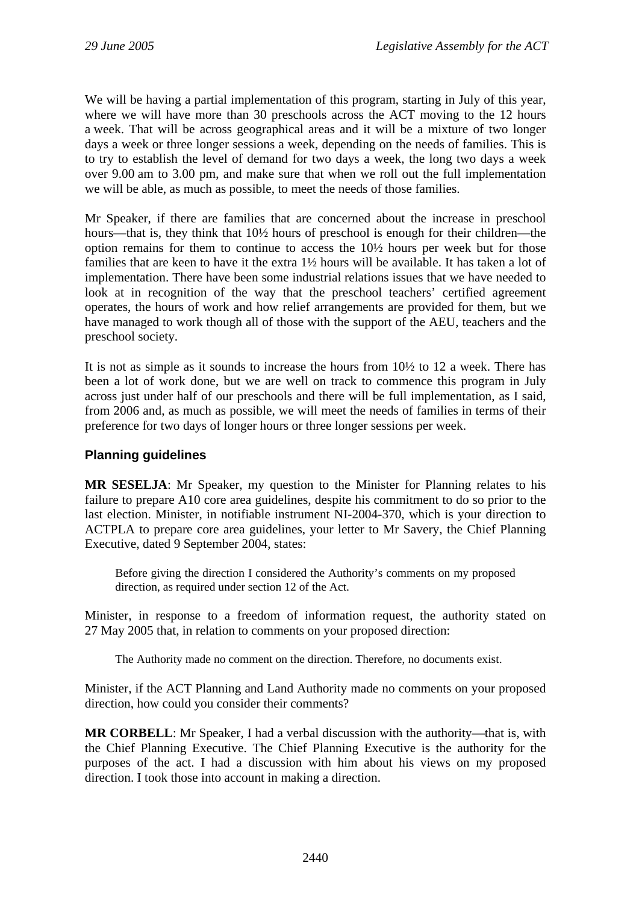We will be having a partial implementation of this program, starting in July of this year, where we will have more than 30 preschools across the ACT moving to the 12 hours a week. That will be across geographical areas and it will be a mixture of two longer days a week or three longer sessions a week, depending on the needs of families. This is to try to establish the level of demand for two days a week, the long two days a week over 9.00 am to 3.00 pm, and make sure that when we roll out the full implementation we will be able, as much as possible, to meet the needs of those families.

Mr Speaker, if there are families that are concerned about the increase in preschool hours—that is, they think that 10½ hours of preschool is enough for their children—the option remains for them to continue to access the 10½ hours per week but for those families that are keen to have it the extra 1½ hours will be available. It has taken a lot of implementation. There have been some industrial relations issues that we have needed to look at in recognition of the way that the preschool teachers' certified agreement operates, the hours of work and how relief arrangements are provided for them, but we have managed to work though all of those with the support of the AEU, teachers and the preschool society.

It is not as simple as it sounds to increase the hours from 10½ to 12 a week. There has been a lot of work done, but we are well on track to commence this program in July across just under half of our preschools and there will be full implementation, as I said, from 2006 and, as much as possible, we will meet the needs of families in terms of their preference for two days of longer hours or three longer sessions per week.

### Planning guidelines

**MR SESELJA**: Mr Speaker, my question to the Minister for Planning relates to his failure to prepare A10 core area guidelines, despite his commitment to do so prior to the last election. Minister, in notifiable instrument NI-2004-370, which is your direction to ACTPLA to prepare core area guidelines, your letter to Mr Savery, the Chief Planning Executive, dated 9 September 2004, states:

> Before giving the direction I considered the Authority's comments on my proposed direction, as required under section 12 of the Act.

Minister, in response to a freedom of information request, the authority stated on 27 May 2005 that, in relation to comments on your proposed direction:

> The Authority made no comment on the direction. Therefore, no documents exist.

Minister, if the ACT Planning and Land Authority made no comments on your proposed direction, how could you consider their comments?

**MR CORBELL**: Mr Speaker, I had a verbal discussion with the authority—that is, with the Chief Planning Executive. The Chief Planning Executive is the authority for the purposes of the act. I had a discussion with him about his views on my proposed direction. I took those into account in making a direction.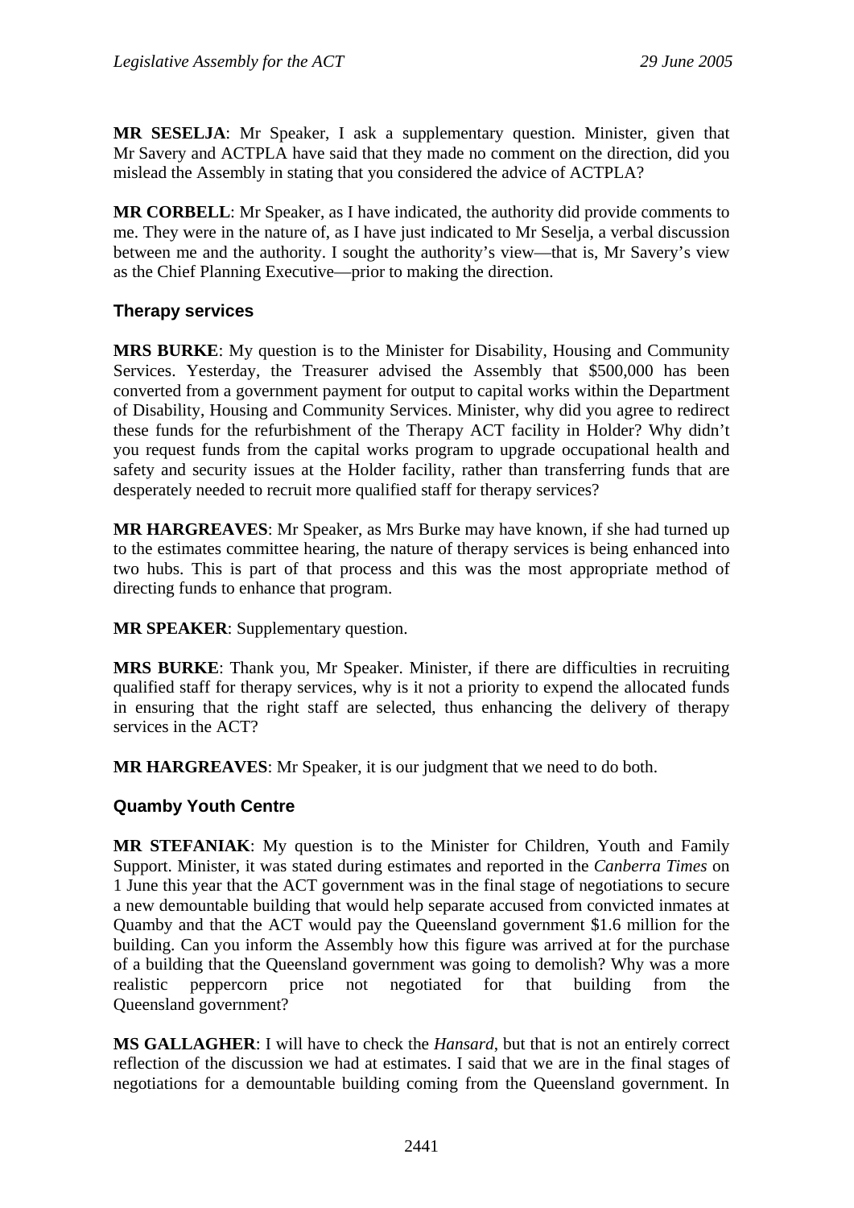**MR SESELJA**: Mr Speaker, I ask a supplementary question. Minister, given that Mr Savery and ACTPLA have said that they made no comment on the direction, did you mislead the Assembly in stating that you considered the advice of ACTPLA?

**MR CORBELL**: Mr Speaker, as I have indicated, the authority did provide comments to me. They were in the nature of, as I have just indicated to Mr Seselja, a verbal discussion between me and the authority. I sought the authority's view—that is, Mr Savery's view as the Chief Planning Executive—prior to making the direction.

### Therapy services

**MRS BURKE**: My question is to the Minister for Disability, Housing and Community Services. Yesterday, the Treasurer advised the Assembly that $500,000 has been converted from a government payment for output to capital works within the Department of Disability, Housing and Community Services. Minister, why did you agree to redirect these funds for the refurbishment of the Therapy ACT facility in Holder? Why didn't you request funds from the capital works program to upgrade occupational health and safety and security issues at the Holder facility, rather than transferring funds that are desperately needed to recruit more qualified staff for therapy services?

**MR HARGREAVES**: Mr Speaker, as Mrs Burke may have known, if she had turned up to the estimates committee hearing, the nature of therapy services is being enhanced into two hubs. This is part of that process and this was the most appropriate method of directing funds to enhance that program.

**MR SPEAKER**: Supplementary question.

**MRS BURKE**: Thank you, Mr Speaker. Minister, if there are difficulties in recruiting qualified staff for therapy services, why is it not a priority to expend the allocated funds in ensuring that the right staff are selected, thus enhancing the delivery of therapy services in the ACT?

**MR HARGREAVES**: Mr Speaker, it is our judgment that we need to do both.

### Quamby Youth Centre

**MR STEFANIAK**: My question is to the Minister for Children, Youth and Family Support. Minister, it was stated during estimates and reported in the *Canberra Times* on 1 June this year that the ACT government was in the final stage of negotiations to secure a new demountable building that would help separate accused from convicted inmates at Quamby and that the ACT would pay the Queensland government $1.6 million for the building. Can you inform the Assembly how this figure was arrived at for the purchase of a building that the Queensland government was going to demolish? Why was a more realistic peppercorn price not negotiated for that building from the Queensland government?

**MS GALLAGHER**: I will have to check the *Hansard*, but that is not an entirely correct reflection of the discussion we had at estimates. I said that we are in the final stages of negotiations for a demountable building coming from the Queensland government. In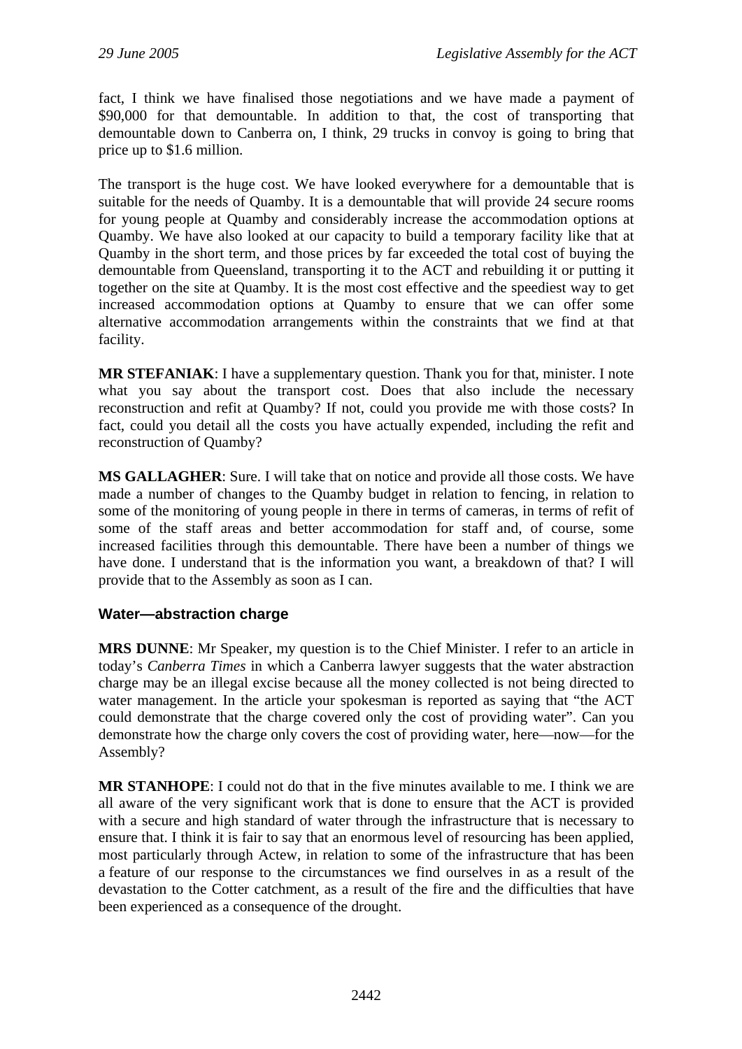fact, I think we have finalised those negotiations and we have made a payment of $90,000 for that demountable. In addition to that, the cost of transporting that demountable down to Canberra on, I think, 29 trucks in convoy is going to bring that price up to $1.6 million.

The transport is the huge cost. We have looked everywhere for a demountable that is suitable for the needs of Quamby. It is a demountable that will provide 24 secure rooms for young people at Quamby and considerably increase the accommodation options at Quamby. We have also looked at our capacity to build a temporary facility like that at Quamby in the short term, and those prices by far exceeded the total cost of buying the demountable from Queensland, transporting it to the ACT and rebuilding it or putting it together on the site at Quamby. It is the most cost effective and the speediest way to get increased accommodation options at Quamby to ensure that we can offer some alternative accommodation arrangements within the constraints that we find at that facility.

**MR STEFANIAK**: I have a supplementary question. Thank you for that, minister. I note what you say about the transport cost. Does that also include the necessary reconstruction and refit at Quamby? If not, could you provide me with those costs? In fact, could you detail all the costs you have actually expended, including the refit and reconstruction of Quamby?

**MS GALLAGHER**: Sure. I will take that on notice and provide all those costs. We have made a number of changes to the Quamby budget in relation to fencing, in relation to some of the monitoring of young people in there in terms of cameras, in terms of refit of some of the staff areas and better accommodation for staff and, of course, some increased facilities through this demountable. There have been a number of things we have done. I understand that is the information you want, a breakdown of that? I will provide that to the Assembly as soon as I can.

### Water—abstraction charge

**MRS DUNNE**: Mr Speaker, my question is to the Chief Minister. I refer to an article in today's *Canberra Times* in which a Canberra lawyer suggests that the water abstraction charge may be an illegal excise because all the money collected is not being directed to water management. In the article your spokesman is reported as saying that "the ACT could demonstrate that the charge covered only the cost of providing water". Can you demonstrate how the charge only covers the cost of providing water, here—now—for the Assembly?

**MR STANHOPE**: I could not do that in the five minutes available to me. I think we are all aware of the very significant work that is done to ensure that the ACT is provided with a secure and high standard of water through the infrastructure that is necessary to ensure that. I think it is fair to say that an enormous level of resourcing has been applied, most particularly through Actew, in relation to some of the infrastructure that has been a feature of our response to the circumstances we find ourselves in as a result of the devastation to the Cotter catchment, as a result of the fire and the difficulties that have been experienced as a consequence of the drought.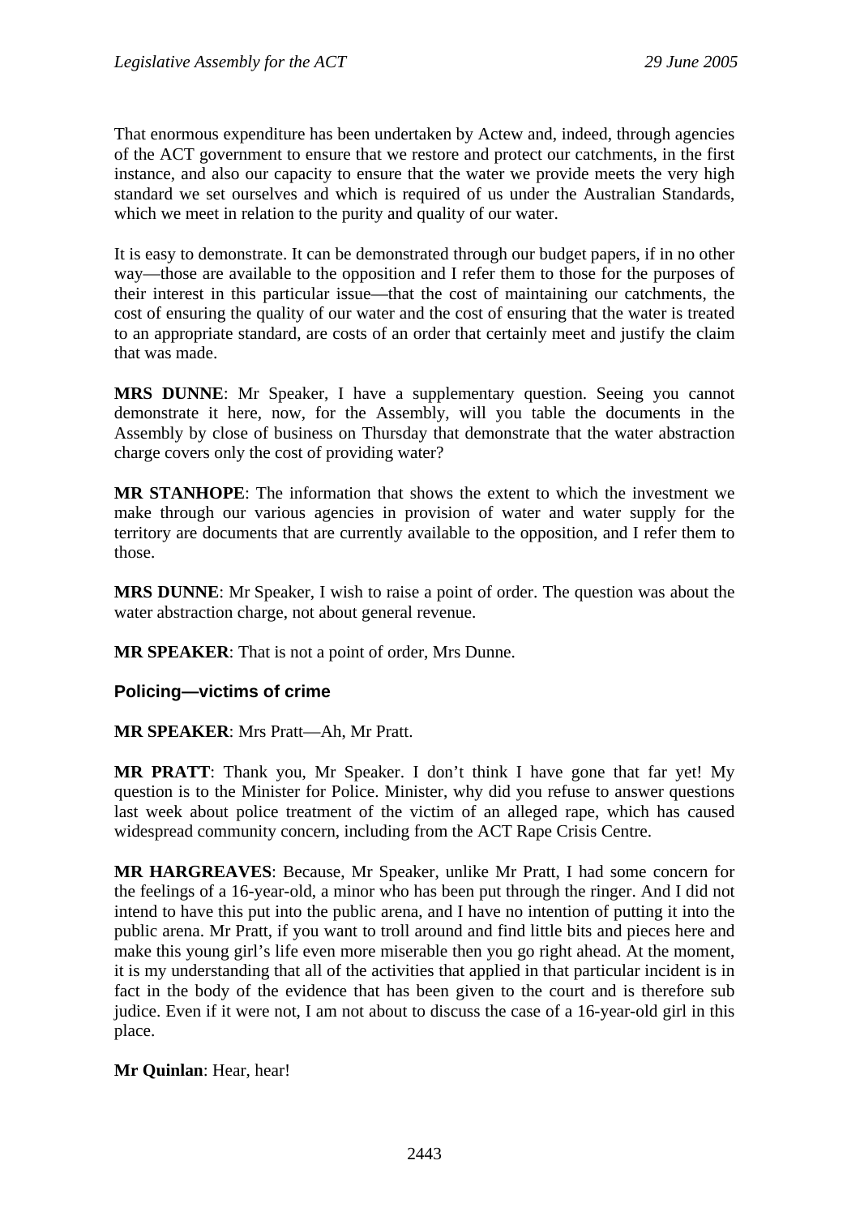That enormous expenditure has been undertaken by Actew and, indeed, through agencies of the ACT government to ensure that we restore and protect our catchments, in the first instance, and also our capacity to ensure that the water we provide meets the very high standard we set ourselves and which is required of us under the Australian Standards, which we meet in relation to the purity and quality of our water.

It is easy to demonstrate. It can be demonstrated through our budget papers, if in no other way—those are available to the opposition and I refer them to those for the purposes of their interest in this particular issue—that the cost of maintaining our catchments, the cost of ensuring the quality of our water and the cost of ensuring that the water is treated to an appropriate standard, are costs of an order that certainly meet and justify the claim that was made.

**MRS DUNNE**: Mr Speaker, I have a supplementary question. Seeing you cannot demonstrate it here, now, for the Assembly, will you table the documents in the Assembly by close of business on Thursday that demonstrate that the water abstraction charge covers only the cost of providing water?

**MR STANHOPE**: The information that shows the extent to which the investment we make through our various agencies in provision of water and water supply for the territory are documents that are currently available to the opposition, and I refer them to those.

**MRS DUNNE**: Mr Speaker, I wish to raise a point of order. The question was about the water abstraction charge, not about general revenue.

**MR SPEAKER**: That is not a point of order, Mrs Dunne.

### Policing—victims of crime

**MR SPEAKER**: Mrs Pratt—Ah, Mr Pratt.

**MR PRATT**: Thank you, Mr Speaker. I don't think I have gone that far yet! My question is to the Minister for Police. Minister, why did you refuse to answer questions last week about police treatment of the victim of an alleged rape, which has caused widespread community concern, including from the ACT Rape Crisis Centre.

**MR HARGREAVES**: Because, Mr Speaker, unlike Mr Pratt, I had some concern for the feelings of a 16-year-old, a minor who has been put through the ringer. And I did not intend to have this put into the public arena, and I have no intention of putting it into the public arena. Mr Pratt, if you want to troll around and find little bits and pieces here and make this young girl's life even more miserable then you go right ahead. At the moment, it is my understanding that all of the activities that applied in that particular incident is in fact in the body of the evidence that has been given to the court and is therefore sub judice. Even if it were not, I am not about to discuss the case of a 16-year-old girl in this place.

**Mr Quinlan**: Hear, hear!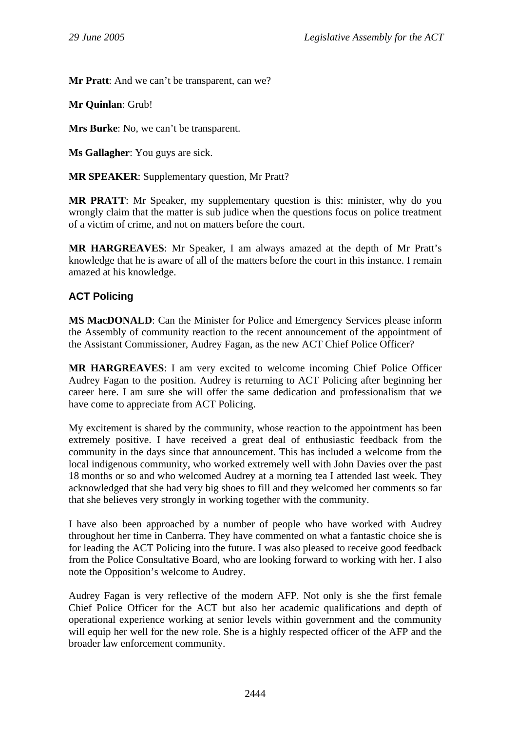**Mr Pratt**: And we can't be transparent, can we?

**Mr Quinlan**: Grub!

**Mrs Burke**: No, we can't be transparent.

**Ms Gallagher**: You guys are sick.

**MR SPEAKER**: Supplementary question, Mr Pratt?

**MR PRATT**: Mr Speaker, my supplementary question is this: minister, why do you wrongly claim that the matter is sub judice when the questions focus on police treatment of a victim of crime, and not on matters before the court.

**MR HARGREAVES**: Mr Speaker, I am always amazed at the depth of Mr Pratt's knowledge that he is aware of all of the matters before the court in this instance. I remain amazed at his knowledge.

## ACT Policing

**MS MacDONALD**: Can the Minister for Police and Emergency Services please inform the Assembly of community reaction to the recent announcement of the appointment of the Assistant Commissioner, Audrey Fagan, as the new ACT Chief Police Officer?

**MR HARGREAVES**: I am very excited to welcome incoming Chief Police Officer Audrey Fagan to the position. Audrey is returning to ACT Policing after beginning her career here. I am sure she will offer the same dedication and professionalism that we have come to appreciate from ACT Policing.

My excitement is shared by the community, whose reaction to the appointment has been extremely positive. I have received a great deal of enthusiastic feedback from the community in the days since that announcement. This has included a welcome from the local indigenous community, who worked extremely well with John Davies over the past 18 months or so and who welcomed Audrey at a morning tea I attended last week. They acknowledged that she had very big shoes to fill and they welcomed her comments so far that she believes very strongly in working together with the community.

I have also been approached by a number of people who have worked with Audrey throughout her time in Canberra. They have commented on what a fantastic choice she is for leading the ACT Policing into the future. I was also pleased to receive good feedback from the Police Consultative Board, who are looking forward to working with her. I also note the Opposition's welcome to Audrey.

Audrey Fagan is very reflective of the modern AFP. Not only is she the first female Chief Police Officer for the ACT but also her academic qualifications and depth of operational experience working at senior levels within government and the community will equip her well for the new role. She is a highly respected officer of the AFP and the broader law enforcement community.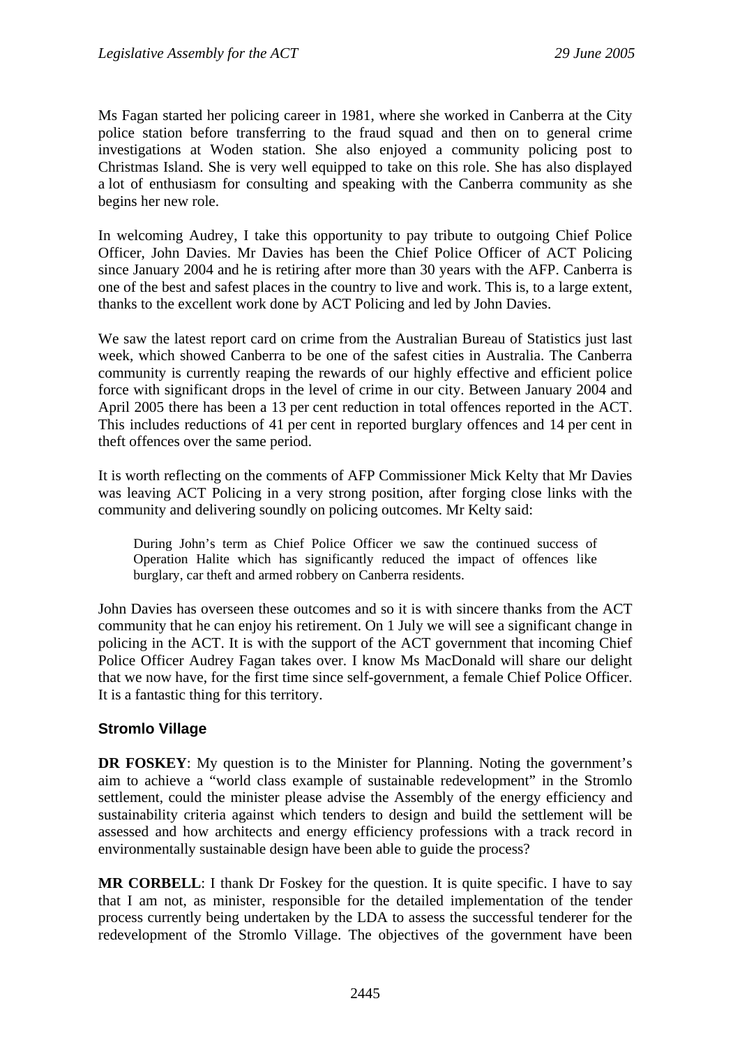Ms Fagan started her policing career in 1981, where she worked in Canberra at the City police station before transferring to the fraud squad and then on to general crime investigations at Woden station. She also enjoyed a community policing post to Christmas Island. She is very well equipped to take on this role. She has also displayed a lot of enthusiasm for consulting and speaking with the Canberra community as she begins her new role.

In welcoming Audrey, I take this opportunity to pay tribute to outgoing Chief Police Officer, John Davies. Mr Davies has been the Chief Police Officer of ACT Policing since January 2004 and he is retiring after more than 30 years with the AFP. Canberra is one of the best and safest places in the country to live and work. This is, to a large extent, thanks to the excellent work done by ACT Policing and led by John Davies.

We saw the latest report card on crime from the Australian Bureau of Statistics just last week, which showed Canberra to be one of the safest cities in Australia. The Canberra community is currently reaping the rewards of our highly effective and efficient police force with significant drops in the level of crime in our city. Between January 2004 and April 2005 there has been a 13 per cent reduction in total offences reported in the ACT. This includes reductions of 41 per cent in reported burglary offences and 14 per cent in theft offences over the same period.

It is worth reflecting on the comments of AFP Commissioner Mick Kelty that Mr Davies was leaving ACT Policing in a very strong position, after forging close links with the community and delivering soundly on policing outcomes. Mr Kelty said:

> During John's term as Chief Police Officer we saw the continued success of Operation Halite which has significantly reduced the impact of offences like burglary, car theft and armed robbery on Canberra residents.

John Davies has overseen these outcomes and so it is with sincere thanks from the ACT community that he can enjoy his retirement. On 1 July we will see a significant change in policing in the ACT. It is with the support of the ACT government that incoming Chief Police Officer Audrey Fagan takes over. I know Ms MacDonald will share our delight that we now have, for the first time since self-government, a female Chief Police Officer. It is a fantastic thing for this territory.

## Stromlo Village

**DR FOSKEY**: My question is to the Minister for Planning. Noting the government's aim to achieve a "world class example of sustainable redevelopment" in the Stromlo settlement, could the minister please advise the Assembly of the energy efficiency and sustainability criteria against which tenders to design and build the settlement will be assessed and how architects and energy efficiency professions with a track record in environmentally sustainable design have been able to guide the process?

**MR CORBELL**: I thank Dr Foskey for the question. It is quite specific. I have to say that I am not, as minister, responsible for the detailed implementation of the tender process currently being undertaken by the LDA to assess the successful tenderer for the redevelopment of the Stromlo Village. The objectives of the government have been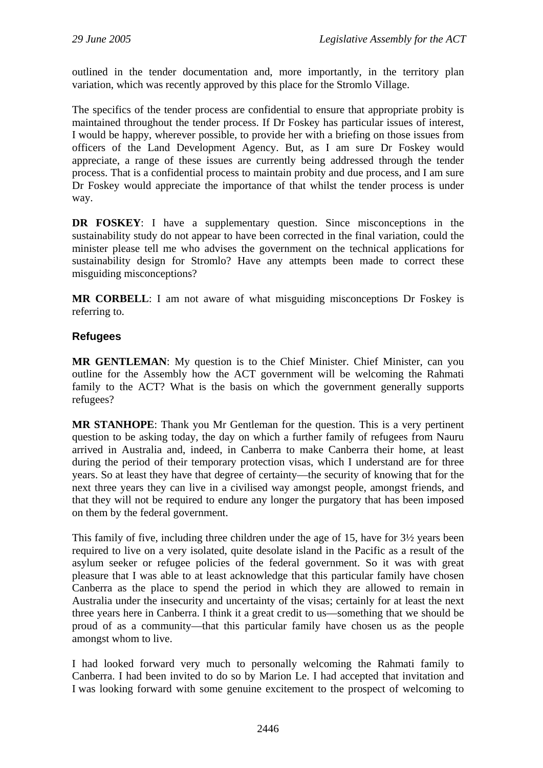outlined in the tender documentation and, more importantly, in the territory plan variation, which was recently approved by this place for the Stromlo Village.

The specifics of the tender process are confidential to ensure that appropriate probity is maintained throughout the tender process. If Dr Foskey has particular issues of interest, I would be happy, wherever possible, to provide her with a briefing on those issues from officers of the Land Development Agency. But, as I am sure Dr Foskey would appreciate, a range of these issues are currently being addressed through the tender process. That is a confidential process to maintain probity and due process, and I am sure Dr Foskey would appreciate the importance of that whilst the tender process is under way.

**DR FOSKEY**: I have a supplementary question. Since misconceptions in the sustainability study do not appear to have been corrected in the final variation, could the minister please tell me who advises the government on the technical applications for sustainability design for Stromlo? Have any attempts been made to correct these misguiding misconceptions?

**MR CORBELL**: I am not aware of what misguiding misconceptions Dr Foskey is referring to.

### Refugees

**MR GENTLEMAN**: My question is to the Chief Minister. Chief Minister, can you outline for the Assembly how the ACT government will be welcoming the Rahmati family to the ACT? What is the basis on which the government generally supports refugees?

**MR STANHOPE**: Thank you Mr Gentleman for the question. This is a very pertinent question to be asking today, the day on which a further family of refugees from Nauru arrived in Australia and, indeed, in Canberra to make Canberra their home, at least during the period of their temporary protection visas, which I understand are for three years. So at least they have that degree of certainty—the security of knowing that for the next three years they can live in a civilised way amongst people, amongst friends, and that they will not be required to endure any longer the purgatory that has been imposed on them by the federal government.

This family of five, including three children under the age of 15, have for 3½ years been required to live on a very isolated, quite desolate island in the Pacific as a result of the asylum seeker or refugee policies of the federal government. So it was with great pleasure that I was able to at least acknowledge that this particular family have chosen Canberra as the place to spend the period in which they are allowed to remain in Australia under the insecurity and uncertainty of the visas; certainly for at least the next three years here in Canberra. I think it a great credit to us—something that we should be proud of as a community—that this particular family have chosen us as the people amongst whom to live.

I had looked forward very much to personally welcoming the Rahmati family to Canberra. I had been invited to do so by Marion Le. I had accepted that invitation and I was looking forward with some genuine excitement to the prospect of welcoming to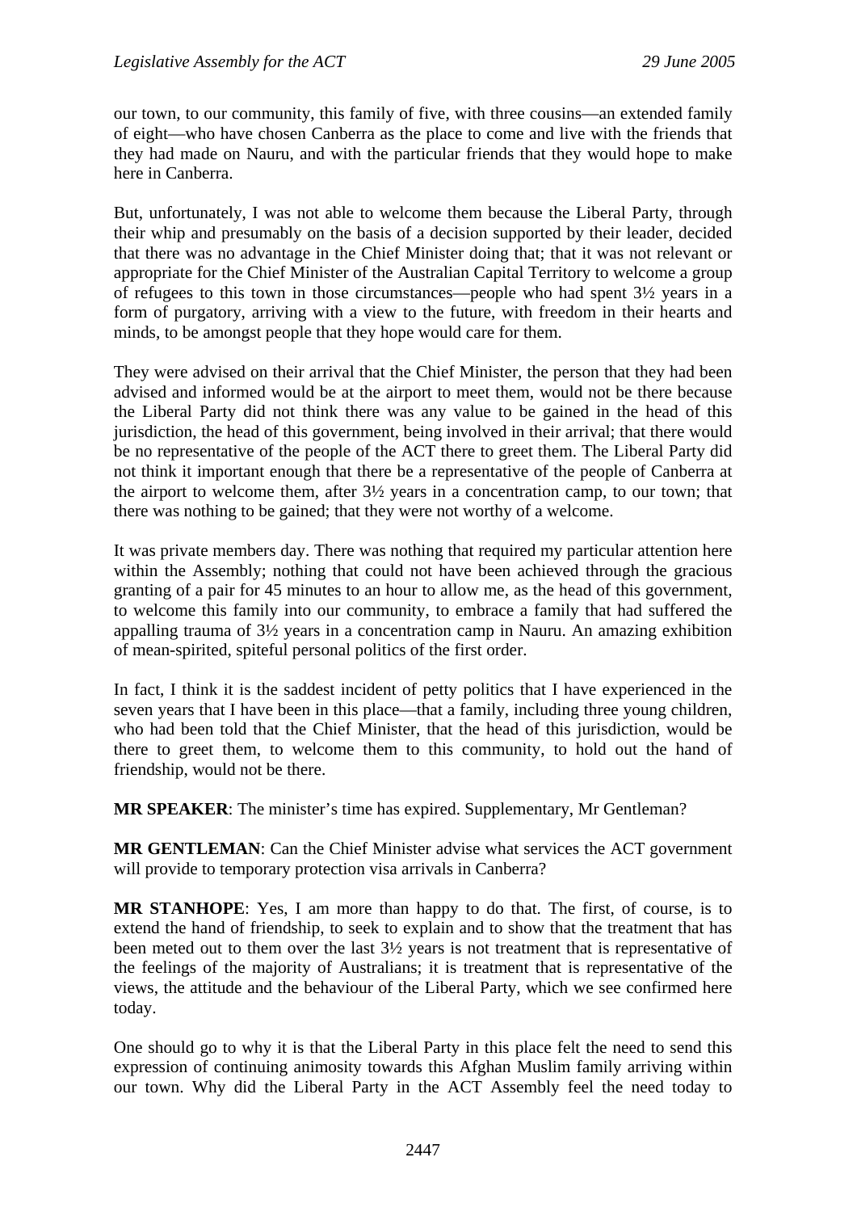our town, to our community, this family of five, with three cousins—an extended family of eight—who have chosen Canberra as the place to come and live with the friends that they had made on Nauru, and with the particular friends that they would hope to make here in Canberra.

But, unfortunately, I was not able to welcome them because the Liberal Party, through their whip and presumably on the basis of a decision supported by their leader, decided that there was no advantage in the Chief Minister doing that; that it was not relevant or appropriate for the Chief Minister of the Australian Capital Territory to welcome a group of refugees to this town in those circumstances—people who had spent 3½ years in a form of purgatory, arriving with a view to the future, with freedom in their hearts and minds, to be amongst people that they hope would care for them.

They were advised on their arrival that the Chief Minister, the person that they had been advised and informed would be at the airport to meet them, would not be there because the Liberal Party did not think there was any value to be gained in the head of this jurisdiction, the head of this government, being involved in their arrival; that there would be no representative of the people of the ACT there to greet them. The Liberal Party did not think it important enough that there be a representative of the people of Canberra at the airport to welcome them, after 3½ years in a concentration camp, to our town; that there was nothing to be gained; that they were not worthy of a welcome.

It was private members day. There was nothing that required my particular attention here within the Assembly; nothing that could not have been achieved through the gracious granting of a pair for 45 minutes to an hour to allow me, as the head of this government, to welcome this family into our community, to embrace a family that had suffered the appalling trauma of 3½ years in a concentration camp in Nauru. An amazing exhibition of mean-spirited, spiteful personal politics of the first order.

In fact, I think it is the saddest incident of petty politics that I have experienced in the seven years that I have been in this place—that a family, including three young children, who had been told that the Chief Minister, that the head of this jurisdiction, would be there to greet them, to welcome them to this community, to hold out the hand of friendship, would not be there.

**MR SPEAKER**: The minister's time has expired. Supplementary, Mr Gentleman?

**MR GENTLEMAN**: Can the Chief Minister advise what services the ACT government will provide to temporary protection visa arrivals in Canberra?

**MR STANHOPE**: Yes, I am more than happy to do that. The first, of course, is to extend the hand of friendship, to seek to explain and to show that the treatment that has been meted out to them over the last 3½ years is not treatment that is representative of the feelings of the majority of Australians; it is treatment that is representative of the views, the attitude and the behaviour of the Liberal Party, which we see confirmed here today.

One should go to why it is that the Liberal Party in this place felt the need to send this expression of continuing animosity towards this Afghan Muslim family arriving within our town. Why did the Liberal Party in the ACT Assembly feel the need today to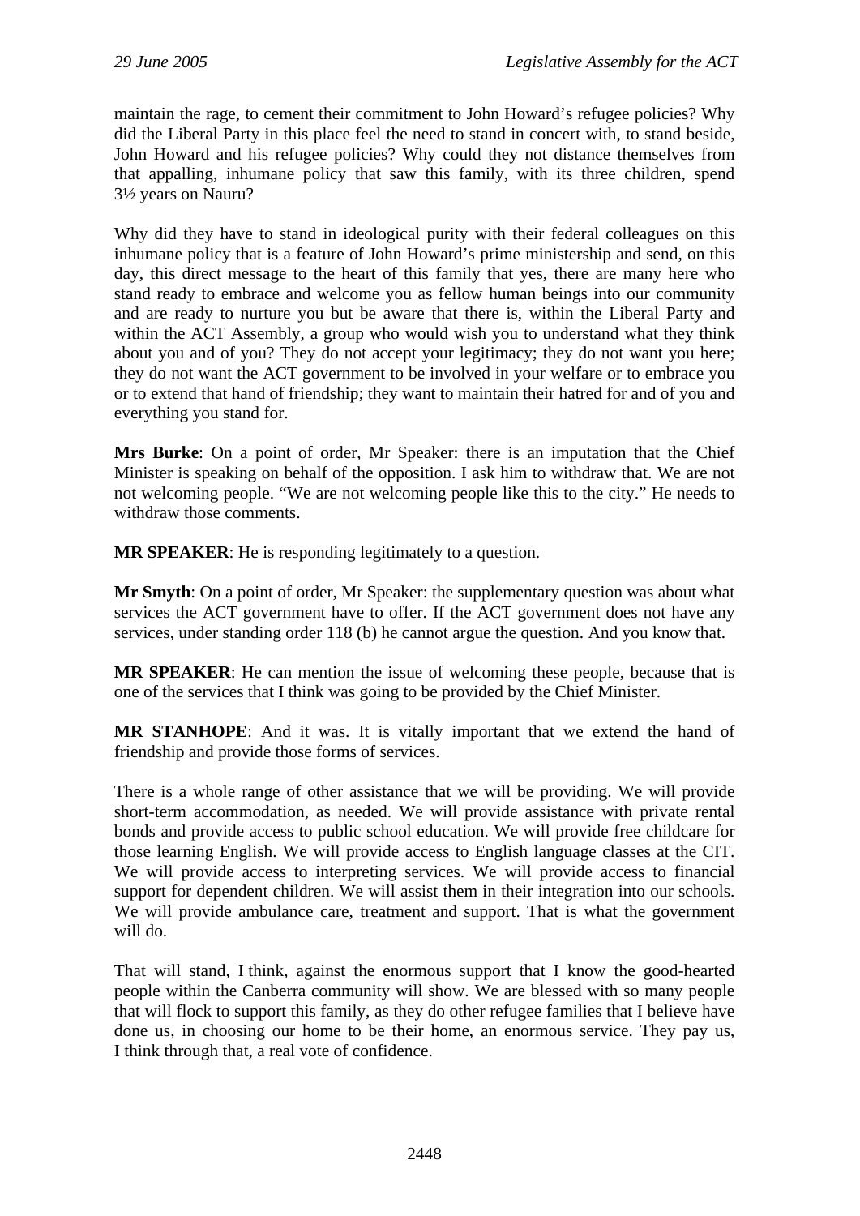maintain the rage, to cement their commitment to John Howard's refugee policies? Why did the Liberal Party in this place feel the need to stand in concert with, to stand beside, John Howard and his refugee policies? Why could they not distance themselves from that appalling, inhumane policy that saw this family, with its three children, spend 3½ years on Nauru?

Why did they have to stand in ideological purity with their federal colleagues on this inhumane policy that is a feature of John Howard's prime ministership and send, on this day, this direct message to the heart of this family that yes, there are many here who stand ready to embrace and welcome you as fellow human beings into our community and are ready to nurture you but be aware that there is, within the Liberal Party and within the ACT Assembly, a group who would wish you to understand what they think about you and of you? They do not accept your legitimacy; they do not want you here; they do not want the ACT government to be involved in your welfare or to embrace you or to extend that hand of friendship; they want to maintain their hatred for and of you and everything you stand for.

**Mrs Burke**: On a point of order, Mr Speaker: there is an imputation that the Chief Minister is speaking on behalf of the opposition. I ask him to withdraw that. We are not not welcoming people. "We are not welcoming people like this to the city." He needs to withdraw those comments.

**MR SPEAKER**: He is responding legitimately to a question.

**Mr Smyth**: On a point of order, Mr Speaker: the supplementary question was about what services the ACT government have to offer. If the ACT government does not have any services, under standing order 118 (b) he cannot argue the question. And you know that.

**MR SPEAKER**: He can mention the issue of welcoming these people, because that is one of the services that I think was going to be provided by the Chief Minister.

**MR STANHOPE**: And it was. It is vitally important that we extend the hand of friendship and provide those forms of services.

There is a whole range of other assistance that we will be providing. We will provide short-term accommodation, as needed. We will provide assistance with private rental bonds and provide access to public school education. We will provide free childcare for those learning English. We will provide access to English language classes at the CIT. We will provide access to interpreting services. We will provide access to financial support for dependent children. We will assist them in their integration into our schools. We will provide ambulance care, treatment and support. That is what the government will do.

That will stand, I think, against the enormous support that I know the good-hearted people within the Canberra community will show. We are blessed with so many people that will flock to support this family, as they do other refugee families that I believe have done us, in choosing our home to be their home, an enormous service. They pay us, I think through that, a real vote of confidence.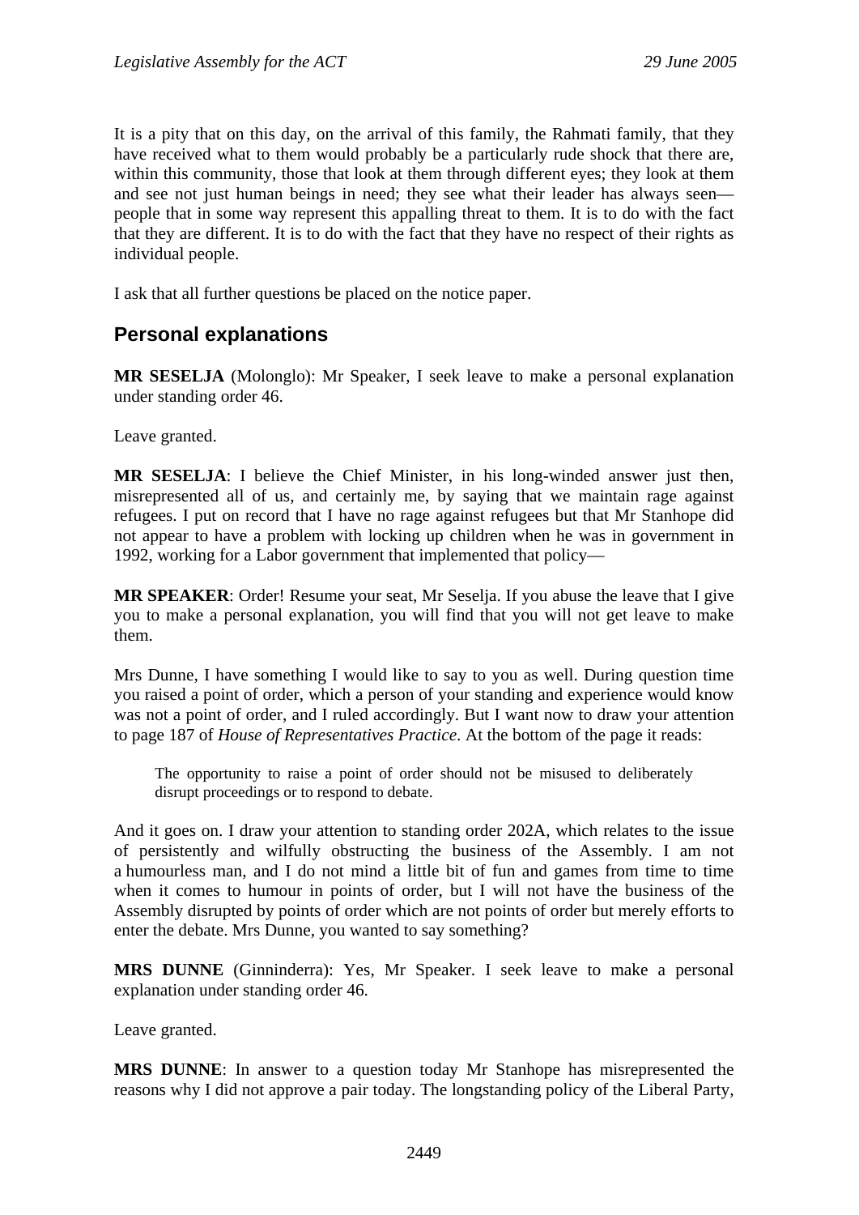It is a pity that on this day, on the arrival of this family, the Rahmati family, that they have received what to them would probably be a particularly rude shock that there are, within this community, those that look at them through different eyes; they look at them and see not just human beings in need; they see what their leader has always seen—people that in some way represent this appalling threat to them. It is to do with the fact that they are different. It is to do with the fact that they have no respect of their rights as individual people.

I ask that all further questions be placed on the notice paper.

## Personal explanations

**MR SESELJA** (Molonglo): Mr Speaker, I seek leave to make a personal explanation under standing order 46.

Leave granted.

**MR SESELJA**: I believe the Chief Minister, in his long-winded answer just then, misrepresented all of us, and certainly me, by saying that we maintain rage against refugees. I put on record that I have no rage against refugees but that Mr Stanhope did not appear to have a problem with locking up children when he was in government in 1992, working for a Labor government that implemented that policy—

**MR SPEAKER**: Order! Resume your seat, Mr Seselja. If you abuse the leave that I give you to make a personal explanation, you will find that you will not get leave to make them.

Mrs Dunne, I have something I would like to say to you as well. During question time you raised a point of order, which a person of your standing and experience would know was not a point of order, and I ruled accordingly. But I want now to draw your attention to page 187 of *House of Representatives Practice*. At the bottom of the page it reads:

> The opportunity to raise a point of order should not be misused to deliberately disrupt proceedings or to respond to debate.

And it goes on. I draw your attention to standing order 202A, which relates to the issue of persistently and wilfully obstructing the business of the Assembly. I am not a humourless man, and I do not mind a little bit of fun and games from time to time when it comes to humour in points of order, but I will not have the business of the Assembly disrupted by points of order which are not points of order but merely efforts to enter the debate. Mrs Dunne, you wanted to say something?

**MRS DUNNE** (Ginninderra): Yes, Mr Speaker. I seek leave to make a personal explanation under standing order 46.

Leave granted.

**MRS DUNNE**: In answer to a question today Mr Stanhope has misrepresented the reasons why I did not approve a pair today. The longstanding policy of the Liberal Party,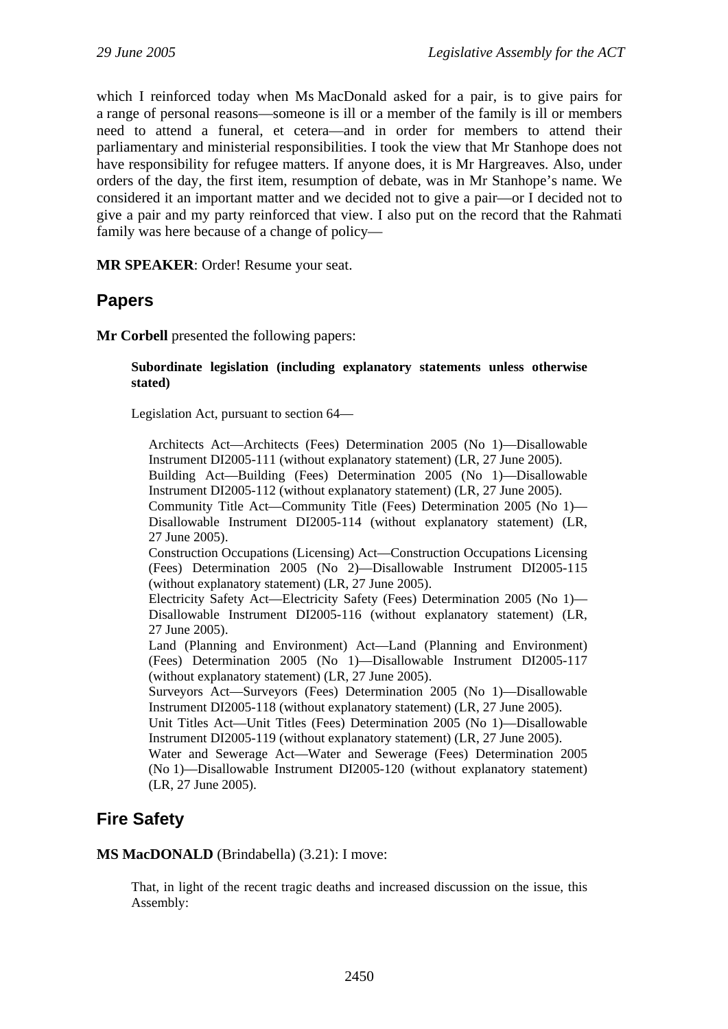which I reinforced today when Ms MacDonald asked for a pair, is to give pairs for a range of personal reasons—someone is ill or a member of the family is ill or members need to attend a funeral, et cetera—and in order for members to attend their parliamentary and ministerial responsibilities. I took the view that Mr Stanhope does not have responsibility for refugee matters. If anyone does, it is Mr Hargreaves. Also, under orders of the day, the first item, resumption of debate, was in Mr Stanhope's name. We considered it an important matter and we decided not to give a pair—or I decided not to give a pair and my party reinforced that view. I also put on the record that the Rahmati family was here because of a change of policy—

**MR SPEAKER**: Order! Resume your seat.

## Papers

**Mr Corbell** presented the following papers:

> **Subordinate legislation (including explanatory statements unless otherwise stated)**
>
> Legislation Act, pursuant to section 64—
>
> Architects Act—Architects (Fees) Determination 2005 (No 1)—Disallowable Instrument DI2005-111 (without explanatory statement) (LR, 27 June 2005).
> Building Act—Building (Fees) Determination 2005 (No 1)—Disallowable Instrument DI2005-112 (without explanatory statement) (LR, 27 June 2005).
> Community Title Act—Community Title (Fees) Determination 2005 (No 1)—Disallowable Instrument DI2005-114 (without explanatory statement) (LR, 27 June 2005).
> Construction Occupations (Licensing) Act—Construction Occupations Licensing (Fees) Determination 2005 (No 2)—Disallowable Instrument DI2005-115 (without explanatory statement) (LR, 27 June 2005).
> Electricity Safety Act—Electricity Safety (Fees) Determination 2005 (No 1)—Disallowable Instrument DI2005-116 (without explanatory statement) (LR, 27 June 2005).
> Land (Planning and Environment) Act—Land (Planning and Environment) (Fees) Determination 2005 (No 1)—Disallowable Instrument DI2005-117 (without explanatory statement) (LR, 27 June 2005).
> Surveyors Act—Surveyors (Fees) Determination 2005 (No 1)—Disallowable Instrument DI2005-118 (without explanatory statement) (LR, 27 June 2005).
> Unit Titles Act—Unit Titles (Fees) Determination 2005 (No 1)—Disallowable Instrument DI2005-119 (without explanatory statement) (LR, 27 June 2005).
> Water and Sewerage Act—Water and Sewerage (Fees) Determination 2005 (No 1)—Disallowable Instrument DI2005-120 (without explanatory statement) (LR, 27 June 2005).

## Fire Safety

**MS MacDONALD** (Brindabella) (3.21): I move:

> That, in light of the recent tragic deaths and increased discussion on the issue, this Assembly: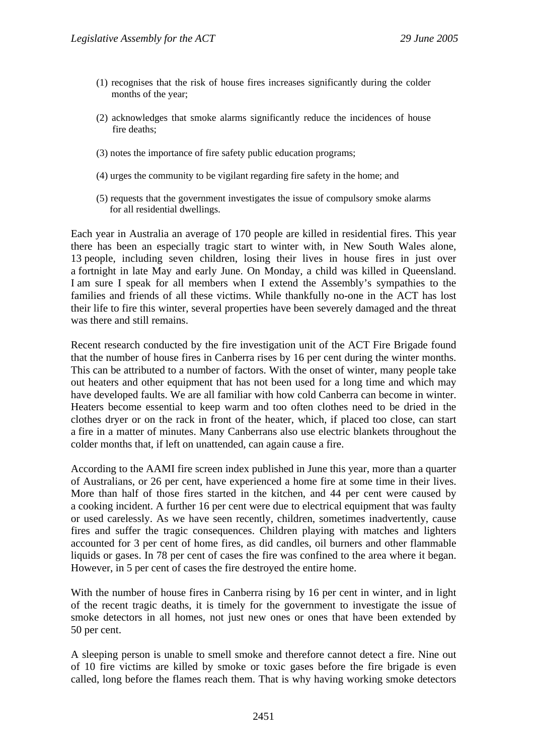(1) recognises that the risk of house fires increases significantly during the colder months of the year;

(2) acknowledges that smoke alarms significantly reduce the incidences of house fire deaths;

(3) notes the importance of fire safety public education programs;

(4) urges the community to be vigilant regarding fire safety in the home; and

(5) requests that the government investigates the issue of compulsory smoke alarms for all residential dwellings.

Each year in Australia an average of 170 people are killed in residential fires. This year there has been an especially tragic start to winter with, in New South Wales alone, 13 people, including seven children, losing their lives in house fires in just over a fortnight in late May and early June. On Monday, a child was killed in Queensland. I am sure I speak for all members when I extend the Assembly's sympathies to the families and friends of all these victims. While thankfully no-one in the ACT has lost their life to fire this winter, several properties have been severely damaged and the threat was there and still remains.

Recent research conducted by the fire investigation unit of the ACT Fire Brigade found that the number of house fires in Canberra rises by 16 per cent during the winter months. This can be attributed to a number of factors. With the onset of winter, many people take out heaters and other equipment that has not been used for a long time and which may have developed faults. We are all familiar with how cold Canberra can become in winter. Heaters become essential to keep warm and too often clothes need to be dried in the clothes dryer or on the rack in front of the heater, which, if placed too close, can start a fire in a matter of minutes. Many Canberrans also use electric blankets throughout the colder months that, if left on unattended, can again cause a fire.

According to the AAMI fire screen index published in June this year, more than a quarter of Australians, or 26 per cent, have experienced a home fire at some time in their lives. More than half of those fires started in the kitchen, and 44 per cent were caused by a cooking incident. A further 16 per cent were due to electrical equipment that was faulty or used carelessly. As we have seen recently, children, sometimes inadvertently, cause fires and suffer the tragic consequences. Children playing with matches and lighters accounted for 3 per cent of home fires, as did candles, oil burners and other flammable liquids or gases. In 78 per cent of cases the fire was confined to the area where it began. However, in 5 per cent of cases the fire destroyed the entire home.

With the number of house fires in Canberra rising by 16 per cent in winter, and in light of the recent tragic deaths, it is timely for the government to investigate the issue of smoke detectors in all homes, not just new ones or ones that have been extended by 50 per cent.

A sleeping person is unable to smell smoke and therefore cannot detect a fire. Nine out of 10 fire victims are killed by smoke or toxic gases before the fire brigade is even called, long before the flames reach them. That is why having working smoke detectors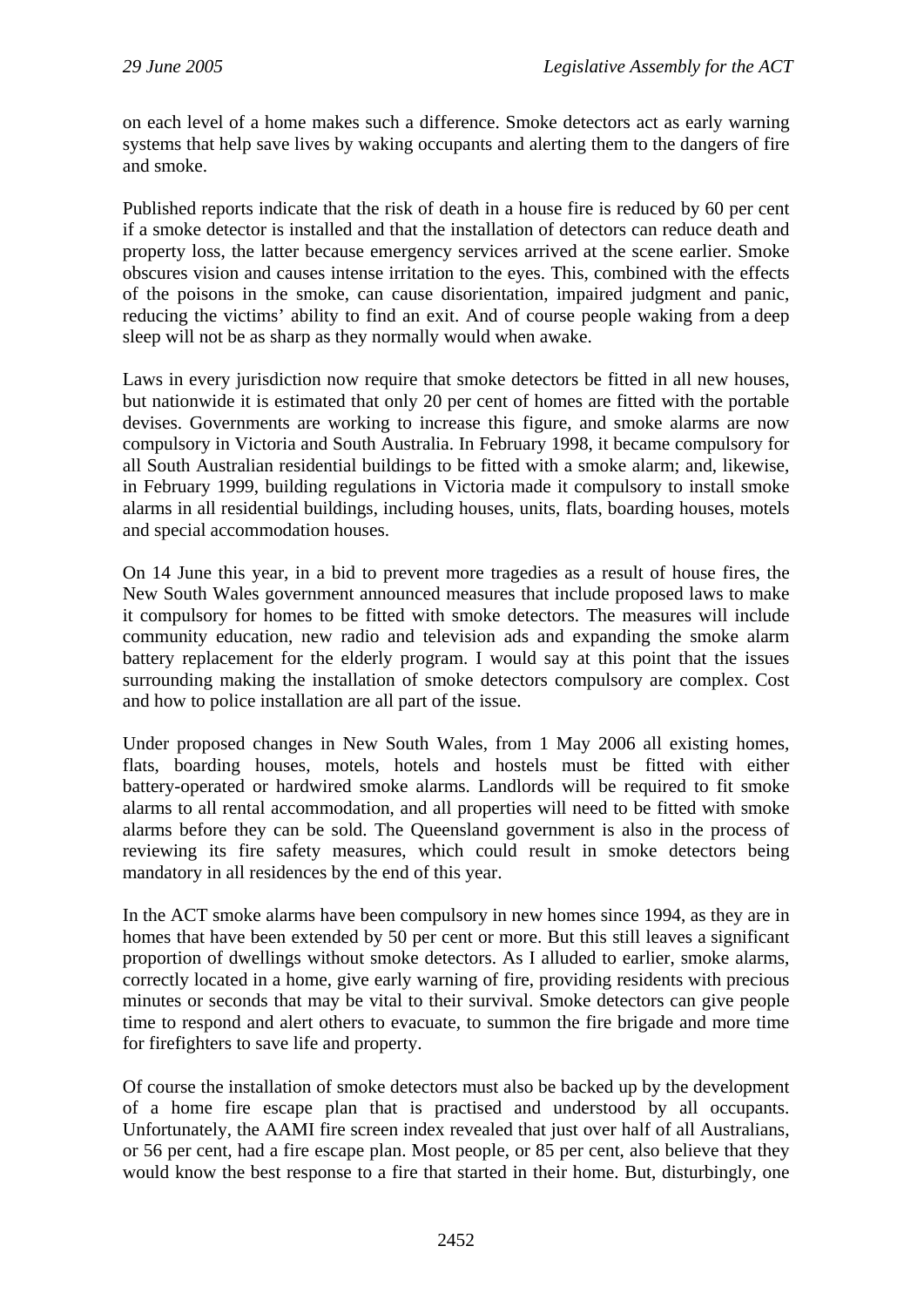on each level of a home makes such a difference. Smoke detectors act as early warning systems that help save lives by waking occupants and alerting them to the dangers of fire and smoke.

Published reports indicate that the risk of death in a house fire is reduced by 60 per cent if a smoke detector is installed and that the installation of detectors can reduce death and property loss, the latter because emergency services arrived at the scene earlier. Smoke obscures vision and causes intense irritation to the eyes. This, combined with the effects of the poisons in the smoke, can cause disorientation, impaired judgment and panic, reducing the victims' ability to find an exit. And of course people waking from a deep sleep will not be as sharp as they normally would when awake.

Laws in every jurisdiction now require that smoke detectors be fitted in all new houses, but nationwide it is estimated that only 20 per cent of homes are fitted with the portable devises. Governments are working to increase this figure, and smoke alarms are now compulsory in Victoria and South Australia. In February 1998, it became compulsory for all South Australian residential buildings to be fitted with a smoke alarm; and, likewise, in February 1999, building regulations in Victoria made it compulsory to install smoke alarms in all residential buildings, including houses, units, flats, boarding houses, motels and special accommodation houses.

On 14 June this year, in a bid to prevent more tragedies as a result of house fires, the New South Wales government announced measures that include proposed laws to make it compulsory for homes to be fitted with smoke detectors. The measures will include community education, new radio and television ads and expanding the smoke alarm battery replacement for the elderly program. I would say at this point that the issues surrounding making the installation of smoke detectors compulsory are complex. Cost and how to police installation are all part of the issue.

Under proposed changes in New South Wales, from 1 May 2006 all existing homes, flats, boarding houses, motels, hotels and hostels must be fitted with either battery-operated or hardwired smoke alarms. Landlords will be required to fit smoke alarms to all rental accommodation, and all properties will need to be fitted with smoke alarms before they can be sold. The Queensland government is also in the process of reviewing its fire safety measures, which could result in smoke detectors being mandatory in all residences by the end of this year.

In the ACT smoke alarms have been compulsory in new homes since 1994, as they are in homes that have been extended by 50 per cent or more. But this still leaves a significant proportion of dwellings without smoke detectors. As I alluded to earlier, smoke alarms, correctly located in a home, give early warning of fire, providing residents with precious minutes or seconds that may be vital to their survival. Smoke detectors can give people time to respond and alert others to evacuate, to summon the fire brigade and more time for firefighters to save life and property.

Of course the installation of smoke detectors must also be backed up by the development of a home fire escape plan that is practised and understood by all occupants. Unfortunately, the AAMI fire screen index revealed that just over half of all Australians, or 56 per cent, had a fire escape plan. Most people, or 85 per cent, also believe that they would know the best response to a fire that started in their home. But, disturbingly, one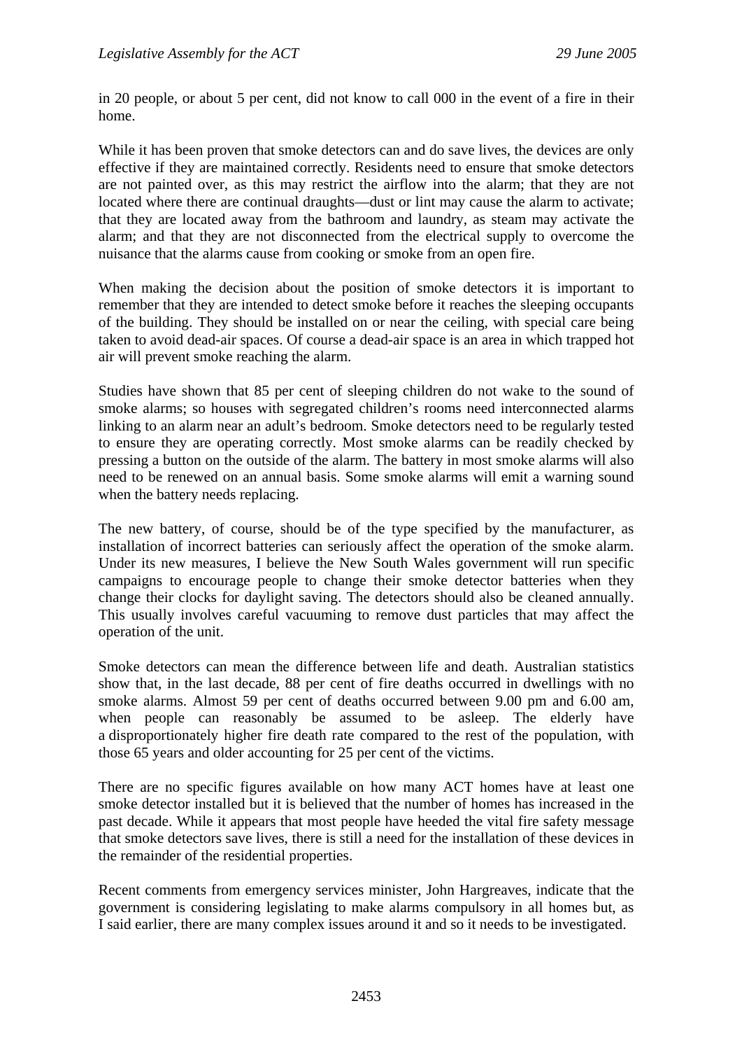in 20 people, or about 5 per cent, did not know to call 000 in the event of a fire in their home.

While it has been proven that smoke detectors can and do save lives, the devices are only effective if they are maintained correctly. Residents need to ensure that smoke detectors are not painted over, as this may restrict the airflow into the alarm; that they are not located where there are continual draughts—dust or lint may cause the alarm to activate; that they are located away from the bathroom and laundry, as steam may activate the alarm; and that they are not disconnected from the electrical supply to overcome the nuisance that the alarms cause from cooking or smoke from an open fire.

When making the decision about the position of smoke detectors it is important to remember that they are intended to detect smoke before it reaches the sleeping occupants of the building. They should be installed on or near the ceiling, with special care being taken to avoid dead-air spaces. Of course a dead-air space is an area in which trapped hot air will prevent smoke reaching the alarm.

Studies have shown that 85 per cent of sleeping children do not wake to the sound of smoke alarms; so houses with segregated children's rooms need interconnected alarms linking to an alarm near an adult's bedroom. Smoke detectors need to be regularly tested to ensure they are operating correctly. Most smoke alarms can be readily checked by pressing a button on the outside of the alarm. The battery in most smoke alarms will also need to be renewed on an annual basis. Some smoke alarms will emit a warning sound when the battery needs replacing.

The new battery, of course, should be of the type specified by the manufacturer, as installation of incorrect batteries can seriously affect the operation of the smoke alarm. Under its new measures, I believe the New South Wales government will run specific campaigns to encourage people to change their smoke detector batteries when they change their clocks for daylight saving. The detectors should also be cleaned annually. This usually involves careful vacuuming to remove dust particles that may affect the operation of the unit.

Smoke detectors can mean the difference between life and death. Australian statistics show that, in the last decade, 88 per cent of fire deaths occurred in dwellings with no smoke alarms. Almost 59 per cent of deaths occurred between 9.00 pm and 6.00 am, when people can reasonably be assumed to be asleep. The elderly have a disproportionately higher fire death rate compared to the rest of the population, with those 65 years and older accounting for 25 per cent of the victims.

There are no specific figures available on how many ACT homes have at least one smoke detector installed but it is believed that the number of homes has increased in the past decade. While it appears that most people have heeded the vital fire safety message that smoke detectors save lives, there is still a need for the installation of these devices in the remainder of the residential properties.

Recent comments from emergency services minister, John Hargreaves, indicate that the government is considering legislating to make alarms compulsory in all homes but, as I said earlier, there are many complex issues around it and so it needs to be investigated.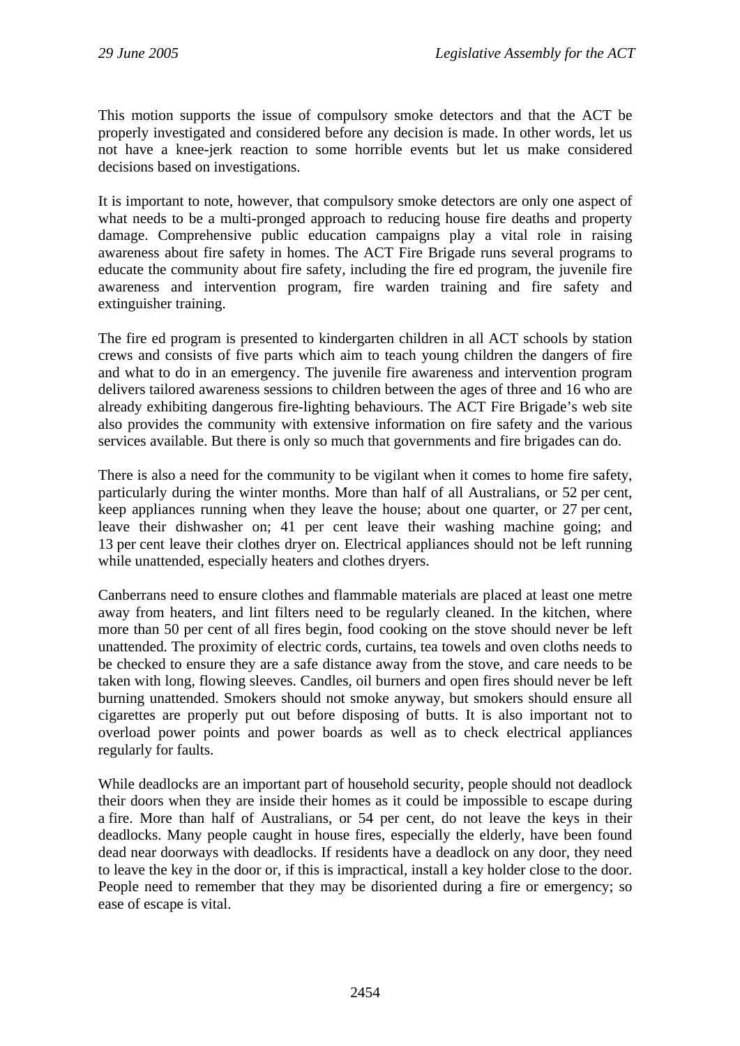This motion supports the issue of compulsory smoke detectors and that the ACT be properly investigated and considered before any decision is made. In other words, let us not have a knee-jerk reaction to some horrible events but let us make considered decisions based on investigations.

It is important to note, however, that compulsory smoke detectors are only one aspect of what needs to be a multi-pronged approach to reducing house fire deaths and property damage. Comprehensive public education campaigns play a vital role in raising awareness about fire safety in homes. The ACT Fire Brigade runs several programs to educate the community about fire safety, including the fire ed program, the juvenile fire awareness and intervention program, fire warden training and fire safety and extinguisher training.

The fire ed program is presented to kindergarten children in all ACT schools by station crews and consists of five parts which aim to teach young children the dangers of fire and what to do in an emergency. The juvenile fire awareness and intervention program delivers tailored awareness sessions to children between the ages of three and 16 who are already exhibiting dangerous fire-lighting behaviours. The ACT Fire Brigade's web site also provides the community with extensive information on fire safety and the various services available. But there is only so much that governments and fire brigades can do.

There is also a need for the community to be vigilant when it comes to home fire safety, particularly during the winter months. More than half of all Australians, or 52 per cent, keep appliances running when they leave the house; about one quarter, or 27 per cent, leave their dishwasher on; 41 per cent leave their washing machine going; and 13 per cent leave their clothes dryer on. Electrical appliances should not be left running while unattended, especially heaters and clothes dryers.

Canberrans need to ensure clothes and flammable materials are placed at least one metre away from heaters, and lint filters need to be regularly cleaned. In the kitchen, where more than 50 per cent of all fires begin, food cooking on the stove should never be left unattended. The proximity of electric cords, curtains, tea towels and oven cloths needs to be checked to ensure they are a safe distance away from the stove, and care needs to be taken with long, flowing sleeves. Candles, oil burners and open fires should never be left burning unattended. Smokers should not smoke anyway, but smokers should ensure all cigarettes are properly put out before disposing of butts. It is also important not to overload power points and power boards as well as to check electrical appliances regularly for faults.

While deadlocks are an important part of household security, people should not deadlock their doors when they are inside their homes as it could be impossible to escape during a fire. More than half of Australians, or 54 per cent, do not leave the keys in their deadlocks. Many people caught in house fires, especially the elderly, have been found dead near doorways with deadlocks. If residents have a deadlock on any door, they need to leave the key in the door or, if this is impractical, install a key holder close to the door. People need to remember that they may be disoriented during a fire or emergency; so ease of escape is vital.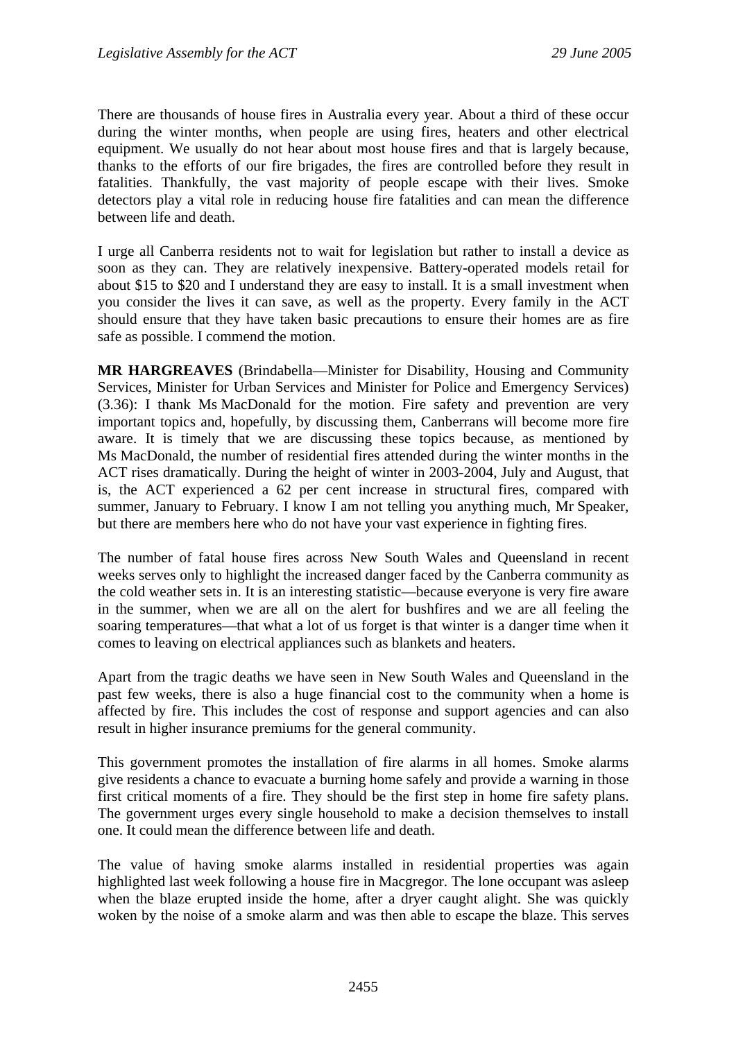There are thousands of house fires in Australia every year. About a third of these occur during the winter months, when people are using fires, heaters and other electrical equipment. We usually do not hear about most house fires and that is largely because, thanks to the efforts of our fire brigades, the fires are controlled before they result in fatalities. Thankfully, the vast majority of people escape with their lives. Smoke detectors play a vital role in reducing house fire fatalities and can mean the difference between life and death.

I urge all Canberra residents not to wait for legislation but rather to install a device as soon as they can. They are relatively inexpensive. Battery-operated models retail for about $15 to $20 and I understand they are easy to install. It is a small investment when you consider the lives it can save, as well as the property. Every family in the ACT should ensure that they have taken basic precautions to ensure their homes are as fire safe as possible. I commend the motion.

**MR HARGREAVES** (Brindabella—Minister for Disability, Housing and Community Services, Minister for Urban Services and Minister for Police and Emergency Services) (3.36): I thank Ms MacDonald for the motion. Fire safety and prevention are very important topics and, hopefully, by discussing them, Canberrans will become more fire aware. It is timely that we are discussing these topics because, as mentioned by Ms MacDonald, the number of residential fires attended during the winter months in the ACT rises dramatically. During the height of winter in 2003-2004, July and August, that is, the ACT experienced a 62 per cent increase in structural fires, compared with summer, January to February. I know I am not telling you anything much, Mr Speaker, but there are members here who do not have your vast experience in fighting fires.

The number of fatal house fires across New South Wales and Queensland in recent weeks serves only to highlight the increased danger faced by the Canberra community as the cold weather sets in. It is an interesting statistic—because everyone is very fire aware in the summer, when we are all on the alert for bushfires and we are all feeling the soaring temperatures—that what a lot of us forget is that winter is a danger time when it comes to leaving on electrical appliances such as blankets and heaters.

Apart from the tragic deaths we have seen in New South Wales and Queensland in the past few weeks, there is also a huge financial cost to the community when a home is affected by fire. This includes the cost of response and support agencies and can also result in higher insurance premiums for the general community.

This government promotes the installation of fire alarms in all homes. Smoke alarms give residents a chance to evacuate a burning home safely and provide a warning in those first critical moments of a fire. They should be the first step in home fire safety plans. The government urges every single household to make a decision themselves to install one. It could mean the difference between life and death.

The value of having smoke alarms installed in residential properties was again highlighted last week following a house fire in Macgregor. The lone occupant was asleep when the blaze erupted inside the home, after a dryer caught alight. She was quickly woken by the noise of a smoke alarm and was then able to escape the blaze. This serves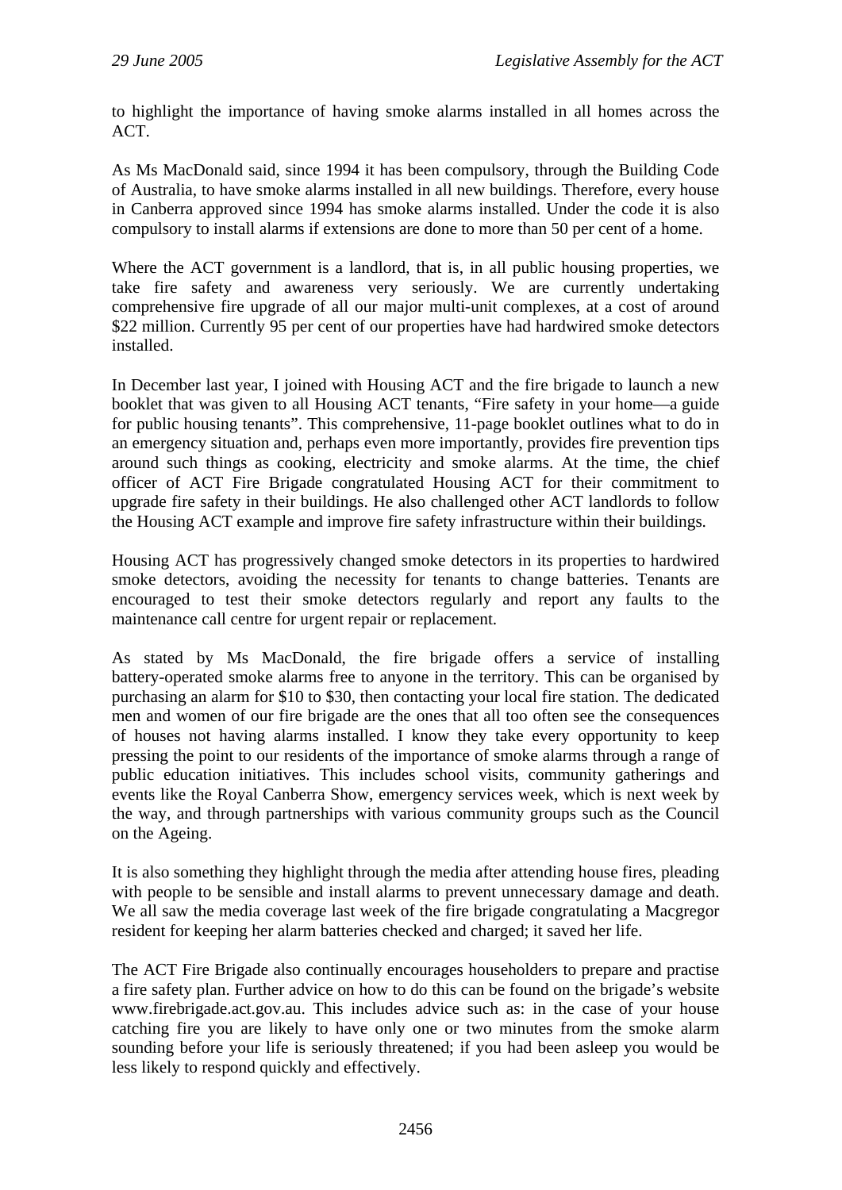to highlight the importance of having smoke alarms installed in all homes across the ACT.

As Ms MacDonald said, since 1994 it has been compulsory, through the Building Code of Australia, to have smoke alarms installed in all new buildings. Therefore, every house in Canberra approved since 1994 has smoke alarms installed. Under the code it is also compulsory to install alarms if extensions are done to more than 50 per cent of a home.

Where the ACT government is a landlord, that is, in all public housing properties, we take fire safety and awareness very seriously. We are currently undertaking comprehensive fire upgrade of all our major multi-unit complexes, at a cost of around $22 million. Currently 95 per cent of our properties have had hardwired smoke detectors installed.

In December last year, I joined with Housing ACT and the fire brigade to launch a new booklet that was given to all Housing ACT tenants, "Fire safety in your home—a guide for public housing tenants". This comprehensive, 11-page booklet outlines what to do in an emergency situation and, perhaps even more importantly, provides fire prevention tips around such things as cooking, electricity and smoke alarms. At the time, the chief officer of ACT Fire Brigade congratulated Housing ACT for their commitment to upgrade fire safety in their buildings. He also challenged other ACT landlords to follow the Housing ACT example and improve fire safety infrastructure within their buildings.

Housing ACT has progressively changed smoke detectors in its properties to hardwired smoke detectors, avoiding the necessity for tenants to change batteries. Tenants are encouraged to test their smoke detectors regularly and report any faults to the maintenance call centre for urgent repair or replacement.

As stated by Ms MacDonald, the fire brigade offers a service of installing battery-operated smoke alarms free to anyone in the territory. This can be organised by purchasing an alarm for $10 to $30, then contacting your local fire station. The dedicated men and women of our fire brigade are the ones that all too often see the consequences of houses not having alarms installed. I know they take every opportunity to keep pressing the point to our residents of the importance of smoke alarms through a range of public education initiatives. This includes school visits, community gatherings and events like the Royal Canberra Show, emergency services week, which is next week by the way, and through partnerships with various community groups such as the Council on the Ageing.

It is also something they highlight through the media after attending house fires, pleading with people to be sensible and install alarms to prevent unnecessary damage and death. We all saw the media coverage last week of the fire brigade congratulating a Macgregor resident for keeping her alarm batteries checked and charged; it saved her life.

The ACT Fire Brigade also continually encourages householders to prepare and practise a fire safety plan. Further advice on how to do this can be found on the brigade's website www.firebrigade.act.gov.au. This includes advice such as: in the case of your house catching fire you are likely to have only one or two minutes from the smoke alarm sounding before your life is seriously threatened; if you had been asleep you would be less likely to respond quickly and effectively.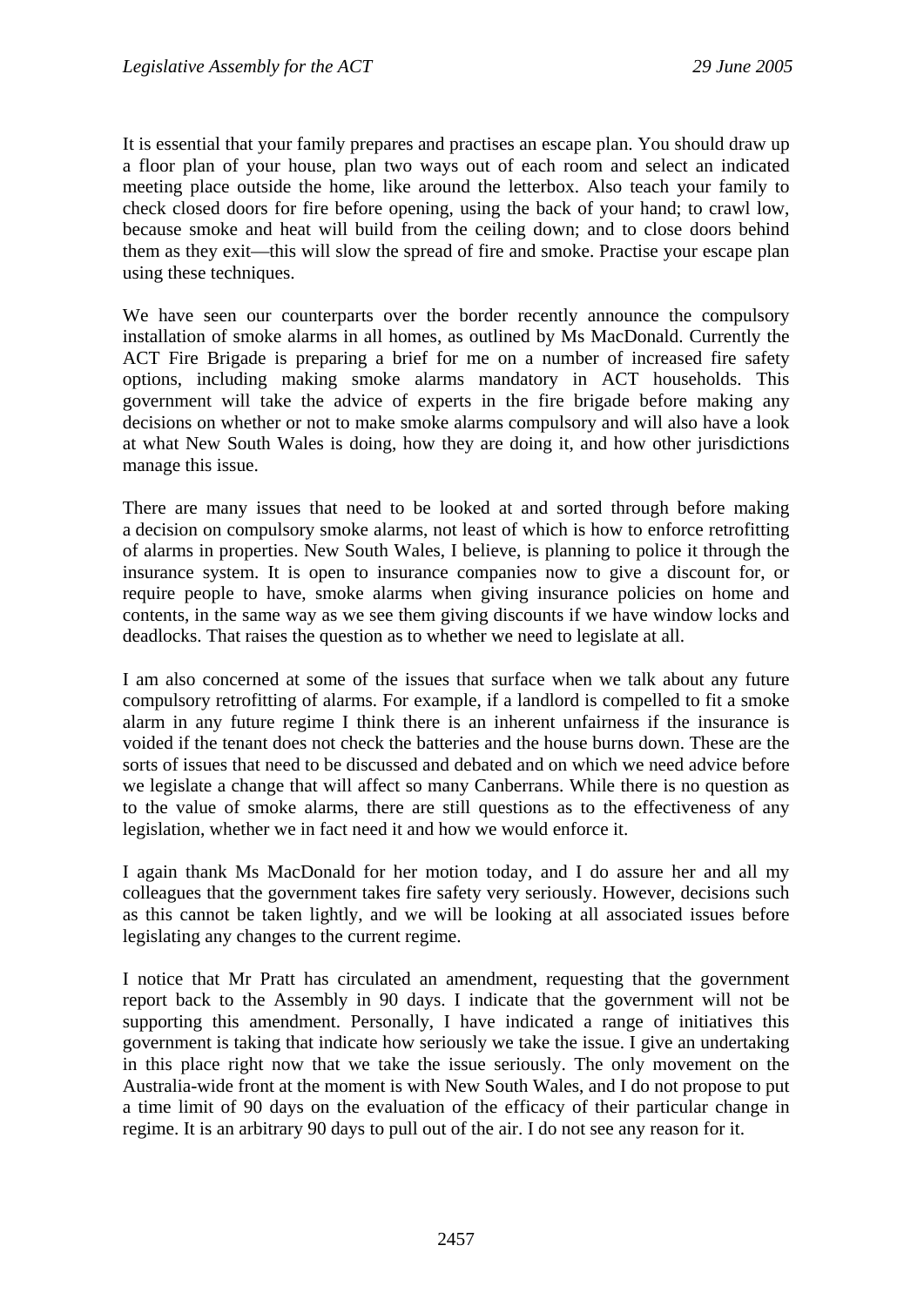It is essential that your family prepares and practises an escape plan. You should draw up a floor plan of your house, plan two ways out of each room and select an indicated meeting place outside the home, like around the letterbox. Also teach your family to check closed doors for fire before opening, using the back of your hand; to crawl low, because smoke and heat will build from the ceiling down; and to close doors behind them as they exit—this will slow the spread of fire and smoke. Practise your escape plan using these techniques.

We have seen our counterparts over the border recently announce the compulsory installation of smoke alarms in all homes, as outlined by Ms MacDonald. Currently the ACT Fire Brigade is preparing a brief for me on a number of increased fire safety options, including making smoke alarms mandatory in ACT households. This government will take the advice of experts in the fire brigade before making any decisions on whether or not to make smoke alarms compulsory and will also have a look at what New South Wales is doing, how they are doing it, and how other jurisdictions manage this issue.

There are many issues that need to be looked at and sorted through before making a decision on compulsory smoke alarms, not least of which is how to enforce retrofitting of alarms in properties. New South Wales, I believe, is planning to police it through the insurance system. It is open to insurance companies now to give a discount for, or require people to have, smoke alarms when giving insurance policies on home and contents, in the same way as we see them giving discounts if we have window locks and deadlocks. That raises the question as to whether we need to legislate at all.

I am also concerned at some of the issues that surface when we talk about any future compulsory retrofitting of alarms. For example, if a landlord is compelled to fit a smoke alarm in any future regime I think there is an inherent unfairness if the insurance is voided if the tenant does not check the batteries and the house burns down. These are the sorts of issues that need to be discussed and debated and on which we need advice before we legislate a change that will affect so many Canberrans. While there is no question as to the value of smoke alarms, there are still questions as to the effectiveness of any legislation, whether we in fact need it and how we would enforce it.

I again thank Ms MacDonald for her motion today, and I do assure her and all my colleagues that the government takes fire safety very seriously. However, decisions such as this cannot be taken lightly, and we will be looking at all associated issues before legislating any changes to the current regime.

I notice that Mr Pratt has circulated an amendment, requesting that the government report back to the Assembly in 90 days. I indicate that the government will not be supporting this amendment. Personally, I have indicated a range of initiatives this government is taking that indicate how seriously we take the issue. I give an undertaking in this place right now that we take the issue seriously. The only movement on the Australia-wide front at the moment is with New South Wales, and I do not propose to put a time limit of 90 days on the evaluation of the efficacy of their particular change in regime. It is an arbitrary 90 days to pull out of the air. I do not see any reason for it.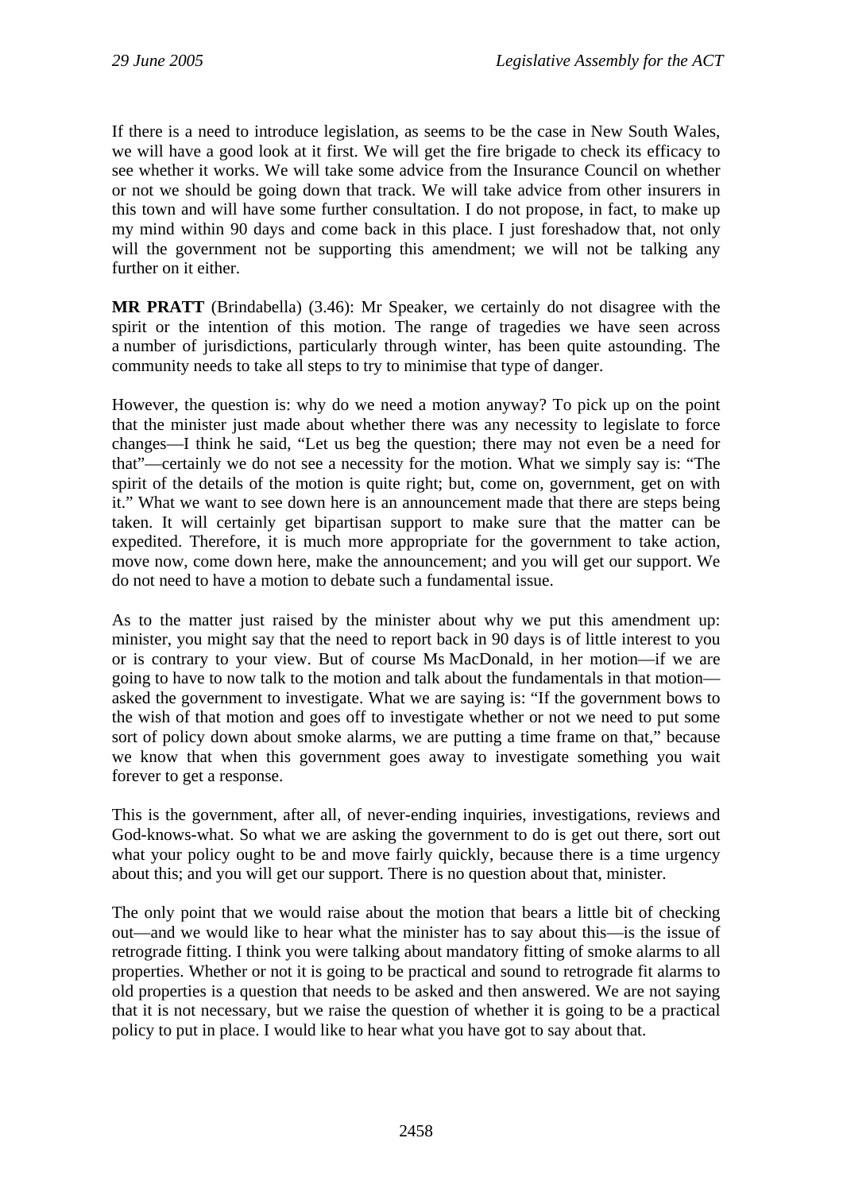If there is a need to introduce legislation, as seems to be the case in New South Wales, we will have a good look at it first. We will get the fire brigade to check its efficacy to see whether it works. We will take some advice from the Insurance Council on whether or not we should be going down that track. We will take advice from other insurers in this town and will have some further consultation. I do not propose, in fact, to make up my mind within 90 days and come back in this place. I just foreshadow that, not only will the government not be supporting this amendment; we will not be talking any further on it either.

**MR PRATT** (Brindabella) (3.46): Mr Speaker, we certainly do not disagree with the spirit or the intention of this motion. The range of tragedies we have seen across a number of jurisdictions, particularly through winter, has been quite astounding. The community needs to take all steps to try to minimise that type of danger.

However, the question is: why do we need a motion anyway? To pick up on the point that the minister just made about whether there was any necessity to legislate to force changes—I think he said, "Let us beg the question; there may not even be a need for that"—certainly we do not see a necessity for the motion. What we simply say is: "The spirit of the details of the motion is quite right; but, come on, government, get on with it." What we want to see down here is an announcement made that there are steps being taken. It will certainly get bipartisan support to make sure that the matter can be expedited. Therefore, it is much more appropriate for the government to take action, move now, come down here, make the announcement; and you will get our support. We do not need to have a motion to debate such a fundamental issue.

As to the matter just raised by the minister about why we put this amendment up: minister, you might say that the need to report back in 90 days is of little interest to you or is contrary to your view. But of course Ms MacDonald, in her motion—if we are going to have to now talk to the motion and talk about the fundamentals in that motion—asked the government to investigate. What we are saying is: "If the government bows to the wish of that motion and goes off to investigate whether or not we need to put some sort of policy down about smoke alarms, we are putting a time frame on that," because we know that when this government goes away to investigate something you wait forever to get a response.

This is the government, after all, of never-ending inquiries, investigations, reviews and God-knows-what. So what we are asking the government to do is get out there, sort out what your policy ought to be and move fairly quickly, because there is a time urgency about this; and you will get our support. There is no question about that, minister.

The only point that we would raise about the motion that bears a little bit of checking out—and we would like to hear what the minister has to say about this—is the issue of retrograde fitting. I think you were talking about mandatory fitting of smoke alarms to all properties. Whether or not it is going to be practical and sound to retrograde fit alarms to old properties is a question that needs to be asked and then answered. We are not saying that it is not necessary, but we raise the question of whether it is going to be a practical policy to put in place. I would like to hear what you have got to say about that.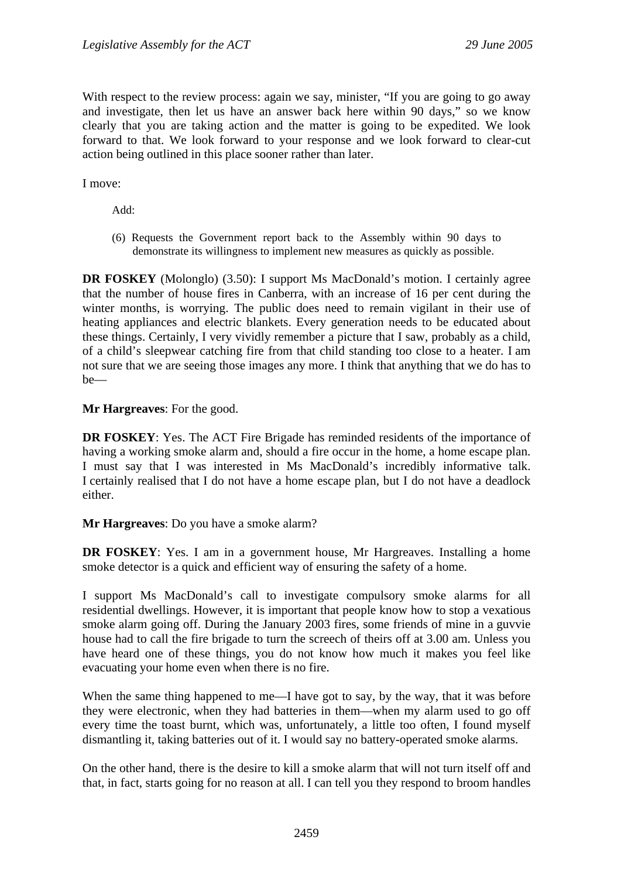With respect to the review process: again we say, minister, "If you are going to go away and investigate, then let us have an answer back here within 90 days," so we know clearly that you are taking action and the matter is going to be expedited. We look forward to that. We look forward to your response and we look forward to clear-cut action being outlined in this place sooner rather than later.

I move:

> Add:
>
> (6) Requests the Government report back to the Assembly within 90 days to demonstrate its willingness to implement new measures as quickly as possible.

**DR FOSKEY** (Molonglo) (3.50): I support Ms MacDonald's motion. I certainly agree that the number of house fires in Canberra, with an increase of 16 per cent during the winter months, is worrying. The public does need to remain vigilant in their use of heating appliances and electric blankets. Every generation needs to be educated about these things. Certainly, I very vividly remember a picture that I saw, probably as a child, of a child's sleepwear catching fire from that child standing too close to a heater. I am not sure that we are seeing those images any more. I think that anything that we do has to be—

**Mr Hargreaves**: For the good.

**DR FOSKEY**: Yes. The ACT Fire Brigade has reminded residents of the importance of having a working smoke alarm and, should a fire occur in the home, a home escape plan. I must say that I was interested in Ms MacDonald's incredibly informative talk. I certainly realised that I do not have a home escape plan, but I do not have a deadlock either.

**Mr Hargreaves**: Do you have a smoke alarm?

**DR FOSKEY**: Yes. I am in a government house, Mr Hargreaves. Installing a home smoke detector is a quick and efficient way of ensuring the safety of a home.

I support Ms MacDonald's call to investigate compulsory smoke alarms for all residential dwellings. However, it is important that people know how to stop a vexatious smoke alarm going off. During the January 2003 fires, some friends of mine in a guvvie house had to call the fire brigade to turn the screech of theirs off at 3.00 am. Unless you have heard one of these things, you do not know how much it makes you feel like evacuating your home even when there is no fire.

When the same thing happened to me—I have got to say, by the way, that it was before they were electronic, when they had batteries in them—when my alarm used to go off every time the toast burnt, which was, unfortunately, a little too often, I found myself dismantling it, taking batteries out of it. I would say no battery-operated smoke alarms.

On the other hand, there is the desire to kill a smoke alarm that will not turn itself off and that, in fact, starts going for no reason at all. I can tell you they respond to broom handles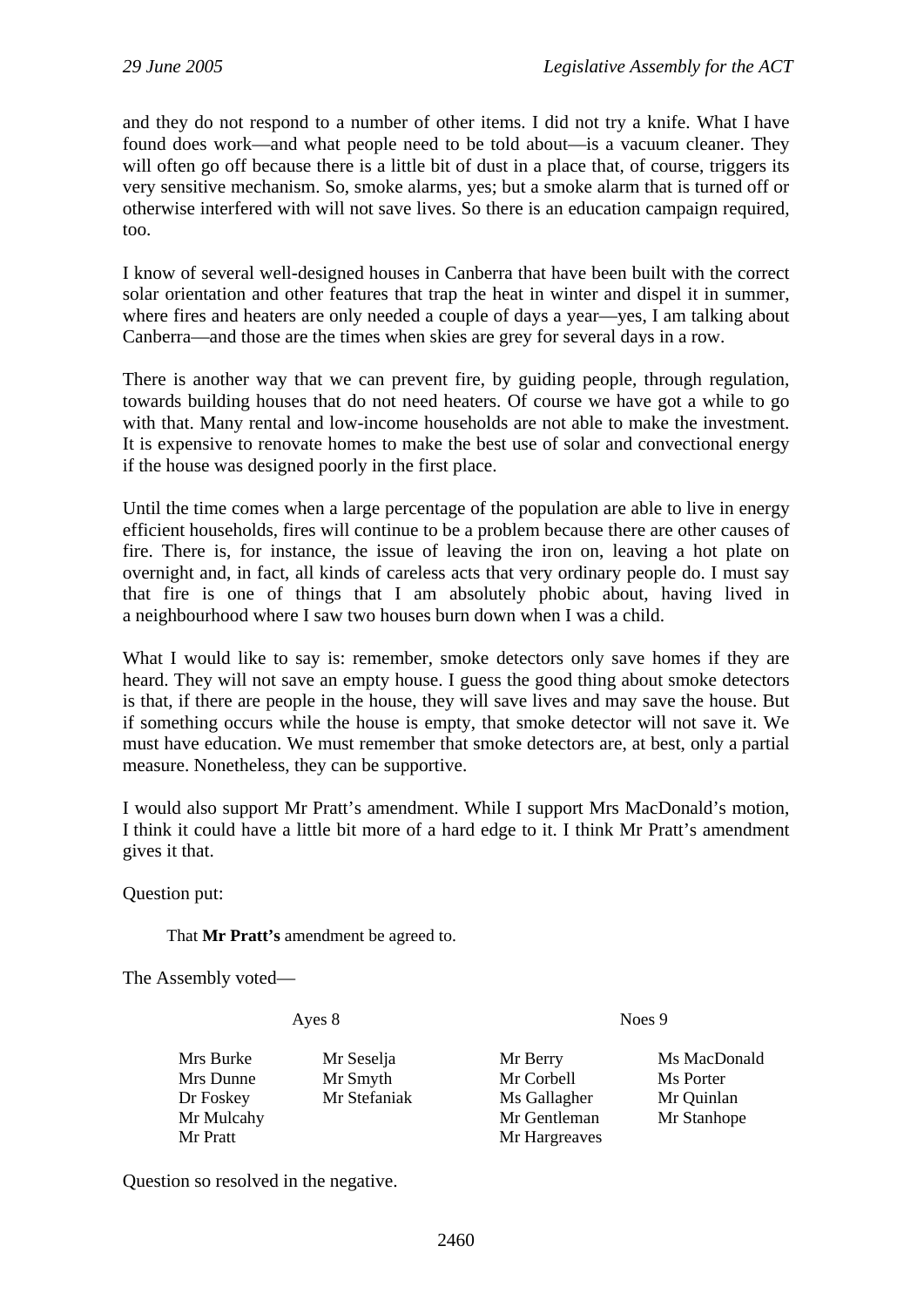and they do not respond to a number of other items. I did not try a knife. What I have found does work—and what people need to be told about—is a vacuum cleaner. They will often go off because there is a little bit of dust in a place that, of course, triggers its very sensitive mechanism. So, smoke alarms, yes; but a smoke alarm that is turned off or otherwise interfered with will not save lives. So there is an education campaign required, too.

I know of several well-designed houses in Canberra that have been built with the correct solar orientation and other features that trap the heat in winter and dispel it in summer, where fires and heaters are only needed a couple of days a year—yes, I am talking about Canberra—and those are the times when skies are grey for several days in a row.

There is another way that we can prevent fire, by guiding people, through regulation, towards building houses that do not need heaters. Of course we have got a while to go with that. Many rental and low-income households are not able to make the investment. It is expensive to renovate homes to make the best use of solar and convectional energy if the house was designed poorly in the first place.

Until the time comes when a large percentage of the population are able to live in energy efficient households, fires will continue to be a problem because there are other causes of fire. There is, for instance, the issue of leaving the iron on, leaving a hot plate on overnight and, in fact, all kinds of careless acts that very ordinary people do. I must say that fire is one of things that I am absolutely phobic about, having lived in a neighbourhood where I saw two houses burn down when I was a child.

What I would like to say is: remember, smoke detectors only save homes if they are heard. They will not save an empty house. I guess the good thing about smoke detectors is that, if there are people in the house, they will save lives and may save the house. But if something occurs while the house is empty, that smoke detector will not save it. We must have education. We must remember that smoke detectors are, at best, only a partial measure. Nonetheless, they can be supportive.

I would also support Mr Pratt's amendment. While I support Mrs MacDonald's motion, I think it could have a little bit more of a hard edge to it. I think Mr Pratt's amendment gives it that.

Question put:

That **Mr Pratt's** amendment be agreed to.

The Assembly voted—

| Ayes 8 | | Noes 9 | |
|---|---|---|---|
| Mrs Burke | Mr Seselja | Mr Berry | Ms MacDonald |
| Mrs Dunne | Mr Smyth | Mr Corbell | Ms Porter |
| Dr Foskey | Mr Stefaniak | Ms Gallagher | Mr Quinlan |
| Mr Mulcahy | | Mr Gentleman | Mr Stanhope |
| Mr Pratt | | Mr Hargreaves | |

Question so resolved in the negative.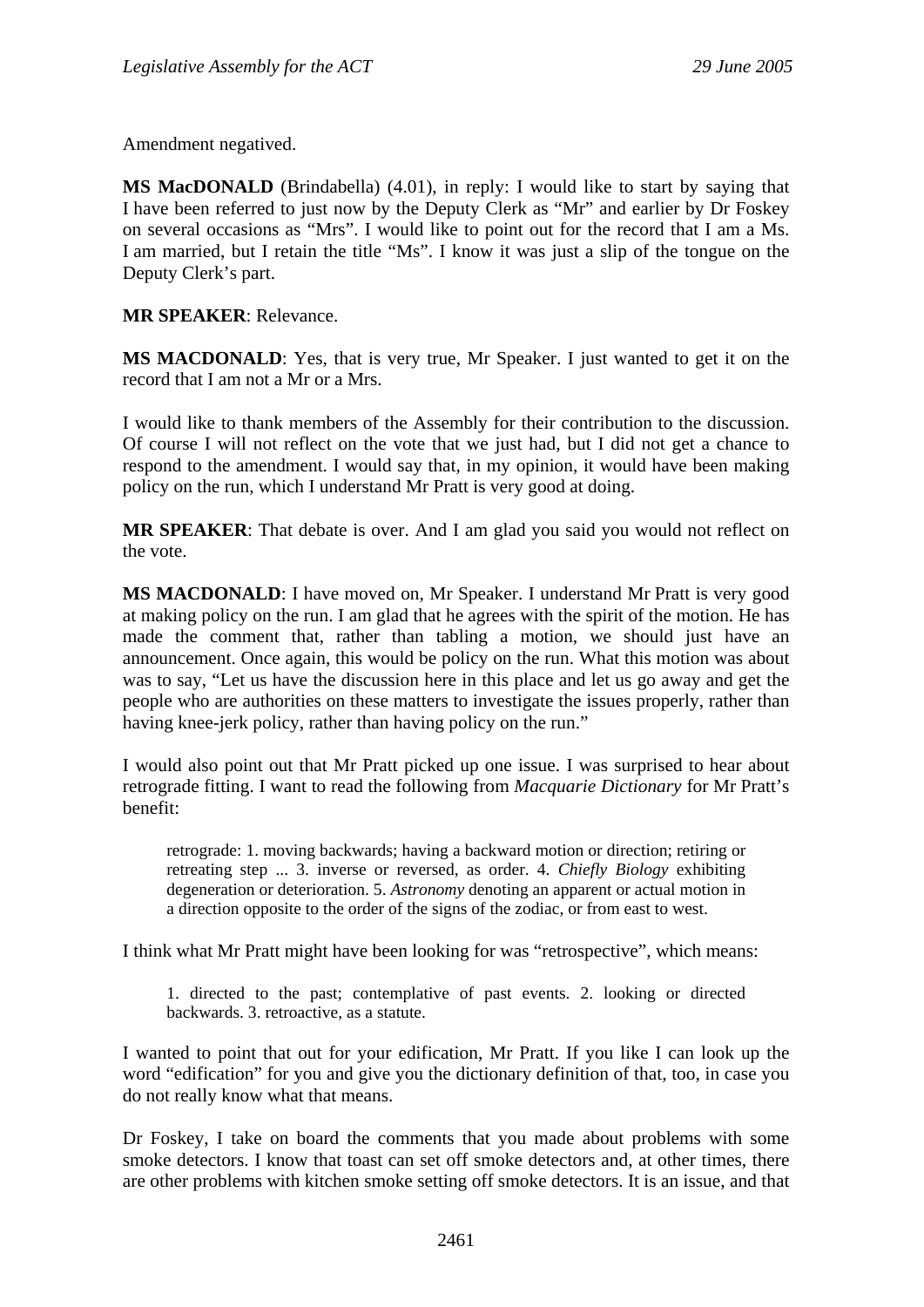Amendment negatived.

**MS MacDONALD** (Brindabella) (4.01), in reply: I would like to start by saying that I have been referred to just now by the Deputy Clerk as "Mr" and earlier by Dr Foskey on several occasions as "Mrs". I would like to point out for the record that I am a Ms. I am married, but I retain the title "Ms". I know it was just a slip of the tongue on the Deputy Clerk's part.

**MR SPEAKER**: Relevance.

**MS MACDONALD**: Yes, that is very true, Mr Speaker. I just wanted to get it on the record that I am not a Mr or a Mrs.

I would like to thank members of the Assembly for their contribution to the discussion. Of course I will not reflect on the vote that we just had, but I did not get a chance to respond to the amendment. I would say that, in my opinion, it would have been making policy on the run, which I understand Mr Pratt is very good at doing.

**MR SPEAKER**: That debate is over. And I am glad you said you would not reflect on the vote.

**MS MACDONALD**: I have moved on, Mr Speaker. I understand Mr Pratt is very good at making policy on the run. I am glad that he agrees with the spirit of the motion. He has made the comment that, rather than tabling a motion, we should just have an announcement. Once again, this would be policy on the run. What this motion was about was to say, "Let us have the discussion here in this place and let us go away and get the people who are authorities on these matters to investigate the issues properly, rather than having knee-jerk policy, rather than having policy on the run."

I would also point out that Mr Pratt picked up one issue. I was surprised to hear about retrograde fitting. I want to read the following from *Macquarie Dictionary* for Mr Pratt's benefit:

> retrograde: 1. moving backwards; having a backward motion or direction; retiring or retreating step ... 3. inverse or reversed, as order. 4. *Chiefly Biology* exhibiting degeneration or deterioration. 5. *Astronomy* denoting an apparent or actual motion in a direction opposite to the order of the signs of the zodiac, or from east to west.

I think what Mr Pratt might have been looking for was "retrospective", which means:

> 1. directed to the past; contemplative of past events. 2. looking or directed backwards. 3. retroactive, as a statute.

I wanted to point that out for your edification, Mr Pratt. If you like I can look up the word "edification" for you and give you the dictionary definition of that, too, in case you do not really know what that means.

Dr Foskey, I take on board the comments that you made about problems with some smoke detectors. I know that toast can set off smoke detectors and, at other times, there are other problems with kitchen smoke setting off smoke detectors. It is an issue, and that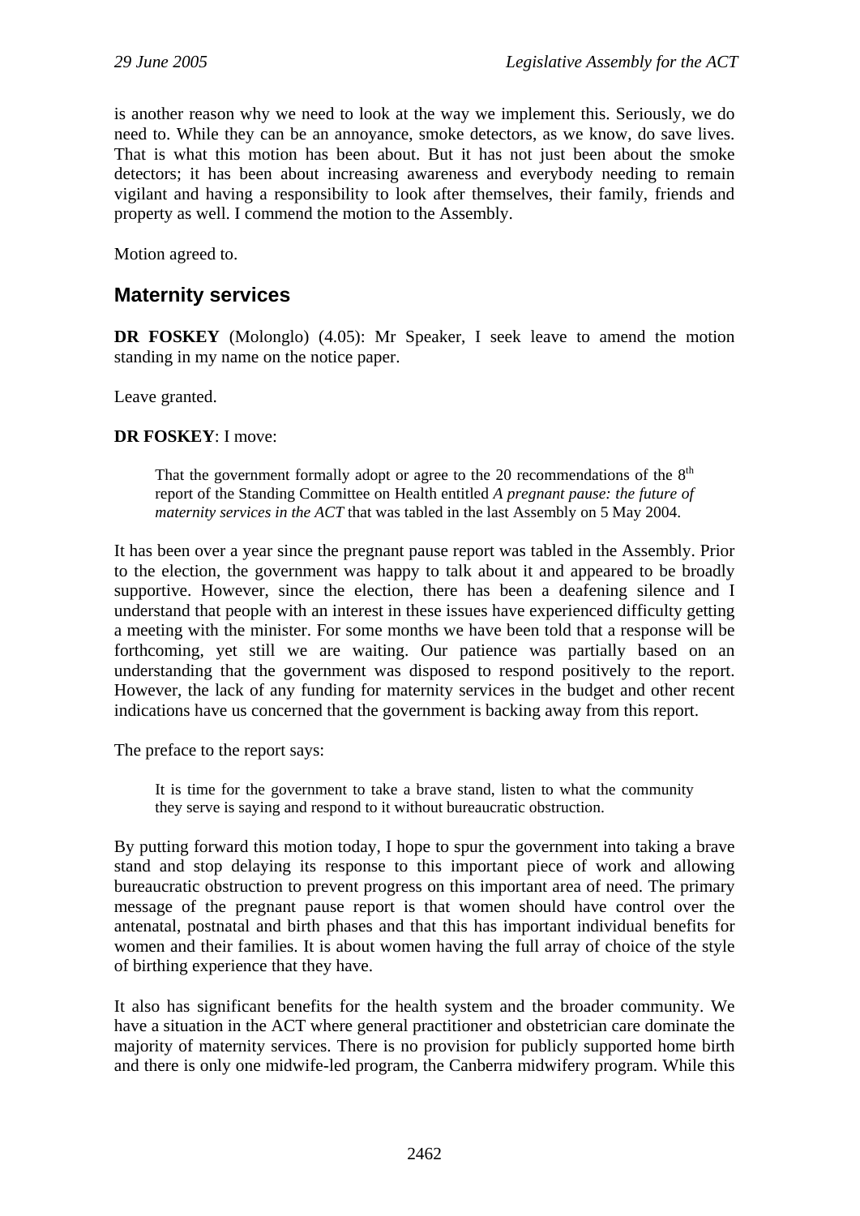is another reason why we need to look at the way we implement this. Seriously, we do need to. While they can be an annoyance, smoke detectors, as we know, do save lives. That is what this motion has been about. But it has not just been about the smoke detectors; it has been about increasing awareness and everybody needing to remain vigilant and having a responsibility to look after themselves, their family, friends and property as well. I commend the motion to the Assembly.

Motion agreed to.

## Maternity services

**DR FOSKEY** (Molonglo) (4.05): Mr Speaker, I seek leave to amend the motion standing in my name on the notice paper.

Leave granted.

**DR FOSKEY**: I move:

> That the government formally adopt or agree to the 20 recommendations of the 8th report of the Standing Committee on Health entitled *A pregnant pause: the future of maternity services in the ACT* that was tabled in the last Assembly on 5 May 2004.

It has been over a year since the pregnant pause report was tabled in the Assembly. Prior to the election, the government was happy to talk about it and appeared to be broadly supportive. However, since the election, there has been a deafening silence and I understand that people with an interest in these issues have experienced difficulty getting a meeting with the minister. For some months we have been told that a response will be forthcoming, yet still we are waiting. Our patience was partially based on an understanding that the government was disposed to respond positively to the report. However, the lack of any funding for maternity services in the budget and other recent indications have us concerned that the government is backing away from this report.

The preface to the report says:

> It is time for the government to take a brave stand, listen to what the community they serve is saying and respond to it without bureaucratic obstruction.

By putting forward this motion today, I hope to spur the government into taking a brave stand and stop delaying its response to this important piece of work and allowing bureaucratic obstruction to prevent progress on this important area of need. The primary message of the pregnant pause report is that women should have control over the antenatal, postnatal and birth phases and that this has important individual benefits for women and their families. It is about women having the full array of choice of the style of birthing experience that they have.

It also has significant benefits for the health system and the broader community. We have a situation in the ACT where general practitioner and obstetrician care dominate the majority of maternity services. There is no provision for publicly supported home birth and there is only one midwife-led program, the Canberra midwifery program. While this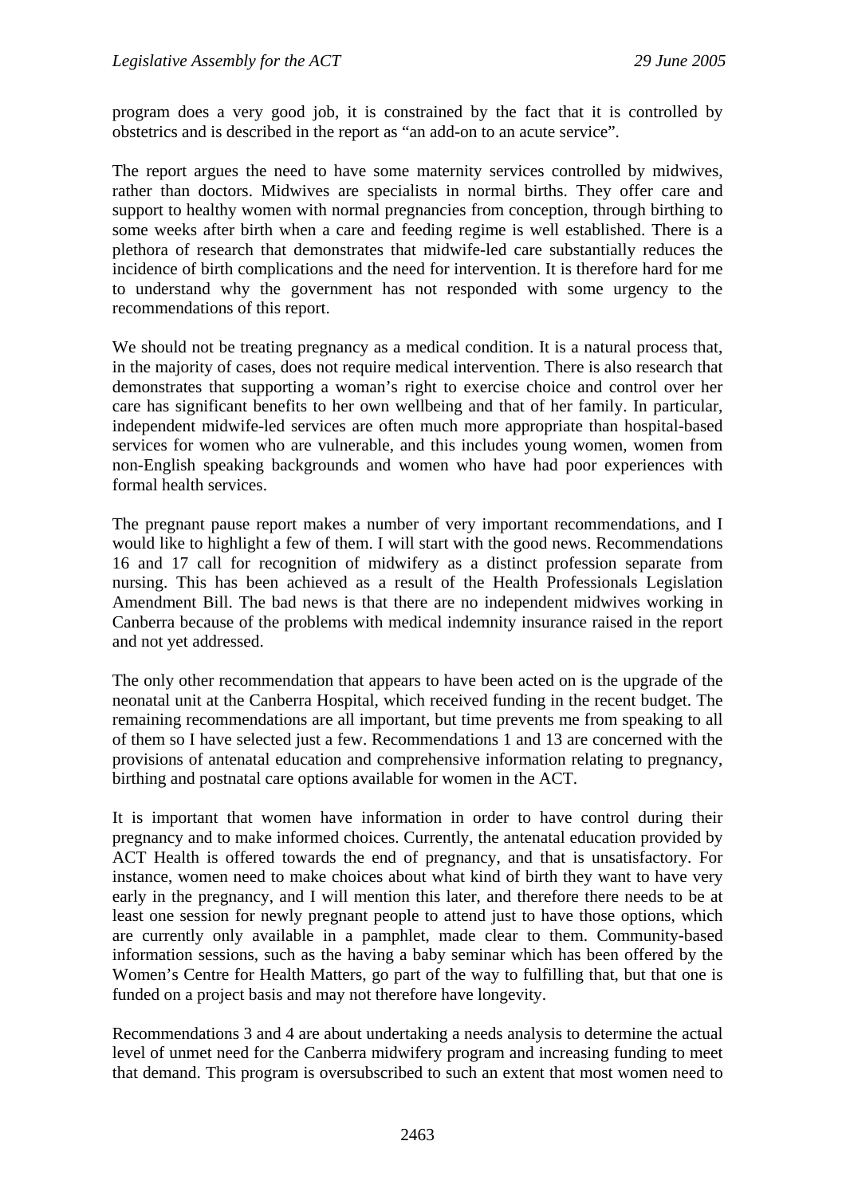program does a very good job, it is constrained by the fact that it is controlled by obstetrics and is described in the report as "an add-on to an acute service".

The report argues the need to have some maternity services controlled by midwives, rather than doctors. Midwives are specialists in normal births. They offer care and support to healthy women with normal pregnancies from conception, through birthing to some weeks after birth when a care and feeding regime is well established. There is a plethora of research that demonstrates that midwife-led care substantially reduces the incidence of birth complications and the need for intervention. It is therefore hard for me to understand why the government has not responded with some urgency to the recommendations of this report.

We should not be treating pregnancy as a medical condition. It is a natural process that, in the majority of cases, does not require medical intervention. There is also research that demonstrates that supporting a woman's right to exercise choice and control over her care has significant benefits to her own wellbeing and that of her family. In particular, independent midwife-led services are often much more appropriate than hospital-based services for women who are vulnerable, and this includes young women, women from non-English speaking backgrounds and women who have had poor experiences with formal health services.

The pregnant pause report makes a number of very important recommendations, and I would like to highlight a few of them. I will start with the good news. Recommendations 16 and 17 call for recognition of midwifery as a distinct profession separate from nursing. This has been achieved as a result of the Health Professionals Legislation Amendment Bill. The bad news is that there are no independent midwives working in Canberra because of the problems with medical indemnity insurance raised in the report and not yet addressed.

The only other recommendation that appears to have been acted on is the upgrade of the neonatal unit at the Canberra Hospital, which received funding in the recent budget. The remaining recommendations are all important, but time prevents me from speaking to all of them so I have selected just a few. Recommendations 1 and 13 are concerned with the provisions of antenatal education and comprehensive information relating to pregnancy, birthing and postnatal care options available for women in the ACT.

It is important that women have information in order to have control during their pregnancy and to make informed choices. Currently, the antenatal education provided by ACT Health is offered towards the end of pregnancy, and that is unsatisfactory. For instance, women need to make choices about what kind of birth they want to have very early in the pregnancy, and I will mention this later, and therefore there needs to be at least one session for newly pregnant people to attend just to have those options, which are currently only available in a pamphlet, made clear to them. Community-based information sessions, such as the having a baby seminar which has been offered by the Women's Centre for Health Matters, go part of the way to fulfilling that, but that one is funded on a project basis and may not therefore have longevity.

Recommendations 3 and 4 are about undertaking a needs analysis to determine the actual level of unmet need for the Canberra midwifery program and increasing funding to meet that demand. This program is oversubscribed to such an extent that most women need to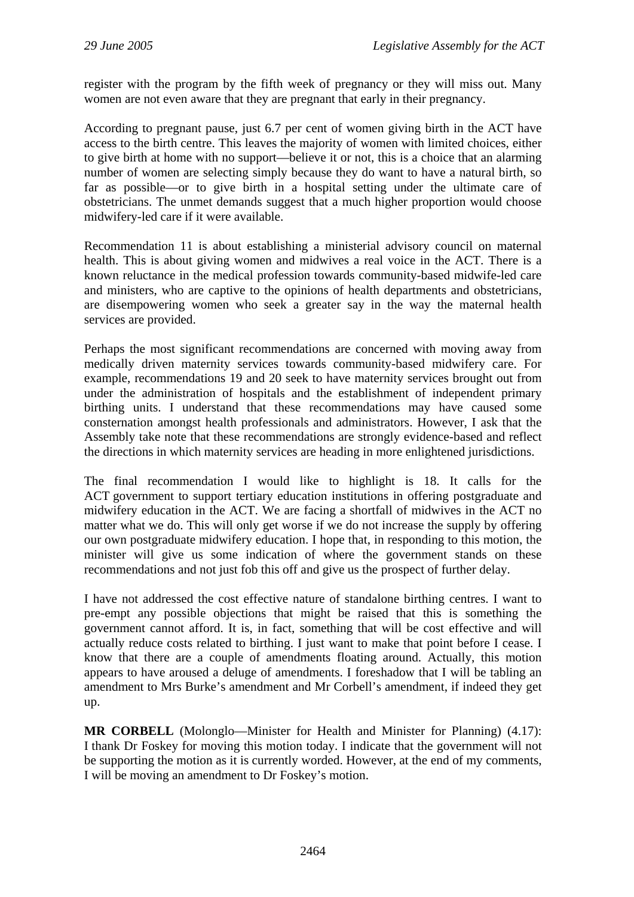register with the program by the fifth week of pregnancy or they will miss out. Many women are not even aware that they are pregnant that early in their pregnancy.

According to pregnant pause, just 6.7 per cent of women giving birth in the ACT have access to the birth centre. This leaves the majority of women with limited choices, either to give birth at home with no support—believe it or not, this is a choice that an alarming number of women are selecting simply because they do want to have a natural birth, so far as possible—or to give birth in a hospital setting under the ultimate care of obstetricians. The unmet demands suggest that a much higher proportion would choose midwifery-led care if it were available.

Recommendation 11 is about establishing a ministerial advisory council on maternal health. This is about giving women and midwives a real voice in the ACT. There is a known reluctance in the medical profession towards community-based midwife-led care and ministers, who are captive to the opinions of health departments and obstetricians, are disempowering women who seek a greater say in the way the maternal health services are provided.

Perhaps the most significant recommendations are concerned with moving away from medically driven maternity services towards community-based midwifery care. For example, recommendations 19 and 20 seek to have maternity services brought out from under the administration of hospitals and the establishment of independent primary birthing units. I understand that these recommendations may have caused some consternation amongst health professionals and administrators. However, I ask that the Assembly take note that these recommendations are strongly evidence-based and reflect the directions in which maternity services are heading in more enlightened jurisdictions.

The final recommendation I would like to highlight is 18. It calls for the ACT government to support tertiary education institutions in offering postgraduate and midwifery education in the ACT. We are facing a shortfall of midwives in the ACT no matter what we do. This will only get worse if we do not increase the supply by offering our own postgraduate midwifery education. I hope that, in responding to this motion, the minister will give us some indication of where the government stands on these recommendations and not just fob this off and give us the prospect of further delay.

I have not addressed the cost effective nature of standalone birthing centres. I want to pre-empt any possible objections that might be raised that this is something the government cannot afford. It is, in fact, something that will be cost effective and will actually reduce costs related to birthing. I just want to make that point before I cease. I know that there are a couple of amendments floating around. Actually, this motion appears to have aroused a deluge of amendments. I foreshadow that I will be tabling an amendment to Mrs Burke's amendment and Mr Corbell's amendment, if indeed they get up.

**MR CORBELL** (Molonglo—Minister for Health and Minister for Planning) (4.17): I thank Dr Foskey for moving this motion today. I indicate that the government will not be supporting the motion as it is currently worded. However, at the end of my comments, I will be moving an amendment to Dr Foskey's motion.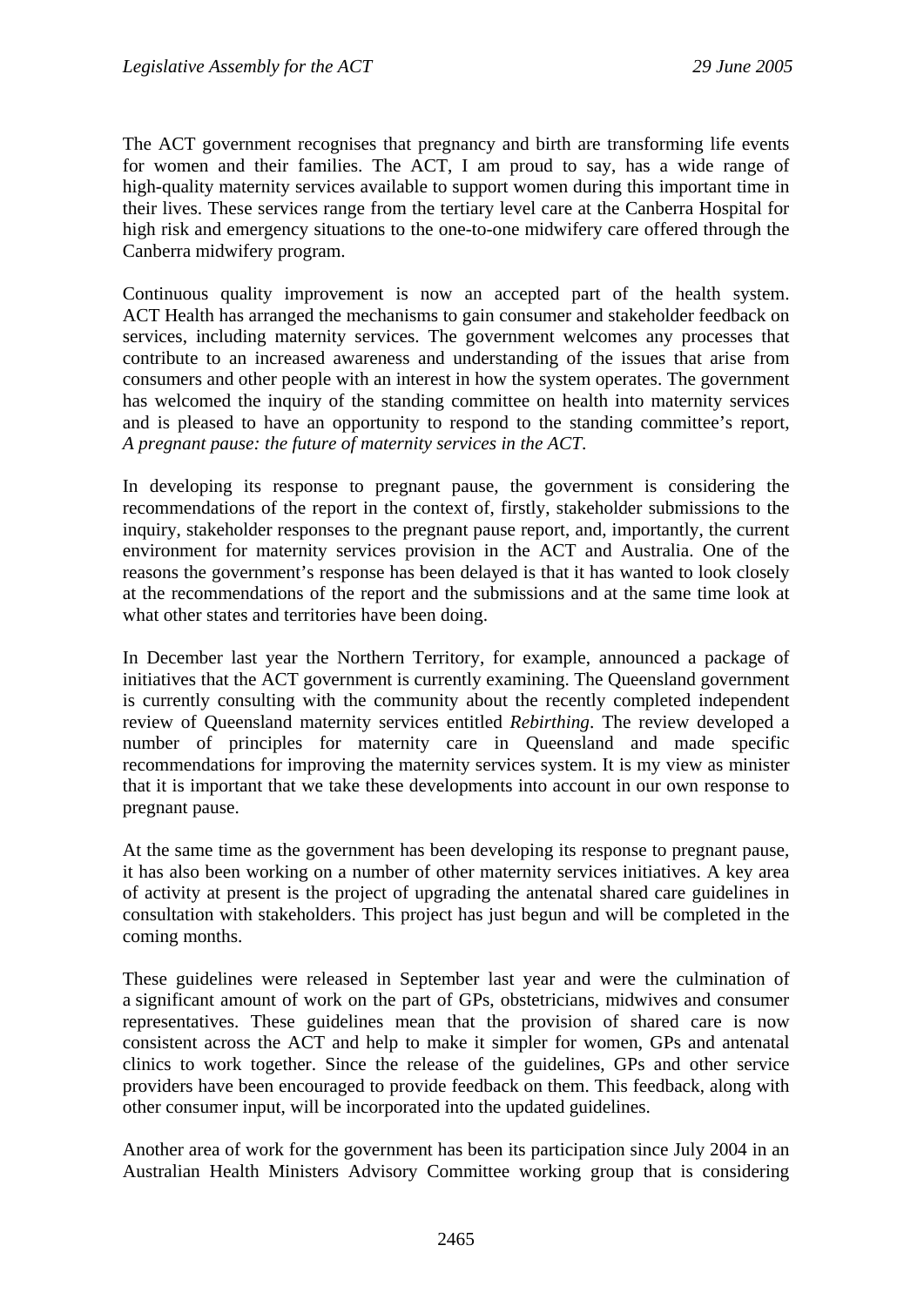The ACT government recognises that pregnancy and birth are transforming life events for women and their families. The ACT, I am proud to say, has a wide range of high-quality maternity services available to support women during this important time in their lives. These services range from the tertiary level care at the Canberra Hospital for high risk and emergency situations to the one-to-one midwifery care offered through the Canberra midwifery program.

Continuous quality improvement is now an accepted part of the health system. ACT Health has arranged the mechanisms to gain consumer and stakeholder feedback on services, including maternity services. The government welcomes any processes that contribute to an increased awareness and understanding of the issues that arise from consumers and other people with an interest in how the system operates. The government has welcomed the inquiry of the standing committee on health into maternity services and is pleased to have an opportunity to respond to the standing committee's report, *A pregnant pause: the future of maternity services in the ACT*.

In developing its response to pregnant pause, the government is considering the recommendations of the report in the context of, firstly, stakeholder submissions to the inquiry, stakeholder responses to the pregnant pause report, and, importantly, the current environment for maternity services provision in the ACT and Australia. One of the reasons the government's response has been delayed is that it has wanted to look closely at the recommendations of the report and the submissions and at the same time look at what other states and territories have been doing.

In December last year the Northern Territory, for example, announced a package of initiatives that the ACT government is currently examining. The Queensland government is currently consulting with the community about the recently completed independent review of Queensland maternity services entitled *Rebirthing*. The review developed a number of principles for maternity care in Queensland and made specific recommendations for improving the maternity services system. It is my view as minister that it is important that we take these developments into account in our own response to pregnant pause.

At the same time as the government has been developing its response to pregnant pause, it has also been working on a number of other maternity services initiatives. A key area of activity at present is the project of upgrading the antenatal shared care guidelines in consultation with stakeholders. This project has just begun and will be completed in the coming months.

These guidelines were released in September last year and were the culmination of a significant amount of work on the part of GPs, obstetricians, midwives and consumer representatives. These guidelines mean that the provision of shared care is now consistent across the ACT and help to make it simpler for women, GPs and antenatal clinics to work together. Since the release of the guidelines, GPs and other service providers have been encouraged to provide feedback on them. This feedback, along with other consumer input, will be incorporated into the updated guidelines.

Another area of work for the government has been its participation since July 2004 in an Australian Health Ministers Advisory Committee working group that is considering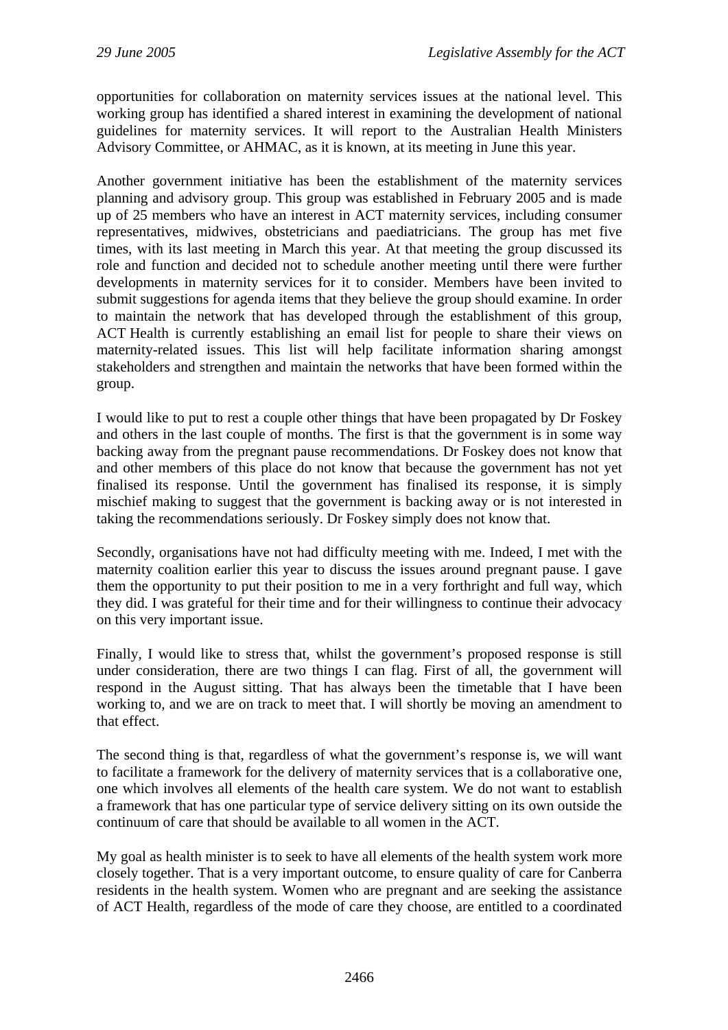opportunities for collaboration on maternity services issues at the national level. This working group has identified a shared interest in examining the development of national guidelines for maternity services. It will report to the Australian Health Ministers Advisory Committee, or AHMAC, as it is known, at its meeting in June this year.

Another government initiative has been the establishment of the maternity services planning and advisory group. This group was established in February 2005 and is made up of 25 members who have an interest in ACT maternity services, including consumer representatives, midwives, obstetricians and paediatricians. The group has met five times, with its last meeting in March this year. At that meeting the group discussed its role and function and decided not to schedule another meeting until there were further developments in maternity services for it to consider. Members have been invited to submit suggestions for agenda items that they believe the group should examine. In order to maintain the network that has developed through the establishment of this group, ACT Health is currently establishing an email list for people to share their views on maternity-related issues. This list will help facilitate information sharing amongst stakeholders and strengthen and maintain the networks that have been formed within the group.

I would like to put to rest a couple other things that have been propagated by Dr Foskey and others in the last couple of months. The first is that the government is in some way backing away from the pregnant pause recommendations. Dr Foskey does not know that and other members of this place do not know that because the government has not yet finalised its response. Until the government has finalised its response, it is simply mischief making to suggest that the government is backing away or is not interested in taking the recommendations seriously. Dr Foskey simply does not know that.

Secondly, organisations have not had difficulty meeting with me. Indeed, I met with the maternity coalition earlier this year to discuss the issues around pregnant pause. I gave them the opportunity to put their position to me in a very forthright and full way, which they did. I was grateful for their time and for their willingness to continue their advocacy on this very important issue.

Finally, I would like to stress that, whilst the government's proposed response is still under consideration, there are two things I can flag. First of all, the government will respond in the August sitting. That has always been the timetable that I have been working to, and we are on track to meet that. I will shortly be moving an amendment to that effect.

The second thing is that, regardless of what the government's response is, we will want to facilitate a framework for the delivery of maternity services that is a collaborative one, one which involves all elements of the health care system. We do not want to establish a framework that has one particular type of service delivery sitting on its own outside the continuum of care that should be available to all women in the ACT.

My goal as health minister is to seek to have all elements of the health system work more closely together. That is a very important outcome, to ensure quality of care for Canberra residents in the health system. Women who are pregnant and are seeking the assistance of ACT Health, regardless of the mode of care they choose, are entitled to a coordinated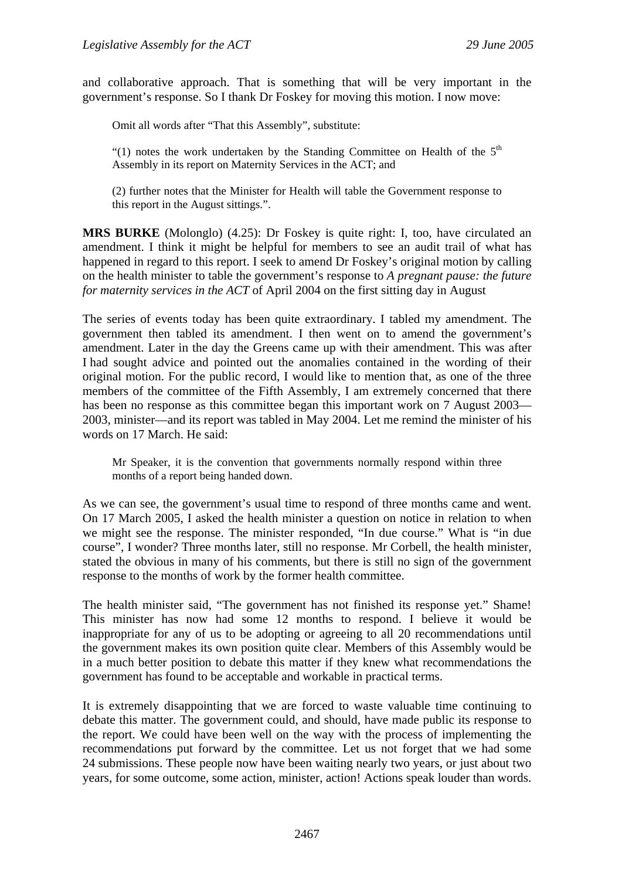and collaborative approach. That is something that will be very important in the government's response. So I thank Dr Foskey for moving this motion. I now move:

> Omit all words after "That this Assembly", substitute:
>
> "(1) notes the work undertaken by the Standing Committee on Health of the 5th Assembly in its report on Maternity Services in the ACT; and
>
> (2) further notes that the Minister for Health will table the Government response to this report in the August sittings.".

**MRS BURKE** (Molonglo) (4.25): Dr Foskey is quite right: I, too, have circulated an amendment. I think it might be helpful for members to see an audit trail of what has happened in regard to this report. I seek to amend Dr Foskey's original motion by calling on the health minister to table the government's response to *A pregnant pause: the future for maternity services in the ACT* of April 2004 on the first sitting day in August

The series of events today has been quite extraordinary. I tabled my amendment. The government then tabled its amendment. I then went on to amend the government's amendment. Later in the day the Greens came up with their amendment. This was after I had sought advice and pointed out the anomalies contained in the wording of their original motion. For the public record, I would like to mention that, as one of the three members of the committee of the Fifth Assembly, I am extremely concerned that there has been no response as this committee began this important work on 7 August 2003—2003, minister—and its report was tabled in May 2004. Let me remind the minister of his words on 17 March. He said:

> Mr Speaker, it is the convention that governments normally respond within three months of a report being handed down.

As we can see, the government's usual time to respond of three months came and went. On 17 March 2005, I asked the health minister a question on notice in relation to when we might see the response. The minister responded, "In due course." What is "in due course", I wonder? Three months later, still no response. Mr Corbell, the health minister, stated the obvious in many of his comments, but there is still no sign of the government response to the months of work by the former health committee.

The health minister said, "The government has not finished its response yet." Shame! This minister has now had some 12 months to respond. I believe it would be inappropriate for any of us to be adopting or agreeing to all 20 recommendations until the government makes its own position quite clear. Members of this Assembly would be in a much better position to debate this matter if they knew what recommendations the government has found to be acceptable and workable in practical terms.

It is extremely disappointing that we are forced to waste valuable time continuing to debate this matter. The government could, and should, have made public its response to the report. We could have been well on the way with the process of implementing the recommendations put forward by the committee. Let us not forget that we had some 24 submissions. These people now have been waiting nearly two years, or just about two years, for some outcome, some action, minister, action! Actions speak louder than words.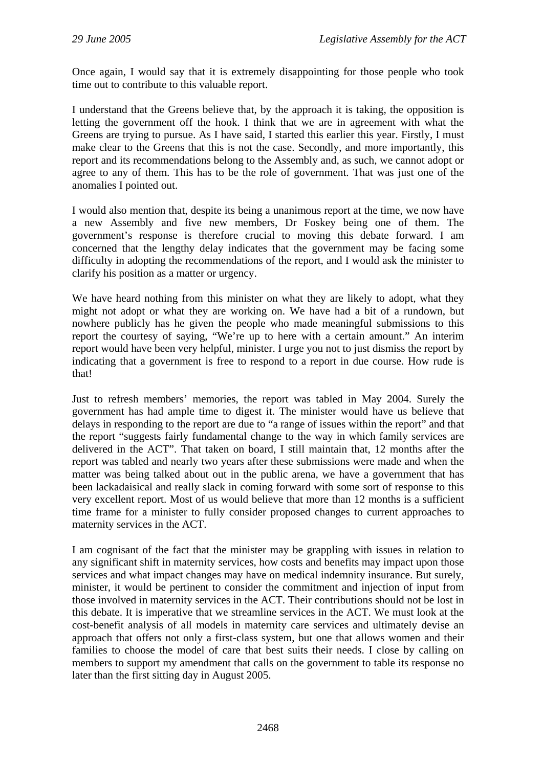Once again, I would say that it is extremely disappointing for those people who took time out to contribute to this valuable report.

I understand that the Greens believe that, by the approach it is taking, the opposition is letting the government off the hook. I think that we are in agreement with what the Greens are trying to pursue. As I have said, I started this earlier this year. Firstly, I must make clear to the Greens that this is not the case. Secondly, and more importantly, this report and its recommendations belong to the Assembly and, as such, we cannot adopt or agree to any of them. This has to be the role of government. That was just one of the anomalies I pointed out.

I would also mention that, despite its being a unanimous report at the time, we now have a new Assembly and five new members, Dr Foskey being one of them. The government's response is therefore crucial to moving this debate forward. I am concerned that the lengthy delay indicates that the government may be facing some difficulty in adopting the recommendations of the report, and I would ask the minister to clarify his position as a matter or urgency.

We have heard nothing from this minister on what they are likely to adopt, what they might not adopt or what they are working on. We have had a bit of a rundown, but nowhere publicly has he given the people who made meaningful submissions to this report the courtesy of saying, "We're up to here with a certain amount." An interim report would have been very helpful, minister. I urge you not to just dismiss the report by indicating that a government is free to respond to a report in due course. How rude is that!

Just to refresh members' memories, the report was tabled in May 2004. Surely the government has had ample time to digest it. The minister would have us believe that delays in responding to the report are due to "a range of issues within the report" and that the report "suggests fairly fundamental change to the way in which family services are delivered in the ACT". That taken on board, I still maintain that, 12 months after the report was tabled and nearly two years after these submissions were made and when the matter was being talked about out in the public arena, we have a government that has been lackadaisical and really slack in coming forward with some sort of response to this very excellent report. Most of us would believe that more than 12 months is a sufficient time frame for a minister to fully consider proposed changes to current approaches to maternity services in the ACT.

I am cognisant of the fact that the minister may be grappling with issues in relation to any significant shift in maternity services, how costs and benefits may impact upon those services and what impact changes may have on medical indemnity insurance. But surely, minister, it would be pertinent to consider the commitment and injection of input from those involved in maternity services in the ACT. Their contributions should not be lost in this debate. It is imperative that we streamline services in the ACT. We must look at the cost-benefit analysis of all models in maternity care services and ultimately devise an approach that offers not only a first-class system, but one that allows women and their families to choose the model of care that best suits their needs. I close by calling on members to support my amendment that calls on the government to table its response no later than the first sitting day in August 2005.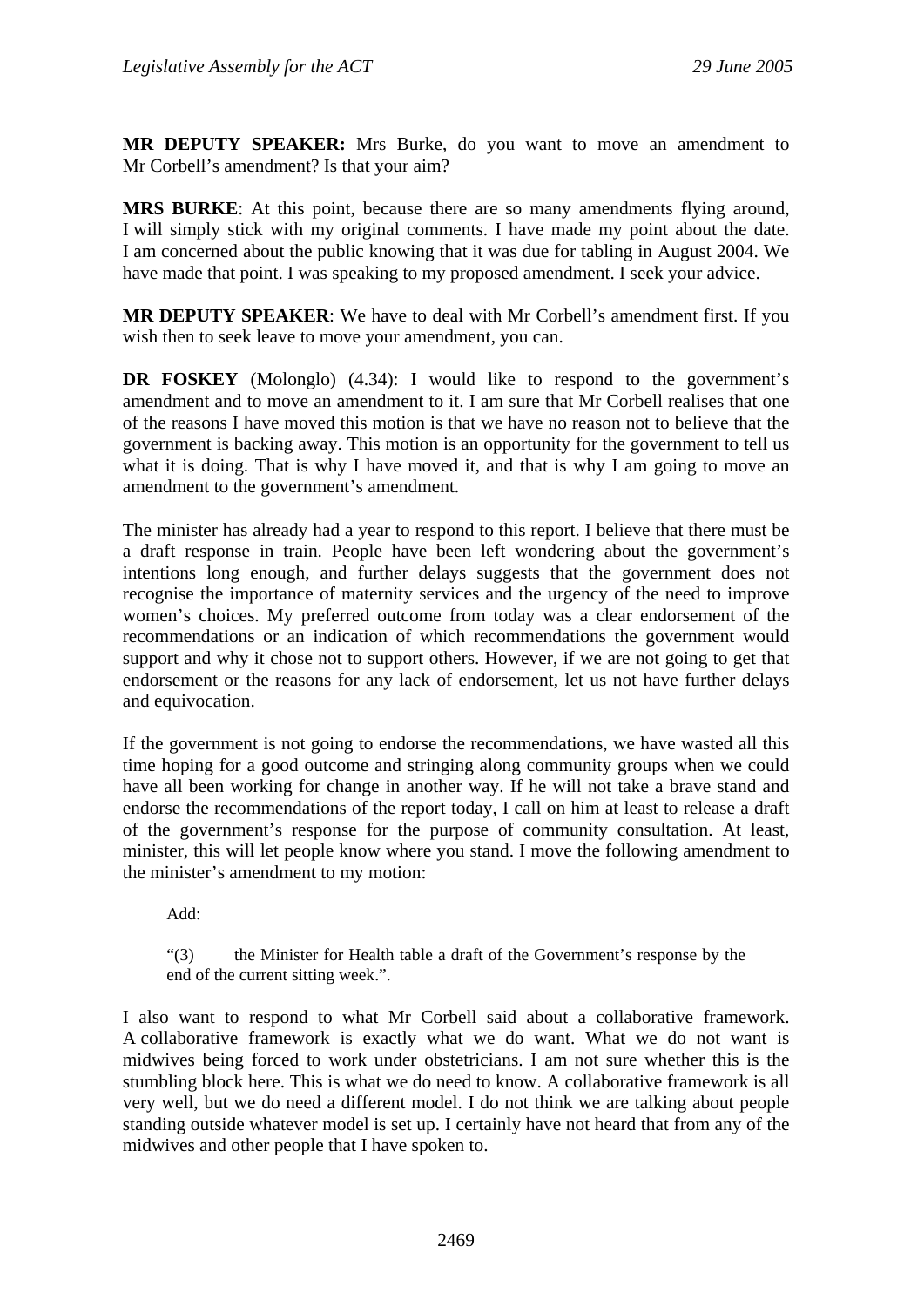**MR DEPUTY SPEAKER:** Mrs Burke, do you want to move an amendment to Mr Corbell's amendment? Is that your aim?

**MRS BURKE**: At this point, because there are so many amendments flying around, I will simply stick with my original comments. I have made my point about the date. I am concerned about the public knowing that it was due for tabling in August 2004. We have made that point. I was speaking to my proposed amendment. I seek your advice.

**MR DEPUTY SPEAKER**: We have to deal with Mr Corbell's amendment first. If you wish then to seek leave to move your amendment, you can.

**DR FOSKEY** (Molonglo) (4.34): I would like to respond to the government's amendment and to move an amendment to it. I am sure that Mr Corbell realises that one of the reasons I have moved this motion is that we have no reason not to believe that the government is backing away. This motion is an opportunity for the government to tell us what it is doing. That is why I have moved it, and that is why I am going to move an amendment to the government's amendment.

The minister has already had a year to respond to this report. I believe that there must be a draft response in train. People have been left wondering about the government's intentions long enough, and further delays suggests that the government does not recognise the importance of maternity services and the urgency of the need to improve women's choices. My preferred outcome from today was a clear endorsement of the recommendations or an indication of which recommendations the government would support and why it chose not to support others. However, if we are not going to get that endorsement or the reasons for any lack of endorsement, let us not have further delays and equivocation.

If the government is not going to endorse the recommendations, we have wasted all this time hoping for a good outcome and stringing along community groups when we could have all been working for change in another way. If he will not take a brave stand and endorse the recommendations of the report today, I call on him at least to release a draft of the government's response for the purpose of community consultation. At least, minister, this will let people know where you stand. I move the following amendment to the minister's amendment to my motion:

> Add:
>
> "(3) the Minister for Health table a draft of the Government's response by the end of the current sitting week.".

I also want to respond to what Mr Corbell said about a collaborative framework. A collaborative framework is exactly what we do want. What we do not want is midwives being forced to work under obstetricians. I am not sure whether this is the stumbling block here. This is what we do need to know. A collaborative framework is all very well, but we do need a different model. I do not think we are talking about people standing outside whatever model is set up. I certainly have not heard that from any of the midwives and other people that I have spoken to.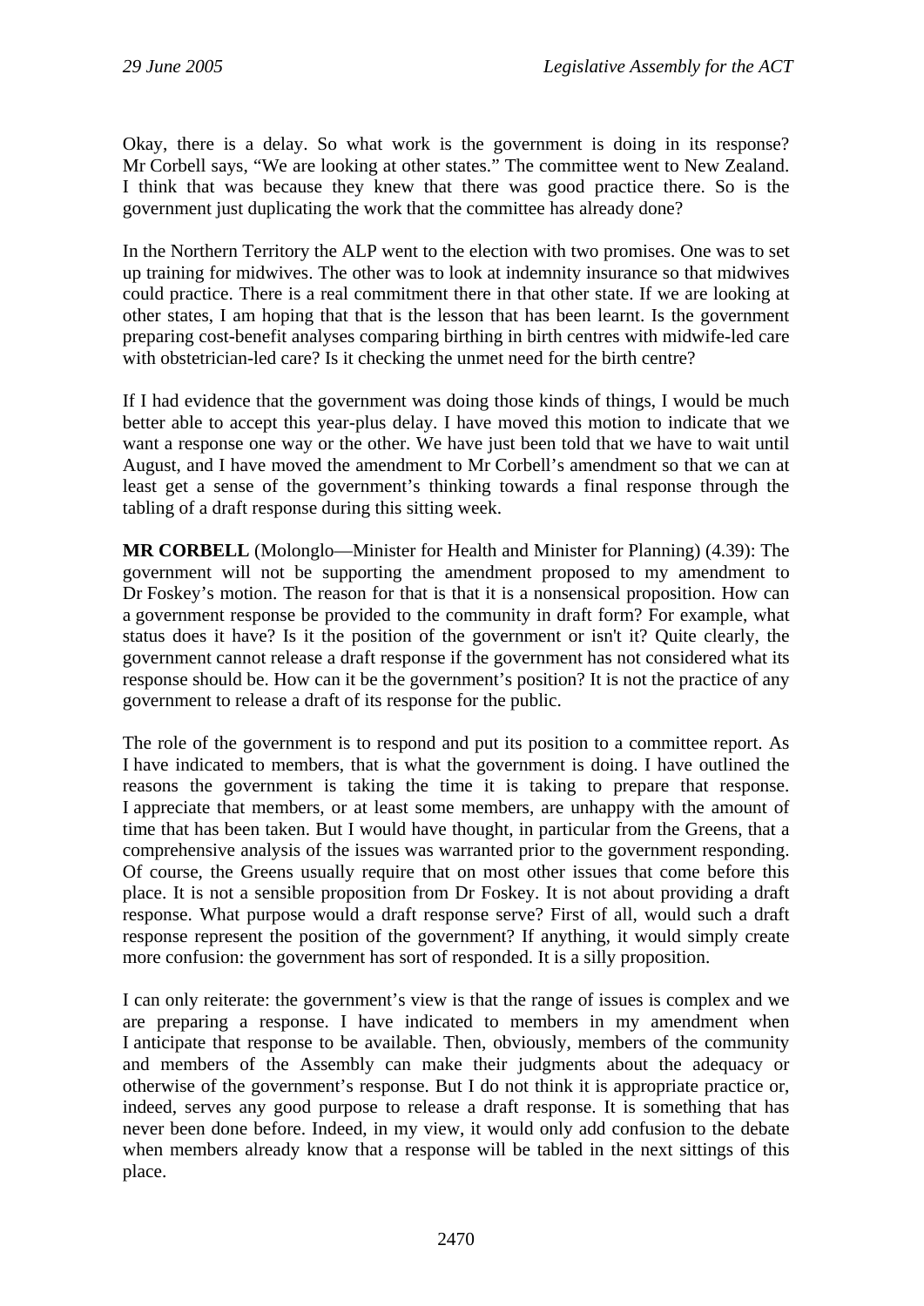Okay, there is a delay. So what work is the government is doing in its response? Mr Corbell says, "We are looking at other states." The committee went to New Zealand. I think that was because they knew that there was good practice there. So is the government just duplicating the work that the committee has already done?

In the Northern Territory the ALP went to the election with two promises. One was to set up training for midwives. The other was to look at indemnity insurance so that midwives could practice. There is a real commitment there in that other state. If we are looking at other states, I am hoping that that is the lesson that has been learnt. Is the government preparing cost-benefit analyses comparing birthing in birth centres with midwife-led care with obstetrician-led care? Is it checking the unmet need for the birth centre?

If I had evidence that the government was doing those kinds of things, I would be much better able to accept this year-plus delay. I have moved this motion to indicate that we want a response one way or the other. We have just been told that we have to wait until August, and I have moved the amendment to Mr Corbell's amendment so that we can at least get a sense of the government's thinking towards a final response through the tabling of a draft response during this sitting week.

**MR CORBELL** (Molonglo—Minister for Health and Minister for Planning) (4.39): The government will not be supporting the amendment proposed to my amendment to Dr Foskey's motion. The reason for that is that it is a nonsensical proposition. How can a government response be provided to the community in draft form? For example, what status does it have? Is it the position of the government or isn't it? Quite clearly, the government cannot release a draft response if the government has not considered what its response should be. How can it be the government's position? It is not the practice of any government to release a draft of its response for the public.

The role of the government is to respond and put its position to a committee report. As I have indicated to members, that is what the government is doing. I have outlined the reasons the government is taking the time it is taking to prepare that response. I appreciate that members, or at least some members, are unhappy with the amount of time that has been taken. But I would have thought, in particular from the Greens, that a comprehensive analysis of the issues was warranted prior to the government responding. Of course, the Greens usually require that on most other issues that come before this place. It is not a sensible proposition from Dr Foskey. It is not about providing a draft response. What purpose would a draft response serve? First of all, would such a draft response represent the position of the government? If anything, it would simply create more confusion: the government has sort of responded. It is a silly proposition.

I can only reiterate: the government's view is that the range of issues is complex and we are preparing a response. I have indicated to members in my amendment when I anticipate that response to be available. Then, obviously, members of the community and members of the Assembly can make their judgments about the adequacy or otherwise of the government's response. But I do not think it is appropriate practice or, indeed, serves any good purpose to release a draft response. It is something that has never been done before. Indeed, in my view, it would only add confusion to the debate when members already know that a response will be tabled in the next sittings of this place.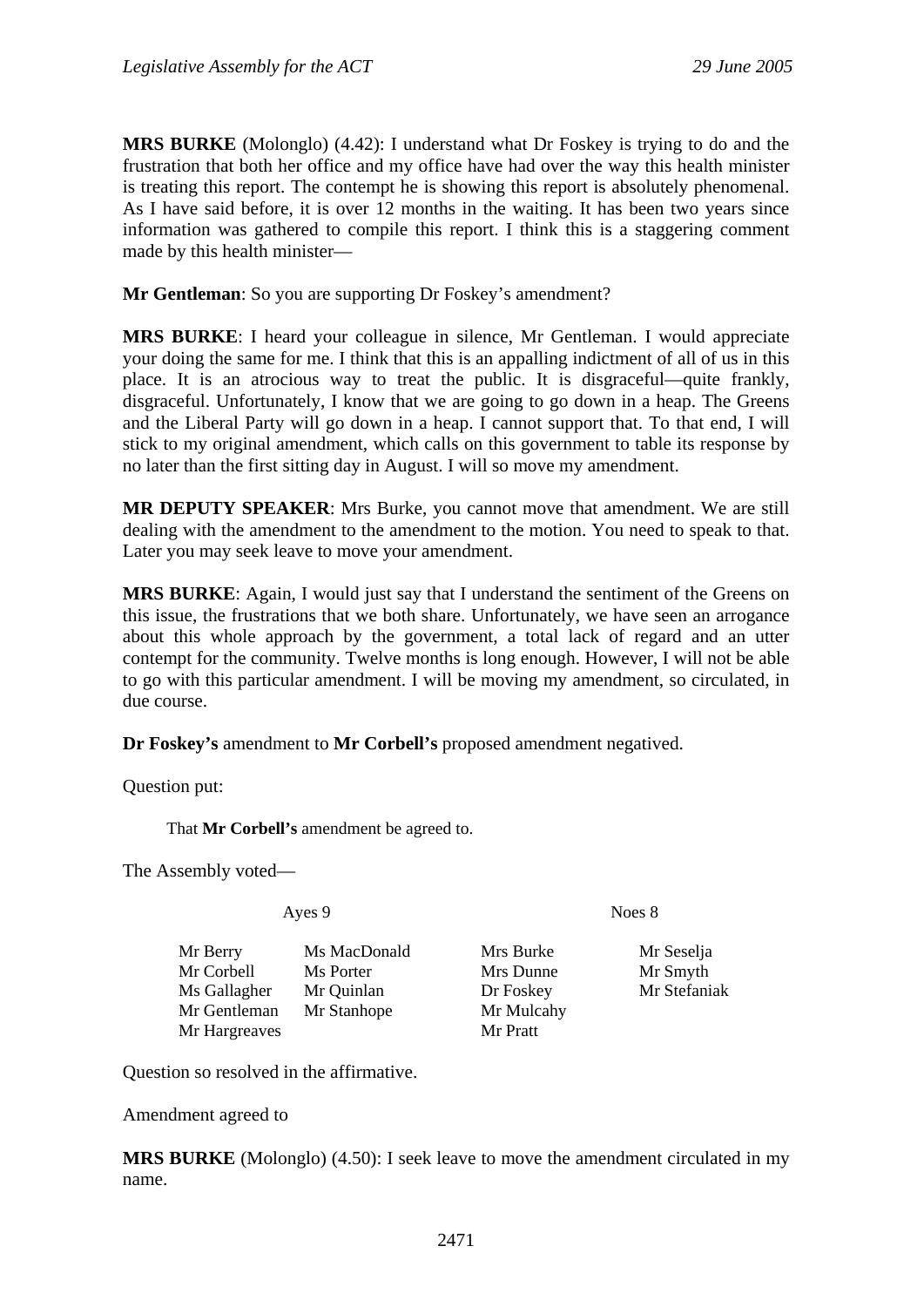**MRS BURKE** (Molonglo) (4.42): I understand what Dr Foskey is trying to do and the frustration that both her office and my office have had over the way this health minister is treating this report. The contempt he is showing this report is absolutely phenomenal. As I have said before, it is over 12 months in the waiting. It has been two years since information was gathered to compile this report. I think this is a staggering comment made by this health minister—

**Mr Gentleman**: So you are supporting Dr Foskey's amendment?

**MRS BURKE**: I heard your colleague in silence, Mr Gentleman. I would appreciate your doing the same for me. I think that this is an appalling indictment of all of us in this place. It is an atrocious way to treat the public. It is disgraceful—quite frankly, disgraceful. Unfortunately, I know that we are going to go down in a heap. The Greens and the Liberal Party will go down in a heap. I cannot support that. To that end, I will stick to my original amendment, which calls on this government to table its response by no later than the first sitting day in August. I will so move my amendment.

**MR DEPUTY SPEAKER**: Mrs Burke, you cannot move that amendment. We are still dealing with the amendment to the amendment to the motion. You need to speak to that. Later you may seek leave to move your amendment.

**MRS BURKE**: Again, I would just say that I understand the sentiment of the Greens on this issue, the frustrations that we both share. Unfortunately, we have seen an arrogance about this whole approach by the government, a total lack of regard and an utter contempt for the community. Twelve months is long enough. However, I will not be able to go with this particular amendment. I will be moving my amendment, so circulated, in due course.

**Dr Foskey's** amendment to **Mr Corbell's** proposed amendment negatived.

Question put:

> That **Mr Corbell's** amendment be agreed to.

The Assembly voted—

| Ayes 9 | | Noes 8 | |
|---|---|---|---|
| Mr Berry | Ms MacDonald | Mrs Burke | Mr Seselja |
| Mr Corbell | Ms Porter | Mrs Dunne | Mr Smyth |
| Ms Gallagher | Mr Quinlan | Dr Foskey | Mr Stefaniak |
| Mr Gentleman | Mr Stanhope | Mr Mulcahy | |
| Mr Hargreaves | | Mr Pratt | |

Question so resolved in the affirmative.

Amendment agreed to

**MRS BURKE** (Molonglo) (4.50): I seek leave to move the amendment circulated in my name.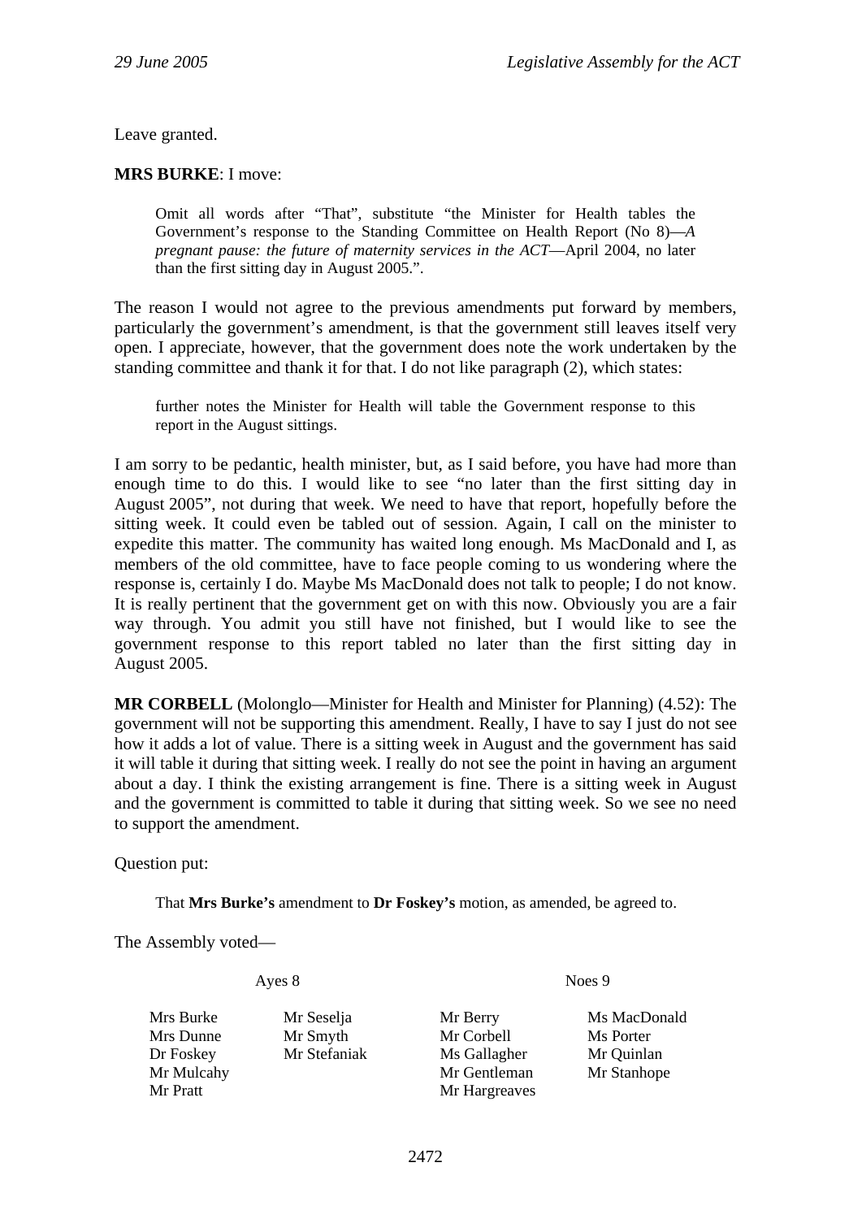Leave granted.

**MRS BURKE**: I move:

> Omit all words after "That", substitute "the Minister for Health tables the Government's response to the Standing Committee on Health Report (No 8)—*A pregnant pause: the future of maternity services in the ACT*—April 2004, no later than the first sitting day in August 2005.".

The reason I would not agree to the previous amendments put forward by members, particularly the government's amendment, is that the government still leaves itself very open. I appreciate, however, that the government does note the work undertaken by the standing committee and thank it for that. I do not like paragraph (2), which states:

> further notes the Minister for Health will table the Government response to this report in the August sittings.

I am sorry to be pedantic, health minister, but, as I said before, you have had more than enough time to do this. I would like to see "no later than the first sitting day in August 2005", not during that week. We need to have that report, hopefully before the sitting week. It could even be tabled out of session. Again, I call on the minister to expedite this matter. The community has waited long enough. Ms MacDonald and I, as members of the old committee, have to face people coming to us wondering where the response is, certainly I do. Maybe Ms MacDonald does not talk to people; I do not know. It is really pertinent that the government get on with this now. Obviously you are a fair way through. You admit you still have not finished, but I would like to see the government response to this report tabled no later than the first sitting day in August 2005.

**MR CORBELL** (Molonglo—Minister for Health and Minister for Planning) (4.52): The government will not be supporting this amendment. Really, I have to say I just do not see how it adds a lot of value. There is a sitting week in August and the government has said it will table it during that sitting week. I really do not see the point in having an argument about a day. I think the existing arrangement is fine. There is a sitting week in August and the government is committed to table it during that sitting week. So we see no need to support the amendment.

Question put:

> That **Mrs Burke's** amendment to **Dr Foskey's** motion, as amended, be agreed to.

The Assembly voted—

| Ayes 8 | | Noes 9 | |
|---|---|---|---|
| Mrs Burke | Mr Seselja | Mr Berry | Ms MacDonald |
| Mrs Dunne | Mr Smyth | Mr Corbell | Ms Porter |
| Dr Foskey | Mr Stefaniak | Ms Gallagher | Mr Quinlan |
| Mr Mulcahy | | Mr Gentleman | Mr Stanhope |
| Mr Pratt | | Mr Hargreaves | |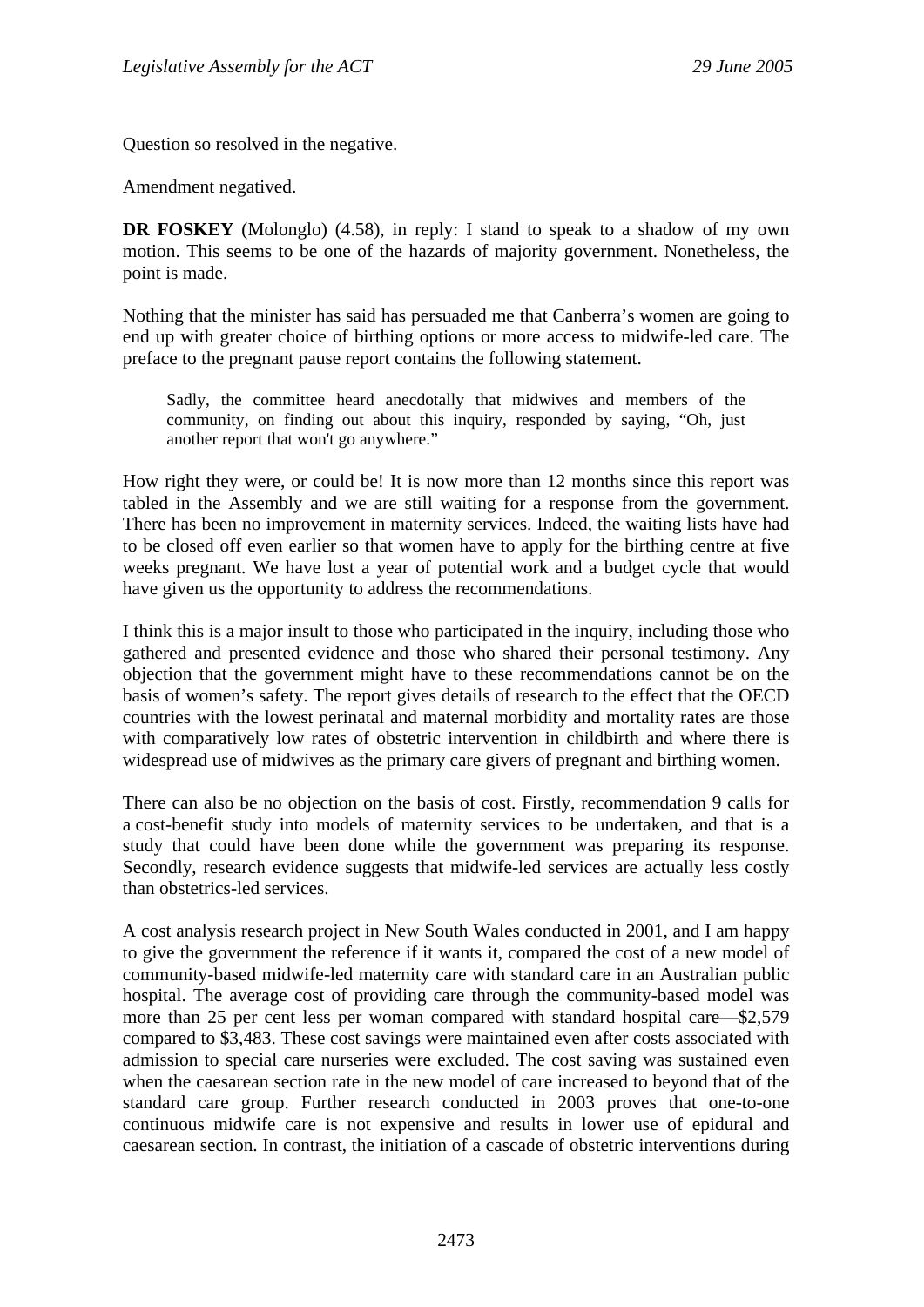Question so resolved in the negative.

Amendment negatived.

**DR FOSKEY** (Molonglo) (4.58), in reply: I stand to speak to a shadow of my own motion. This seems to be one of the hazards of majority government. Nonetheless, the point is made.

Nothing that the minister has said has persuaded me that Canberra's women are going to end up with greater choice of birthing options or more access to midwife-led care. The preface to the pregnant pause report contains the following statement.

> Sadly, the committee heard anecdotally that midwives and members of the community, on finding out about this inquiry, responded by saying, "Oh, just another report that won't go anywhere."

How right they were, or could be! It is now more than 12 months since this report was tabled in the Assembly and we are still waiting for a response from the government. There has been no improvement in maternity services. Indeed, the waiting lists have had to be closed off even earlier so that women have to apply for the birthing centre at five weeks pregnant. We have lost a year of potential work and a budget cycle that would have given us the opportunity to address the recommendations.

I think this is a major insult to those who participated in the inquiry, including those who gathered and presented evidence and those who shared their personal testimony. Any objection that the government might have to these recommendations cannot be on the basis of women's safety. The report gives details of research to the effect that the OECD countries with the lowest perinatal and maternal morbidity and mortality rates are those with comparatively low rates of obstetric intervention in childbirth and where there is widespread use of midwives as the primary care givers of pregnant and birthing women.

There can also be no objection on the basis of cost. Firstly, recommendation 9 calls for a cost-benefit study into models of maternity services to be undertaken, and that is a study that could have been done while the government was preparing its response. Secondly, research evidence suggests that midwife-led services are actually less costly than obstetrics-led services.

A cost analysis research project in New South Wales conducted in 2001, and I am happy to give the government the reference if it wants it, compared the cost of a new model of community-based midwife-led maternity care with standard care in an Australian public hospital. The average cost of providing care through the community-based model was more than 25 per cent less per woman compared with standard hospital care—$2,579 compared to $3,483. These cost savings were maintained even after costs associated with admission to special care nurseries were excluded. The cost saving was sustained even when the caesarean section rate in the new model of care increased to beyond that of the standard care group. Further research conducted in 2003 proves that one-to-one continuous midwife care is not expensive and results in lower use of epidural and caesarean section. In contrast, the initiation of a cascade of obstetric interventions during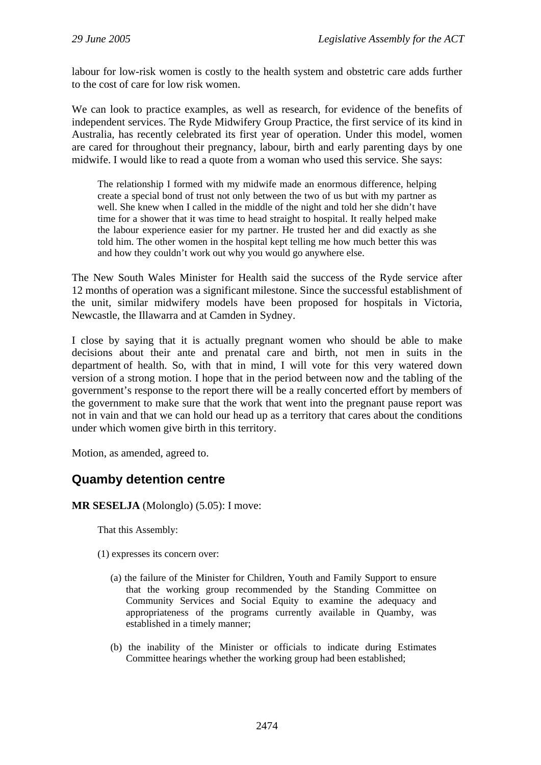labour for low-risk women is costly to the health system and obstetric care adds further to the cost of care for low risk women.

We can look to practice examples, as well as research, for evidence of the benefits of independent services. The Ryde Midwifery Group Practice, the first service of its kind in Australia, has recently celebrated its first year of operation. Under this model, women are cared for throughout their pregnancy, labour, birth and early parenting days by one midwife. I would like to read a quote from a woman who used this service. She says:

> The relationship I formed with my midwife made an enormous difference, helping create a special bond of trust not only between the two of us but with my partner as well. She knew when I called in the middle of the night and told her she didn't have time for a shower that it was time to head straight to hospital. It really helped make the labour experience easier for my partner. He trusted her and did exactly as she told him. The other women in the hospital kept telling me how much better this was and how they couldn't work out why you would go anywhere else.

The New South Wales Minister for Health said the success of the Ryde service after 12 months of operation was a significant milestone. Since the successful establishment of the unit, similar midwifery models have been proposed for hospitals in Victoria, Newcastle, the Illawarra and at Camden in Sydney.

I close by saying that it is actually pregnant women who should be able to make decisions about their ante and prenatal care and birth, not men in suits in the department of health. So, with that in mind, I will vote for this very watered down version of a strong motion. I hope that in the period between now and the tabling of the government's response to the report there will be a really concerted effort by members of the government to make sure that the work that went into the pregnant pause report was not in vain and that we can hold our head up as a territory that cares about the conditions under which women give birth in this territory.

Motion, as amended, agreed to.

## Quamby detention centre

**MR SESELJA** (Molonglo) (5.05): I move:

> That this Assembly:
>
> (1) expresses its concern over:
>
> (a) the failure of the Minister for Children, Youth and Family Support to ensure that the working group recommended by the Standing Committee on Community Services and Social Equity to examine the adequacy and appropriateness of the programs currently available in Quamby, was established in a timely manner;
>
> (b) the inability of the Minister or officials to indicate during Estimates Committee hearings whether the working group had been established;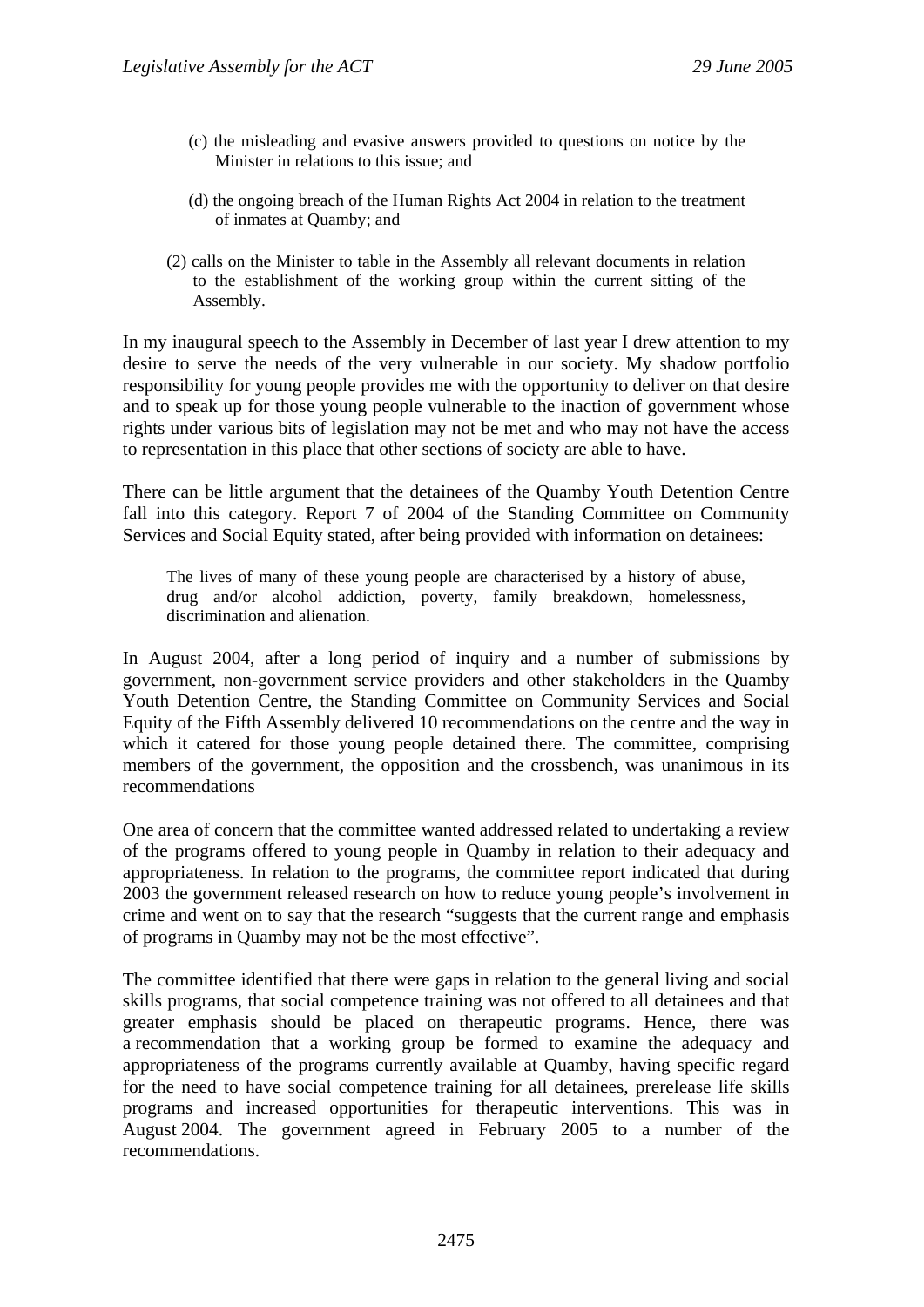(c) the misleading and evasive answers provided to questions on notice by the Minister in relations to this issue; and

(d) the ongoing breach of the Human Rights Act 2004 in relation to the treatment of inmates at Quamby; and

(2) calls on the Minister to table in the Assembly all relevant documents in relation to the establishment of the working group within the current sitting of the Assembly.

In my inaugural speech to the Assembly in December of last year I drew attention to my desire to serve the needs of the very vulnerable in our society. My shadow portfolio responsibility for young people provides me with the opportunity to deliver on that desire and to speak up for those young people vulnerable to the inaction of government whose rights under various bits of legislation may not be met and who may not have the access to representation in this place that other sections of society are able to have.

There can be little argument that the detainees of the Quamby Youth Detention Centre fall into this category. Report 7 of 2004 of the Standing Committee on Community Services and Social Equity stated, after being provided with information on detainees:

> The lives of many of these young people are characterised by a history of abuse, drug and/or alcohol addiction, poverty, family breakdown, homelessness, discrimination and alienation.

In August 2004, after a long period of inquiry and a number of submissions by government, non-government service providers and other stakeholders in the Quamby Youth Detention Centre, the Standing Committee on Community Services and Social Equity of the Fifth Assembly delivered 10 recommendations on the centre and the way in which it catered for those young people detained there. The committee, comprising members of the government, the opposition and the crossbench, was unanimous in its recommendations

One area of concern that the committee wanted addressed related to undertaking a review of the programs offered to young people in Quamby in relation to their adequacy and appropriateness. In relation to the programs, the committee report indicated that during 2003 the government released research on how to reduce young people's involvement in crime and went on to say that the research "suggests that the current range and emphasis of programs in Quamby may not be the most effective".

The committee identified that there were gaps in relation to the general living and social skills programs, that social competence training was not offered to all detainees and that greater emphasis should be placed on therapeutic programs. Hence, there was a recommendation that a working group be formed to examine the adequacy and appropriateness of the programs currently available at Quamby, having specific regard for the need to have social competence training for all detainees, prerelease life skills programs and increased opportunities for therapeutic interventions. This was in August 2004. The government agreed in February 2005 to a number of the recommendations.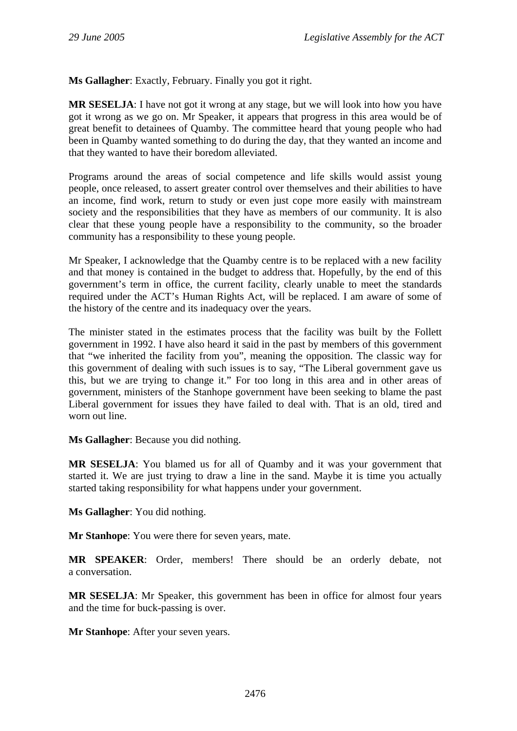**Ms Gallagher**: Exactly, February. Finally you got it right.

**MR SESELJA**: I have not got it wrong at any stage, but we will look into how you have got it wrong as we go on. Mr Speaker, it appears that progress in this area would be of great benefit to detainees of Quamby. The committee heard that young people who had been in Quamby wanted something to do during the day, that they wanted an income and that they wanted to have their boredom alleviated.

Programs around the areas of social competence and life skills would assist young people, once released, to assert greater control over themselves and their abilities to have an income, find work, return to study or even just cope more easily with mainstream society and the responsibilities that they have as members of our community. It is also clear that these young people have a responsibility to the community, so the broader community has a responsibility to these young people.

Mr Speaker, I acknowledge that the Quamby centre is to be replaced with a new facility and that money is contained in the budget to address that. Hopefully, by the end of this government's term in office, the current facility, clearly unable to meet the standards required under the ACT's Human Rights Act, will be replaced. I am aware of some of the history of the centre and its inadequacy over the years.

The minister stated in the estimates process that the facility was built by the Follett government in 1992. I have also heard it said in the past by members of this government that "we inherited the facility from you", meaning the opposition. The classic way for this government of dealing with such issues is to say, "The Liberal government gave us this, but we are trying to change it." For too long in this area and in other areas of government, ministers of the Stanhope government have been seeking to blame the past Liberal government for issues they have failed to deal with. That is an old, tired and worn out line.

**Ms Gallagher**: Because you did nothing.

**MR SESELJA**: You blamed us for all of Quamby and it was your government that started it. We are just trying to draw a line in the sand. Maybe it is time you actually started taking responsibility for what happens under your government.

**Ms Gallagher**: You did nothing.

**Mr Stanhope**: You were there for seven years, mate.

**MR SPEAKER**: Order, members! There should be an orderly debate, not a conversation.

**MR SESELJA**: Mr Speaker, this government has been in office for almost four years and the time for buck-passing is over.

**Mr Stanhope**: After your seven years.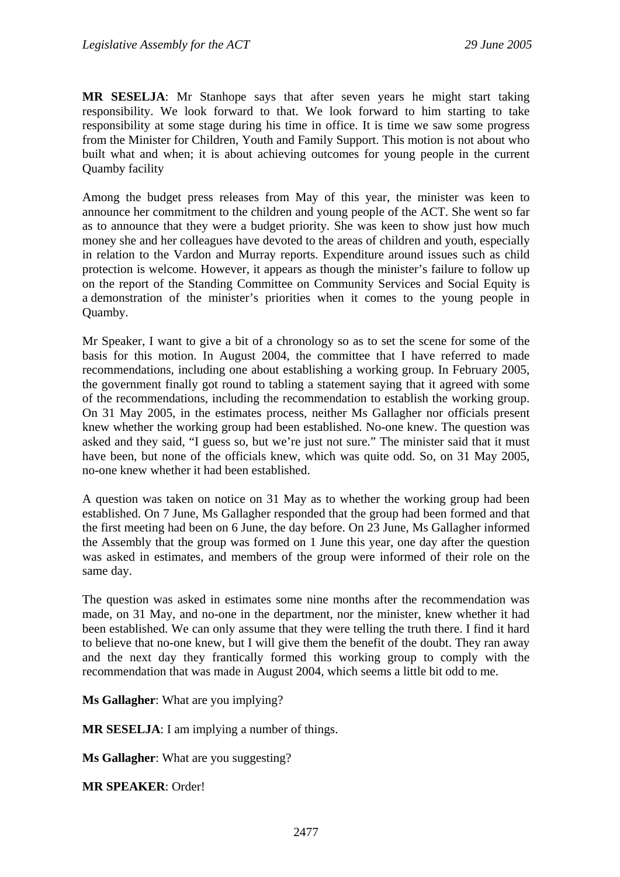**MR SESELJA**: Mr Stanhope says that after seven years he might start taking responsibility. We look forward to that. We look forward to him starting to take responsibility at some stage during his time in office. It is time we saw some progress from the Minister for Children, Youth and Family Support. This motion is not about who built what and when; it is about achieving outcomes for young people in the current Quamby facility

Among the budget press releases from May of this year, the minister was keen to announce her commitment to the children and young people of the ACT. She went so far as to announce that they were a budget priority. She was keen to show just how much money she and her colleagues have devoted to the areas of children and youth, especially in relation to the Vardon and Murray reports. Expenditure around issues such as child protection is welcome. However, it appears as though the minister's failure to follow up on the report of the Standing Committee on Community Services and Social Equity is a demonstration of the minister's priorities when it comes to the young people in Quamby.

Mr Speaker, I want to give a bit of a chronology so as to set the scene for some of the basis for this motion. In August 2004, the committee that I have referred to made recommendations, including one about establishing a working group. In February 2005, the government finally got round to tabling a statement saying that it agreed with some of the recommendations, including the recommendation to establish the working group. On 31 May 2005, in the estimates process, neither Ms Gallagher nor officials present knew whether the working group had been established. No-one knew. The question was asked and they said, "I guess so, but we're just not sure." The minister said that it must have been, but none of the officials knew, which was quite odd. So, on 31 May 2005, no-one knew whether it had been established.

A question was taken on notice on 31 May as to whether the working group had been established. On 7 June, Ms Gallagher responded that the group had been formed and that the first meeting had been on 6 June, the day before. On 23 June, Ms Gallagher informed the Assembly that the group was formed on 1 June this year, one day after the question was asked in estimates, and members of the group were informed of their role on the same day.

The question was asked in estimates some nine months after the recommendation was made, on 31 May, and no-one in the department, nor the minister, knew whether it had been established. We can only assume that they were telling the truth there. I find it hard to believe that no-one knew, but I will give them the benefit of the doubt. They ran away and the next day they frantically formed this working group to comply with the recommendation that was made in August 2004, which seems a little bit odd to me.

**Ms Gallagher**: What are you implying?

**MR SESELJA**: I am implying a number of things.

**Ms Gallagher**: What are you suggesting?

**MR SPEAKER**: Order!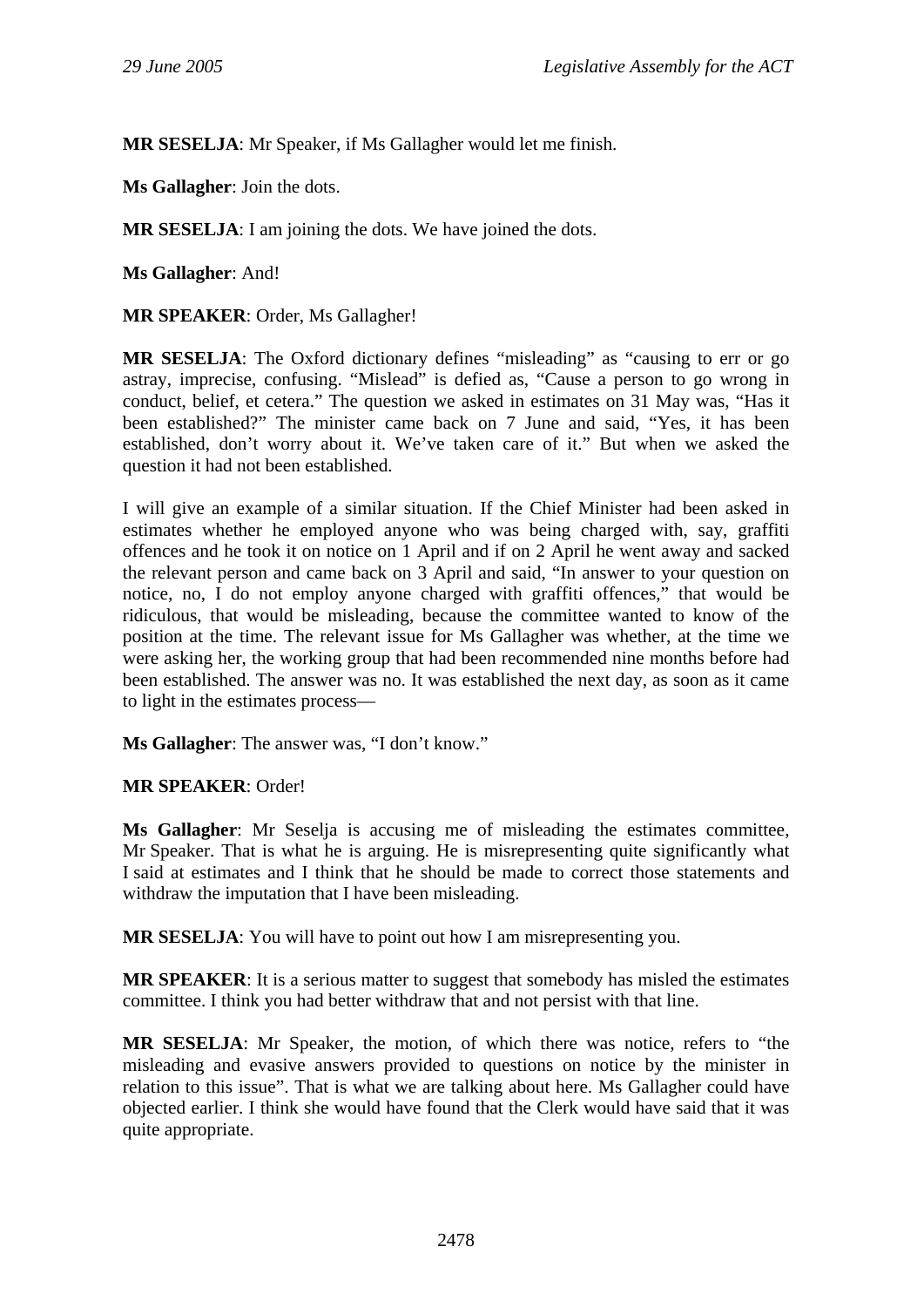**MR SESELJA**: Mr Speaker, if Ms Gallagher would let me finish.

**Ms Gallagher**: Join the dots.

**MR SESELJA**: I am joining the dots. We have joined the dots.

**Ms Gallagher**: And!

**MR SPEAKER**: Order, Ms Gallagher!

**MR SESELJA**: The Oxford dictionary defines "misleading" as "causing to err or go astray, imprecise, confusing. "Mislead" is defied as, "Cause a person to go wrong in conduct, belief, et cetera." The question we asked in estimates on 31 May was, "Has it been established?" The minister came back on 7 June and said, "Yes, it has been established, don't worry about it. We've taken care of it." But when we asked the question it had not been established.

I will give an example of a similar situation. If the Chief Minister had been asked in estimates whether he employed anyone who was being charged with, say, graffiti offences and he took it on notice on 1 April and if on 2 April he went away and sacked the relevant person and came back on 3 April and said, "In answer to your question on notice, no, I do not employ anyone charged with graffiti offences," that would be ridiculous, that would be misleading, because the committee wanted to know of the position at the time. The relevant issue for Ms Gallagher was whether, at the time we were asking her, the working group that had been recommended nine months before had been established. The answer was no. It was established the next day, as soon as it came to light in the estimates process—

**Ms Gallagher**: The answer was, "I don't know."

**MR SPEAKER**: Order!

**Ms Gallagher**: Mr Seselja is accusing me of misleading the estimates committee, Mr Speaker. That is what he is arguing. He is misrepresenting quite significantly what I said at estimates and I think that he should be made to correct those statements and withdraw the imputation that I have been misleading.

**MR SESELJA**: You will have to point out how I am misrepresenting you.

**MR SPEAKER**: It is a serious matter to suggest that somebody has misled the estimates committee. I think you had better withdraw that and not persist with that line.

**MR SESELJA**: Mr Speaker, the motion, of which there was notice, refers to "the misleading and evasive answers provided to questions on notice by the minister in relation to this issue". That is what we are talking about here. Ms Gallagher could have objected earlier. I think she would have found that the Clerk would have said that it was quite appropriate.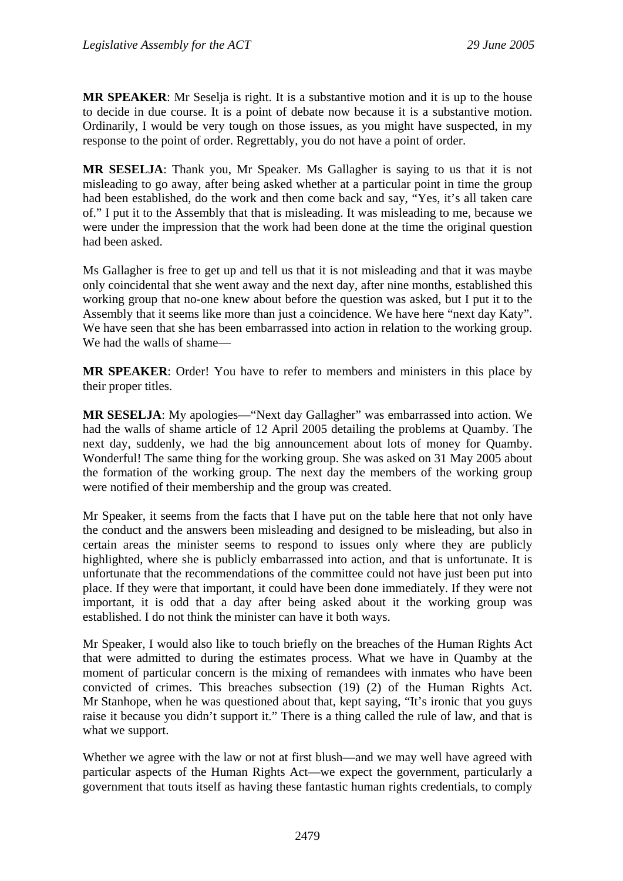**MR SPEAKER**: Mr Seselja is right. It is a substantive motion and it is up to the house to decide in due course. It is a point of debate now because it is a substantive motion. Ordinarily, I would be very tough on those issues, as you might have suspected, in my response to the point of order. Regrettably, you do not have a point of order.

**MR SESELJA**: Thank you, Mr Speaker. Ms Gallagher is saying to us that it is not misleading to go away, after being asked whether at a particular point in time the group had been established, do the work and then come back and say, "Yes, it's all taken care of." I put it to the Assembly that that is misleading. It was misleading to me, because we were under the impression that the work had been done at the time the original question had been asked.

Ms Gallagher is free to get up and tell us that it is not misleading and that it was maybe only coincidental that she went away and the next day, after nine months, established this working group that no-one knew about before the question was asked, but I put it to the Assembly that it seems like more than just a coincidence. We have here "next day Katy". We have seen that she has been embarrassed into action in relation to the working group. We had the walls of shame—

**MR SPEAKER**: Order! You have to refer to members and ministers in this place by their proper titles.

**MR SESELJA**: My apologies—"Next day Gallagher" was embarrassed into action. We had the walls of shame article of 12 April 2005 detailing the problems at Quamby. The next day, suddenly, we had the big announcement about lots of money for Quamby. Wonderful! The same thing for the working group. She was asked on 31 May 2005 about the formation of the working group. The next day the members of the working group were notified of their membership and the group was created.

Mr Speaker, it seems from the facts that I have put on the table here that not only have the conduct and the answers been misleading and designed to be misleading, but also in certain areas the minister seems to respond to issues only where they are publicly highlighted, where she is publicly embarrassed into action, and that is unfortunate. It is unfortunate that the recommendations of the committee could not have just been put into place. If they were that important, it could have been done immediately. If they were not important, it is odd that a day after being asked about it the working group was established. I do not think the minister can have it both ways.

Mr Speaker, I would also like to touch briefly on the breaches of the Human Rights Act that were admitted to during the estimates process. What we have in Quamby at the moment of particular concern is the mixing of remandees with inmates who have been convicted of crimes. This breaches subsection (19) (2) of the Human Rights Act. Mr Stanhope, when he was questioned about that, kept saying, "It's ironic that you guys raise it because you didn't support it." There is a thing called the rule of law, and that is what we support.

Whether we agree with the law or not at first blush—and we may well have agreed with particular aspects of the Human Rights Act—we expect the government, particularly a government that touts itself as having these fantastic human rights credentials, to comply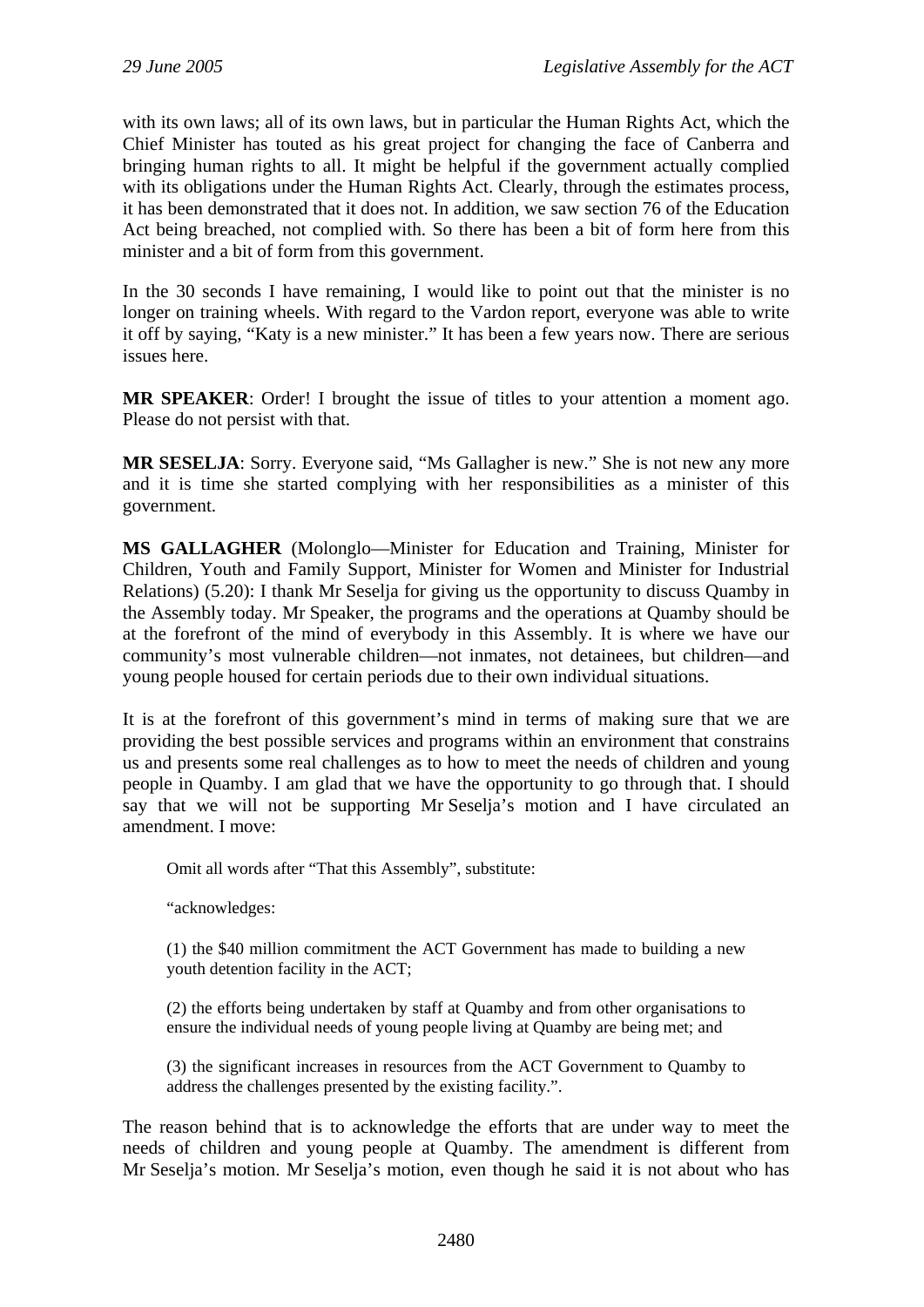with its own laws; all of its own laws, but in particular the Human Rights Act, which the Chief Minister has touted as his great project for changing the face of Canberra and bringing human rights to all. It might be helpful if the government actually complied with its obligations under the Human Rights Act. Clearly, through the estimates process, it has been demonstrated that it does not. In addition, we saw section 76 of the Education Act being breached, not complied with. So there has been a bit of form here from this minister and a bit of form from this government.

In the 30 seconds I have remaining, I would like to point out that the minister is no longer on training wheels. With regard to the Vardon report, everyone was able to write it off by saying, "Katy is a new minister." It has been a few years now. There are serious issues here.

**MR SPEAKER**: Order! I brought the issue of titles to your attention a moment ago. Please do not persist with that.

**MR SESELJA**: Sorry. Everyone said, "Ms Gallagher is new." She is not new any more and it is time she started complying with her responsibilities as a minister of this government.

**MS GALLAGHER** (Molonglo—Minister for Education and Training, Minister for Children, Youth and Family Support, Minister for Women and Minister for Industrial Relations) (5.20): I thank Mr Seselja for giving us the opportunity to discuss Quamby in the Assembly today. Mr Speaker, the programs and the operations at Quamby should be at the forefront of the mind of everybody in this Assembly. It is where we have our community's most vulnerable children—not inmates, not detainees, but children—and young people housed for certain periods due to their own individual situations.

It is at the forefront of this government's mind in terms of making sure that we are providing the best possible services and programs within an environment that constrains us and presents some real challenges as to how to meet the needs of children and young people in Quamby. I am glad that we have the opportunity to go through that. I should say that we will not be supporting Mr Seselja's motion and I have circulated an amendment. I move:

> Omit all words after "That this Assembly", substitute:
>
> "acknowledges:
>
> (1) the $40 million commitment the ACT Government has made to building a new youth detention facility in the ACT;
>
> (2) the efforts being undertaken by staff at Quamby and from other organisations to ensure the individual needs of young people living at Quamby are being met; and
>
> (3) the significant increases in resources from the ACT Government to Quamby to address the challenges presented by the existing facility.".

The reason behind that is to acknowledge the efforts that are under way to meet the needs of children and young people at Quamby. The amendment is different from Mr Seselja's motion. Mr Seselja's motion, even though he said it is not about who has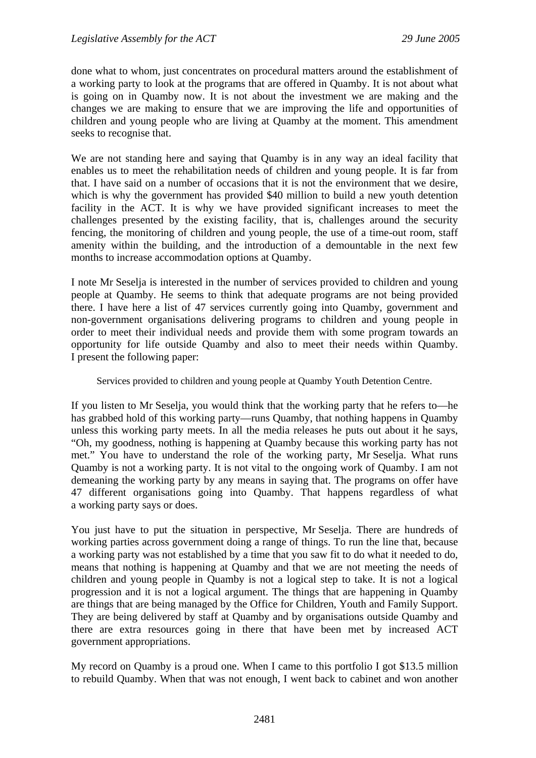done what to whom, just concentrates on procedural matters around the establishment of a working party to look at the programs that are offered in Quamby. It is not about what is going on in Quamby now. It is not about the investment we are making and the changes we are making to ensure that we are improving the life and opportunities of children and young people who are living at Quamby at the moment. This amendment seeks to recognise that.

We are not standing here and saying that Quamby is in any way an ideal facility that enables us to meet the rehabilitation needs of children and young people. It is far from that. I have said on a number of occasions that it is not the environment that we desire, which is why the government has provided $40 million to build a new youth detention facility in the ACT. It is why we have provided significant increases to meet the challenges presented by the existing facility, that is, challenges around the security fencing, the monitoring of children and young people, the use of a time-out room, staff amenity within the building, and the introduction of a demountable in the next few months to increase accommodation options at Quamby.

I note Mr Seselja is interested in the number of services provided to children and young people at Quamby. He seems to think that adequate programs are not being provided there. I have here a list of 47 services currently going into Quamby, government and non-government organisations delivering programs to children and young people in order to meet their individual needs and provide them with some program towards an opportunity for life outside Quamby and also to meet their needs within Quamby. I present the following paper:

> Services provided to children and young people at Quamby Youth Detention Centre.

If you listen to Mr Seselja, you would think that the working party that he refers to—he has grabbed hold of this working party—runs Quamby, that nothing happens in Quamby unless this working party meets. In all the media releases he puts out about it he says, "Oh, my goodness, nothing is happening at Quamby because this working party has not met." You have to understand the role of the working party, Mr Seselja. What runs Quamby is not a working party. It is not vital to the ongoing work of Quamby. I am not demeaning the working party by any means in saying that. The programs on offer have 47 different organisations going into Quamby. That happens regardless of what a working party says or does.

You just have to put the situation in perspective, Mr Seselja. There are hundreds of working parties across government doing a range of things. To run the line that, because a working party was not established by a time that you saw fit to do what it needed to do, means that nothing is happening at Quamby and that we are not meeting the needs of children and young people in Quamby is not a logical step to take. It is not a logical progression and it is not a logical argument. The things that are happening in Quamby are things that are being managed by the Office for Children, Youth and Family Support. They are being delivered by staff at Quamby and by organisations outside Quamby and there are extra resources going in there that have been met by increased ACT government appropriations.

My record on Quamby is a proud one. When I came to this portfolio I got $13.5 million to rebuild Quamby. When that was not enough, I went back to cabinet and won another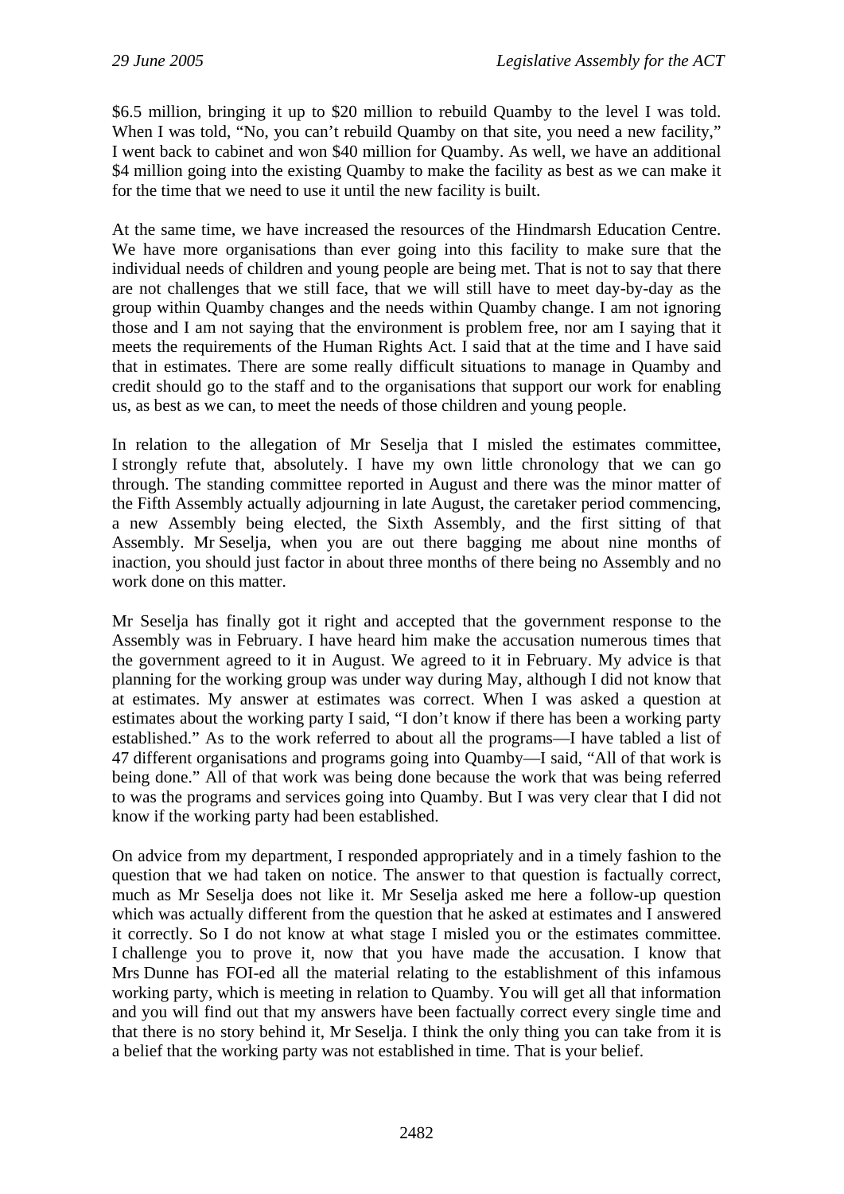$6.5 million, bringing it up to $20 million to rebuild Quamby to the level I was told. When I was told, "No, you can't rebuild Quamby on that site, you need a new facility," I went back to cabinet and won $40 million for Quamby. As well, we have an additional $4 million going into the existing Quamby to make the facility as best as we can make it for the time that we need to use it until the new facility is built.

At the same time, we have increased the resources of the Hindmarsh Education Centre. We have more organisations than ever going into this facility to make sure that the individual needs of children and young people are being met. That is not to say that there are not challenges that we still face, that we will still have to meet day-by-day as the group within Quamby changes and the needs within Quamby change. I am not ignoring those and I am not saying that the environment is problem free, nor am I saying that it meets the requirements of the Human Rights Act. I said that at the time and I have said that in estimates. There are some really difficult situations to manage in Quamby and credit should go to the staff and to the organisations that support our work for enabling us, as best as we can, to meet the needs of those children and young people.

In relation to the allegation of Mr Seselja that I misled the estimates committee, I strongly refute that, absolutely. I have my own little chronology that we can go through. The standing committee reported in August and there was the minor matter of the Fifth Assembly actually adjourning in late August, the caretaker period commencing, a new Assembly being elected, the Sixth Assembly, and the first sitting of that Assembly. Mr Seselja, when you are out there bagging me about nine months of inaction, you should just factor in about three months of there being no Assembly and no work done on this matter.

Mr Seselja has finally got it right and accepted that the government response to the Assembly was in February. I have heard him make the accusation numerous times that the government agreed to it in August. We agreed to it in February. My advice is that planning for the working group was under way during May, although I did not know that at estimates. My answer at estimates was correct. When I was asked a question at estimates about the working party I said, "I don't know if there has been a working party established." As to the work referred to about all the programs—I have tabled a list of 47 different organisations and programs going into Quamby—I said, "All of that work is being done." All of that work was being done because the work that was being referred to was the programs and services going into Quamby. But I was very clear that I did not know if the working party had been established.

On advice from my department, I responded appropriately and in a timely fashion to the question that we had taken on notice. The answer to that question is factually correct, much as Mr Seselja does not like it. Mr Seselja asked me here a follow-up question which was actually different from the question that he asked at estimates and I answered it correctly. So I do not know at what stage I misled you or the estimates committee. I challenge you to prove it, now that you have made the accusation. I know that Mrs Dunne has FOI-ed all the material relating to the establishment of this infamous working party, which is meeting in relation to Quamby. You will get all that information and you will find out that my answers have been factually correct every single time and that there is no story behind it, Mr Seselja. I think the only thing you can take from it is a belief that the working party was not established in time. That is your belief.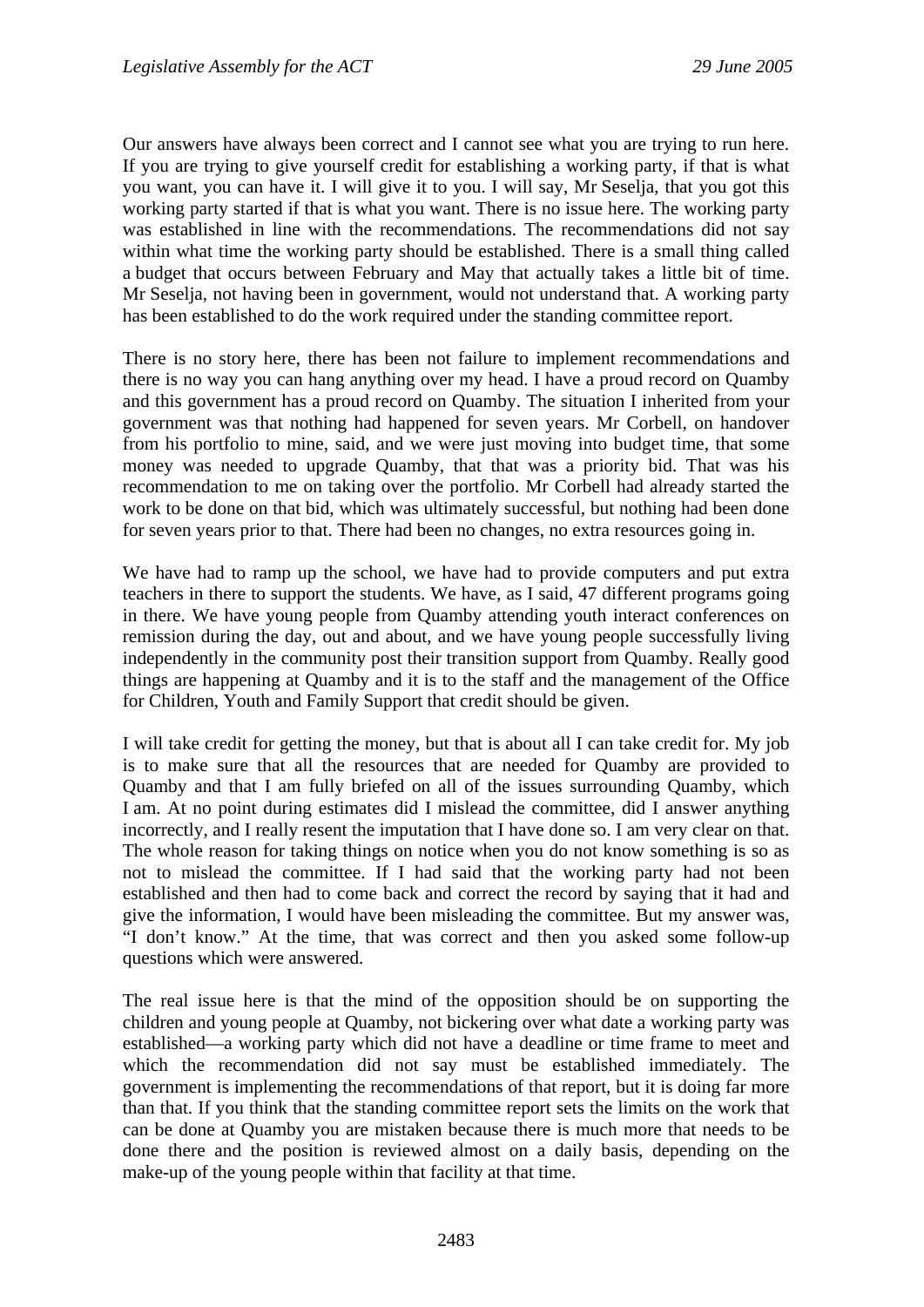Our answers have always been correct and I cannot see what you are trying to run here. If you are trying to give yourself credit for establishing a working party, if that is what you want, you can have it. I will give it to you. I will say, Mr Seselja, that you got this working party started if that is what you want. There is no issue here. The working party was established in line with the recommendations. The recommendations did not say within what time the working party should be established. There is a small thing called a budget that occurs between February and May that actually takes a little bit of time. Mr Seselja, not having been in government, would not understand that. A working party has been established to do the work required under the standing committee report.

There is no story here, there has been not failure to implement recommendations and there is no way you can hang anything over my head. I have a proud record on Quamby and this government has a proud record on Quamby. The situation I inherited from your government was that nothing had happened for seven years. Mr Corbell, on handover from his portfolio to mine, said, and we were just moving into budget time, that some money was needed to upgrade Quamby, that that was a priority bid. That was his recommendation to me on taking over the portfolio. Mr Corbell had already started the work to be done on that bid, which was ultimately successful, but nothing had been done for seven years prior to that. There had been no changes, no extra resources going in.

We have had to ramp up the school, we have had to provide computers and put extra teachers in there to support the students. We have, as I said, 47 different programs going in there. We have young people from Quamby attending youth interact conferences on remission during the day, out and about, and we have young people successfully living independently in the community post their transition support from Quamby. Really good things are happening at Quamby and it is to the staff and the management of the Office for Children, Youth and Family Support that credit should be given.

I will take credit for getting the money, but that is about all I can take credit for. My job is to make sure that all the resources that are needed for Quamby are provided to Quamby and that I am fully briefed on all of the issues surrounding Quamby, which I am. At no point during estimates did I mislead the committee, did I answer anything incorrectly, and I really resent the imputation that I have done so. I am very clear on that. The whole reason for taking things on notice when you do not know something is so as not to mislead the committee. If I had said that the working party had not been established and then had to come back and correct the record by saying that it had and give the information, I would have been misleading the committee. But my answer was, "I don't know." At the time, that was correct and then you asked some follow-up questions which were answered.

The real issue here is that the mind of the opposition should be on supporting the children and young people at Quamby, not bickering over what date a working party was established—a working party which did not have a deadline or time frame to meet and which the recommendation did not say must be established immediately. The government is implementing the recommendations of that report, but it is doing far more than that. If you think that the standing committee report sets the limits on the work that can be done at Quamby you are mistaken because there is much more that needs to be done there and the position is reviewed almost on a daily basis, depending on the make-up of the young people within that facility at that time.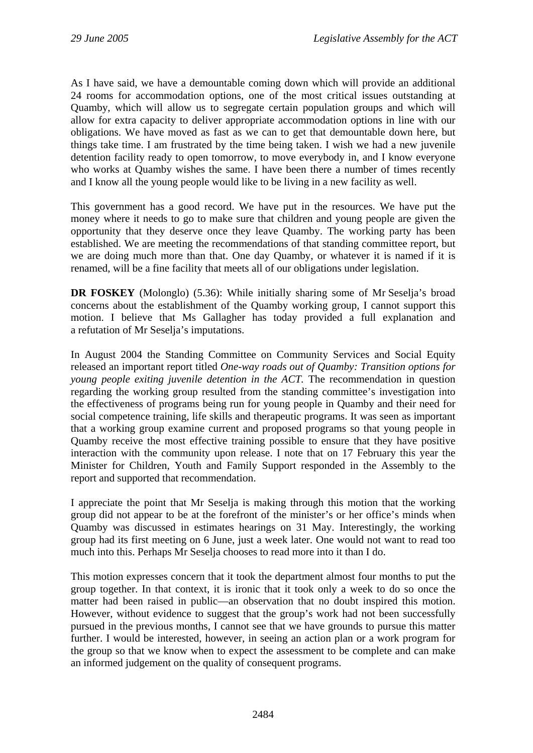As I have said, we have a demountable coming down which will provide an additional 24 rooms for accommodation options, one of the most critical issues outstanding at Quamby, which will allow us to segregate certain population groups and which will allow for extra capacity to deliver appropriate accommodation options in line with our obligations. We have moved as fast as we can to get that demountable down here, but things take time. I am frustrated by the time being taken. I wish we had a new juvenile detention facility ready to open tomorrow, to move everybody in, and I know everyone who works at Quamby wishes the same. I have been there a number of times recently and I know all the young people would like to be living in a new facility as well.

This government has a good record. We have put in the resources. We have put the money where it needs to go to make sure that children and young people are given the opportunity that they deserve once they leave Quamby. The working party has been established. We are meeting the recommendations of that standing committee report, but we are doing much more than that. One day Quamby, or whatever it is named if it is renamed, will be a fine facility that meets all of our obligations under legislation.

**DR FOSKEY** (Molonglo) (5.36): While initially sharing some of Mr Seselja's broad concerns about the establishment of the Quamby working group, I cannot support this motion. I believe that Ms Gallagher has today provided a full explanation and a refutation of Mr Seselja's imputations.

In August 2004 the Standing Committee on Community Services and Social Equity released an important report titled *One-way roads out of Quamby: Transition options for young people exiting juvenile detention in the ACT*. The recommendation in question regarding the working group resulted from the standing committee's investigation into the effectiveness of programs being run for young people in Quamby and their need for social competence training, life skills and therapeutic programs. It was seen as important that a working group examine current and proposed programs so that young people in Quamby receive the most effective training possible to ensure that they have positive interaction with the community upon release. I note that on 17 February this year the Minister for Children, Youth and Family Support responded in the Assembly to the report and supported that recommendation.

I appreciate the point that Mr Seselja is making through this motion that the working group did not appear to be at the forefront of the minister's or her office's minds when Quamby was discussed in estimates hearings on 31 May. Interestingly, the working group had its first meeting on 6 June, just a week later. One would not want to read too much into this. Perhaps Mr Seselja chooses to read more into it than I do.

This motion expresses concern that it took the department almost four months to put the group together. In that context, it is ironic that it took only a week to do so once the matter had been raised in public—an observation that no doubt inspired this motion. However, without evidence to suggest that the group's work had not been successfully pursued in the previous months, I cannot see that we have grounds to pursue this matter further. I would be interested, however, in seeing an action plan or a work program for the group so that we know when to expect the assessment to be complete and can make an informed judgement on the quality of consequent programs.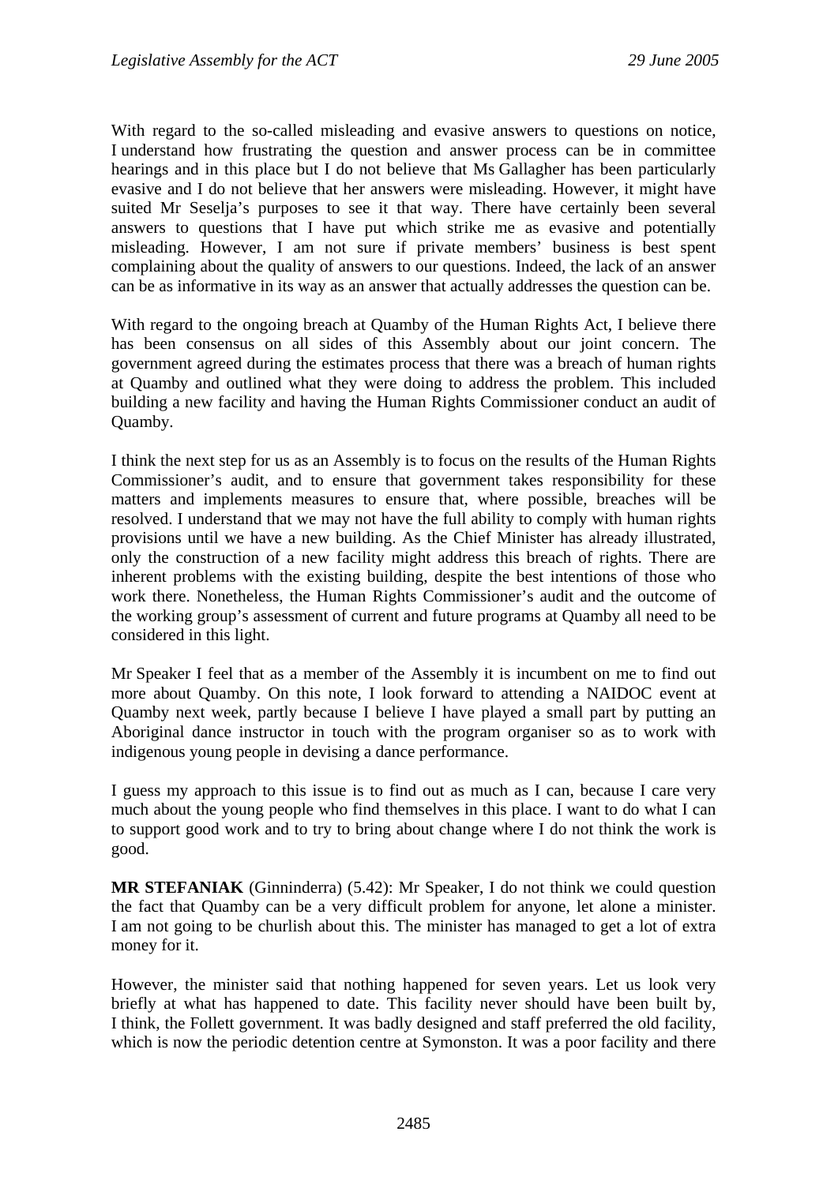With regard to the so-called misleading and evasive answers to questions on notice, I understand how frustrating the question and answer process can be in committee hearings and in this place but I do not believe that Ms Gallagher has been particularly evasive and I do not believe that her answers were misleading. However, it might have suited Mr Seselja's purposes to see it that way. There have certainly been several answers to questions that I have put which strike me as evasive and potentially misleading. However, I am not sure if private members' business is best spent complaining about the quality of answers to our questions. Indeed, the lack of an answer can be as informative in its way as an answer that actually addresses the question can be.

With regard to the ongoing breach at Quamby of the Human Rights Act, I believe there has been consensus on all sides of this Assembly about our joint concern. The government agreed during the estimates process that there was a breach of human rights at Quamby and outlined what they were doing to address the problem. This included building a new facility and having the Human Rights Commissioner conduct an audit of Quamby.

I think the next step for us as an Assembly is to focus on the results of the Human Rights Commissioner's audit, and to ensure that government takes responsibility for these matters and implements measures to ensure that, where possible, breaches will be resolved. I understand that we may not have the full ability to comply with human rights provisions until we have a new building. As the Chief Minister has already illustrated, only the construction of a new facility might address this breach of rights. There are inherent problems with the existing building, despite the best intentions of those who work there. Nonetheless, the Human Rights Commissioner's audit and the outcome of the working group's assessment of current and future programs at Quamby all need to be considered in this light.

Mr Speaker I feel that as a member of the Assembly it is incumbent on me to find out more about Quamby. On this note, I look forward to attending a NAIDOC event at Quamby next week, partly because I believe I have played a small part by putting an Aboriginal dance instructor in touch with the program organiser so as to work with indigenous young people in devising a dance performance.

I guess my approach to this issue is to find out as much as I can, because I care very much about the young people who find themselves in this place. I want to do what I can to support good work and to try to bring about change where I do not think the work is good.

**MR STEFANIAK** (Ginninderra) (5.42): Mr Speaker, I do not think we could question the fact that Quamby can be a very difficult problem for anyone, let alone a minister. I am not going to be churlish about this. The minister has managed to get a lot of extra money for it.

However, the minister said that nothing happened for seven years. Let us look very briefly at what has happened to date. This facility never should have been built by, I think, the Follett government. It was badly designed and staff preferred the old facility, which is now the periodic detention centre at Symonston. It was a poor facility and there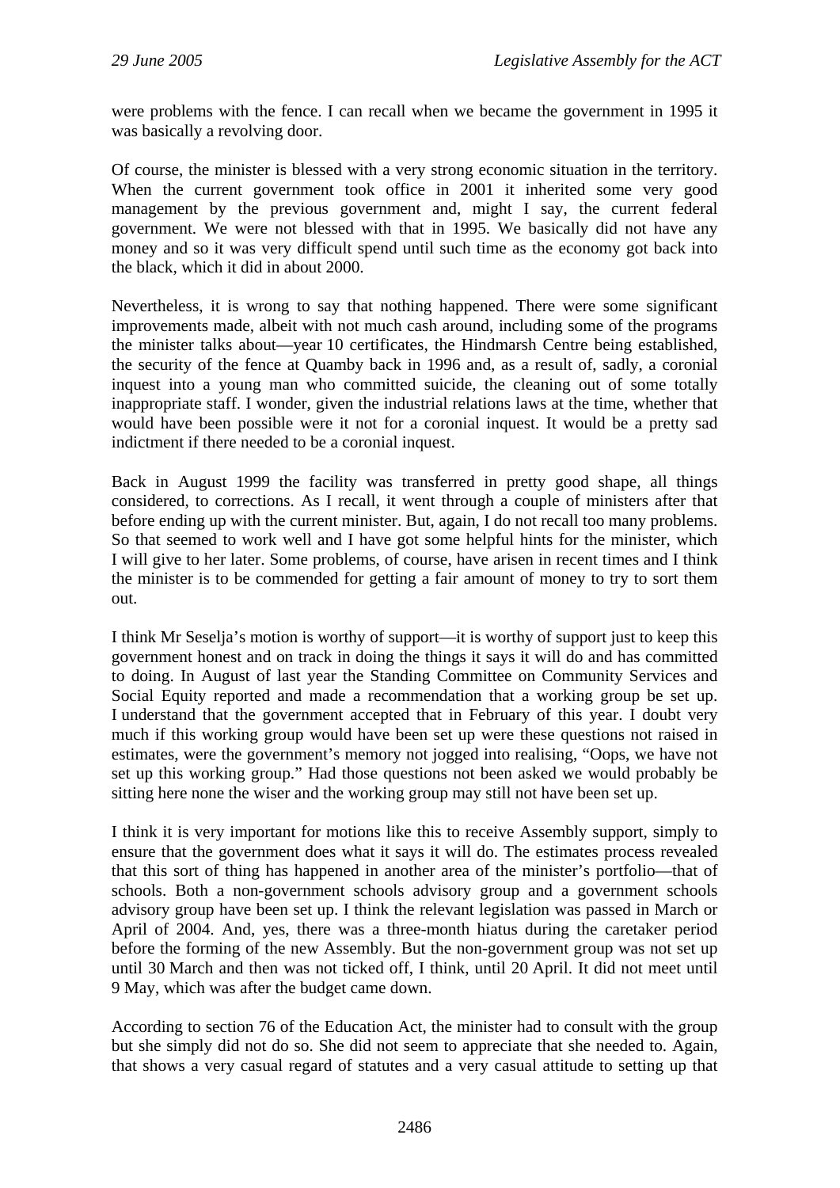were problems with the fence. I can recall when we became the government in 1995 it was basically a revolving door.

Of course, the minister is blessed with a very strong economic situation in the territory. When the current government took office in 2001 it inherited some very good management by the previous government and, might I say, the current federal government. We were not blessed with that in 1995. We basically did not have any money and so it was very difficult spend until such time as the economy got back into the black, which it did in about 2000.

Nevertheless, it is wrong to say that nothing happened. There were some significant improvements made, albeit with not much cash around, including some of the programs the minister talks about—year 10 certificates, the Hindmarsh Centre being established, the security of the fence at Quamby back in 1996 and, as a result of, sadly, a coronial inquest into a young man who committed suicide, the cleaning out of some totally inappropriate staff. I wonder, given the industrial relations laws at the time, whether that would have been possible were it not for a coronial inquest. It would be a pretty sad indictment if there needed to be a coronial inquest.

Back in August 1999 the facility was transferred in pretty good shape, all things considered, to corrections. As I recall, it went through a couple of ministers after that before ending up with the current minister. But, again, I do not recall too many problems. So that seemed to work well and I have got some helpful hints for the minister, which I will give to her later. Some problems, of course, have arisen in recent times and I think the minister is to be commended for getting a fair amount of money to try to sort them out.

I think Mr Seselja's motion is worthy of support—it is worthy of support just to keep this government honest and on track in doing the things it says it will do and has committed to doing. In August of last year the Standing Committee on Community Services and Social Equity reported and made a recommendation that a working group be set up. I understand that the government accepted that in February of this year. I doubt very much if this working group would have been set up were these questions not raised in estimates, were the government's memory not jogged into realising, "Oops, we have not set up this working group." Had those questions not been asked we would probably be sitting here none the wiser and the working group may still not have been set up.

I think it is very important for motions like this to receive Assembly support, simply to ensure that the government does what it says it will do. The estimates process revealed that this sort of thing has happened in another area of the minister's portfolio—that of schools. Both a non-government schools advisory group and a government schools advisory group have been set up. I think the relevant legislation was passed in March or April of 2004. And, yes, there was a three-month hiatus during the caretaker period before the forming of the new Assembly. But the non-government group was not set up until 30 March and then was not ticked off, I think, until 20 April. It did not meet until 9 May, which was after the budget came down.

According to section 76 of the Education Act, the minister had to consult with the group but she simply did not do so. She did not seem to appreciate that she needed to. Again, that shows a very casual regard of statutes and a very casual attitude to setting up that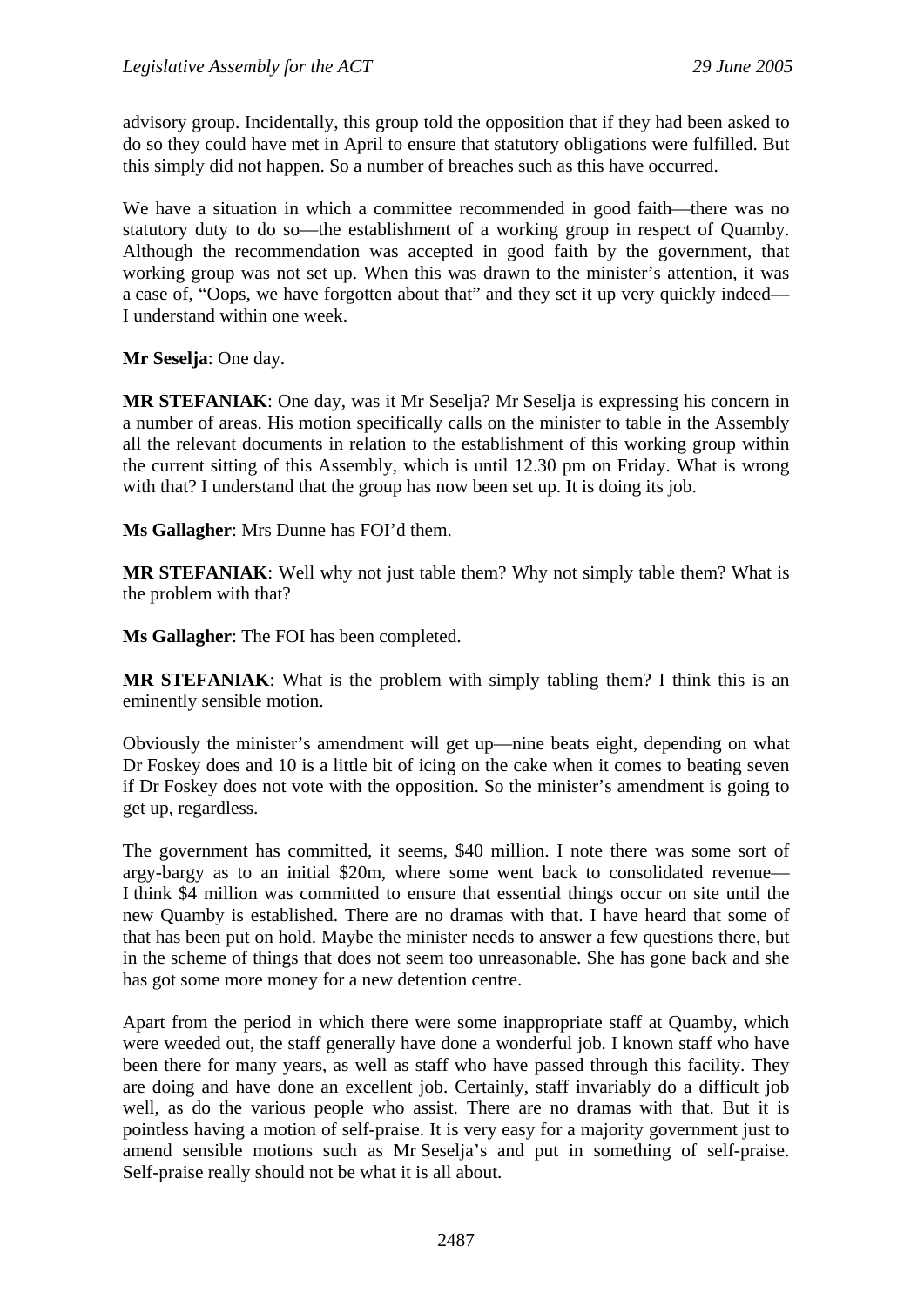advisory group. Incidentally, this group told the opposition that if they had been asked to do so they could have met in April to ensure that statutory obligations were fulfilled. But this simply did not happen. So a number of breaches such as this have occurred.

We have a situation in which a committee recommended in good faith—there was no statutory duty to do so—the establishment of a working group in respect of Quamby. Although the recommendation was accepted in good faith by the government, that working group was not set up. When this was drawn to the minister's attention, it was a case of, "Oops, we have forgotten about that" and they set it up very quickly indeed—I understand within one week.

**Mr Seselja**: One day.

**MR STEFANIAK**: One day, was it Mr Seselja? Mr Seselja is expressing his concern in a number of areas. His motion specifically calls on the minister to table in the Assembly all the relevant documents in relation to the establishment of this working group within the current sitting of this Assembly, which is until 12.30 pm on Friday. What is wrong with that? I understand that the group has now been set up. It is doing its job.

**Ms Gallagher**: Mrs Dunne has FOI'd them.

**MR STEFANIAK**: Well why not just table them? Why not simply table them? What is the problem with that?

**Ms Gallagher**: The FOI has been completed.

**MR STEFANIAK**: What is the problem with simply tabling them? I think this is an eminently sensible motion.

Obviously the minister's amendment will get up—nine beats eight, depending on what Dr Foskey does and 10 is a little bit of icing on the cake when it comes to beating seven if Dr Foskey does not vote with the opposition. So the minister's amendment is going to get up, regardless.

The government has committed, it seems, $40 million. I note there was some sort of argy-bargy as to an initial $20m, where some went back to consolidated revenue—I think $4 million was committed to ensure that essential things occur on site until the new Quamby is established. There are no dramas with that. I have heard that some of that has been put on hold. Maybe the minister needs to answer a few questions there, but in the scheme of things that does not seem too unreasonable. She has gone back and she has got some more money for a new detention centre.

Apart from the period in which there were some inappropriate staff at Quamby, which were weeded out, the staff generally have done a wonderful job. I known staff who have been there for many years, as well as staff who have passed through this facility. They are doing and have done an excellent job. Certainly, staff invariably do a difficult job well, as do the various people who assist. There are no dramas with that. But it is pointless having a motion of self-praise. It is very easy for a majority government just to amend sensible motions such as Mr Seselja's and put in something of self-praise. Self-praise really should not be what it is all about.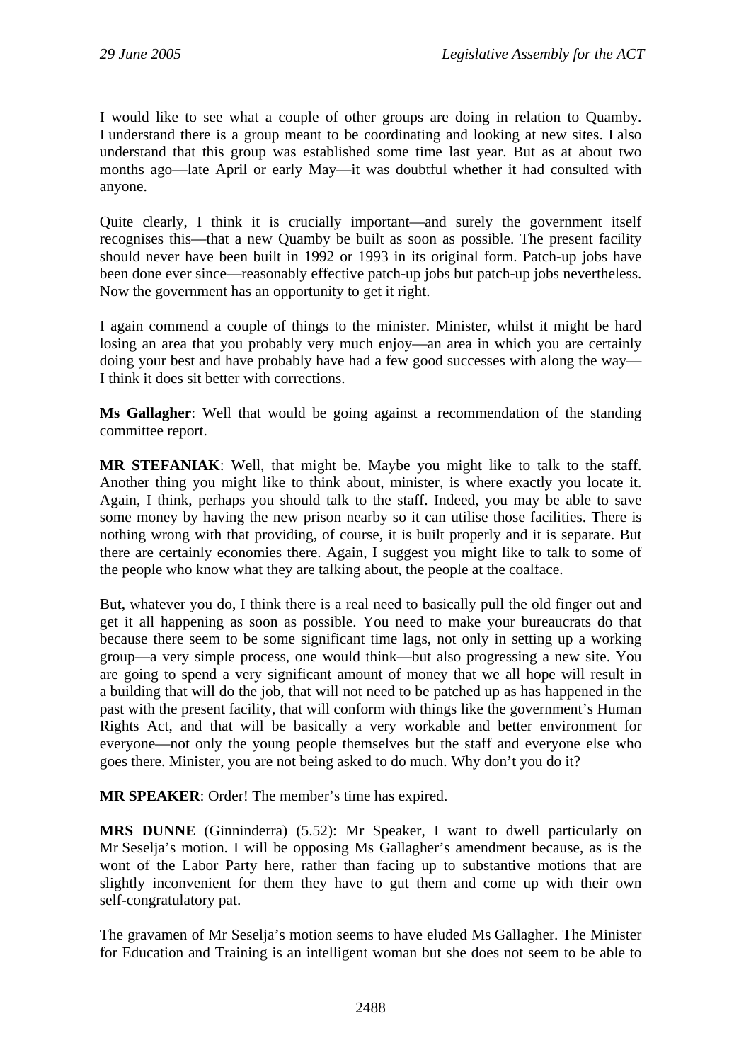I would like to see what a couple of other groups are doing in relation to Quamby. I understand there is a group meant to be coordinating and looking at new sites. I also understand that this group was established some time last year. But as at about two months ago—late April or early May—it was doubtful whether it had consulted with anyone.

Quite clearly, I think it is crucially important—and surely the government itself recognises this—that a new Quamby be built as soon as possible. The present facility should never have been built in 1992 or 1993 in its original form. Patch-up jobs have been done ever since—reasonably effective patch-up jobs but patch-up jobs nevertheless. Now the government has an opportunity to get it right.

I again commend a couple of things to the minister. Minister, whilst it might be hard losing an area that you probably very much enjoy—an area in which you are certainly doing your best and have probably have had a few good successes with along the way—I think it does sit better with corrections.

**Ms Gallagher**: Well that would be going against a recommendation of the standing committee report.

**MR STEFANIAK**: Well, that might be. Maybe you might like to talk to the staff. Another thing you might like to think about, minister, is where exactly you locate it. Again, I think, perhaps you should talk to the staff. Indeed, you may be able to save some money by having the new prison nearby so it can utilise those facilities. There is nothing wrong with that providing, of course, it is built properly and it is separate. But there are certainly economies there. Again, I suggest you might like to talk to some of the people who know what they are talking about, the people at the coalface.

But, whatever you do, I think there is a real need to basically pull the old finger out and get it all happening as soon as possible. You need to make your bureaucrats do that because there seem to be some significant time lags, not only in setting up a working group—a very simple process, one would think—but also progressing a new site. You are going to spend a very significant amount of money that we all hope will result in a building that will do the job, that will not need to be patched up as has happened in the past with the present facility, that will conform with things like the government's Human Rights Act, and that will be basically a very workable and better environment for everyone—not only the young people themselves but the staff and everyone else who goes there. Minister, you are not being asked to do much. Why don't you do it?

**MR SPEAKER**: Order! The member's time has expired.

**MRS DUNNE** (Ginninderra) (5.52): Mr Speaker, I want to dwell particularly on Mr Seselja's motion. I will be opposing Ms Gallagher's amendment because, as is the wont of the Labor Party here, rather than facing up to substantive motions that are slightly inconvenient for them they have to gut them and come up with their own self-congratulatory pat.

The gravamen of Mr Seselja's motion seems to have eluded Ms Gallagher. The Minister for Education and Training is an intelligent woman but she does not seem to be able to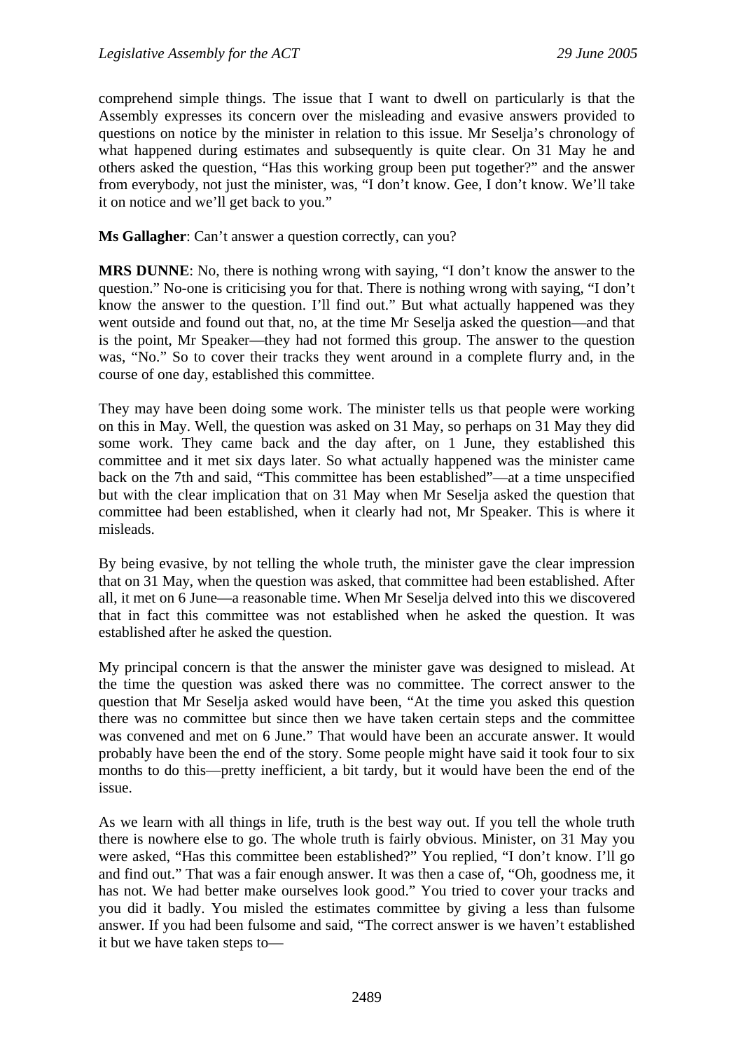comprehend simple things. The issue that I want to dwell on particularly is that the Assembly expresses its concern over the misleading and evasive answers provided to questions on notice by the minister in relation to this issue. Mr Seselja's chronology of what happened during estimates and subsequently is quite clear. On 31 May he and others asked the question, "Has this working group been put together?" and the answer from everybody, not just the minister, was, "I don't know. Gee, I don't know. We'll take it on notice and we'll get back to you."

**Ms Gallagher**: Can't answer a question correctly, can you?

**MRS DUNNE**: No, there is nothing wrong with saying, "I don't know the answer to the question." No-one is criticising you for that. There is nothing wrong with saying, "I don't know the answer to the question. I'll find out." But what actually happened was they went outside and found out that, no, at the time Mr Seselja asked the question—and that is the point, Mr Speaker—they had not formed this group. The answer to the question was, "No." So to cover their tracks they went around in a complete flurry and, in the course of one day, established this committee.

They may have been doing some work. The minister tells us that people were working on this in May. Well, the question was asked on 31 May, so perhaps on 31 May they did some work. They came back and the day after, on 1 June, they established this committee and it met six days later. So what actually happened was the minister came back on the 7th and said, "This committee has been established"—at a time unspecified but with the clear implication that on 31 May when Mr Seselja asked the question that committee had been established, when it clearly had not, Mr Speaker. This is where it misleads.

By being evasive, by not telling the whole truth, the minister gave the clear impression that on 31 May, when the question was asked, that committee had been established. After all, it met on 6 June—a reasonable time. When Mr Seselja delved into this we discovered that in fact this committee was not established when he asked the question. It was established after he asked the question.

My principal concern is that the answer the minister gave was designed to mislead. At the time the question was asked there was no committee. The correct answer to the question that Mr Seselja asked would have been, "At the time you asked this question there was no committee but since then we have taken certain steps and the committee was convened and met on 6 June." That would have been an accurate answer. It would probably have been the end of the story. Some people might have said it took four to six months to do this—pretty inefficient, a bit tardy, but it would have been the end of the issue.

As we learn with all things in life, truth is the best way out. If you tell the whole truth there is nowhere else to go. The whole truth is fairly obvious. Minister, on 31 May you were asked, "Has this committee been established?" You replied, "I don't know. I'll go and find out." That was a fair enough answer. It was then a case of, "Oh, goodness me, it has not. We had better make ourselves look good." You tried to cover your tracks and you did it badly. You misled the estimates committee by giving a less than fulsome answer. If you had been fulsome and said, "The correct answer is we haven't established it but we have taken steps to—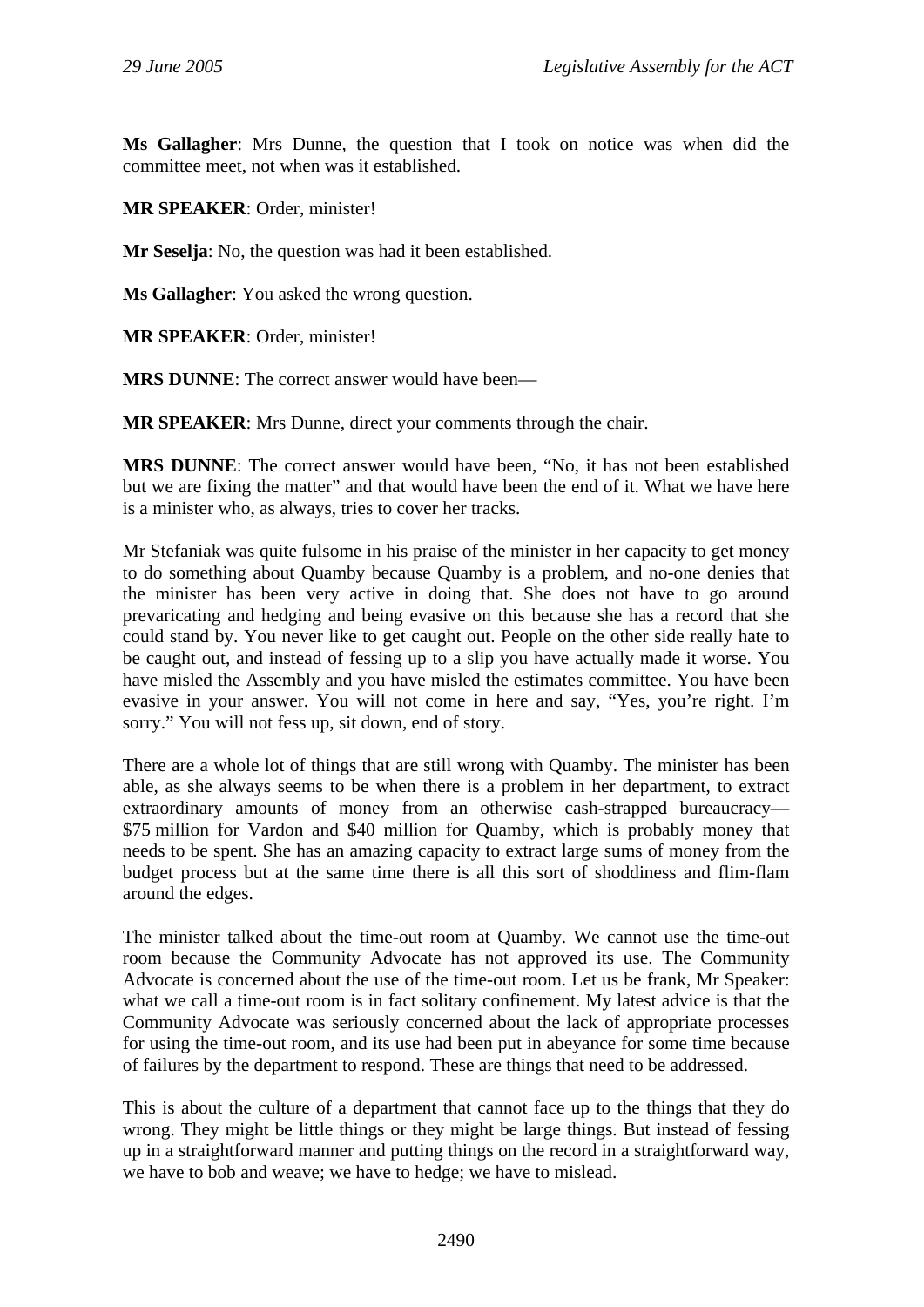**Ms Gallagher**: Mrs Dunne, the question that I took on notice was when did the committee meet, not when was it established.

**MR SPEAKER**: Order, minister!

**Mr Seselja**: No, the question was had it been established.

**Ms Gallagher**: You asked the wrong question.

**MR SPEAKER**: Order, minister!

**MRS DUNNE**: The correct answer would have been—

**MR SPEAKER**: Mrs Dunne, direct your comments through the chair.

**MRS DUNNE**: The correct answer would have been, "No, it has not been established but we are fixing the matter" and that would have been the end of it. What we have here is a minister who, as always, tries to cover her tracks.

Mr Stefaniak was quite fulsome in his praise of the minister in her capacity to get money to do something about Quamby because Quamby is a problem, and no-one denies that the minister has been very active in doing that. She does not have to go around prevaricating and hedging and being evasive on this because she has a record that she could stand by. You never like to get caught out. People on the other side really hate to be caught out, and instead of fessing up to a slip you have actually made it worse. You have misled the Assembly and you have misled the estimates committee. You have been evasive in your answer. You will not come in here and say, "Yes, you're right. I'm sorry." You will not fess up, sit down, end of story.

There are a whole lot of things that are still wrong with Quamby. The minister has been able, as she always seems to be when there is a problem in her department, to extract extraordinary amounts of money from an otherwise cash-strapped bureaucracy—$75 million for Vardon and $40 million for Quamby, which is probably money that needs to be spent. She has an amazing capacity to extract large sums of money from the budget process but at the same time there is all this sort of shoddiness and flim-flam around the edges.

The minister talked about the time-out room at Quamby. We cannot use the time-out room because the Community Advocate has not approved its use. The Community Advocate is concerned about the use of the time-out room. Let us be frank, Mr Speaker: what we call a time-out room is in fact solitary confinement. My latest advice is that the Community Advocate was seriously concerned about the lack of appropriate processes for using the time-out room, and its use had been put in abeyance for some time because of failures by the department to respond. These are things that need to be addressed.

This is about the culture of a department that cannot face up to the things that they do wrong. They might be little things or they might be large things. But instead of fessing up in a straightforward manner and putting things on the record in a straightforward way, we have to bob and weave; we have to hedge; we have to mislead.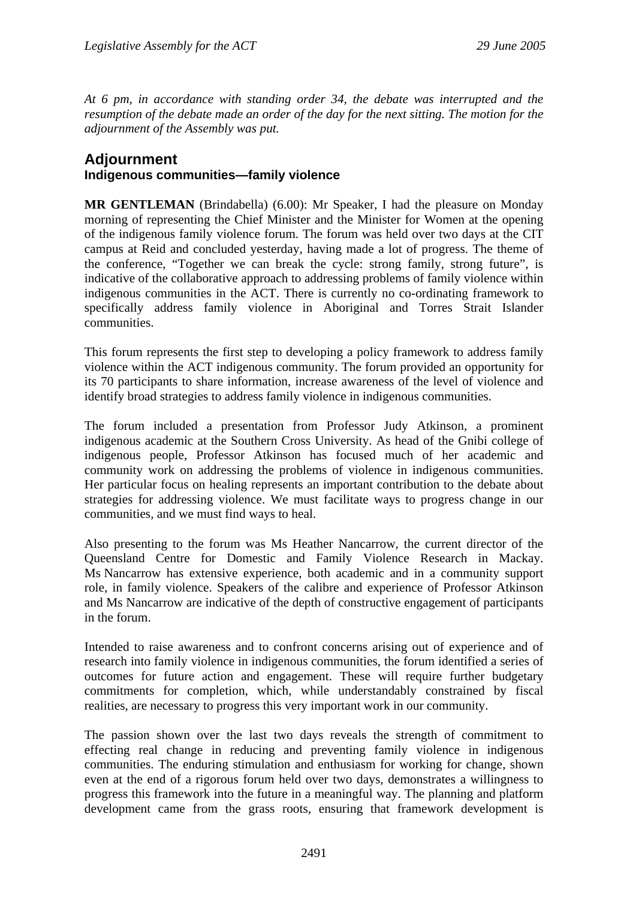*At 6 pm, in accordance with standing order 34, the debate was interrupted and the resumption of the debate made an order of the day for the next sitting. The motion for the adjournment of the Assembly was put.*

## Adjournment

### Indigenous communities—family violence

**MR GENTLEMAN** (Brindabella) (6.00): Mr Speaker, I had the pleasure on Monday morning of representing the Chief Minister and the Minister for Women at the opening of the indigenous family violence forum. The forum was held over two days at the CIT campus at Reid and concluded yesterday, having made a lot of progress. The theme of the conference, "Together we can break the cycle: strong family, strong future", is indicative of the collaborative approach to addressing problems of family violence within indigenous communities in the ACT. There is currently no co-ordinating framework to specifically address family violence in Aboriginal and Torres Strait Islander communities.

This forum represents the first step to developing a policy framework to address family violence within the ACT indigenous community. The forum provided an opportunity for its 70 participants to share information, increase awareness of the level of violence and identify broad strategies to address family violence in indigenous communities.

The forum included a presentation from Professor Judy Atkinson, a prominent indigenous academic at the Southern Cross University. As head of the Gnibi college of indigenous people, Professor Atkinson has focused much of her academic and community work on addressing the problems of violence in indigenous communities. Her particular focus on healing represents an important contribution to the debate about strategies for addressing violence. We must facilitate ways to progress change in our communities, and we must find ways to heal.

Also presenting to the forum was Ms Heather Nancarrow, the current director of the Queensland Centre for Domestic and Family Violence Research in Mackay. Ms Nancarrow has extensive experience, both academic and in a community support role, in family violence. Speakers of the calibre and experience of Professor Atkinson and Ms Nancarrow are indicative of the depth of constructive engagement of participants in the forum.

Intended to raise awareness and to confront concerns arising out of experience and of research into family violence in indigenous communities, the forum identified a series of outcomes for future action and engagement. These will require further budgetary commitments for completion, which, while understandably constrained by fiscal realities, are necessary to progress this very important work in our community.

The passion shown over the last two days reveals the strength of commitment to effecting real change in reducing and preventing family violence in indigenous communities. The enduring stimulation and enthusiasm for working for change, shown even at the end of a rigorous forum held over two days, demonstrates a willingness to progress this framework into the future in a meaningful way. The planning and platform development came from the grass roots, ensuring that framework development is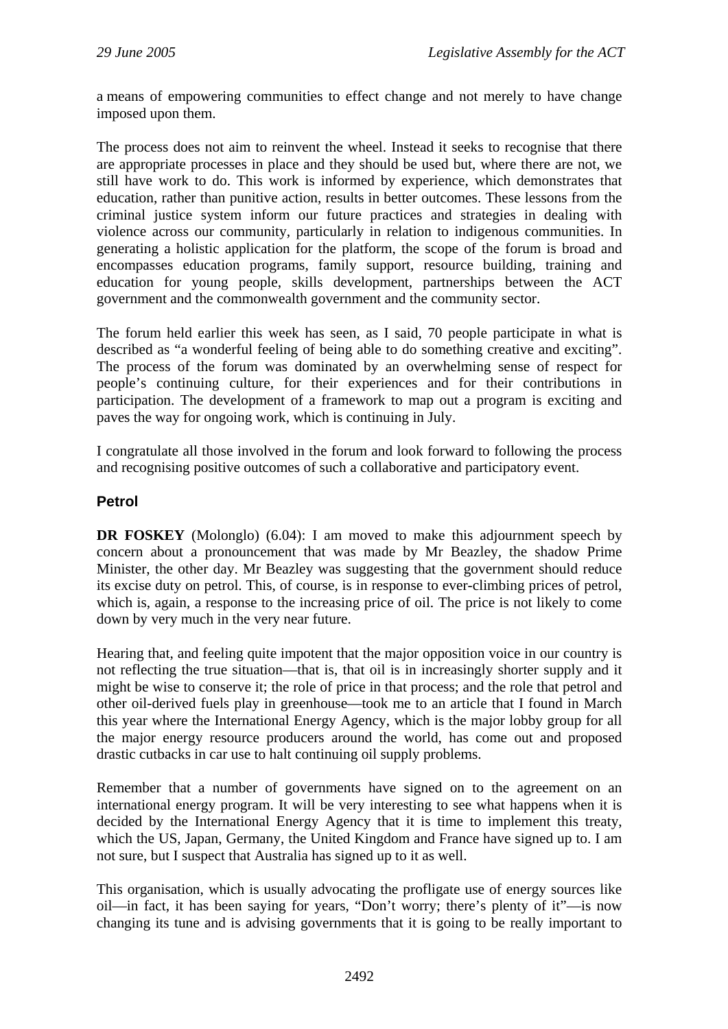a means of empowering communities to effect change and not merely to have change imposed upon them.

The process does not aim to reinvent the wheel. Instead it seeks to recognise that there are appropriate processes in place and they should be used but, where there are not, we still have work to do. This work is informed by experience, which demonstrates that education, rather than punitive action, results in better outcomes. These lessons from the criminal justice system inform our future practices and strategies in dealing with violence across our community, particularly in relation to indigenous communities. In generating a holistic application for the platform, the scope of the forum is broad and encompasses education programs, family support, resource building, training and education for young people, skills development, partnerships between the ACT government and the commonwealth government and the community sector.

The forum held earlier this week has seen, as I said, 70 people participate in what is described as "a wonderful feeling of being able to do something creative and exciting". The process of the forum was dominated by an overwhelming sense of respect for people's continuing culture, for their experiences and for their contributions in participation. The development of a framework to map out a program is exciting and paves the way for ongoing work, which is continuing in July.

I congratulate all those involved in the forum and look forward to following the process and recognising positive outcomes of such a collaborative and participatory event.

## Petrol

**DR FOSKEY** (Molonglo) (6.04): I am moved to make this adjournment speech by concern about a pronouncement that was made by Mr Beazley, the shadow Prime Minister, the other day. Mr Beazley was suggesting that the government should reduce its excise duty on petrol. This, of course, is in response to ever-climbing prices of petrol, which is, again, a response to the increasing price of oil. The price is not likely to come down by very much in the very near future.

Hearing that, and feeling quite impotent that the major opposition voice in our country is not reflecting the true situation—that is, that oil is in increasingly shorter supply and it might be wise to conserve it; the role of price in that process; and the role that petrol and other oil-derived fuels play in greenhouse—took me to an article that I found in March this year where the International Energy Agency, which is the major lobby group for all the major energy resource producers around the world, has come out and proposed drastic cutbacks in car use to halt continuing oil supply problems.

Remember that a number of governments have signed on to the agreement on an international energy program. It will be very interesting to see what happens when it is decided by the International Energy Agency that it is time to implement this treaty, which the US, Japan, Germany, the United Kingdom and France have signed up to. I am not sure, but I suspect that Australia has signed up to it as well.

This organisation, which is usually advocating the profligate use of energy sources like oil—in fact, it has been saying for years, "Don't worry; there's plenty of it"—is now changing its tune and is advising governments that it is going to be really important to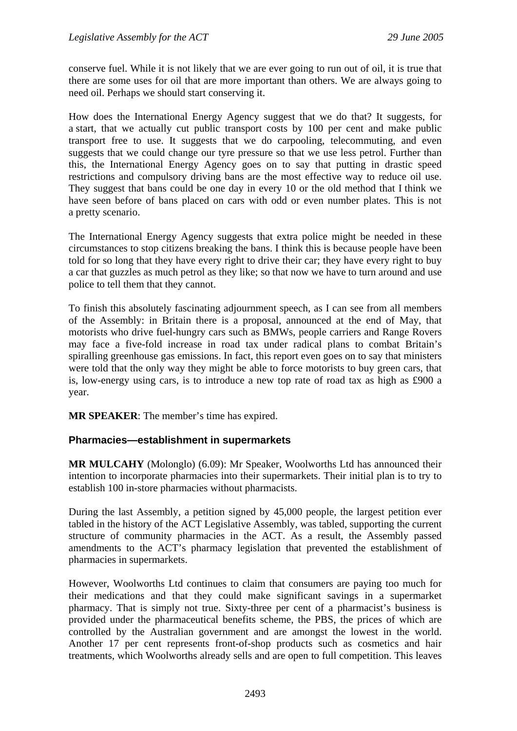conserve fuel. While it is not likely that we are ever going to run out of oil, it is true that there are some uses for oil that are more important than others. We are always going to need oil. Perhaps we should start conserving it.

How does the International Energy Agency suggest that we do that? It suggests, for a start, that we actually cut public transport costs by 100 per cent and make public transport free to use. It suggests that we do carpooling, telecommuting, and even suggests that we could change our tyre pressure so that we use less petrol. Further than this, the International Energy Agency goes on to say that putting in drastic speed restrictions and compulsory driving bans are the most effective way to reduce oil use. They suggest that bans could be one day in every 10 or the old method that I think we have seen before of bans placed on cars with odd or even number plates. This is not a pretty scenario.

The International Energy Agency suggests that extra police might be needed in these circumstances to stop citizens breaking the bans. I think this is because people have been told for so long that they have every right to drive their car; they have every right to buy a car that guzzles as much petrol as they like; so that now we have to turn around and use police to tell them that they cannot.

To finish this absolutely fascinating adjournment speech, as I can see from all members of the Assembly: in Britain there is a proposal, announced at the end of May, that motorists who drive fuel-hungry cars such as BMWs, people carriers and Range Rovers may face a five-fold increase in road tax under radical plans to combat Britain's spiralling greenhouse gas emissions. In fact, this report even goes on to say that ministers were told that the only way they might be able to force motorists to buy green cars, that is, low-energy using cars, is to introduce a new top rate of road tax as high as £900 a year.

**MR SPEAKER**: The member's time has expired.

### Pharmacies—establishment in supermarkets

**MR MULCAHY** (Molonglo) (6.09): Mr Speaker, Woolworths Ltd has announced their intention to incorporate pharmacies into their supermarkets. Their initial plan is to try to establish 100 in-store pharmacies without pharmacists.

During the last Assembly, a petition signed by 45,000 people, the largest petition ever tabled in the history of the ACT Legislative Assembly, was tabled, supporting the current structure of community pharmacies in the ACT. As a result, the Assembly passed amendments to the ACT's pharmacy legislation that prevented the establishment of pharmacies in supermarkets.

However, Woolworths Ltd continues to claim that consumers are paying too much for their medications and that they could make significant savings in a supermarket pharmacy. That is simply not true. Sixty-three per cent of a pharmacist's business is provided under the pharmaceutical benefits scheme, the PBS, the prices of which are controlled by the Australian government and are amongst the lowest in the world. Another 17 per cent represents front-of-shop products such as cosmetics and hair treatments, which Woolworths already sells and are open to full competition. This leaves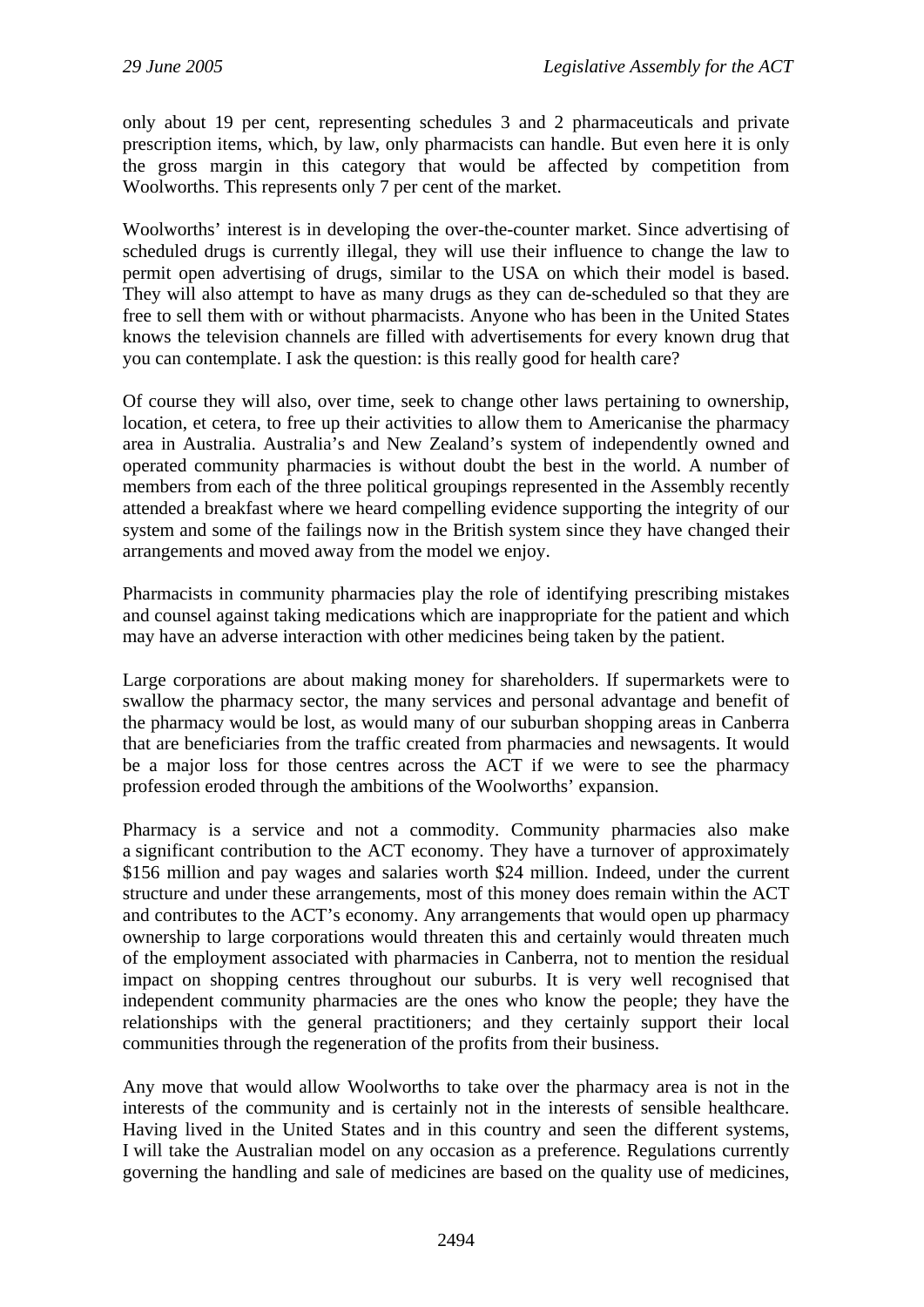only about 19 per cent, representing schedules 3 and 2 pharmaceuticals and private prescription items, which, by law, only pharmacists can handle. But even here it is only the gross margin in this category that would be affected by competition from Woolworths. This represents only 7 per cent of the market.

Woolworths' interest is in developing the over-the-counter market. Since advertising of scheduled drugs is currently illegal, they will use their influence to change the law to permit open advertising of drugs, similar to the USA on which their model is based. They will also attempt to have as many drugs as they can de-scheduled so that they are free to sell them with or without pharmacists. Anyone who has been in the United States knows the television channels are filled with advertisements for every known drug that you can contemplate. I ask the question: is this really good for health care?

Of course they will also, over time, seek to change other laws pertaining to ownership, location, et cetera, to free up their activities to allow them to Americanise the pharmacy area in Australia. Australia's and New Zealand's system of independently owned and operated community pharmacies is without doubt the best in the world. A number of members from each of the three political groupings represented in the Assembly recently attended a breakfast where we heard compelling evidence supporting the integrity of our system and some of the failings now in the British system since they have changed their arrangements and moved away from the model we enjoy.

Pharmacists in community pharmacies play the role of identifying prescribing mistakes and counsel against taking medications which are inappropriate for the patient and which may have an adverse interaction with other medicines being taken by the patient.

Large corporations are about making money for shareholders. If supermarkets were to swallow the pharmacy sector, the many services and personal advantage and benefit of the pharmacy would be lost, as would many of our suburban shopping areas in Canberra that are beneficiaries from the traffic created from pharmacies and newsagents. It would be a major loss for those centres across the ACT if we were to see the pharmacy profession eroded through the ambitions of the Woolworths' expansion.

Pharmacy is a service and not a commodity. Community pharmacies also make a significant contribution to the ACT economy. They have a turnover of approximately $156 million and pay wages and salaries worth $24 million. Indeed, under the current structure and under these arrangements, most of this money does remain within the ACT and contributes to the ACT's economy. Any arrangements that would open up pharmacy ownership to large corporations would threaten this and certainly would threaten much of the employment associated with pharmacies in Canberra, not to mention the residual impact on shopping centres throughout our suburbs. It is very well recognised that independent community pharmacies are the ones who know the people; they have the relationships with the general practitioners; and they certainly support their local communities through the regeneration of the profits from their business.

Any move that would allow Woolworths to take over the pharmacy area is not in the interests of the community and is certainly not in the interests of sensible healthcare. Having lived in the United States and in this country and seen the different systems, I will take the Australian model on any occasion as a preference. Regulations currently governing the handling and sale of medicines are based on the quality use of medicines,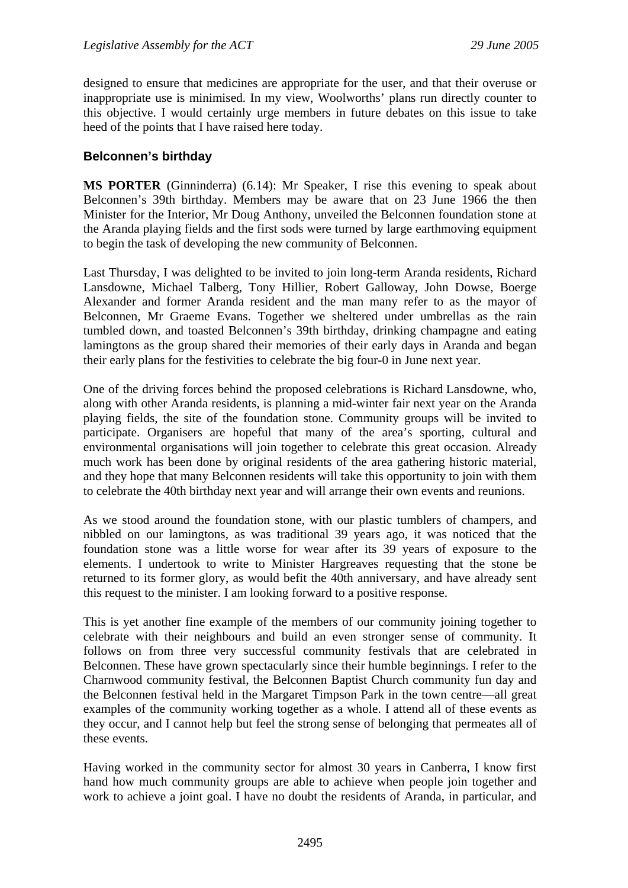designed to ensure that medicines are appropriate for the user, and that their overuse or inappropriate use is minimised. In my view, Woolworths' plans run directly counter to this objective. I would certainly urge members in future debates on this issue to take heed of the points that I have raised here today.

### Belconnen's birthday

**MS PORTER** (Ginninderra) (6.14): Mr Speaker, I rise this evening to speak about Belconnen's 39th birthday. Members may be aware that on 23 June 1966 the then Minister for the Interior, Mr Doug Anthony, unveiled the Belconnen foundation stone at the Aranda playing fields and the first sods were turned by large earthmoving equipment to begin the task of developing the new community of Belconnen.

Last Thursday, I was delighted to be invited to join long-term Aranda residents, Richard Lansdowne, Michael Talberg, Tony Hillier, Robert Galloway, John Dowse, Boerge Alexander and former Aranda resident and the man many refer to as the mayor of Belconnen, Mr Graeme Evans. Together we sheltered under umbrellas as the rain tumbled down, and toasted Belconnen's 39th birthday, drinking champagne and eating lamingtons as the group shared their memories of their early days in Aranda and began their early plans for the festivities to celebrate the big four-0 in June next year.

One of the driving forces behind the proposed celebrations is Richard Lansdowne, who, along with other Aranda residents, is planning a mid-winter fair next year on the Aranda playing fields, the site of the foundation stone. Community groups will be invited to participate. Organisers are hopeful that many of the area's sporting, cultural and environmental organisations will join together to celebrate this great occasion. Already much work has been done by original residents of the area gathering historic material, and they hope that many Belconnen residents will take this opportunity to join with them to celebrate the 40th birthday next year and will arrange their own events and reunions.

As we stood around the foundation stone, with our plastic tumblers of champers, and nibbled on our lamingtons, as was traditional 39 years ago, it was noticed that the foundation stone was a little worse for wear after its 39 years of exposure to the elements. I undertook to write to Minister Hargreaves requesting that the stone be returned to its former glory, as would befit the 40th anniversary, and have already sent this request to the minister. I am looking forward to a positive response.

This is yet another fine example of the members of our community joining together to celebrate with their neighbours and build an even stronger sense of community. It follows on from three very successful community festivals that are celebrated in Belconnen. These have grown spectacularly since their humble beginnings. I refer to the Charnwood community festival, the Belconnen Baptist Church community fun day and the Belconnen festival held in the Margaret Timpson Park in the town centre—all great examples of the community working together as a whole. I attend all of these events as they occur, and I cannot help but feel the strong sense of belonging that permeates all of these events.

Having worked in the community sector for almost 30 years in Canberra, I know first hand how much community groups are able to achieve when people join together and work to achieve a joint goal. I have no doubt the residents of Aranda, in particular, and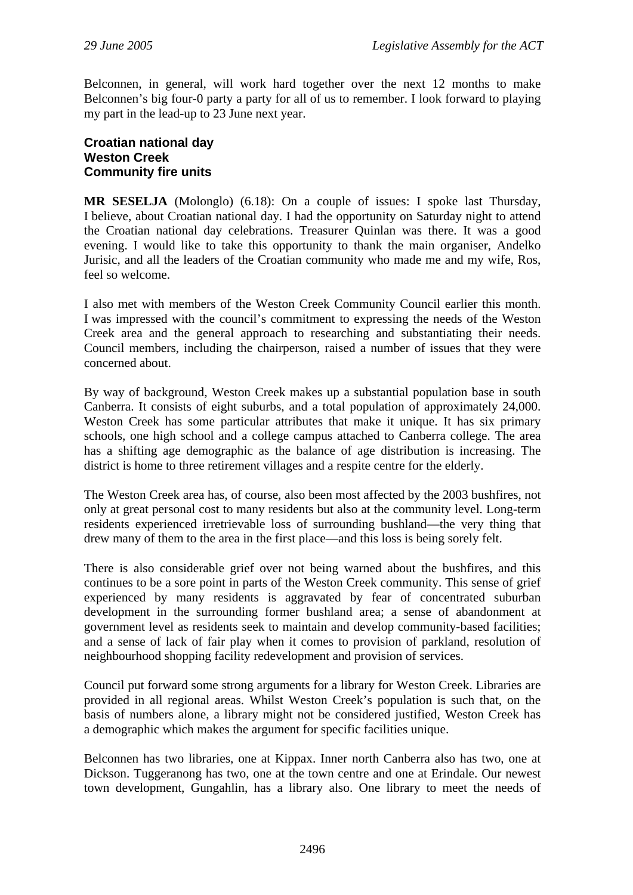Belconnen, in general, will work hard together over the next 12 months to make Belconnen's big four-0 party a party for all of us to remember. I look forward to playing my part in the lead-up to 23 June next year.

**Croatian national day**
**Weston Creek**
**Community fire units**

**MR SESELJA** (Molonglo) (6.18): On a couple of issues: I spoke last Thursday, I believe, about Croatian national day. I had the opportunity on Saturday night to attend the Croatian national day celebrations. Treasurer Quinlan was there. It was a good evening. I would like to take this opportunity to thank the main organiser, Andelko Jurisic, and all the leaders of the Croatian community who made me and my wife, Ros, feel so welcome.

I also met with members of the Weston Creek Community Council earlier this month. I was impressed with the council's commitment to expressing the needs of the Weston Creek area and the general approach to researching and substantiating their needs. Council members, including the chairperson, raised a number of issues that they were concerned about.

By way of background, Weston Creek makes up a substantial population base in south Canberra. It consists of eight suburbs, and a total population of approximately 24,000. Weston Creek has some particular attributes that make it unique. It has six primary schools, one high school and a college campus attached to Canberra college. The area has a shifting age demographic as the balance of age distribution is increasing. The district is home to three retirement villages and a respite centre for the elderly.

The Weston Creek area has, of course, also been most affected by the 2003 bushfires, not only at great personal cost to many residents but also at the community level. Long-term residents experienced irretrievable loss of surrounding bushland—the very thing that drew many of them to the area in the first place—and this loss is being sorely felt.

There is also considerable grief over not being warned about the bushfires, and this continues to be a sore point in parts of the Weston Creek community. This sense of grief experienced by many residents is aggravated by fear of concentrated suburban development in the surrounding former bushland area; a sense of abandonment at government level as residents seek to maintain and develop community-based facilities; and a sense of lack of fair play when it comes to provision of parkland, resolution of neighbourhood shopping facility redevelopment and provision of services.

Council put forward some strong arguments for a library for Weston Creek. Libraries are provided in all regional areas. Whilst Weston Creek's population is such that, on the basis of numbers alone, a library might not be considered justified, Weston Creek has a demographic which makes the argument for specific facilities unique.

Belconnen has two libraries, one at Kippax. Inner north Canberra also has two, one at Dickson. Tuggeranong has two, one at the town centre and one at Erindale. Our newest town development, Gungahlin, has a library also. One library to meet the needs of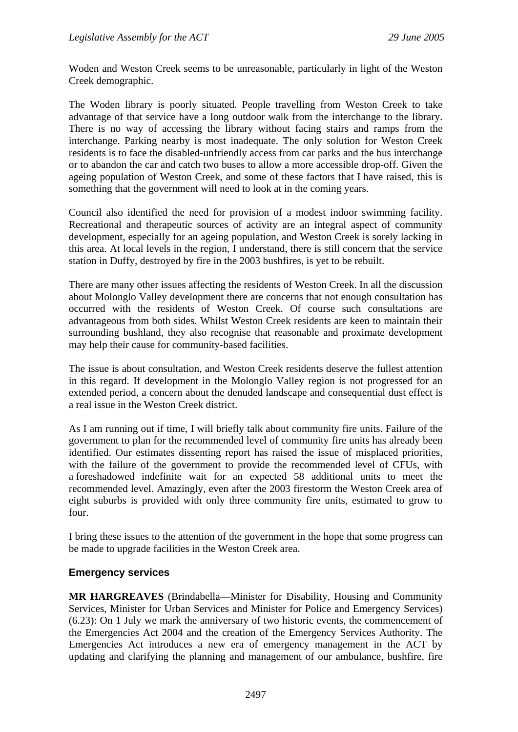Woden and Weston Creek seems to be unreasonable, particularly in light of the Weston Creek demographic.

The Woden library is poorly situated. People travelling from Weston Creek to take advantage of that service have a long outdoor walk from the interchange to the library. There is no way of accessing the library without facing stairs and ramps from the interchange. Parking nearby is most inadequate. The only solution for Weston Creek residents is to face the disabled-unfriendly access from car parks and the bus interchange or to abandon the car and catch two buses to allow a more accessible drop-off. Given the ageing population of Weston Creek, and some of these factors that I have raised, this is something that the government will need to look at in the coming years.

Council also identified the need for provision of a modest indoor swimming facility. Recreational and therapeutic sources of activity are an integral aspect of community development, especially for an ageing population, and Weston Creek is sorely lacking in this area. At local levels in the region, I understand, there is still concern that the service station in Duffy, destroyed by fire in the 2003 bushfires, is yet to be rebuilt.

There are many other issues affecting the residents of Weston Creek. In all the discussion about Molonglo Valley development there are concerns that not enough consultation has occurred with the residents of Weston Creek. Of course such consultations are advantageous from both sides. Whilst Weston Creek residents are keen to maintain their surrounding bushland, they also recognise that reasonable and proximate development may help their cause for community-based facilities.

The issue is about consultation, and Weston Creek residents deserve the fullest attention in this regard. If development in the Molonglo Valley region is not progressed for an extended period, a concern about the denuded landscape and consequential dust effect is a real issue in the Weston Creek district.

As I am running out if time, I will briefly talk about community fire units. Failure of the government to plan for the recommended level of community fire units has already been identified. Our estimates dissenting report has raised the issue of misplaced priorities, with the failure of the government to provide the recommended level of CFUs, with a foreshadowed indefinite wait for an expected 58 additional units to meet the recommended level. Amazingly, even after the 2003 firestorm the Weston Creek area of eight suburbs is provided with only three community fire units, estimated to grow to four.

I bring these issues to the attention of the government in the hope that some progress can be made to upgrade facilities in the Weston Creek area.

## Emergency services

**MR HARGREAVES** (Brindabella—Minister for Disability, Housing and Community Services, Minister for Urban Services and Minister for Police and Emergency Services) (6.23): On 1 July we mark the anniversary of two historic events, the commencement of the Emergencies Act 2004 and the creation of the Emergency Services Authority. The Emergencies Act introduces a new era of emergency management in the ACT by updating and clarifying the planning and management of our ambulance, bushfire, fire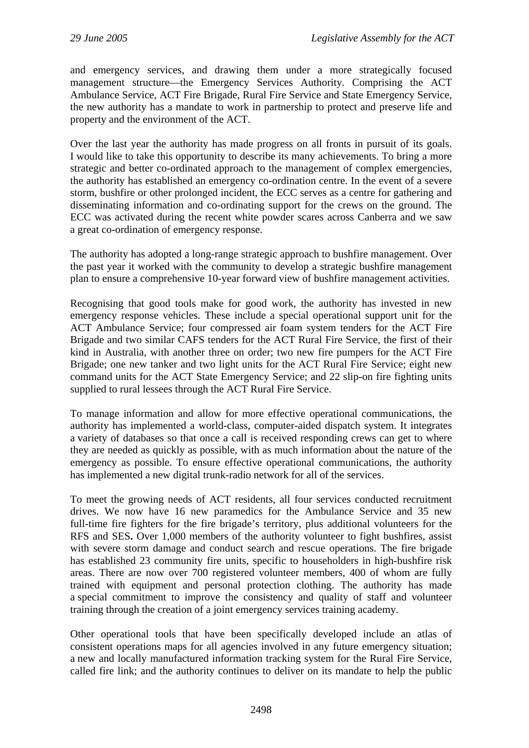and emergency services, and drawing them under a more strategically focused management structure—the Emergency Services Authority. Comprising the ACT Ambulance Service, ACT Fire Brigade, Rural Fire Service and State Emergency Service, the new authority has a mandate to work in partnership to protect and preserve life and property and the environment of the ACT.

Over the last year the authority has made progress on all fronts in pursuit of its goals. I would like to take this opportunity to describe its many achievements. To bring a more strategic and better co-ordinated approach to the management of complex emergencies, the authority has established an emergency co-ordination centre. In the event of a severe storm, bushfire or other prolonged incident, the ECC serves as a centre for gathering and disseminating information and co-ordinating support for the crews on the ground. The ECC was activated during the recent white powder scares across Canberra and we saw a great co-ordination of emergency response.

The authority has adopted a long-range strategic approach to bushfire management. Over the past year it worked with the community to develop a strategic bushfire management plan to ensure a comprehensive 10-year forward view of bushfire management activities.

Recognising that good tools make for good work, the authority has invested in new emergency response vehicles. These include a special operational support unit for the ACT Ambulance Service; four compressed air foam system tenders for the ACT Fire Brigade and two similar CAFS tenders for the ACT Rural Fire Service, the first of their kind in Australia, with another three on order; two new fire pumpers for the ACT Fire Brigade; one new tanker and two light units for the ACT Rural Fire Service; eight new command units for the ACT State Emergency Service; and 22 slip-on fire fighting units supplied to rural lessees through the ACT Rural Fire Service.

To manage information and allow for more effective operational communications, the authority has implemented a world-class, computer-aided dispatch system. It integrates a variety of databases so that once a call is received responding crews can get to where they are needed as quickly as possible, with as much information about the nature of the emergency as possible. To ensure effective operational communications, the authority has implemented a new digital trunk-radio network for all of the services.

To meet the growing needs of ACT residents, all four services conducted recruitment drives. We now have 16 new paramedics for the Ambulance Service and 35 new full-time fire fighters for the fire brigade's territory, plus additional volunteers for the RFS and SES**.** Over 1,000 members of the authority volunteer to fight bushfires, assist with severe storm damage and conduct search and rescue operations. The fire brigade has established 23 community fire units, specific to householders in high-bushfire risk areas. There are now over 700 registered volunteer members, 400 of whom are fully trained with equipment and personal protection clothing. The authority has made a special commitment to improve the consistency and quality of staff and volunteer training through the creation of a joint emergency services training academy.

Other operational tools that have been specifically developed include an atlas of consistent operations maps for all agencies involved in any future emergency situation; a new and locally manufactured information tracking system for the Rural Fire Service, called fire link; and the authority continues to deliver on its mandate to help the public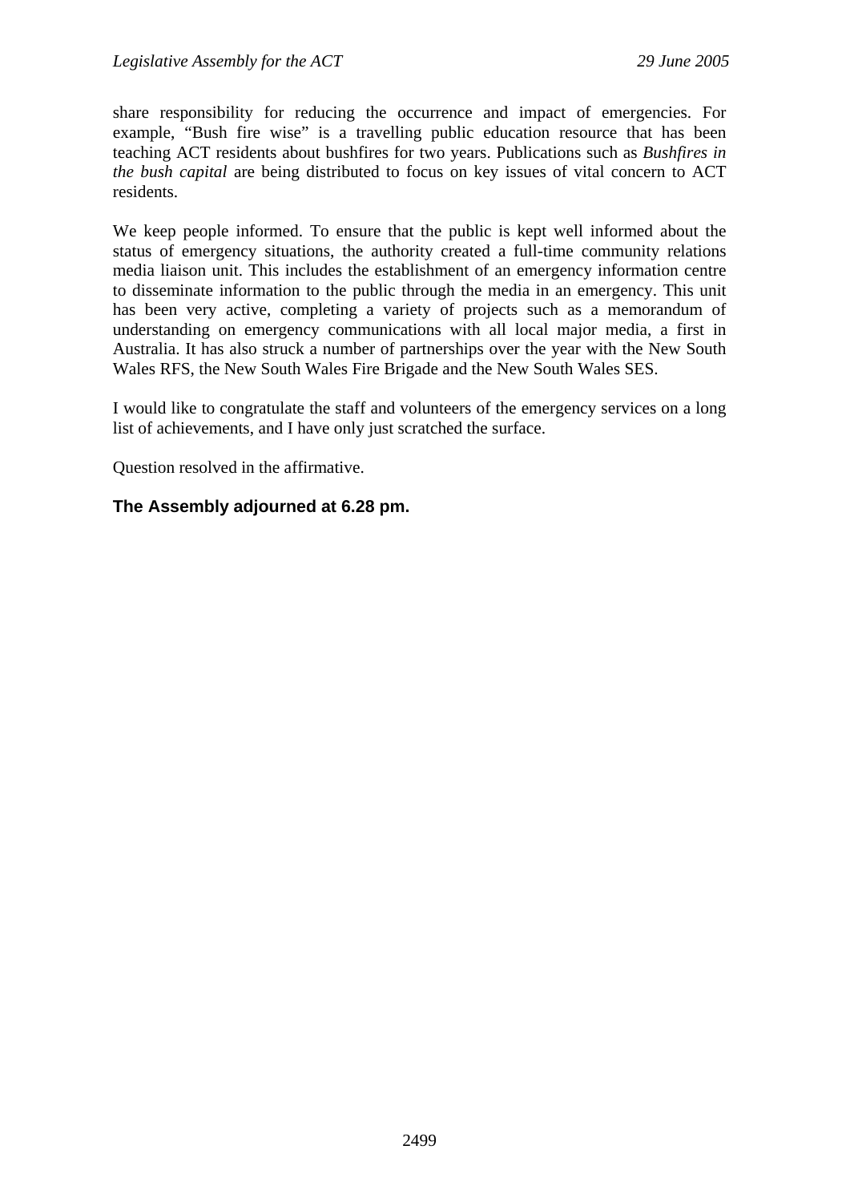share responsibility for reducing the occurrence and impact of emergencies. For example, "Bush fire wise" is a travelling public education resource that has been teaching ACT residents about bushfires for two years. Publications such as *Bushfires in the bush capital* are being distributed to focus on key issues of vital concern to ACT residents.

We keep people informed. To ensure that the public is kept well informed about the status of emergency situations, the authority created a full-time community relations media liaison unit. This includes the establishment of an emergency information centre to disseminate information to the public through the media in an emergency. This unit has been very active, completing a variety of projects such as a memorandum of understanding on emergency communications with all local major media, a first in Australia. It has also struck a number of partnerships over the year with the New South Wales RFS, the New South Wales Fire Brigade and the New South Wales SES.

I would like to congratulate the staff and volunteers of the emergency services on a long list of achievements, and I have only just scratched the surface.

Question resolved in the affirmative.

**The Assembly adjourned at 6.28 pm.**